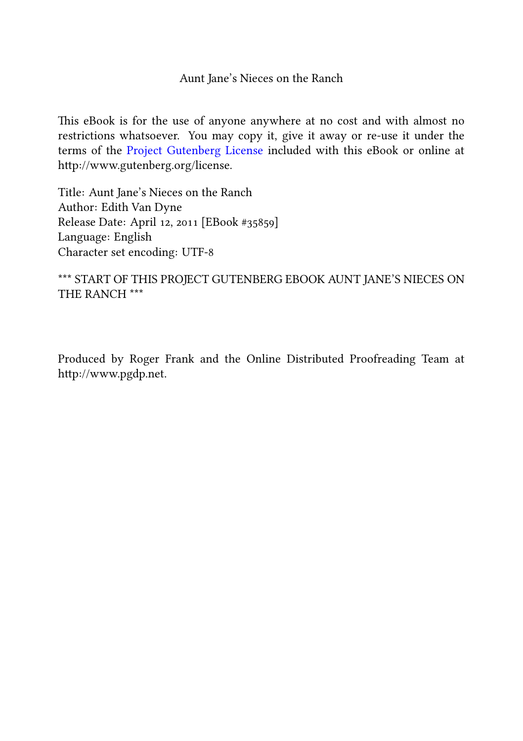Aunt Jane's Nieces on the Ranch

This eBook is for the use of anyone anywhere at no cost and with almost no restrictions whatsoever. You may copy it, give it away or re-use it under the terms of the Project Gutenberg License included with this eBook or online at http://www.gutenberg.org/license.

Title: Aunt Jane's Nieces on the Ranch
Author: Edith Van Dyne
Release Date: April 12, 2011 [EBook #35859]
Language: English
Character set encoding: UTF-8

*** START OF THIS PROJECT GUTENBERG EBOOK AUNT JANE'S NIECES ON THE RANCH ***

Produced by Roger Frank and the Online Distributed Proofreading Team at http://www.pgdp.net.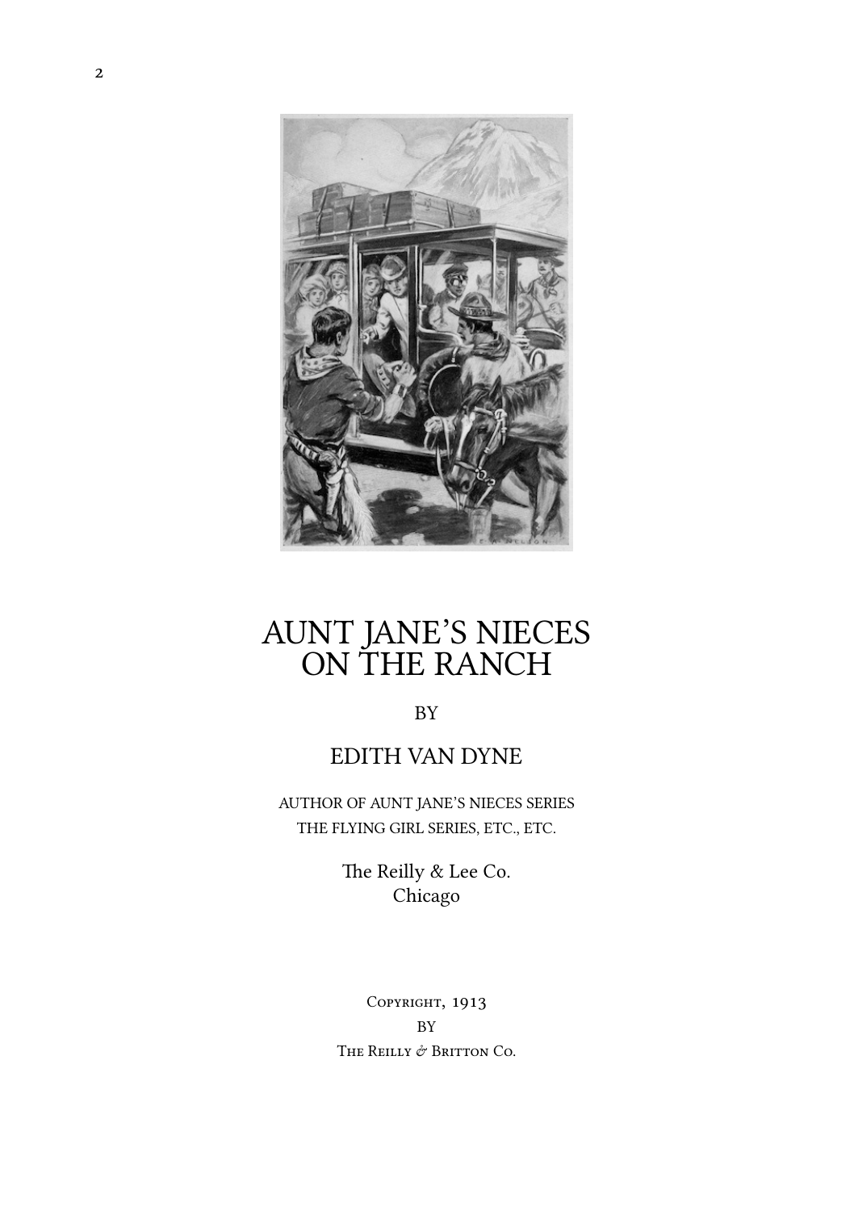# AUNT JANE'S NIECES ON THE RANCH

BY

## EDITH VAN DYNE

AUTHOR OF AUNT JANE'S NIECES SERIES
THE FLYING GIRL SERIES, ETC., ETC.

The Reilly & Lee Co.
Chicago

Copyright, 1913
BY
The Reilly & Britton Co.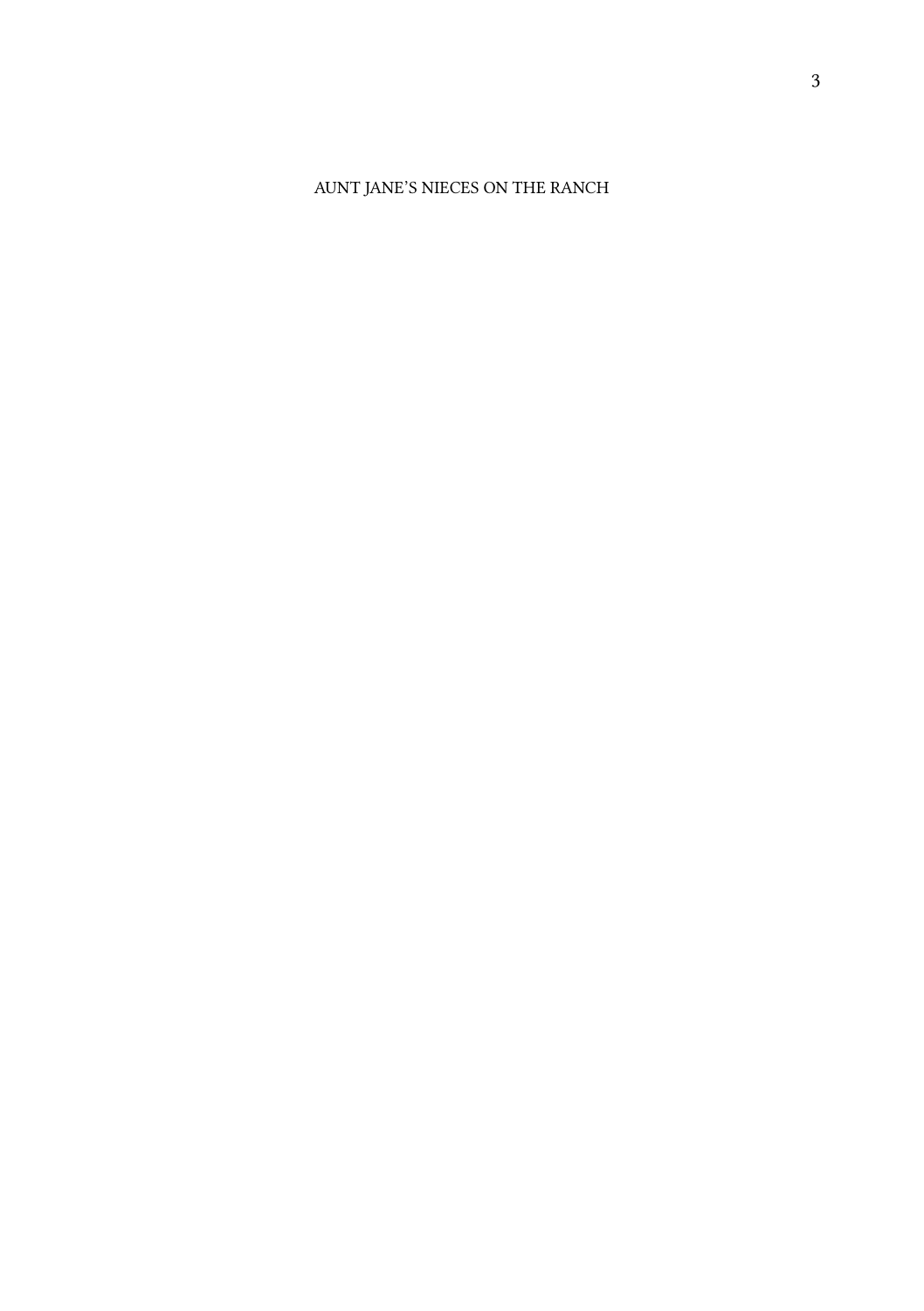AUNT JANE'S NIECES ON THE RANCH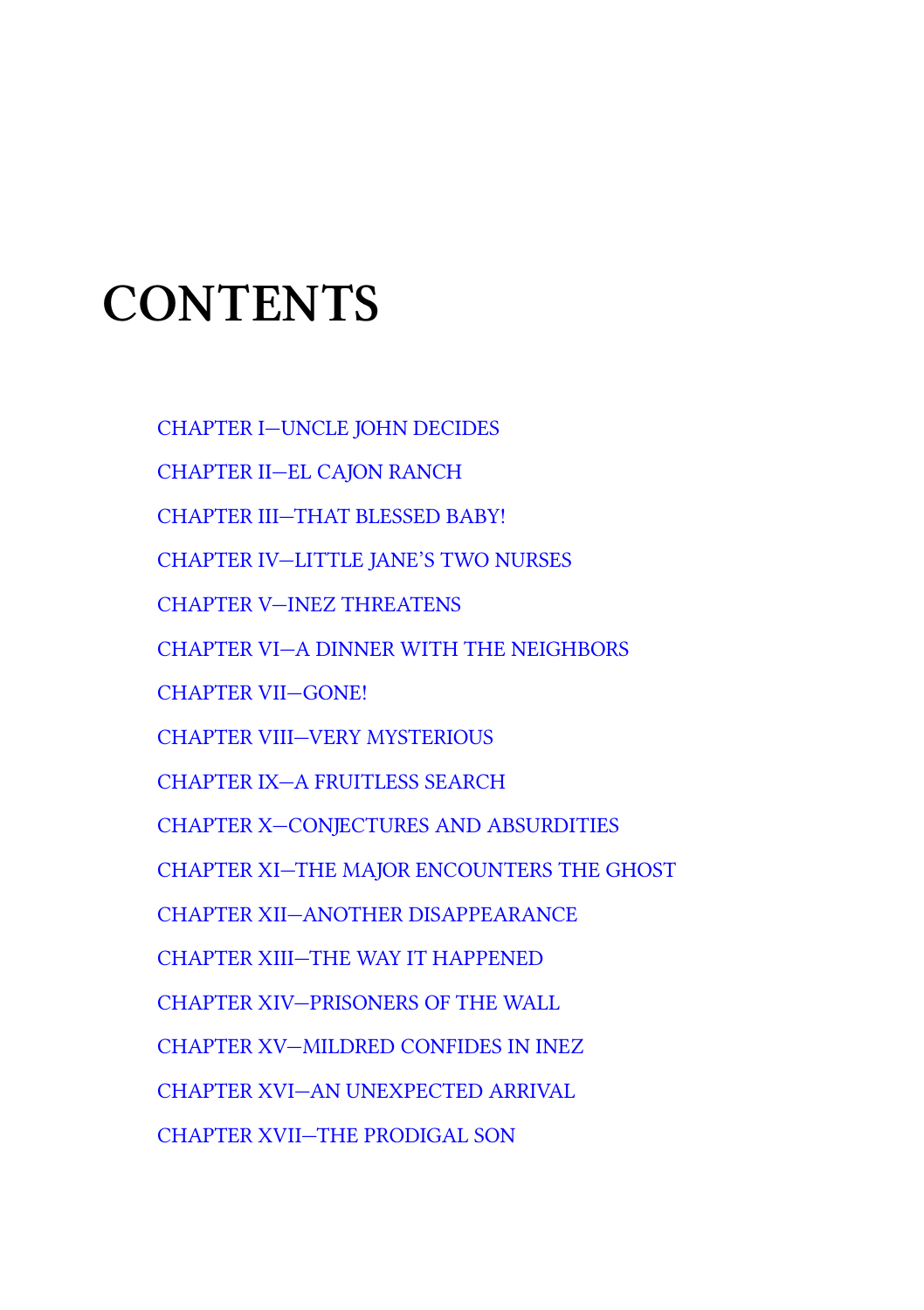# CONTENTS

CHAPTER I—UNCLE JOHN DECIDES

CHAPTER II—EL CAJON RANCH

CHAPTER III—THAT BLESSED BABY!

CHAPTER IV—LITTLE JANE'S TWO NURSES

CHAPTER V—INEZ THREATENS

CHAPTER VI—A DINNER WITH THE NEIGHBORS

CHAPTER VII—GONE!

CHAPTER VIII—VERY MYSTERIOUS

CHAPTER IX—A FRUITLESS SEARCH

CHAPTER X—CONJECTURES AND ABSURDITIES

CHAPTER XI—THE MAJOR ENCOUNTERS THE GHOST

CHAPTER XII—ANOTHER DISAPPEARANCE

CHAPTER XIII—THE WAY IT HAPPENED

CHAPTER XIV—PRISONERS OF THE WALL

CHAPTER XV—MILDRED CONFIDES IN INEZ

CHAPTER XVI—AN UNEXPECTED ARRIVAL

CHAPTER XVII—THE PRODIGAL SON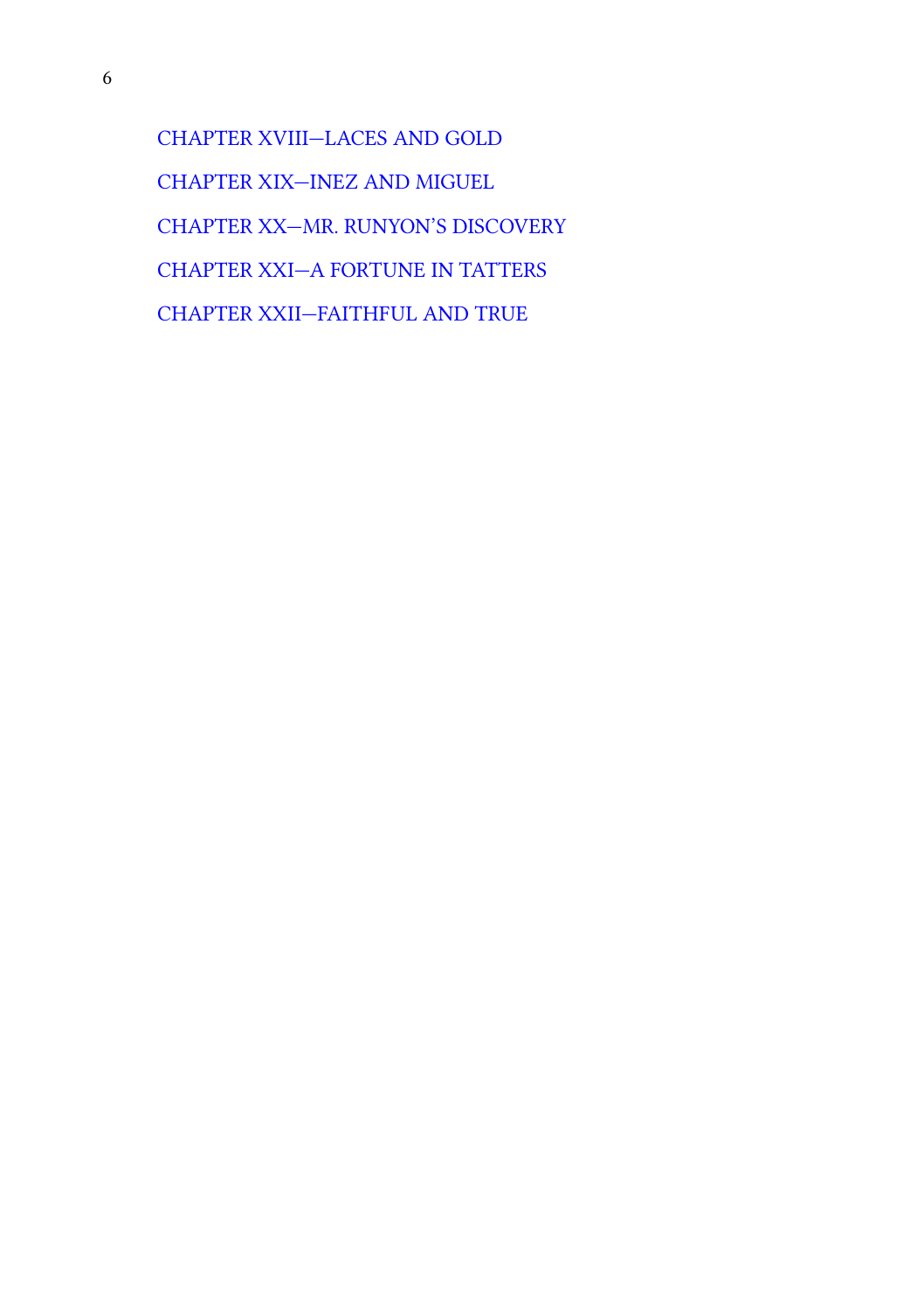CHAPTER XVIII—LACES AND GOLD

CHAPTER XIX—INEZ AND MIGUEL

CHAPTER XX—MR. RUNYON'S DISCOVERY

CHAPTER XXI—A FORTUNE IN TATTERS

CHAPTER XXII—FAITHFUL AND TRUE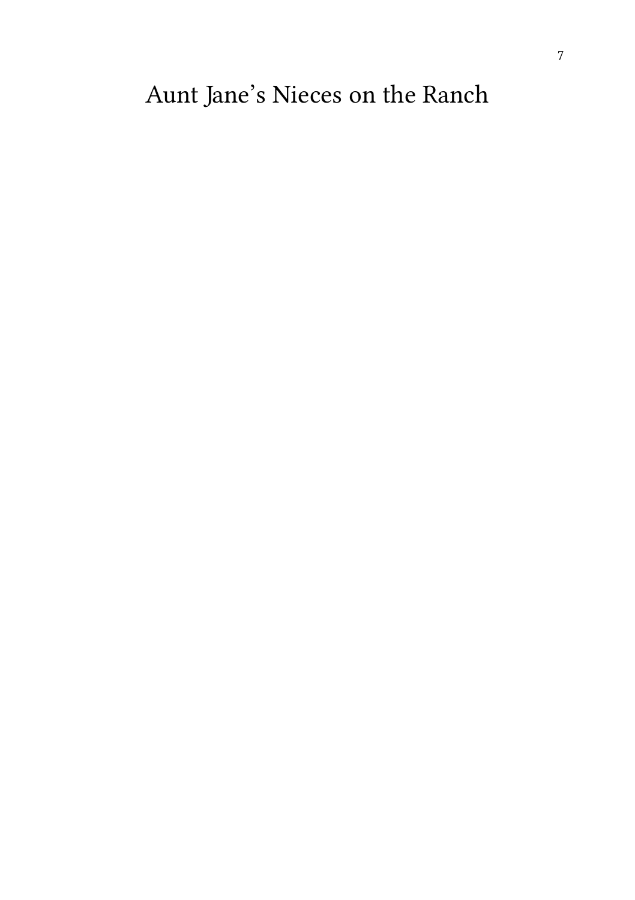# Aunt Jane's Nieces on the Ranch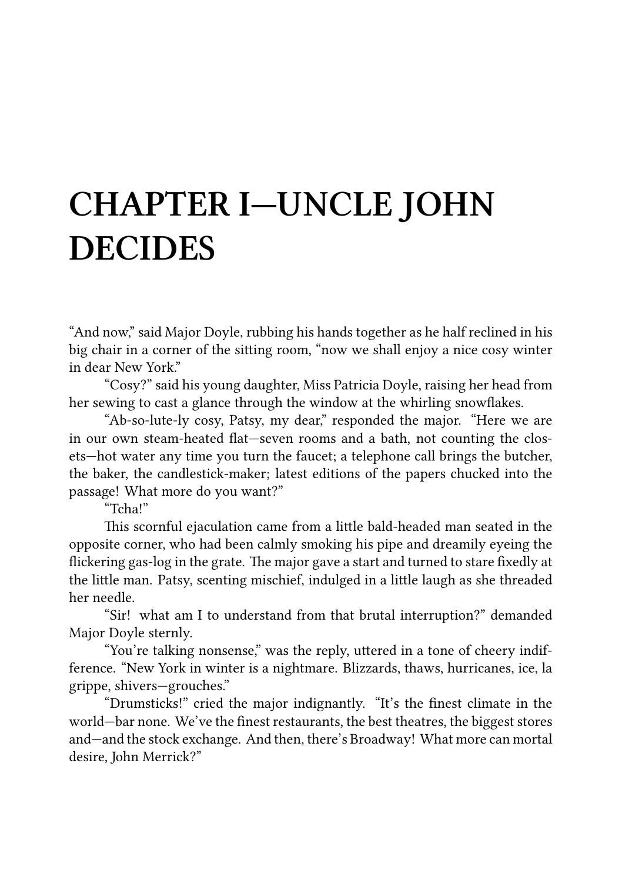# CHAPTER I—UNCLE JOHN DECIDES

"And now," said Major Doyle, rubbing his hands together as he half reclined in his big chair in a corner of the sitting room, "now we shall enjoy a nice cosy winter in dear New York."

"Cosy?" said his young daughter, Miss Patricia Doyle, raising her head from her sewing to cast a glance through the window at the whirling snowflakes.

"Ab-so-lute-ly cosy, Patsy, my dear," responded the major. "Here we are in our own steam-heated flat—seven rooms and a bath, not counting the closets—hot water any time you turn the faucet; a telephone call brings the butcher, the baker, the candlestick-maker; latest editions of the papers chucked into the passage! What more do you want?"

"Tcha!"

This scornful ejaculation came from a little bald-headed man seated in the opposite corner, who had been calmly smoking his pipe and dreamily eyeing the flickering gas-log in the grate. The major gave a start and turned to stare fixedly at the little man. Patsy, scenting mischief, indulged in a little laugh as she threaded her needle.

"Sir! what am I to understand from that brutal interruption?" demanded Major Doyle sternly.

"You're talking nonsense," was the reply, uttered in a tone of cheery indifference. "New York in winter is a nightmare. Blizzards, thaws, hurricanes, ice, la grippe, shivers—grouches."

"Drumsticks!" cried the major indignantly. "It's the finest climate in the world—bar none. We've the finest restaurants, the best theatres, the biggest stores and—and the stock exchange. And then, there's Broadway! What more can mortal desire, John Merrick?"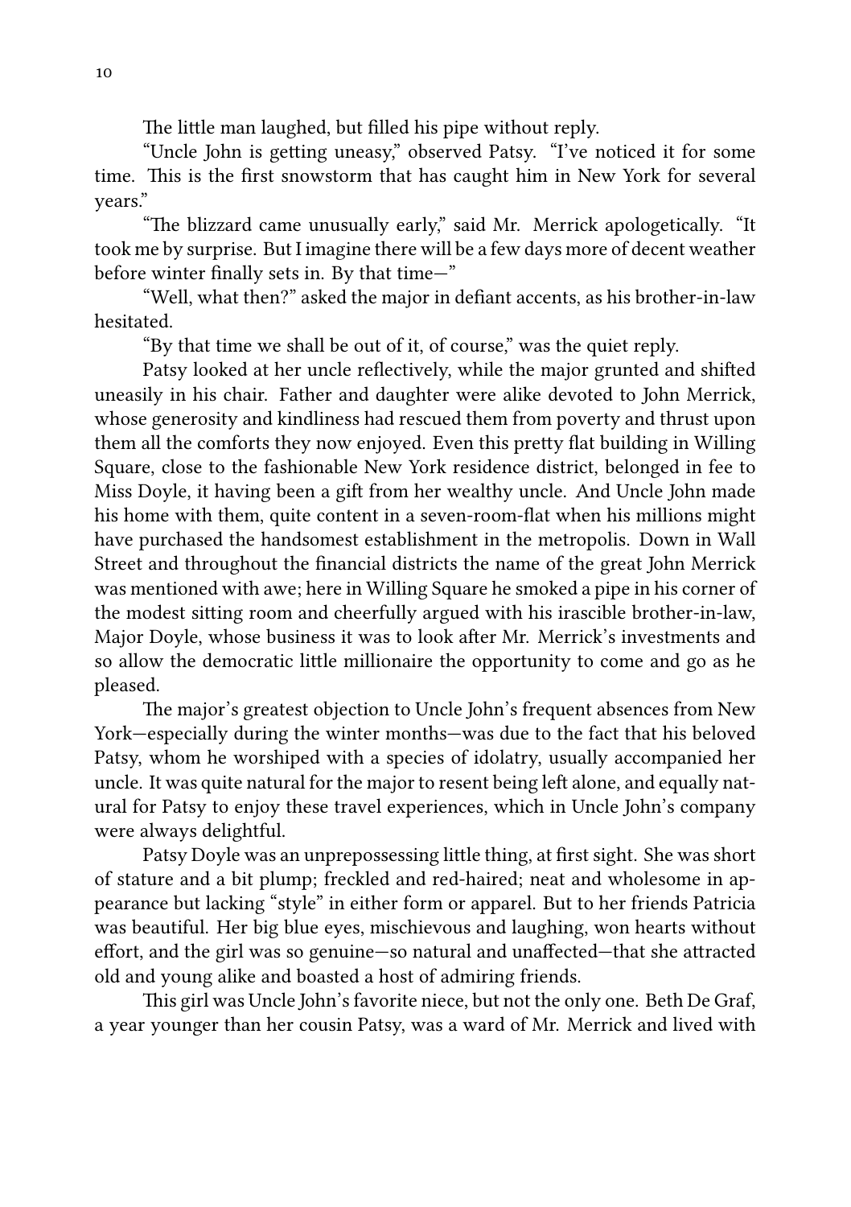The little man laughed, but filled his pipe without reply.

"Uncle John is getting uneasy," observed Patsy. "I've noticed it for some time. This is the first snowstorm that has caught him in New York for several years."

"The blizzard came unusually early," said Mr. Merrick apologetically. "It took me by surprise. But I imagine there will be a few days more of decent weather before winter finally sets in. By that time—"

"Well, what then?" asked the major in defiant accents, as his brother-in-law hesitated.

"By that time we shall be out of it, of course," was the quiet reply.

Patsy looked at her uncle reflectively, while the major grunted and shifted uneasily in his chair. Father and daughter were alike devoted to John Merrick, whose generosity and kindliness had rescued them from poverty and thrust upon them all the comforts they now enjoyed. Even this pretty flat building in Willing Square, close to the fashionable New York residence district, belonged in fee to Miss Doyle, it having been a gift from her wealthy uncle. And Uncle John made his home with them, quite content in a seven-room-flat when his millions might have purchased the handsomest establishment in the metropolis. Down in Wall Street and throughout the financial districts the name of the great John Merrick was mentioned with awe; here in Willing Square he smoked a pipe in his corner of the modest sitting room and cheerfully argued with his irascible brother-in-law, Major Doyle, whose business it was to look after Mr. Merrick's investments and so allow the democratic little millionaire the opportunity to come and go as he pleased.

The major's greatest objection to Uncle John's frequent absences from New York—especially during the winter months—was due to the fact that his beloved Patsy, whom he worshiped with a species of idolatry, usually accompanied her uncle. It was quite natural for the major to resent being left alone, and equally natural for Patsy to enjoy these travel experiences, which in Uncle John's company were always delightful.

Patsy Doyle was an unprepossessing little thing, at first sight. She was short of stature and a bit plump; freckled and red-haired; neat and wholesome in appearance but lacking "style" in either form or apparel. But to her friends Patricia was beautiful. Her big blue eyes, mischievous and laughing, won hearts without effort, and the girl was so genuine—so natural and unaffected—that she attracted old and young alike and boasted a host of admiring friends.

This girl was Uncle John's favorite niece, but not the only one. Beth De Graf, a year younger than her cousin Patsy, was a ward of Mr. Merrick and lived with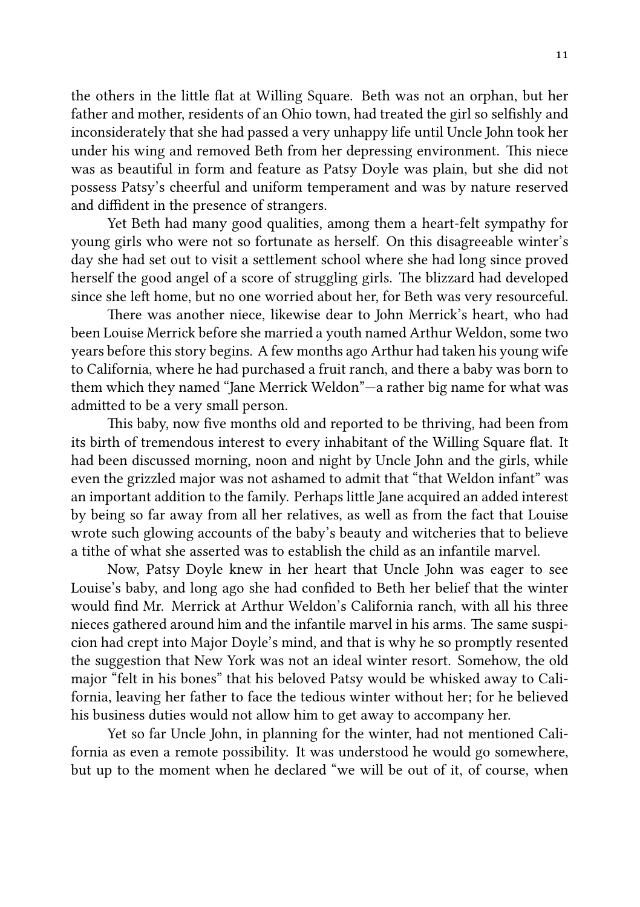the others in the little flat at Willing Square. Beth was not an orphan, but her father and mother, residents of an Ohio town, had treated the girl so selfishly and inconsiderately that she had passed a very unhappy life until Uncle John took her under his wing and removed Beth from her depressing environment. This niece was as beautiful in form and feature as Patsy Doyle was plain, but she did not possess Patsy's cheerful and uniform temperament and was by nature reserved and diffident in the presence of strangers.

Yet Beth had many good qualities, among them a heart-felt sympathy for young girls who were not so fortunate as herself. On this disagreeable winter's day she had set out to visit a settlement school where she had long since proved herself the good angel of a score of struggling girls. The blizzard had developed since she left home, but no one worried about her, for Beth was very resourceful.

There was another niece, likewise dear to John Merrick's heart, who had been Louise Merrick before she married a youth named Arthur Weldon, some two years before this story begins. A few months ago Arthur had taken his young wife to California, where he had purchased a fruit ranch, and there a baby was born to them which they named "Jane Merrick Weldon"—a rather big name for what was admitted to be a very small person.

This baby, now five months old and reported to be thriving, had been from its birth of tremendous interest to every inhabitant of the Willing Square flat. It had been discussed morning, noon and night by Uncle John and the girls, while even the grizzled major was not ashamed to admit that "that Weldon infant" was an important addition to the family. Perhaps little Jane acquired an added interest by being so far away from all her relatives, as well as from the fact that Louise wrote such glowing accounts of the baby's beauty and witcheries that to believe a tithe of what she asserted was to establish the child as an infantile marvel.

Now, Patsy Doyle knew in her heart that Uncle John was eager to see Louise's baby, and long ago she had confided to Beth her belief that the winter would find Mr. Merrick at Arthur Weldon's California ranch, with all his three nieces gathered around him and the infantile marvel in his arms. The same suspicion had crept into Major Doyle's mind, and that is why he so promptly resented the suggestion that New York was not an ideal winter resort. Somehow, the old major "felt in his bones" that his beloved Patsy would be whisked away to California, leaving her father to face the tedious winter without her; for he believed his business duties would not allow him to get away to accompany her.

Yet so far Uncle John, in planning for the winter, had not mentioned California as even a remote possibility. It was understood he would go somewhere, but up to the moment when he declared "we will be out of it, of course, when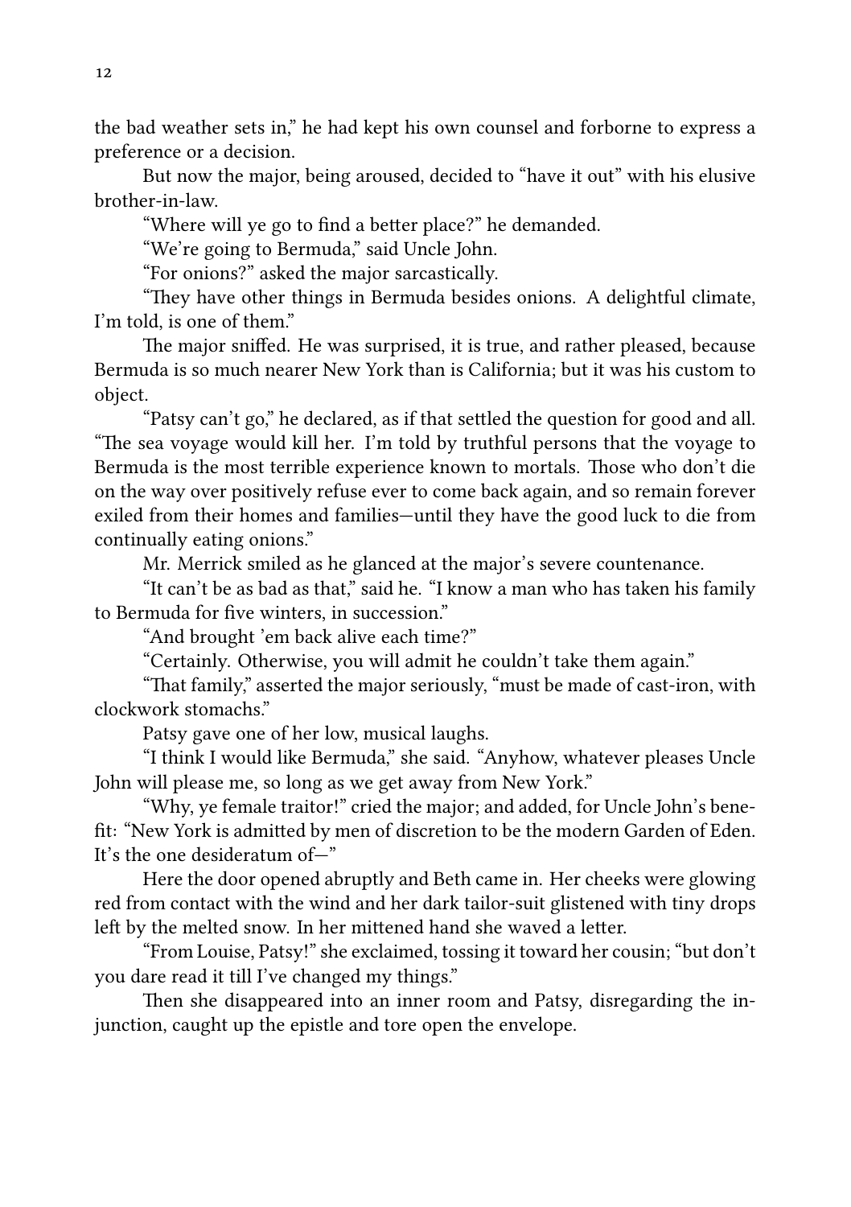the bad weather sets in," he had kept his own counsel and forborne to express a preference or a decision.

But now the major, being aroused, decided to "have it out" with his elusive brother-in-law.

"Where will ye go to find a better place?" he demanded.

"We're going to Bermuda," said Uncle John.

"For onions?" asked the major sarcastically.

"They have other things in Bermuda besides onions. A delightful climate, I'm told, is one of them."

The major sniffed. He was surprised, it is true, and rather pleased, because Bermuda is so much nearer New York than is California; but it was his custom to object.

"Patsy can't go," he declared, as if that settled the question for good and all. "The sea voyage would kill her. I'm told by truthful persons that the voyage to Bermuda is the most terrible experience known to mortals. Those who don't die on the way over positively refuse ever to come back again, and so remain forever exiled from their homes and families—until they have the good luck to die from continually eating onions."

Mr. Merrick smiled as he glanced at the major's severe countenance.

"It can't be as bad as that," said he. "I know a man who has taken his family to Bermuda for five winters, in succession."

"And brought 'em back alive each time?"

"Certainly. Otherwise, you will admit he couldn't take them again."

"That family," asserted the major seriously, "must be made of cast-iron, with clockwork stomachs."

Patsy gave one of her low, musical laughs.

"I think I would like Bermuda," she said. "Anyhow, whatever pleases Uncle John will please me, so long as we get away from New York."

"Why, ye female traitor!" cried the major; and added, for Uncle John's benefit: "New York is admitted by men of discretion to be the modern Garden of Eden. It's the one desideratum of—"

Here the door opened abruptly and Beth came in. Her cheeks were glowing red from contact with the wind and her dark tailor-suit glistened with tiny drops left by the melted snow. In her mittened hand she waved a letter.

"From Louise, Patsy!" she exclaimed, tossing it toward her cousin; "but don't you dare read it till I've changed my things."

Then she disappeared into an inner room and Patsy, disregarding the injunction, caught up the epistle and tore open the envelope.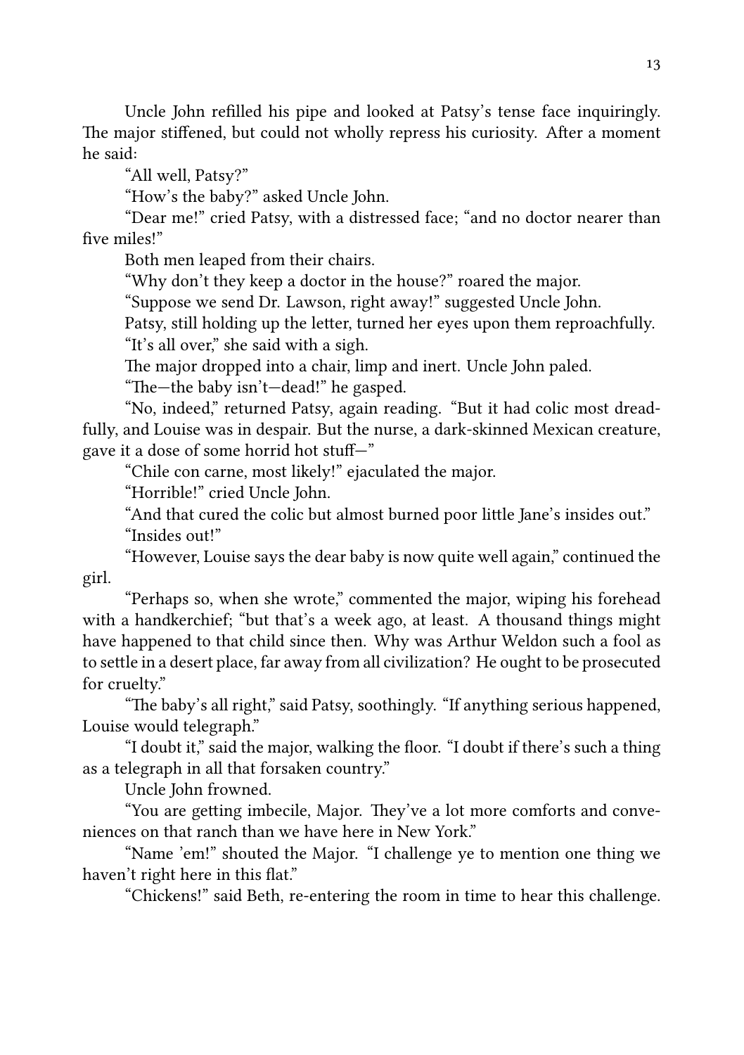Uncle John refilled his pipe and looked at Patsy's tense face inquiringly. The major stiffened, but could not wholly repress his curiosity. After a moment he said:

"All well, Patsy?"

"How's the baby?" asked Uncle John.

"Dear me!" cried Patsy, with a distressed face; "and no doctor nearer than five miles!"

Both men leaped from their chairs.

"Why don't they keep a doctor in the house?" roared the major.

"Suppose we send Dr. Lawson, right away!" suggested Uncle John.

Patsy, still holding up the letter, turned her eyes upon them reproachfully.

"It's all over," she said with a sigh.

The major dropped into a chair, limp and inert. Uncle John paled.

"The—the baby isn't—dead!" he gasped.

"No, indeed," returned Patsy, again reading. "But it had colic most dreadfully, and Louise was in despair. But the nurse, a dark-skinned Mexican creature, gave it a dose of some horrid hot stuff—"

"Chile con carne, most likely!" ejaculated the major.

"Horrible!" cried Uncle John.

"And that cured the colic but almost burned poor little Jane's insides out."

"Insides out!"

"However, Louise says the dear baby is now quite well again," continued the girl.

"Perhaps so, when she wrote," commented the major, wiping his forehead with a handkerchief; "but that's a week ago, at least. A thousand things might have happened to that child since then. Why was Arthur Weldon such a fool as to settle in a desert place, far away from all civilization? He ought to be prosecuted for cruelty."

"The baby's all right," said Patsy, soothingly. "If anything serious happened, Louise would telegraph."

"I doubt it," said the major, walking the floor. "I doubt if there's such a thing as a telegraph in all that forsaken country."

Uncle John frowned.

"You are getting imbecile, Major. They've a lot more comforts and conveniences on that ranch than we have here in New York."

"Name 'em!" shouted the Major. "I challenge ye to mention one thing we haven't right here in this flat."

"Chickens!" said Beth, re-entering the room in time to hear this challenge.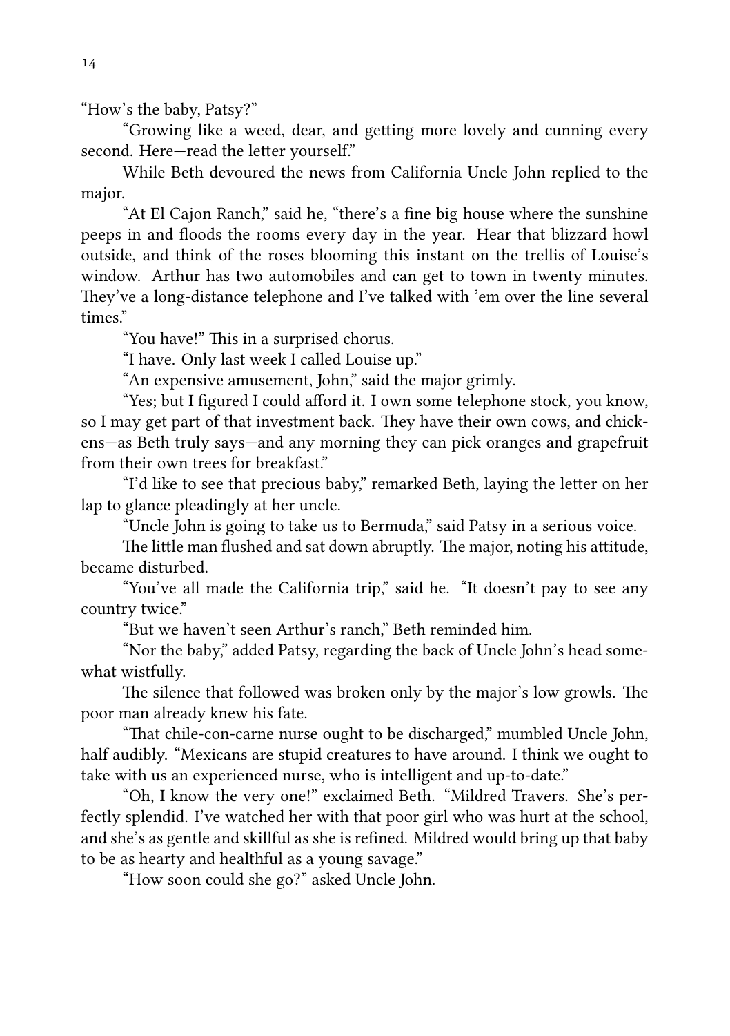"How's the baby, Patsy?"

"Growing like a weed, dear, and getting more lovely and cunning every second. Here—read the letter yourself."

While Beth devoured the news from California Uncle John replied to the major.

"At El Cajon Ranch," said he, "there's a fine big house where the sunshine peeps in and floods the rooms every day in the year. Hear that blizzard howl outside, and think of the roses blooming this instant on the trellis of Louise's window. Arthur has two automobiles and can get to town in twenty minutes. They've a long-distance telephone and I've talked with 'em over the line several times."

"You have!" This in a surprised chorus.

"I have. Only last week I called Louise up."

"An expensive amusement, John," said the major grimly.

"Yes; but I figured I could afford it. I own some telephone stock, you know, so I may get part of that investment back. They have their own cows, and chickens—as Beth truly says—and any morning they can pick oranges and grapefruit from their own trees for breakfast."

"I'd like to see that precious baby," remarked Beth, laying the letter on her lap to glance pleadingly at her uncle.

"Uncle John is going to take us to Bermuda," said Patsy in a serious voice.

The little man flushed and sat down abruptly. The major, noting his attitude, became disturbed.

"You've all made the California trip," said he. "It doesn't pay to see any country twice."

"But we haven't seen Arthur's ranch," Beth reminded him.

"Nor the baby," added Patsy, regarding the back of Uncle John's head somewhat wistfully.

The silence that followed was broken only by the major's low growls. The poor man already knew his fate.

"That chile-con-carne nurse ought to be discharged," mumbled Uncle John, half audibly. "Mexicans are stupid creatures to have around. I think we ought to take with us an experienced nurse, who is intelligent and up-to-date."

"Oh, I know the very one!" exclaimed Beth. "Mildred Travers. She's perfectly splendid. I've watched her with that poor girl who was hurt at the school, and she's as gentle and skillful as she is refined. Mildred would bring up that baby to be as hearty and healthful as a young savage."

"How soon could she go?" asked Uncle John.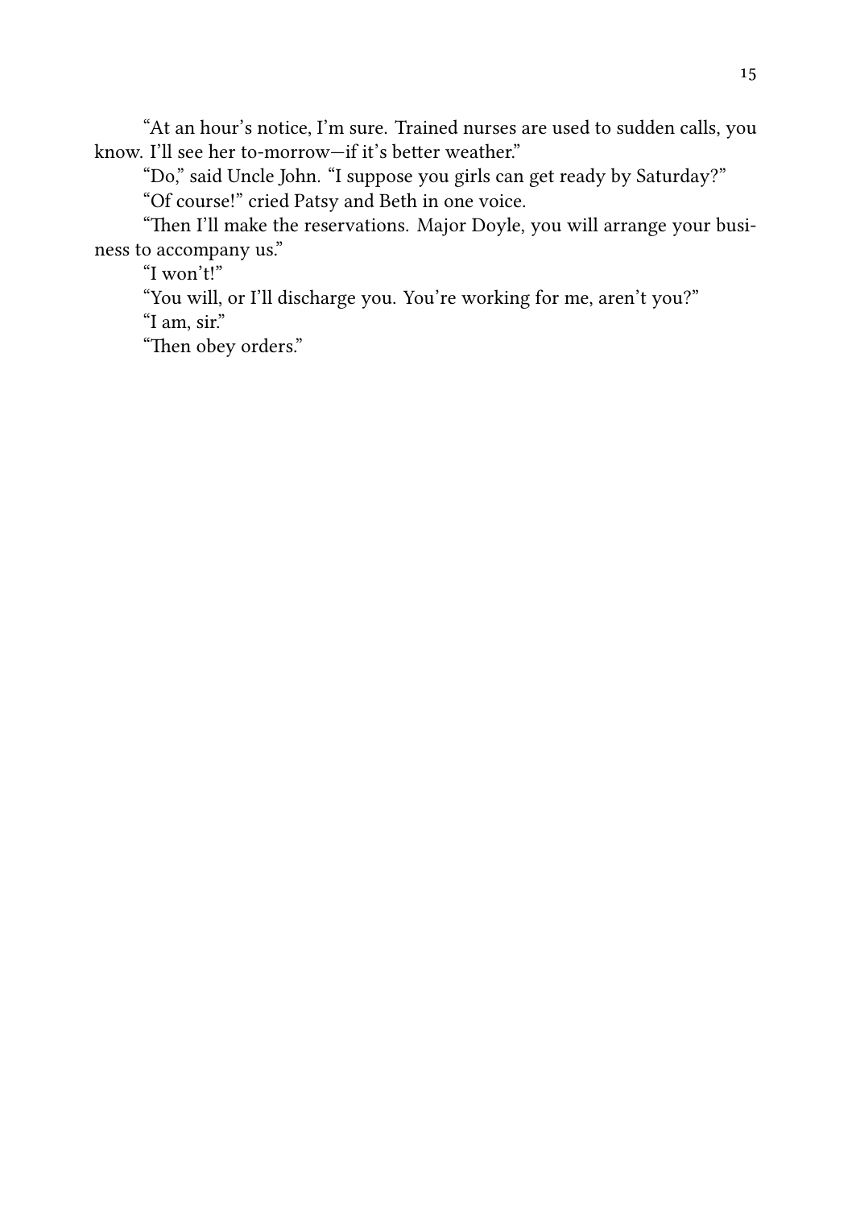"At an hour's notice, I'm sure. Trained nurses are used to sudden calls, you know. I'll see her to-morrow—if it's better weather."

"Do," said Uncle John. "I suppose you girls can get ready by Saturday?"

"Of course!" cried Patsy and Beth in one voice.

"Then I'll make the reservations. Major Doyle, you will arrange your business to accompany us."

"I won't!"

"You will, or I'll discharge you. You're working for me, aren't you?"

"I am, sir."

"Then obey orders."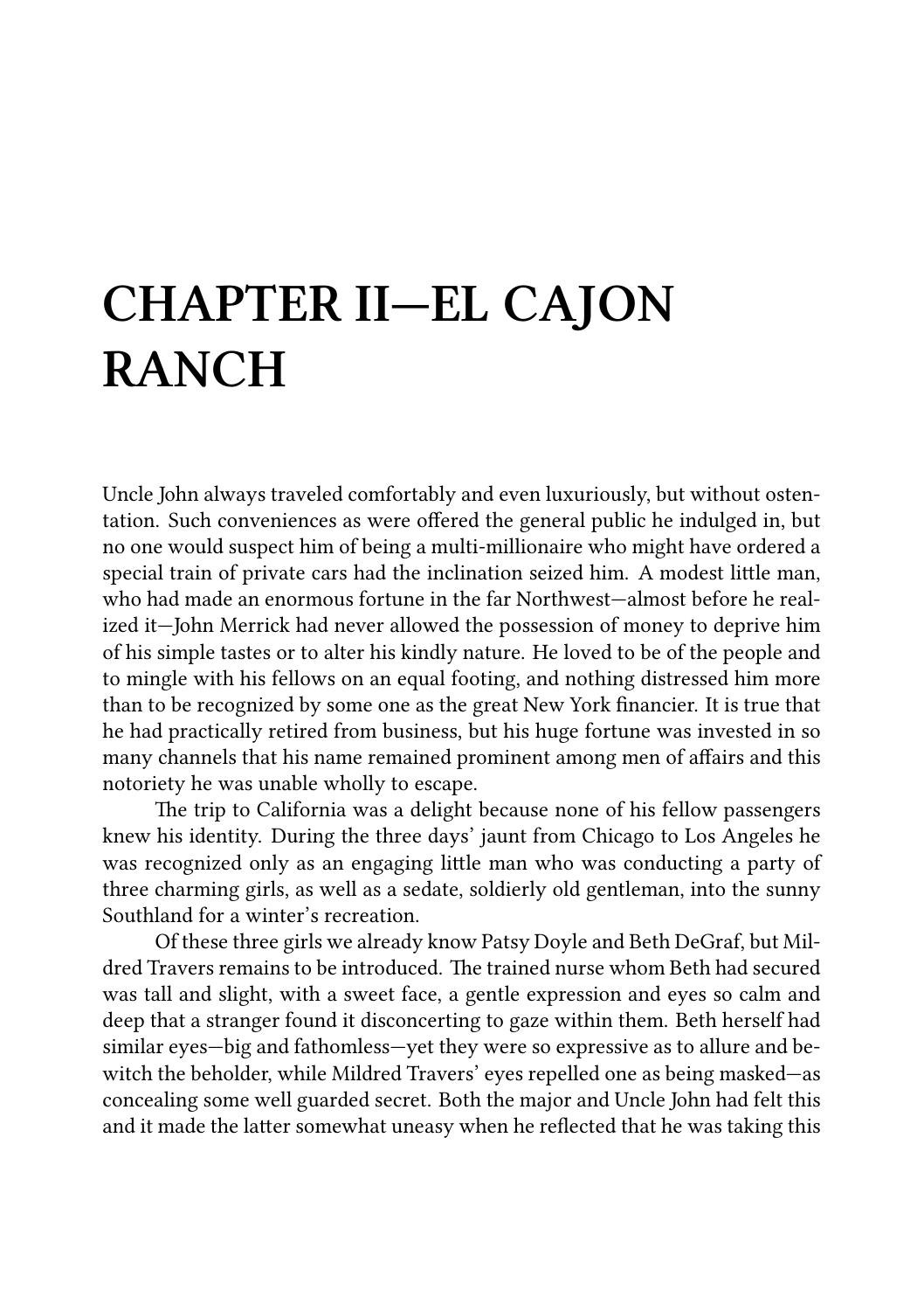# CHAPTER II—EL CAJON RANCH

Uncle John always traveled comfortably and even luxuriously, but without ostentation. Such conveniences as were offered the general public he indulged in, but no one would suspect him of being a multi-millionaire who might have ordered a special train of private cars had the inclination seized him. A modest little man, who had made an enormous fortune in the far Northwest—almost before he realized it—John Merrick had never allowed the possession of money to deprive him of his simple tastes or to alter his kindly nature. He loved to be of the people and to mingle with his fellows on an equal footing, and nothing distressed him more than to be recognized by some one as the great New York financier. It is true that he had practically retired from business, but his huge fortune was invested in so many channels that his name remained prominent among men of affairs and this notoriety he was unable wholly to escape.

The trip to California was a delight because none of his fellow passengers knew his identity. During the three days' jaunt from Chicago to Los Angeles he was recognized only as an engaging little man who was conducting a party of three charming girls, as well as a sedate, soldierly old gentleman, into the sunny Southland for a winter's recreation.

Of these three girls we already know Patsy Doyle and Beth DeGraf, but Mildred Travers remains to be introduced. The trained nurse whom Beth had secured was tall and slight, with a sweet face, a gentle expression and eyes so calm and deep that a stranger found it disconcerting to gaze within them. Beth herself had similar eyes—big and fathomless—yet they were so expressive as to allure and bewitch the beholder, while Mildred Travers' eyes repelled one as being masked—as concealing some well guarded secret. Both the major and Uncle John had felt this and it made the latter somewhat uneasy when he reflected that he was taking this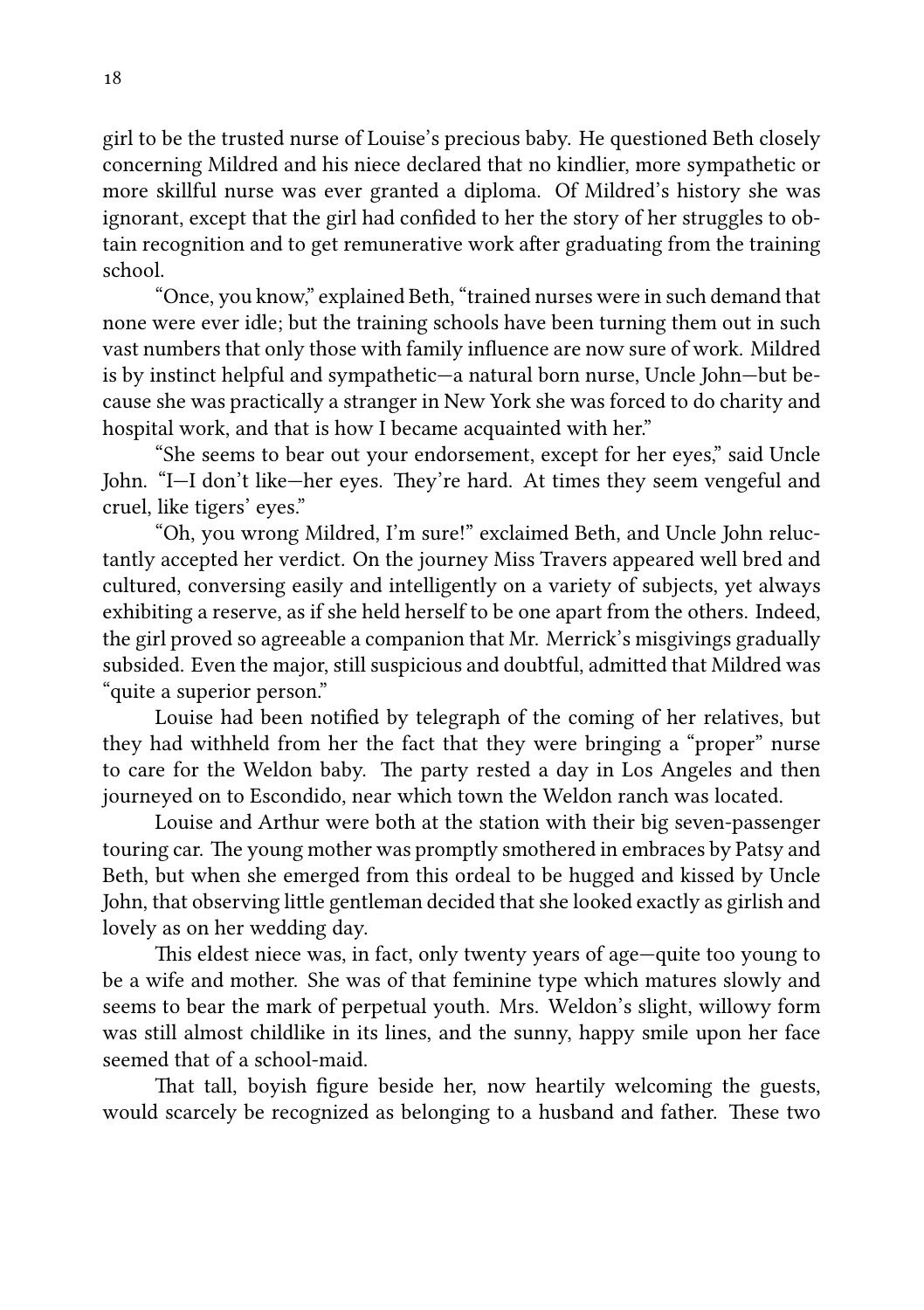girl to be the trusted nurse of Louise's precious baby. He questioned Beth closely concerning Mildred and his niece declared that no kindlier, more sympathetic or more skillful nurse was ever granted a diploma. Of Mildred's history she was ignorant, except that the girl had confided to her the story of her struggles to obtain recognition and to get remunerative work after graduating from the training school.

"Once, you know," explained Beth, "trained nurses were in such demand that none were ever idle; but the training schools have been turning them out in such vast numbers that only those with family influence are now sure of work. Mildred is by instinct helpful and sympathetic—a natural born nurse, Uncle John—but because she was practically a stranger in New York she was forced to do charity and hospital work, and that is how I became acquainted with her."

"She seems to bear out your endorsement, except for her eyes," said Uncle John. "I—I don't like—her eyes. They're hard. At times they seem vengeful and cruel, like tigers' eyes."

"Oh, you wrong Mildred, I'm sure!" exclaimed Beth, and Uncle John reluctantly accepted her verdict. On the journey Miss Travers appeared well bred and cultured, conversing easily and intelligently on a variety of subjects, yet always exhibiting a reserve, as if she held herself to be one apart from the others. Indeed, the girl proved so agreeable a companion that Mr. Merrick's misgivings gradually subsided. Even the major, still suspicious and doubtful, admitted that Mildred was "quite a superior person."

Louise had been notified by telegraph of the coming of her relatives, but they had withheld from her the fact that they were bringing a "proper" nurse to care for the Weldon baby. The party rested a day in Los Angeles and then journeyed on to Escondido, near which town the Weldon ranch was located.

Louise and Arthur were both at the station with their big seven-passenger touring car. The young mother was promptly smothered in embraces by Patsy and Beth, but when she emerged from this ordeal to be hugged and kissed by Uncle John, that observing little gentleman decided that she looked exactly as girlish and lovely as on her wedding day.

This eldest niece was, in fact, only twenty years of age—quite too young to be a wife and mother. She was of that feminine type which matures slowly and seems to bear the mark of perpetual youth. Mrs. Weldon's slight, willowy form was still almost childlike in its lines, and the sunny, happy smile upon her face seemed that of a school-maid.

That tall, boyish figure beside her, now heartily welcoming the guests, would scarcely be recognized as belonging to a husband and father. These two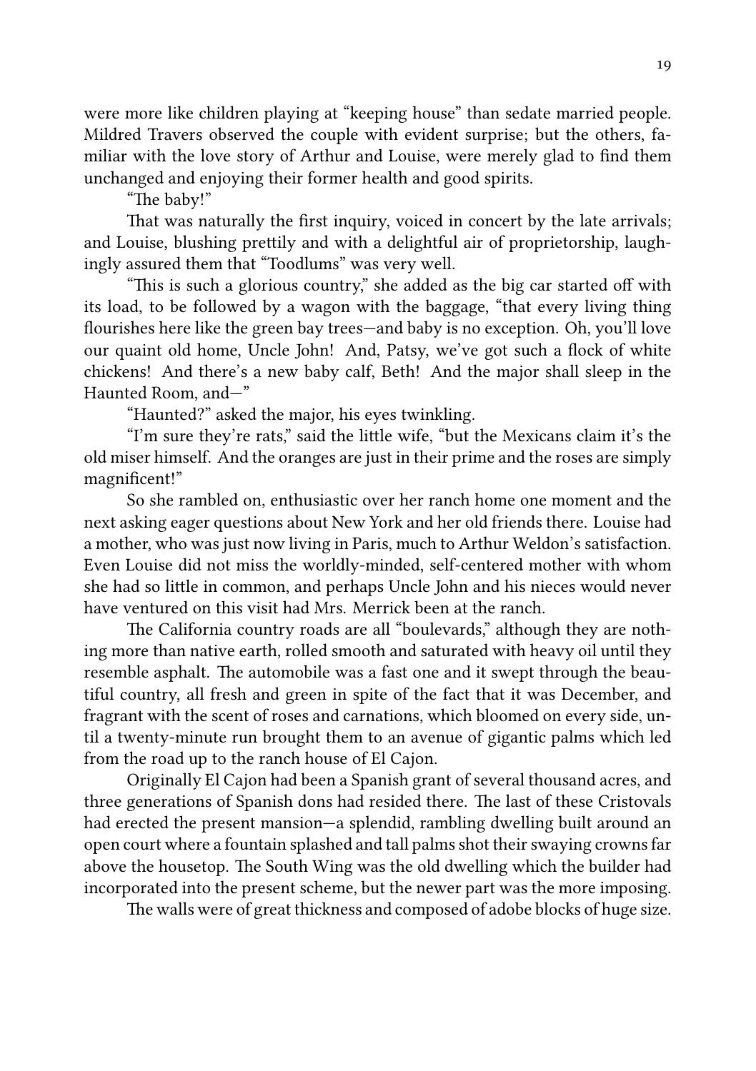were more like children playing at "keeping house" than sedate married people. Mildred Travers observed the couple with evident surprise; but the others, familiar with the love story of Arthur and Louise, were merely glad to find them unchanged and enjoying their former health and good spirits.

"The baby!"

That was naturally the first inquiry, voiced in concert by the late arrivals; and Louise, blushing prettily and with a delightful air of proprietorship, laughingly assured them that "Toodlums" was very well.

"This is such a glorious country," she added as the big car started off with its load, to be followed by a wagon with the baggage, "that every living thing flourishes here like the green bay trees—and baby is no exception. Oh, you'll love our quaint old home, Uncle John! And, Patsy, we've got such a flock of white chickens! And there's a new baby calf, Beth! And the major shall sleep in the Haunted Room, and—"

"Haunted?" asked the major, his eyes twinkling.

"I'm sure they're rats," said the little wife, "but the Mexicans claim it's the old miser himself. And the oranges are just in their prime and the roses are simply magnificent!"

So she rambled on, enthusiastic over her ranch home one moment and the next asking eager questions about New York and her old friends there. Louise had a mother, who was just now living in Paris, much to Arthur Weldon's satisfaction. Even Louise did not miss the worldly-minded, self-centered mother with whom she had so little in common, and perhaps Uncle John and his nieces would never have ventured on this visit had Mrs. Merrick been at the ranch.

The California country roads are all "boulevards," although they are nothing more than native earth, rolled smooth and saturated with heavy oil until they resemble asphalt. The automobile was a fast one and it swept through the beautiful country, all fresh and green in spite of the fact that it was December, and fragrant with the scent of roses and carnations, which bloomed on every side, until a twenty-minute run brought them to an avenue of gigantic palms which led from the road up to the ranch house of El Cajon.

Originally El Cajon had been a Spanish grant of several thousand acres, and three generations of Spanish dons had resided there. The last of these Cristovals had erected the present mansion—a splendid, rambling dwelling built around an open court where a fountain splashed and tall palms shot their swaying crowns far above the housetop. The South Wing was the old dwelling which the builder had incorporated into the present scheme, but the newer part was the more imposing.

The walls were of great thickness and composed of adobe blocks of huge size.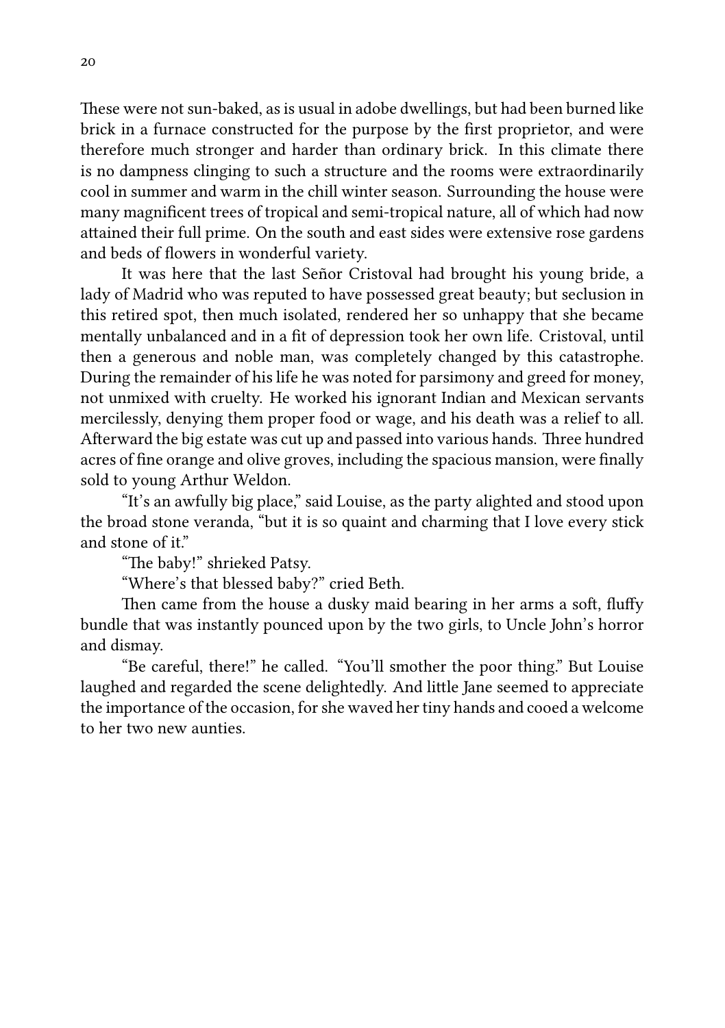These were not sun-baked, as is usual in adobe dwellings, but had been burned like brick in a furnace constructed for the purpose by the first proprietor, and were therefore much stronger and harder than ordinary brick. In this climate there is no dampness clinging to such a structure and the rooms were extraordinarily cool in summer and warm in the chill winter season. Surrounding the house were many magnificent trees of tropical and semi-tropical nature, all of which had now attained their full prime. On the south and east sides were extensive rose gardens and beds of flowers in wonderful variety.

It was here that the last Señor Cristoval had brought his young bride, a lady of Madrid who was reputed to have possessed great beauty; but seclusion in this retired spot, then much isolated, rendered her so unhappy that she became mentally unbalanced and in a fit of depression took her own life. Cristoval, until then a generous and noble man, was completely changed by this catastrophe. During the remainder of his life he was noted for parsimony and greed for money, not unmixed with cruelty. He worked his ignorant Indian and Mexican servants mercilessly, denying them proper food or wage, and his death was a relief to all. Afterward the big estate was cut up and passed into various hands. Three hundred acres of fine orange and olive groves, including the spacious mansion, were finally sold to young Arthur Weldon.

"It's an awfully big place," said Louise, as the party alighted and stood upon the broad stone veranda, "but it is so quaint and charming that I love every stick and stone of it."

"The baby!" shrieked Patsy.

"Where's that blessed baby?" cried Beth.

Then came from the house a dusky maid bearing in her arms a soft, fluffy bundle that was instantly pounced upon by the two girls, to Uncle John's horror and dismay.

"Be careful, there!" he called. "You'll smother the poor thing." But Louise laughed and regarded the scene delightedly. And little Jane seemed to appreciate the importance of the occasion, for she waved her tiny hands and cooed a welcome to her two new aunties.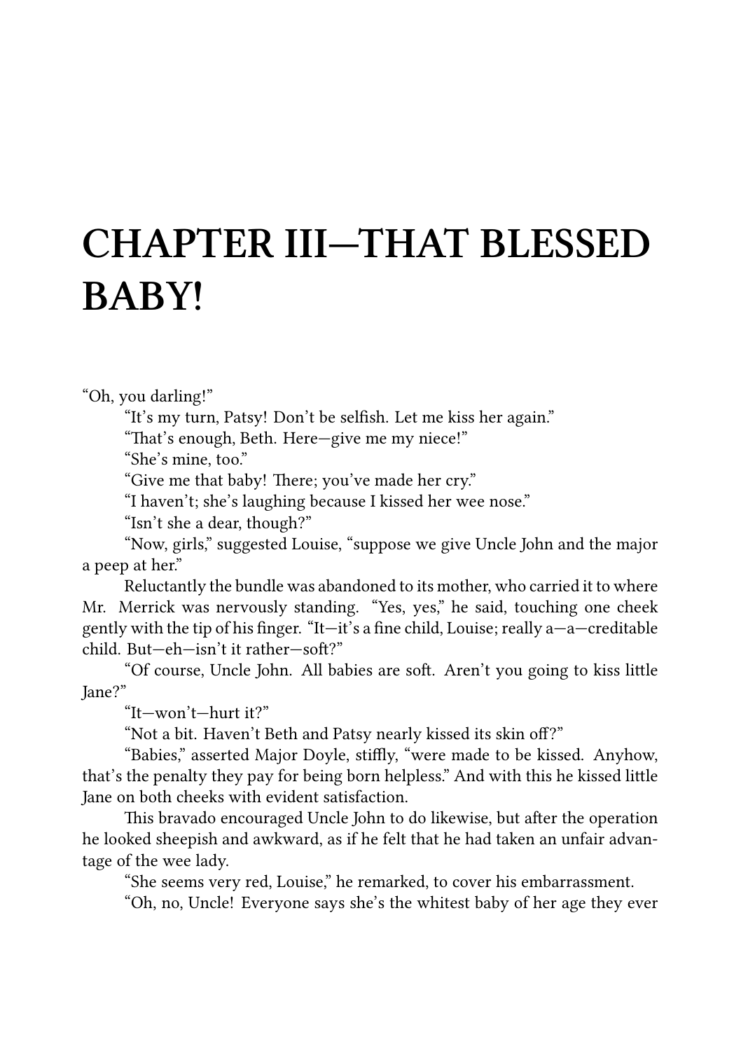# CHAPTER III—THAT BLESSED BABY!

"Oh, you darling!"

"It's my turn, Patsy! Don't be selfish. Let me kiss her again."

"That's enough, Beth. Here—give me my niece!"

"She's mine, too."

"Give me that baby! There; you've made her cry."

"I haven't; she's laughing because I kissed her wee nose."

"Isn't she a dear, though?"

"Now, girls," suggested Louise, "suppose we give Uncle John and the major a peep at her."

Reluctantly the bundle was abandoned to its mother, who carried it to where Mr. Merrick was nervously standing. "Yes, yes," he said, touching one cheek gently with the tip of his finger. "It—it's a fine child, Louise; really a—a—creditable child. But—eh—isn't it rather—soft?"

"Of course, Uncle John. All babies are soft. Aren't you going to kiss little Jane?"

"It—won't—hurt it?"

"Not a bit. Haven't Beth and Patsy nearly kissed its skin off?"

"Babies," asserted Major Doyle, stiffly, "were made to be kissed. Anyhow, that's the penalty they pay for being born helpless." And with this he kissed little Jane on both cheeks with evident satisfaction.

This bravado encouraged Uncle John to do likewise, but after the operation he looked sheepish and awkward, as if he felt that he had taken an unfair advantage of the wee lady.

"She seems very red, Louise," he remarked, to cover his embarrassment.

"Oh, no, Uncle! Everyone says she's the whitest baby of her age they ever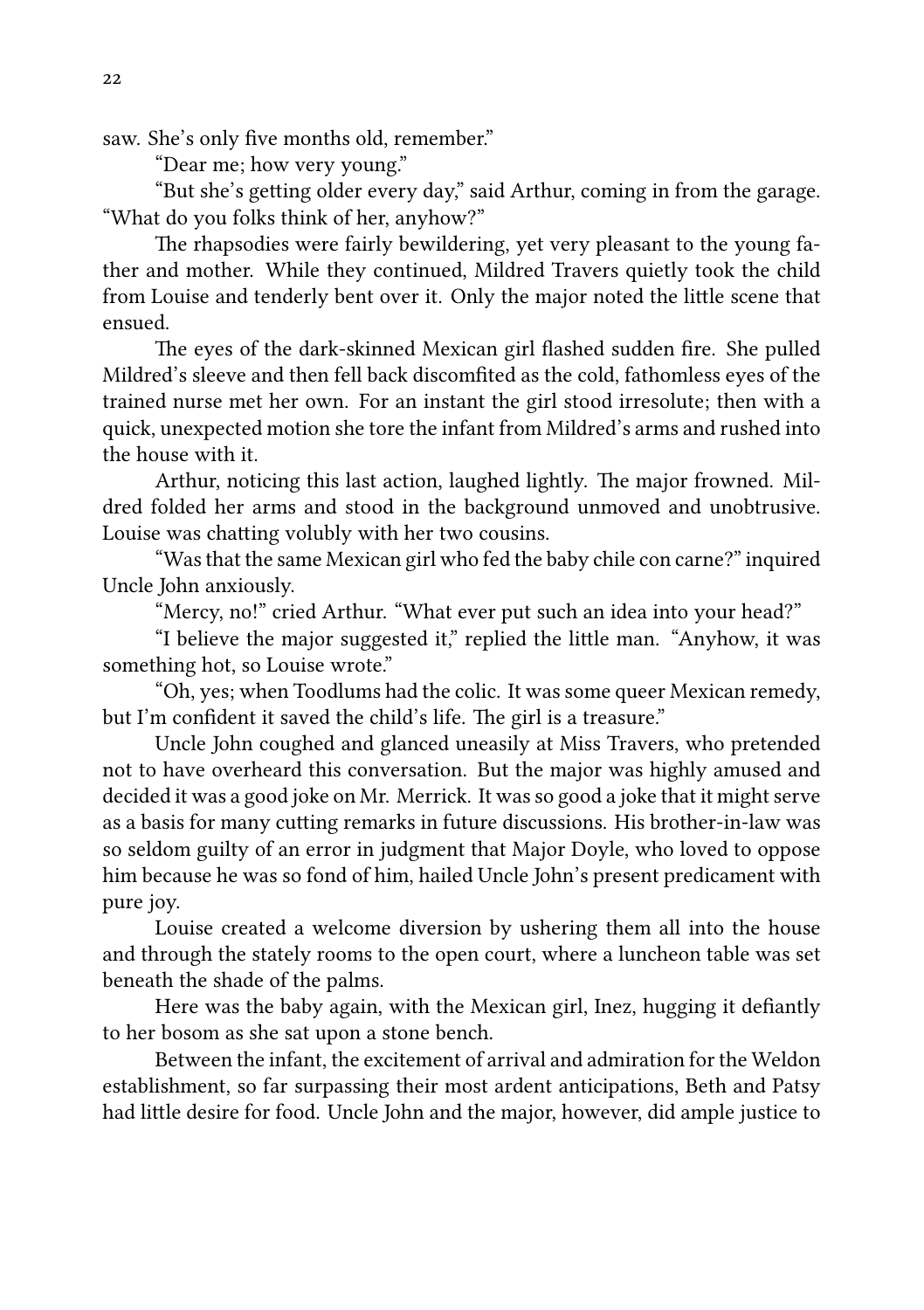saw. She's only five months old, remember."

"Dear me; how very young."

"But she's getting older every day," said Arthur, coming in from the garage. "What do you folks think of her, anyhow?"

The rhapsodies were fairly bewildering, yet very pleasant to the young father and mother. While they continued, Mildred Travers quietly took the child from Louise and tenderly bent over it. Only the major noted the little scene that ensued.

The eyes of the dark-skinned Mexican girl flashed sudden fire. She pulled Mildred's sleeve and then fell back discomfited as the cold, fathomless eyes of the trained nurse met her own. For an instant the girl stood irresolute; then with a quick, unexpected motion she tore the infant from Mildred's arms and rushed into the house with it.

Arthur, noticing this last action, laughed lightly. The major frowned. Mildred folded her arms and stood in the background unmoved and unobtrusive. Louise was chatting volubly with her two cousins.

"Was that the same Mexican girl who fed the baby chile con carne?" inquired Uncle John anxiously.

"Mercy, no!" cried Arthur. "What ever put such an idea into your head?"

"I believe the major suggested it," replied the little man. "Anyhow, it was something hot, so Louise wrote."

"Oh, yes; when Toodlums had the colic. It was some queer Mexican remedy, but I'm confident it saved the child's life. The girl is a treasure."

Uncle John coughed and glanced uneasily at Miss Travers, who pretended not to have overheard this conversation. But the major was highly amused and decided it was a good joke on Mr. Merrick. It was so good a joke that it might serve as a basis for many cutting remarks in future discussions. His brother-in-law was so seldom guilty of an error in judgment that Major Doyle, who loved to oppose him because he was so fond of him, hailed Uncle John's present predicament with pure joy.

Louise created a welcome diversion by ushering them all into the house and through the stately rooms to the open court, where a luncheon table was set beneath the shade of the palms.

Here was the baby again, with the Mexican girl, Inez, hugging it defiantly to her bosom as she sat upon a stone bench.

Between the infant, the excitement of arrival and admiration for the Weldon establishment, so far surpassing their most ardent anticipations, Beth and Patsy had little desire for food. Uncle John and the major, however, did ample justice to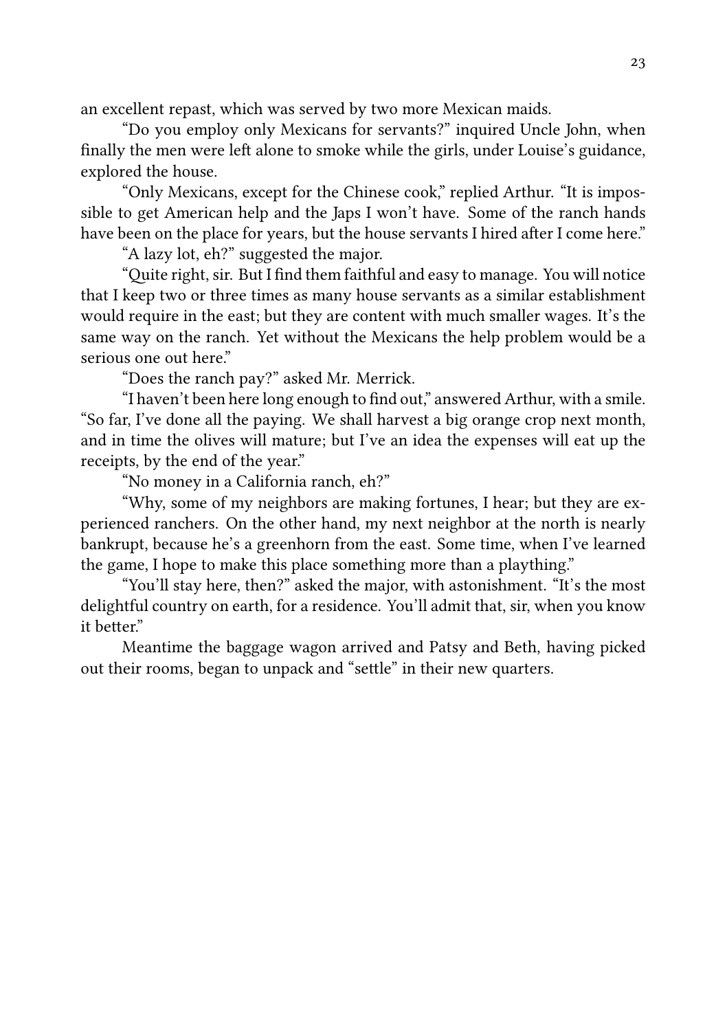an excellent repast, which was served by two more Mexican maids.

"Do you employ only Mexicans for servants?" inquired Uncle John, when finally the men were left alone to smoke while the girls, under Louise's guidance, explored the house.

"Only Mexicans, except for the Chinese cook," replied Arthur. "It is impossible to get American help and the Japs I won't have. Some of the ranch hands have been on the place for years, but the house servants I hired after I come here."

"A lazy lot, eh?" suggested the major.

"Quite right, sir. But I find them faithful and easy to manage. You will notice that I keep two or three times as many house servants as a similar establishment would require in the east; but they are content with much smaller wages. It's the same way on the ranch. Yet without the Mexicans the help problem would be a serious one out here."

"Does the ranch pay?" asked Mr. Merrick.

"I haven't been here long enough to find out," answered Arthur, with a smile. "So far, I've done all the paying. We shall harvest a big orange crop next month, and in time the olives will mature; but I've an idea the expenses will eat up the receipts, by the end of the year."

"No money in a California ranch, eh?"

"Why, some of my neighbors are making fortunes, I hear; but they are experienced ranchers. On the other hand, my next neighbor at the north is nearly bankrupt, because he's a greenhorn from the east. Some time, when I've learned the game, I hope to make this place something more than a plaything."

"You'll stay here, then?" asked the major, with astonishment. "It's the most delightful country on earth, for a residence. You'll admit that, sir, when you know it better."

Meantime the baggage wagon arrived and Patsy and Beth, having picked out their rooms, began to unpack and "settle" in their new quarters.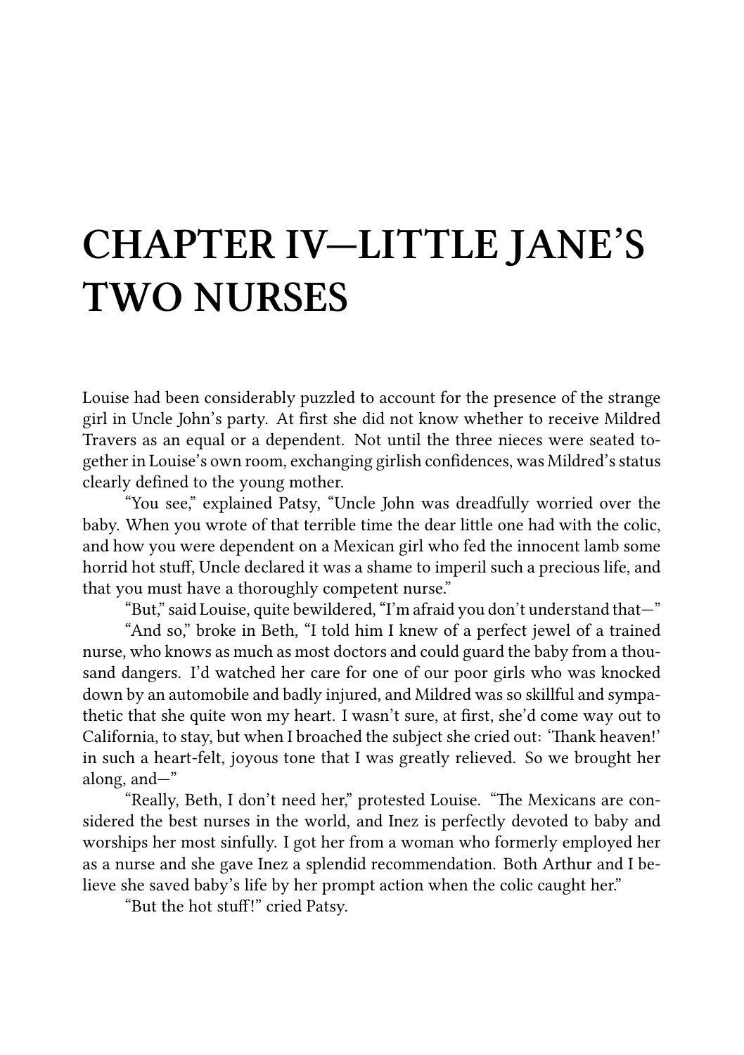# CHAPTER IV—LITTLE JANE'S TWO NURSES

Louise had been considerably puzzled to account for the presence of the strange girl in Uncle John's party. At first she did not know whether to receive Mildred Travers as an equal or a dependent. Not until the three nieces were seated together in Louise's own room, exchanging girlish confidences, was Mildred's status clearly defined to the young mother.

"You see," explained Patsy, "Uncle John was dreadfully worried over the baby. When you wrote of that terrible time the dear little one had with the colic, and how you were dependent on a Mexican girl who fed the innocent lamb some horrid hot stuff, Uncle declared it was a shame to imperil such a precious life, and that you must have a thoroughly competent nurse."

"But," said Louise, quite bewildered, "I'm afraid you don't understand that—"

"And so," broke in Beth, "I told him I knew of a perfect jewel of a trained nurse, who knows as much as most doctors and could guard the baby from a thousand dangers. I'd watched her care for one of our poor girls who was knocked down by an automobile and badly injured, and Mildred was so skillful and sympathetic that she quite won my heart. I wasn't sure, at first, she'd come way out to California, to stay, but when I broached the subject she cried out: 'Thank heaven!' in such a heart-felt, joyous tone that I was greatly relieved. So we brought her along, and—"

"Really, Beth, I don't need her," protested Louise. "The Mexicans are considered the best nurses in the world, and Inez is perfectly devoted to baby and worships her most sinfully. I got her from a woman who formerly employed her as a nurse and she gave Inez a splendid recommendation. Both Arthur and I believe she saved baby's life by her prompt action when the colic caught her."

"But the hot stuff!" cried Patsy.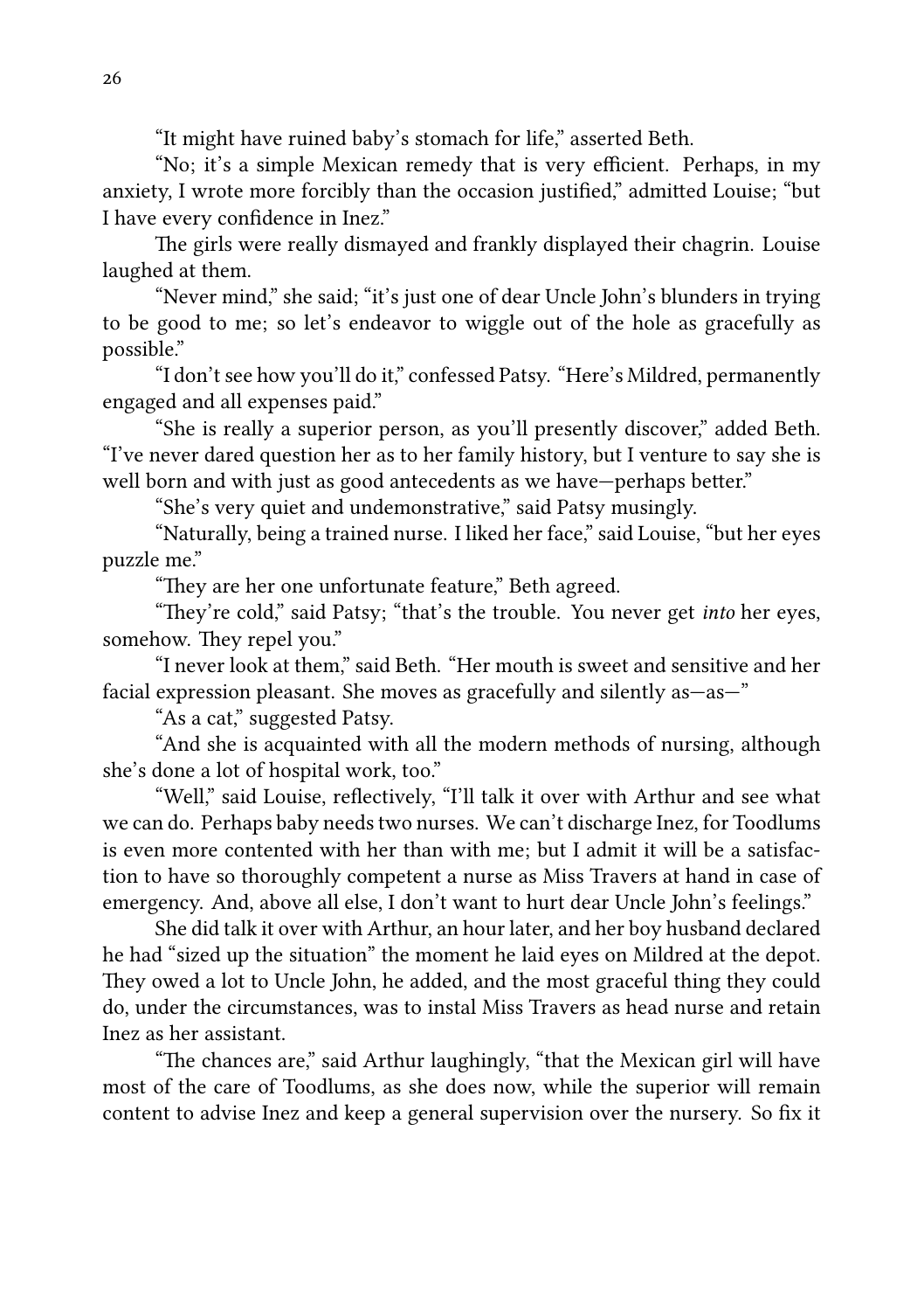"It might have ruined baby's stomach for life," asserted Beth.

"No; it's a simple Mexican remedy that is very efficient. Perhaps, in my anxiety, I wrote more forcibly than the occasion justified," admitted Louise; "but I have every confidence in Inez."

The girls were really dismayed and frankly displayed their chagrin. Louise laughed at them.

"Never mind," she said; "it's just one of dear Uncle John's blunders in trying to be good to me; so let's endeavor to wiggle out of the hole as gracefully as possible."

"I don't see how you'll do it," confessed Patsy. "Here's Mildred, permanently engaged and all expenses paid."

"She is really a superior person, as you'll presently discover," added Beth. "I've never dared question her as to her family history, but I venture to say she is well born and with just as good antecedents as we have—perhaps better."

"She's very quiet and undemonstrative," said Patsy musingly.

"Naturally, being a trained nurse. I liked her face," said Louise, "but her eyes puzzle me."

"They are her one unfortunate feature," Beth agreed.

"They're cold," said Patsy; "that's the trouble. You never get *into* her eyes, somehow. They repel you."

"I never look at them," said Beth. "Her mouth is sweet and sensitive and her facial expression pleasant. She moves as gracefully and silently as—as—"

"As a cat," suggested Patsy.

"And she is acquainted with all the modern methods of nursing, although she's done a lot of hospital work, too."

"Well," said Louise, reflectively, "I'll talk it over with Arthur and see what we can do. Perhaps baby needs two nurses. We can't discharge Inez, for Toodlums is even more contented with her than with me; but I admit it will be a satisfaction to have so thoroughly competent a nurse as Miss Travers at hand in case of emergency. And, above all else, I don't want to hurt dear Uncle John's feelings."

She did talk it over with Arthur, an hour later, and her boy husband declared he had "sized up the situation" the moment he laid eyes on Mildred at the depot. They owed a lot to Uncle John, he added, and the most graceful thing they could do, under the circumstances, was to instal Miss Travers as head nurse and retain Inez as her assistant.

"The chances are," said Arthur laughingly, "that the Mexican girl will have most of the care of Toodlums, as she does now, while the superior will remain content to advise Inez and keep a general supervision over the nursery. So fix it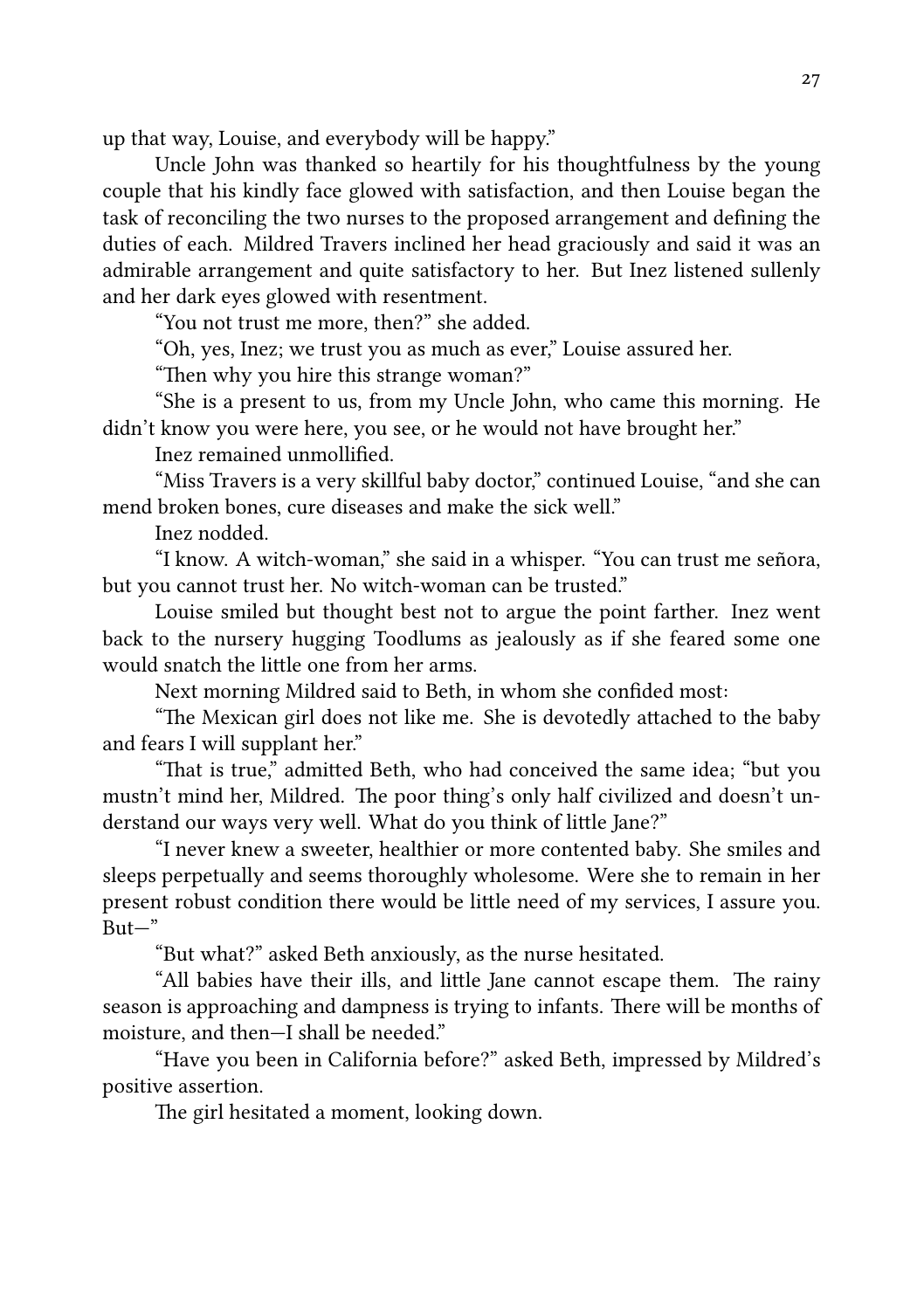up that way, Louise, and everybody will be happy."

Uncle John was thanked so heartily for his thoughtfulness by the young couple that his kindly face glowed with satisfaction, and then Louise began the task of reconciling the two nurses to the proposed arrangement and defining the duties of each. Mildred Travers inclined her head graciously and said it was an admirable arrangement and quite satisfactory to her. But Inez listened sullenly and her dark eyes glowed with resentment.

"You not trust me more, then?" she added.

"Oh, yes, Inez; we trust you as much as ever," Louise assured her.

"Then why you hire this strange woman?"

"She is a present to us, from my Uncle John, who came this morning. He didn't know you were here, you see, or he would not have brought her."

Inez remained unmollified.

"Miss Travers is a very skillful baby doctor," continued Louise, "and she can mend broken bones, cure diseases and make the sick well."

Inez nodded.

"I know. A witch-woman," she said in a whisper. "You can trust me señora, but you cannot trust her. No witch-woman can be trusted."

Louise smiled but thought best not to argue the point farther. Inez went back to the nursery hugging Toodlums as jealously as if she feared some one would snatch the little one from her arms.

Next morning Mildred said to Beth, in whom she confided most:

"The Mexican girl does not like me. She is devotedly attached to the baby and fears I will supplant her."

"That is true," admitted Beth, who had conceived the same idea; "but you mustn't mind her, Mildred. The poor thing's only half civilized and doesn't understand our ways very well. What do you think of little Jane?"

"I never knew a sweeter, healthier or more contented baby. She smiles and sleeps perpetually and seems thoroughly wholesome. Were she to remain in her present robust condition there would be little need of my services, I assure you. But—"

"But what?" asked Beth anxiously, as the nurse hesitated.

"All babies have their ills, and little Jane cannot escape them. The rainy season is approaching and dampness is trying to infants. There will be months of moisture, and then—I shall be needed."

"Have you been in California before?" asked Beth, impressed by Mildred's positive assertion.

The girl hesitated a moment, looking down.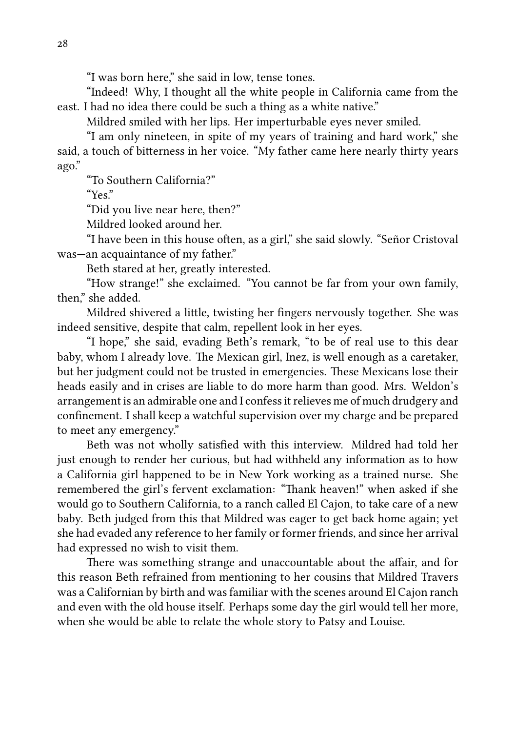"I was born here," she said in low, tense tones.

"Indeed! Why, I thought all the white people in California came from the east. I had no idea there could be such a thing as a white native."

Mildred smiled with her lips. Her imperturbable eyes never smiled.

"I am only nineteen, in spite of my years of training and hard work," she said, a touch of bitterness in her voice. "My father came here nearly thirty years ago."

"To Southern California?"

"Yes."

"Did you live near here, then?"

Mildred looked around her.

"I have been in this house often, as a girl," she said slowly. "Señor Cristoval was—an acquaintance of my father."

Beth stared at her, greatly interested.

"How strange!" she exclaimed. "You cannot be far from your own family, then," she added.

Mildred shivered a little, twisting her fingers nervously together. She was indeed sensitive, despite that calm, repellent look in her eyes.

"I hope," she said, evading Beth's remark, "to be of real use to this dear baby, whom I already love. The Mexican girl, Inez, is well enough as a caretaker, but her judgment could not be trusted in emergencies. These Mexicans lose their heads easily and in crises are liable to do more harm than good. Mrs. Weldon's arrangement is an admirable one and I confess it relieves me of much drudgery and confinement. I shall keep a watchful supervision over my charge and be prepared to meet any emergency."

Beth was not wholly satisfied with this interview. Mildred had told her just enough to render her curious, but had withheld any information as to how a California girl happened to be in New York working as a trained nurse. She remembered the girl's fervent exclamation: "Thank heaven!" when asked if she would go to Southern California, to a ranch called El Cajon, to take care of a new baby. Beth judged from this that Mildred was eager to get back home again; yet she had evaded any reference to her family or former friends, and since her arrival had expressed no wish to visit them.

There was something strange and unaccountable about the affair, and for this reason Beth refrained from mentioning to her cousins that Mildred Travers was a Californian by birth and was familiar with the scenes around El Cajon ranch and even with the old house itself. Perhaps some day the girl would tell her more, when she would be able to relate the whole story to Patsy and Louise.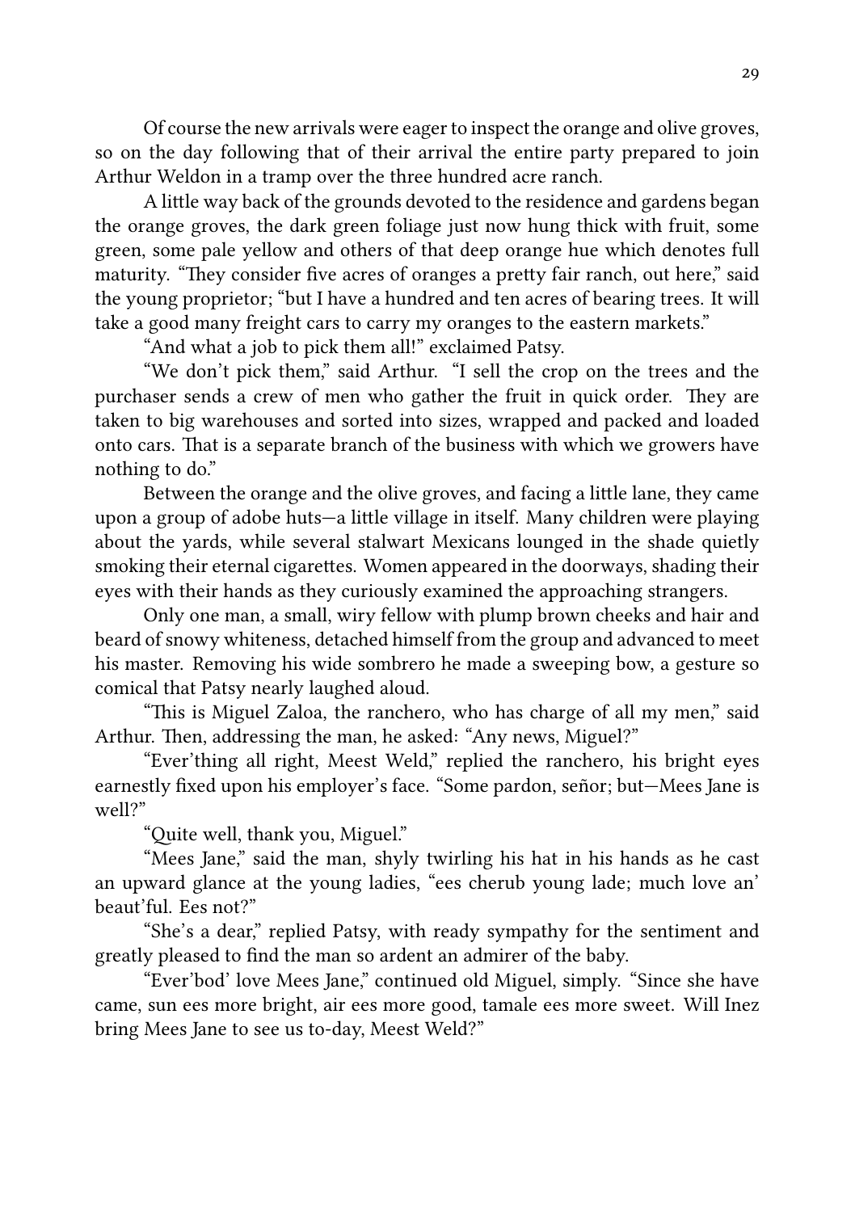Of course the new arrivals were eager to inspect the orange and olive groves, so on the day following that of their arrival the entire party prepared to join Arthur Weldon in a tramp over the three hundred acre ranch.

A little way back of the grounds devoted to the residence and gardens began the orange groves, the dark green foliage just now hung thick with fruit, some green, some pale yellow and others of that deep orange hue which denotes full maturity. "They consider five acres of oranges a pretty fair ranch, out here," said the young proprietor; "but I have a hundred and ten acres of bearing trees. It will take a good many freight cars to carry my oranges to the eastern markets."

"And what a job to pick them all!" exclaimed Patsy.

"We don't pick them," said Arthur. "I sell the crop on the trees and the purchaser sends a crew of men who gather the fruit in quick order. They are taken to big warehouses and sorted into sizes, wrapped and packed and loaded onto cars. That is a separate branch of the business with which we growers have nothing to do."

Between the orange and the olive groves, and facing a little lane, they came upon a group of adobe huts—a little village in itself. Many children were playing about the yards, while several stalwart Mexicans lounged in the shade quietly smoking their eternal cigarettes. Women appeared in the doorways, shading their eyes with their hands as they curiously examined the approaching strangers.

Only one man, a small, wiry fellow with plump brown cheeks and hair and beard of snowy whiteness, detached himself from the group and advanced to meet his master. Removing his wide sombrero he made a sweeping bow, a gesture so comical that Patsy nearly laughed aloud.

"This is Miguel Zaloa, the ranchero, who has charge of all my men," said Arthur. Then, addressing the man, he asked: "Any news, Miguel?"

"Ever'thing all right, Meest Weld," replied the ranchero, his bright eyes earnestly fixed upon his employer's face. "Some pardon, señor; but—Mees Jane is well?"

"Quite well, thank you, Miguel."

"Mees Jane," said the man, shyly twirling his hat in his hands as he cast an upward glance at the young ladies, "ees cherub young lade; much love an' beaut'ful. Ees not?"

"She's a dear," replied Patsy, with ready sympathy for the sentiment and greatly pleased to find the man so ardent an admirer of the baby.

"Ever'bod' love Mees Jane," continued old Miguel, simply. "Since she have came, sun ees more bright, air ees more good, tamale ees more sweet. Will Inez bring Mees Jane to see us to-day, Meest Weld?"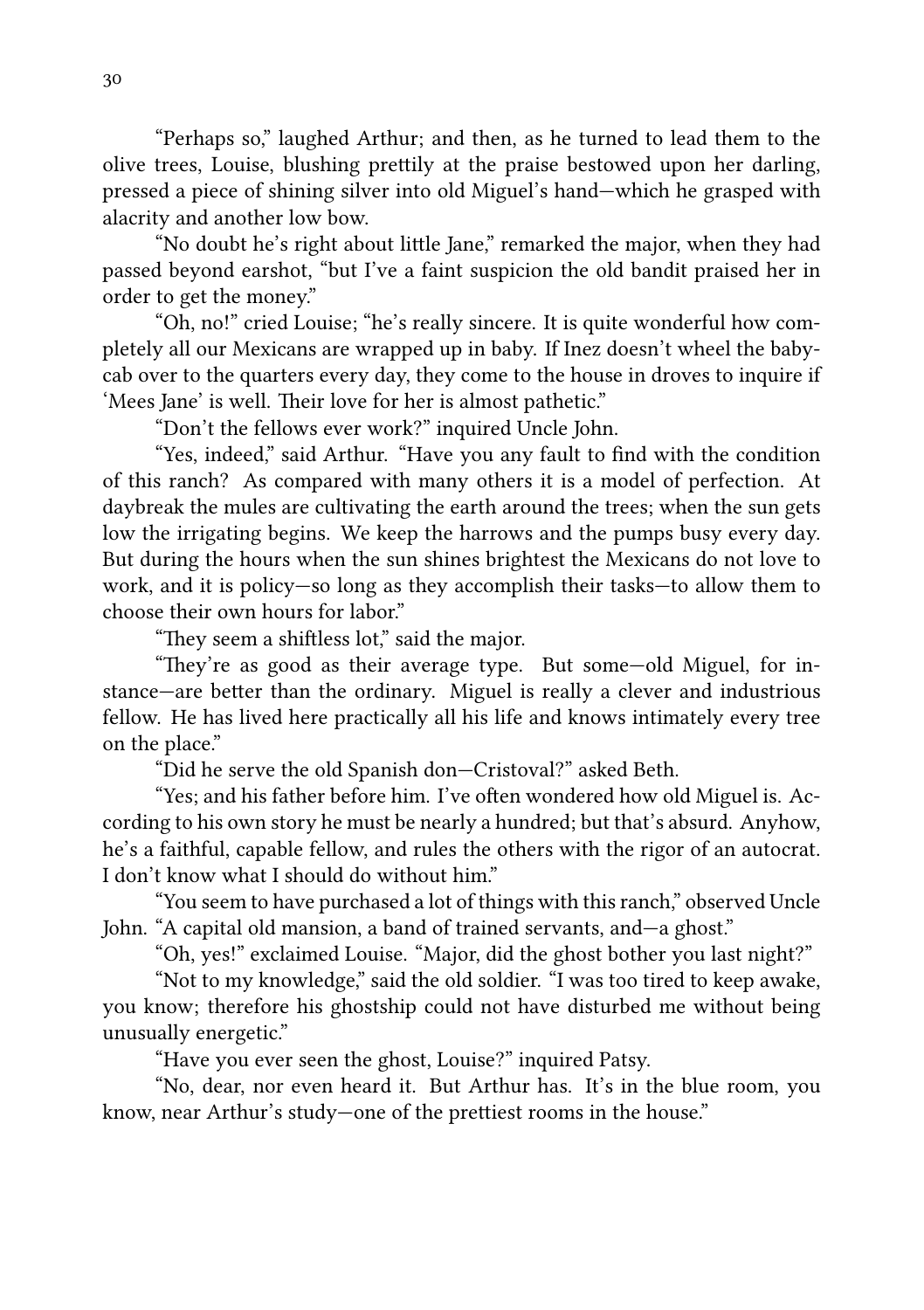"Perhaps so," laughed Arthur; and then, as he turned to lead them to the olive trees, Louise, blushing prettily at the praise bestowed upon her darling, pressed a piece of shining silver into old Miguel's hand—which he grasped with alacrity and another low bow.

"No doubt he's right about little Jane," remarked the major, when they had passed beyond earshot, "but I've a faint suspicion the old bandit praised her in order to get the money."

"Oh, no!" cried Louise; "he's really sincere. It is quite wonderful how completely all our Mexicans are wrapped up in baby. If Inez doesn't wheel the baby-cab over to the quarters every day, they come to the house in droves to inquire if 'Mees Jane' is well. Their love for her is almost pathetic."

"Don't the fellows ever work?" inquired Uncle John.

"Yes, indeed," said Arthur. "Have you any fault to find with the condition of this ranch? As compared with many others it is a model of perfection. At daybreak the mules are cultivating the earth around the trees; when the sun gets low the irrigating begins. We keep the harrows and the pumps busy every day. But during the hours when the sun shines brightest the Mexicans do not love to work, and it is policy—so long as they accomplish their tasks—to allow them to choose their own hours for labor."

"They seem a shiftless lot," said the major.

"They're as good as their average type. But some—old Miguel, for instance—are better than the ordinary. Miguel is really a clever and industrious fellow. He has lived here practically all his life and knows intimately every tree on the place."

"Did he serve the old Spanish don—Cristoval?" asked Beth.

"Yes; and his father before him. I've often wondered how old Miguel is. According to his own story he must be nearly a hundred; but that's absurd. Anyhow, he's a faithful, capable fellow, and rules the others with the rigor of an autocrat. I don't know what I should do without him."

"You seem to have purchased a lot of things with this ranch," observed Uncle John. "A capital old mansion, a band of trained servants, and—a ghost."

"Oh, yes!" exclaimed Louise. "Major, did the ghost bother you last night?"

"Not to my knowledge," said the old soldier. "I was too tired to keep awake, you know; therefore his ghostship could not have disturbed me without being unusually energetic."

"Have you ever seen the ghost, Louise?" inquired Patsy.

"No, dear, nor even heard it. But Arthur has. It's in the blue room, you know, near Arthur's study—one of the prettiest rooms in the house."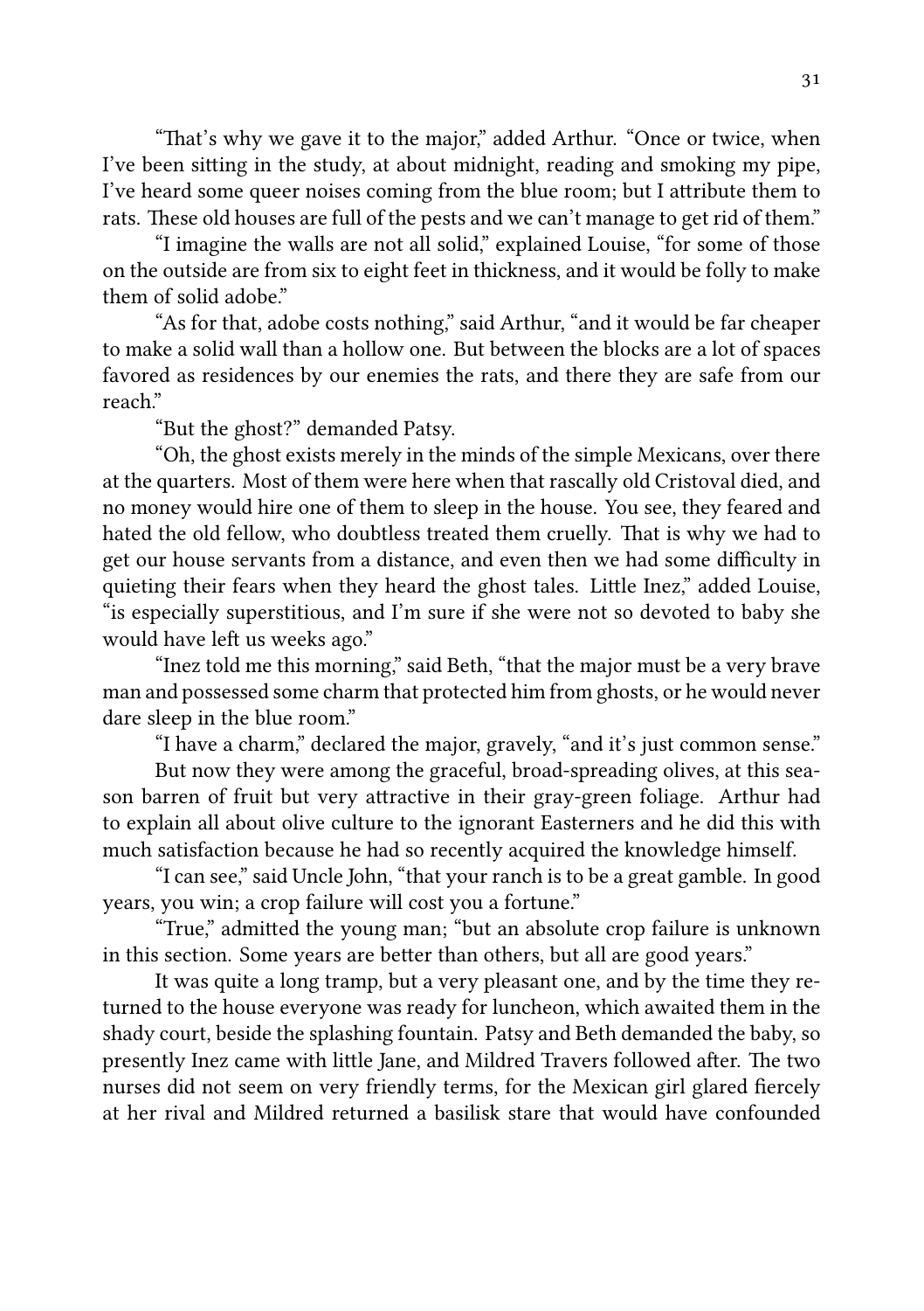"That's why we gave it to the major," added Arthur. "Once or twice, when I've been sitting in the study, at about midnight, reading and smoking my pipe, I've heard some queer noises coming from the blue room; but I attribute them to rats. These old houses are full of the pests and we can't manage to get rid of them."

"I imagine the walls are not all solid," explained Louise, "for some of those on the outside are from six to eight feet in thickness, and it would be folly to make them of solid adobe."

"As for that, adobe costs nothing," said Arthur, "and it would be far cheaper to make a solid wall than a hollow one. But between the blocks are a lot of spaces favored as residences by our enemies the rats, and there they are safe from our reach."

"But the ghost?" demanded Patsy.

"Oh, the ghost exists merely in the minds of the simple Mexicans, over there at the quarters. Most of them were here when that rascally old Cristoval died, and no money would hire one of them to sleep in the house. You see, they feared and hated the old fellow, who doubtless treated them cruelly. That is why we had to get our house servants from a distance, and even then we had some difficulty in quieting their fears when they heard the ghost tales. Little Inez," added Louise, "is especially superstitious, and I'm sure if she were not so devoted to baby she would have left us weeks ago."

"Inez told me this morning," said Beth, "that the major must be a very brave man and possessed some charm that protected him from ghosts, or he would never dare sleep in the blue room."

"I have a charm," declared the major, gravely, "and it's just common sense."

But now they were among the graceful, broad-spreading olives, at this season barren of fruit but very attractive in their gray-green foliage. Arthur had to explain all about olive culture to the ignorant Easterners and he did this with much satisfaction because he had so recently acquired the knowledge himself.

"I can see," said Uncle John, "that your ranch is to be a great gamble. In good years, you win; a crop failure will cost you a fortune."

"True," admitted the young man; "but an absolute crop failure is unknown in this section. Some years are better than others, but all are good years."

It was quite a long tramp, but a very pleasant one, and by the time they returned to the house everyone was ready for luncheon, which awaited them in the shady court, beside the splashing fountain. Patsy and Beth demanded the baby, so presently Inez came with little Jane, and Mildred Travers followed after. The two nurses did not seem on very friendly terms, for the Mexican girl glared fiercely at her rival and Mildred returned a basilisk stare that would have confounded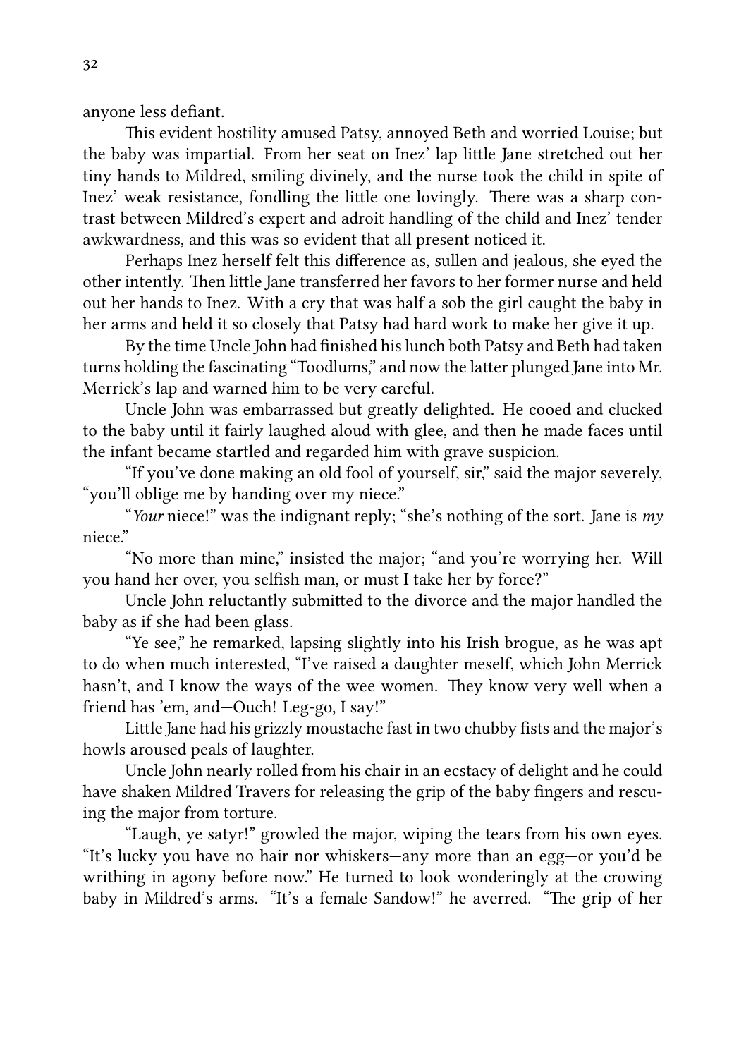anyone less defiant.

This evident hostility amused Patsy, annoyed Beth and worried Louise; but the baby was impartial. From her seat on Inez' lap little Jane stretched out her tiny hands to Mildred, smiling divinely, and the nurse took the child in spite of Inez' weak resistance, fondling the little one lovingly. There was a sharp contrast between Mildred's expert and adroit handling of the child and Inez' tender awkwardness, and this was so evident that all present noticed it.

Perhaps Inez herself felt this difference as, sullen and jealous, she eyed the other intently. Then little Jane transferred her favors to her former nurse and held out her hands to Inez. With a cry that was half a sob the girl caught the baby in her arms and held it so closely that Patsy had hard work to make her give it up.

By the time Uncle John had finished his lunch both Patsy and Beth had taken turns holding the fascinating "Toodlums," and now the latter plunged Jane into Mr. Merrick's lap and warned him to be very careful.

Uncle John was embarrassed but greatly delighted. He cooed and clucked to the baby until it fairly laughed aloud with glee, and then he made faces until the infant became startled and regarded him with grave suspicion.

"If you've done making an old fool of yourself, sir," said the major severely, "you'll oblige me by handing over my niece."

"*Your* niece!" was the indignant reply; "she's nothing of the sort. Jane is *my* niece."

"No more than mine," insisted the major; "and you're worrying her. Will you hand her over, you selfish man, or must I take her by force?"

Uncle John reluctantly submitted to the divorce and the major handled the baby as if she had been glass.

"Ye see," he remarked, lapsing slightly into his Irish brogue, as he was apt to do when much interested, "I've raised a daughter meself, which John Merrick hasn't, and I know the ways of the wee women. They know very well when a friend has 'em, and—Ouch! Leg-go, I say!"

Little Jane had his grizzly moustache fast in two chubby fists and the major's howls aroused peals of laughter.

Uncle John nearly rolled from his chair in an ecstacy of delight and he could have shaken Mildred Travers for releasing the grip of the baby fingers and rescuing the major from torture.

"Laugh, ye satyr!" growled the major, wiping the tears from his own eyes. "It's lucky you have no hair nor whiskers—any more than an egg—or you'd be writhing in agony before now." He turned to look wonderingly at the crowing baby in Mildred's arms. "It's a female Sandow!" he averred. "The grip of her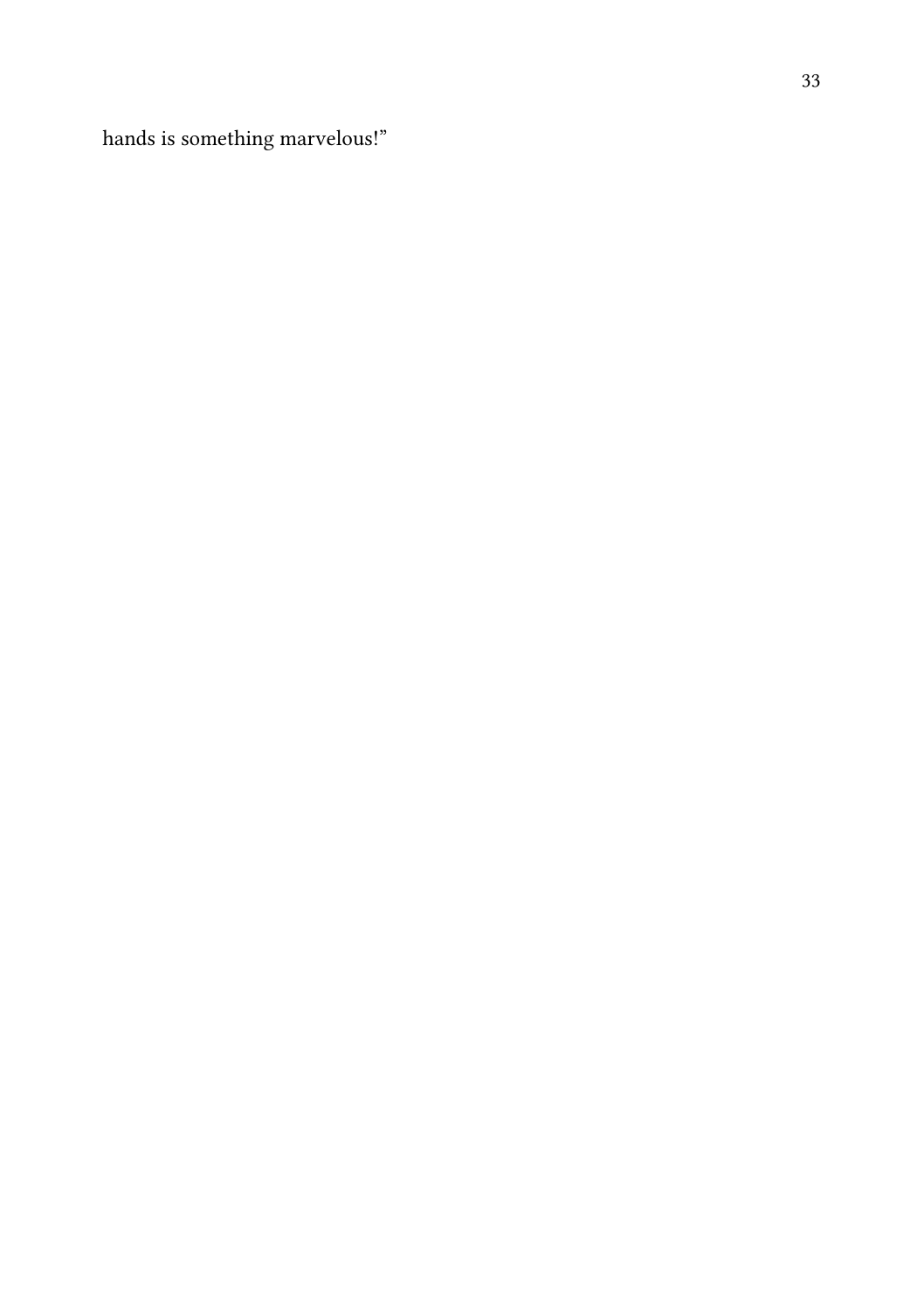hands is something marvelous!”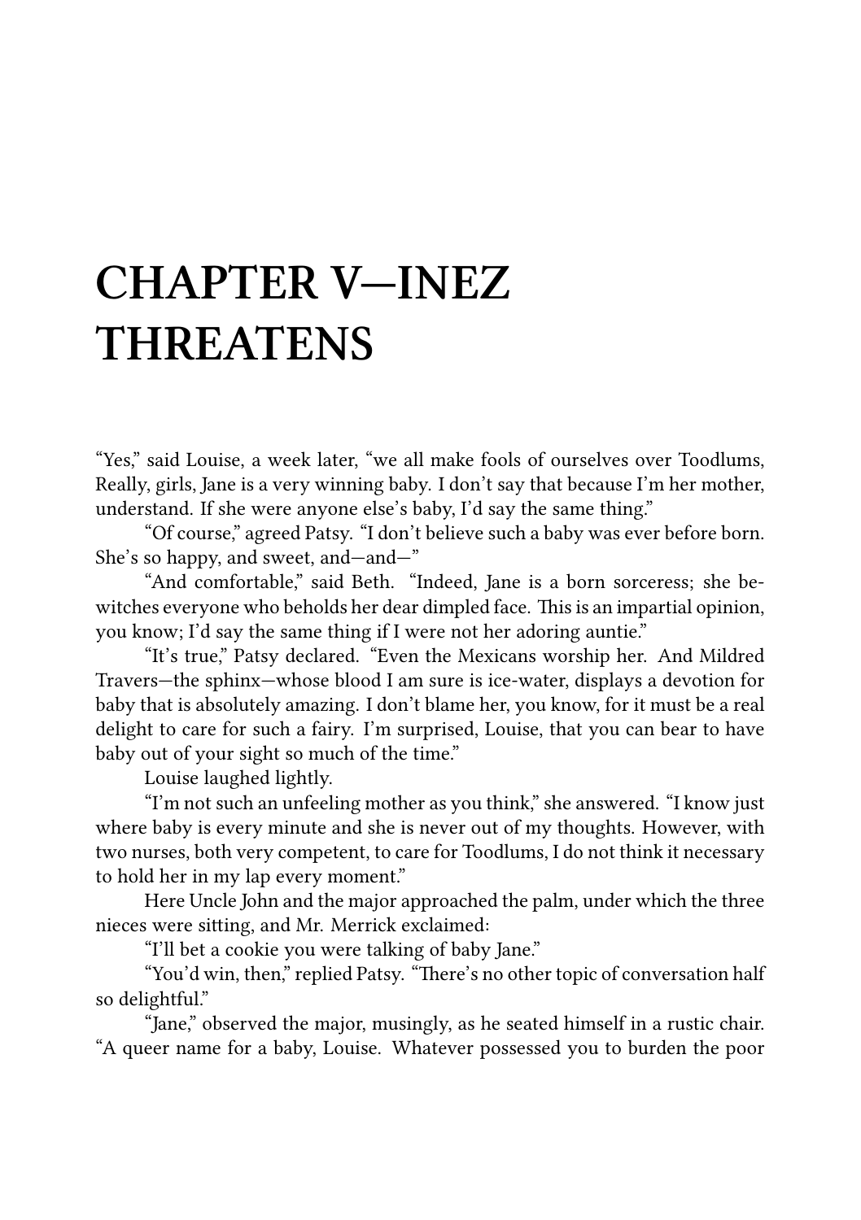# CHAPTER V—INEZ THREATENS

"Yes," said Louise, a week later, "we all make fools of ourselves over Toodlums, Really, girls, Jane is a very winning baby. I don't say that because I'm her mother, understand. If she were anyone else's baby, I'd say the same thing."

"Of course," agreed Patsy. "I don't believe such a baby was ever before born. She's so happy, and sweet, and—and—"

"And comfortable," said Beth. "Indeed, Jane is a born sorceress; she bewitches everyone who beholds her dear dimpled face. This is an impartial opinion, you know; I'd say the same thing if I were not her adoring auntie."

"It's true," Patsy declared. "Even the Mexicans worship her. And Mildred Travers—the sphinx—whose blood I am sure is ice-water, displays a devotion for baby that is absolutely amazing. I don't blame her, you know, for it must be a real delight to care for such a fairy. I'm surprised, Louise, that you can bear to have baby out of your sight so much of the time."

Louise laughed lightly.

"I'm not such an unfeeling mother as you think," she answered. "I know just where baby is every minute and she is never out of my thoughts. However, with two nurses, both very competent, to care for Toodlums, I do not think it necessary to hold her in my lap every moment."

Here Uncle John and the major approached the palm, under which the three nieces were sitting, and Mr. Merrick exclaimed:

"I'll bet a cookie you were talking of baby Jane."

"You'd win, then," replied Patsy. "There's no other topic of conversation half so delightful."

"Jane," observed the major, musingly, as he seated himself in a rustic chair. "A queer name for a baby, Louise. Whatever possessed you to burden the poor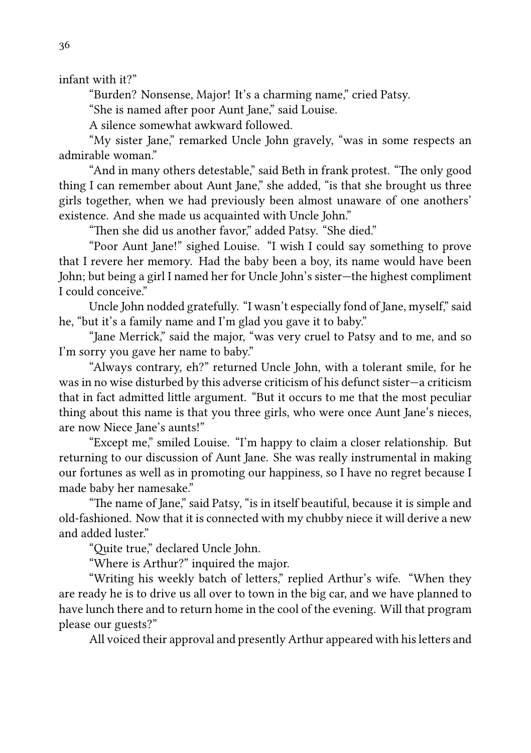infant with it?"

"Burden? Nonsense, Major! It's a charming name," cried Patsy.

"She is named after poor Aunt Jane," said Louise.

A silence somewhat awkward followed.

"My sister Jane," remarked Uncle John gravely, "was in some respects an admirable woman."

"And in many others detestable," said Beth in frank protest. "The only good thing I can remember about Aunt Jane," she added, "is that she brought us three girls together, when we had previously been almost unaware of one anothers' existence. And she made us acquainted with Uncle John."

"Then she did us another favor," added Patsy. "She died."

"Poor Aunt Jane!" sighed Louise. "I wish I could say something to prove that I revere her memory. Had the baby been a boy, its name would have been John; but being a girl I named her for Uncle John's sister—the highest compliment I could conceive."

Uncle John nodded gratefully. "I wasn't especially fond of Jane, myself," said he, "but it's a family name and I'm glad you gave it to baby."

"Jane Merrick," said the major, "was very cruel to Patsy and to me, and so I'm sorry you gave her name to baby."

"Always contrary, eh?" returned Uncle John, with a tolerant smile, for he was in no wise disturbed by this adverse criticism of his defunct sister—a criticism that in fact admitted little argument. "But it occurs to me that the most peculiar thing about this name is that you three girls, who were once Aunt Jane's nieces, are now Niece Jane's aunts!"

"Except me," smiled Louise. "I'm happy to claim a closer relationship. But returning to our discussion of Aunt Jane. She was really instrumental in making our fortunes as well as in promoting our happiness, so I have no regret because I made baby her namesake."

"The name of Jane," said Patsy, "is in itself beautiful, because it is simple and old-fashioned. Now that it is connected with my chubby niece it will derive a new and added luster."

"Quite true," declared Uncle John.

"Where is Arthur?" inquired the major.

"Writing his weekly batch of letters," replied Arthur's wife. "When they are ready he is to drive us all over to town in the big car, and we have planned to have lunch there and to return home in the cool of the evening. Will that program please our guests?"

All voiced their approval and presently Arthur appeared with his letters and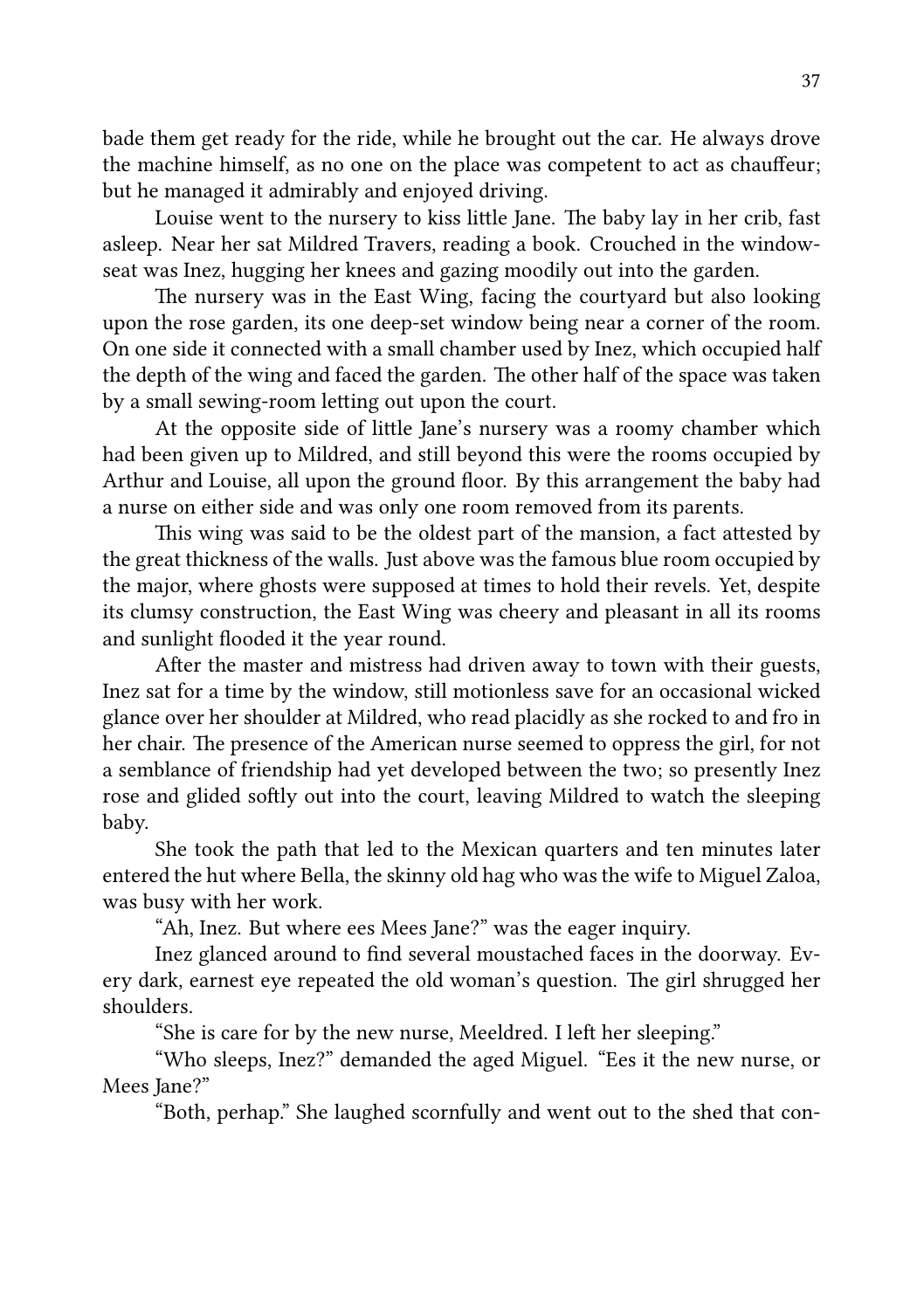bade them get ready for the ride, while he brought out the car. He always drove the machine himself, as no one on the place was competent to act as chauffeur; but he managed it admirably and enjoyed driving.

Louise went to the nursery to kiss little Jane. The baby lay in her crib, fast asleep. Near her sat Mildred Travers, reading a book. Crouched in the window-seat was Inez, hugging her knees and gazing moodily out into the garden.

The nursery was in the East Wing, facing the courtyard but also looking upon the rose garden, its one deep-set window being near a corner of the room. On one side it connected with a small chamber used by Inez, which occupied half the depth of the wing and faced the garden. The other half of the space was taken by a small sewing-room letting out upon the court.

At the opposite side of little Jane's nursery was a roomy chamber which had been given up to Mildred, and still beyond this were the rooms occupied by Arthur and Louise, all upon the ground floor. By this arrangement the baby had a nurse on either side and was only one room removed from its parents.

This wing was said to be the oldest part of the mansion, a fact attested by the great thickness of the walls. Just above was the famous blue room occupied by the major, where ghosts were supposed at times to hold their revels. Yet, despite its clumsy construction, the East Wing was cheery and pleasant in all its rooms and sunlight flooded it the year round.

After the master and mistress had driven away to town with their guests, Inez sat for a time by the window, still motionless save for an occasional wicked glance over her shoulder at Mildred, who read placidly as she rocked to and fro in her chair. The presence of the American nurse seemed to oppress the girl, for not a semblance of friendship had yet developed between the two; so presently Inez rose and glided softly out into the court, leaving Mildred to watch the sleeping baby.

She took the path that led to the Mexican quarters and ten minutes later entered the hut where Bella, the skinny old hag who was the wife to Miguel Zaloa, was busy with her work.

"Ah, Inez. But where ees Mees Jane?" was the eager inquiry.

Inez glanced around to find several moustached faces in the doorway. Every dark, earnest eye repeated the old woman's question. The girl shrugged her shoulders.

"She is care for by the new nurse, Meeldred. I left her sleeping."

"Who sleeps, Inez?" demanded the aged Miguel. "Ees it the new nurse, or Mees Jane?"

"Both, perhap." She laughed scornfully and went out to the shed that con-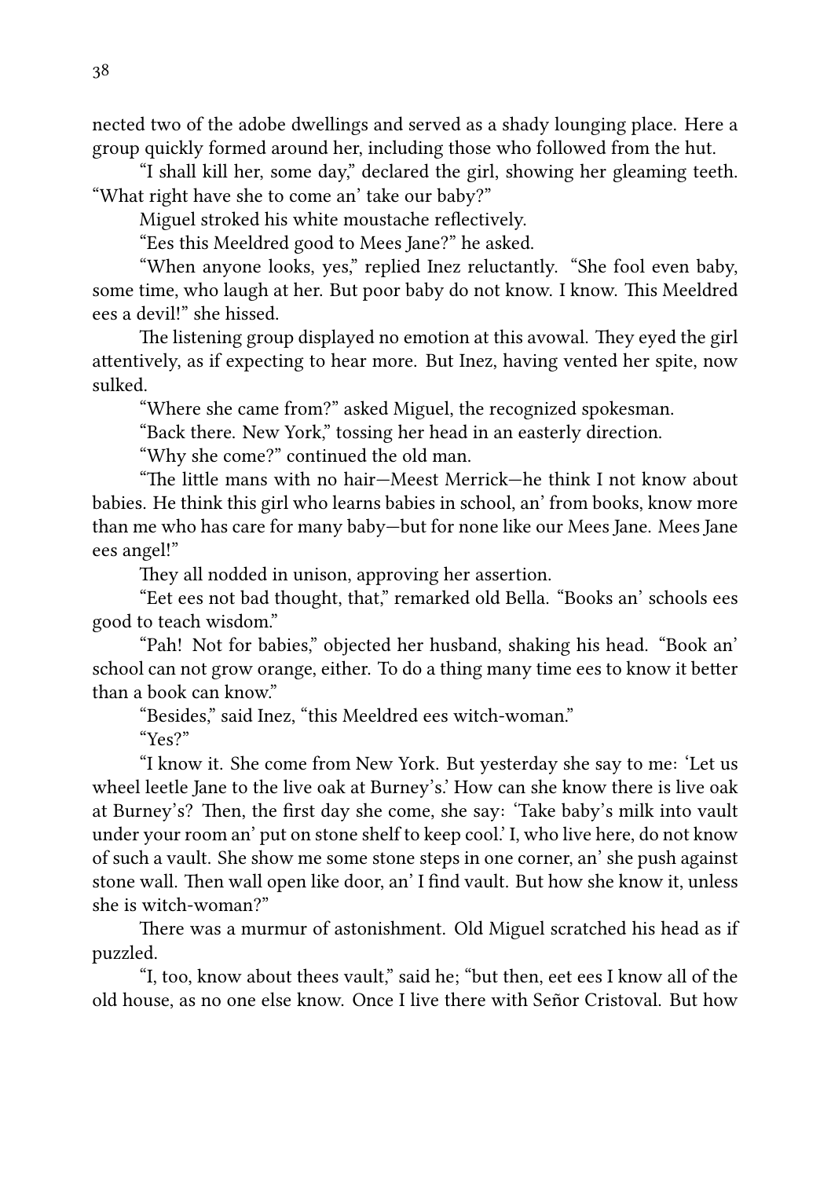nected two of the adobe dwellings and served as a shady lounging place. Here a group quickly formed around her, including those who followed from the hut.

"I shall kill her, some day," declared the girl, showing her gleaming teeth. "What right have she to come an' take our baby?"

Miguel stroked his white moustache reflectively.

"Ees this Meeldred good to Mees Jane?" he asked.

"When anyone looks, yes," replied Inez reluctantly. "She fool even baby, some time, who laugh at her. But poor baby do not know. I know. This Meeldred ees a devil!" she hissed.

The listening group displayed no emotion at this avowal. They eyed the girl attentively, as if expecting to hear more. But Inez, having vented her spite, now sulked.

"Where she came from?" asked Miguel, the recognized spokesman.

"Back there. New York," tossing her head in an easterly direction.

"Why she come?" continued the old man.

"The little mans with no hair—Meest Merrick—he think I not know about babies. He think this girl who learns babies in school, an' from books, know more than me who has care for many baby—but for none like our Mees Jane. Mees Jane ees angel!"

They all nodded in unison, approving her assertion.

"Eet ees not bad thought, that," remarked old Bella. "Books an' schools ees good to teach wisdom."

"Pah! Not for babies," objected her husband, shaking his head. "Book an' school can not grow orange, either. To do a thing many time ees to know it better than a book can know."

"Besides," said Inez, "this Meeldred ees witch-woman."

"Yes?"

"I know it. She come from New York. But yesterday she say to me: 'Let us wheel leetle Jane to the live oak at Burney's.' How can she know there is live oak at Burney's? Then, the first day she come, she say: 'Take baby's milk into vault under your room an' put on stone shelf to keep cool.' I, who live here, do not know of such a vault. She show me some stone steps in one corner, an' she push against stone wall. Then wall open like door, an' I find vault. But how she know it, unless she is witch-woman?"

There was a murmur of astonishment. Old Miguel scratched his head as if puzzled.

"I, too, know about thees vault," said he; "but then, eet ees I know all of the old house, as no one else know. Once I live there with Señor Cristoval. But how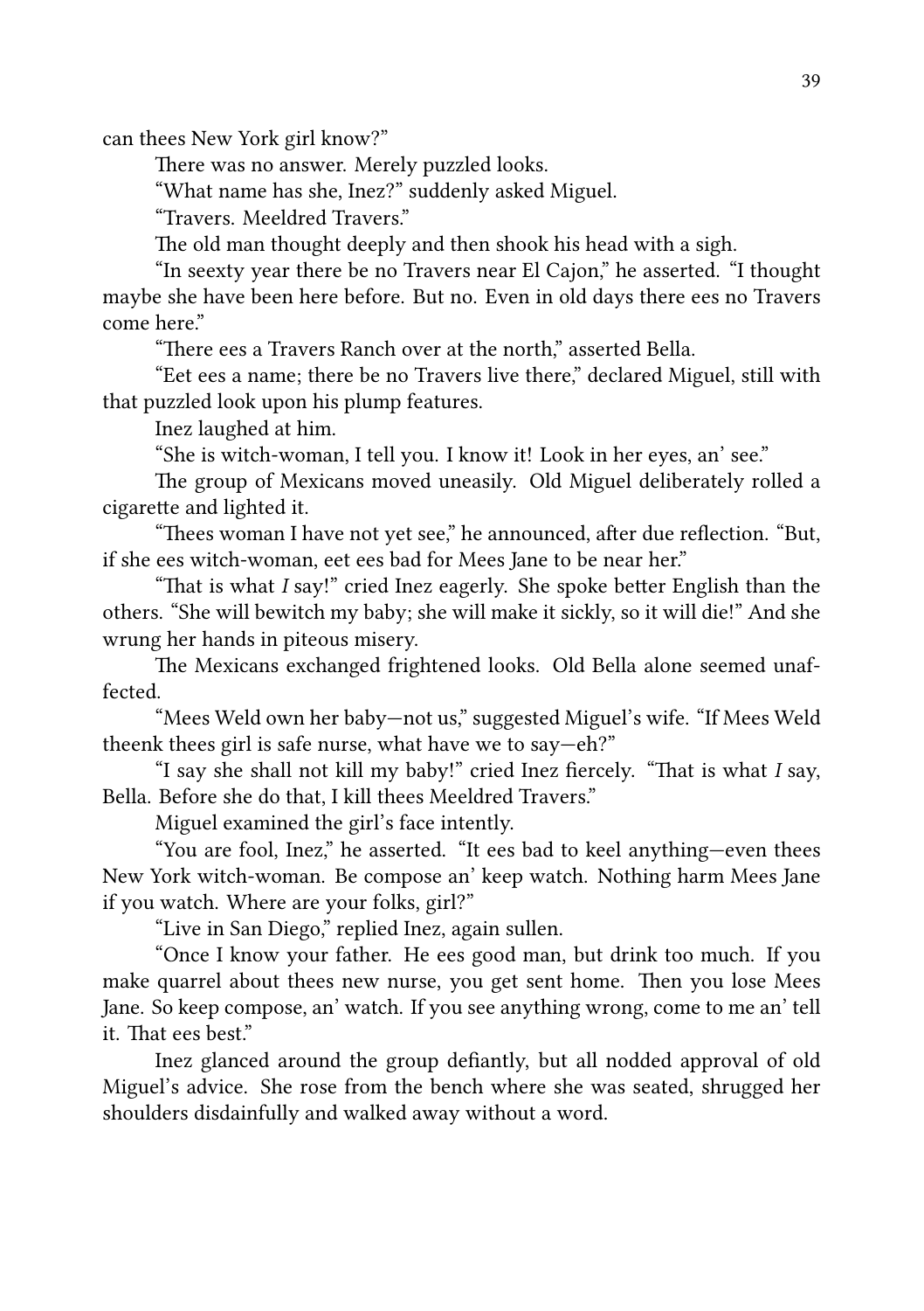can thees New York girl know?"

There was no answer. Merely puzzled looks.

"What name has she, Inez?" suddenly asked Miguel.

"Travers. Meeldred Travers."

The old man thought deeply and then shook his head with a sigh.

"In seexty year there be no Travers near El Cajon," he asserted. "I thought maybe she have been here before. But no. Even in old days there ees no Travers come here."

"There ees a Travers Ranch over at the north," asserted Bella.

"Eet ees a name; there be no Travers live there," declared Miguel, still with that puzzled look upon his plump features.

Inez laughed at him.

"She is witch-woman, I tell you. I know it! Look in her eyes, an' see."

The group of Mexicans moved uneasily. Old Miguel deliberately rolled a cigarette and lighted it.

"Thees woman I have not yet see," he announced, after due reflection. "But, if she ees witch-woman, eet ees bad for Mees Jane to be near her."

"That is what *I* say!" cried Inez eagerly. She spoke better English than the others. "She will bewitch my baby; she will make it sickly, so it will die!" And she wrung her hands in piteous misery.

The Mexicans exchanged frightened looks. Old Bella alone seemed unaffected.

"Mees Weld own her baby—not us," suggested Miguel's wife. "If Mees Weld theenk thees girl is safe nurse, what have we to say—eh?"

"I say she shall not kill my baby!" cried Inez fiercely. "That is what *I* say, Bella. Before she do that, I kill thees Meeldred Travers."

Miguel examined the girl's face intently.

"You are fool, Inez," he asserted. "It ees bad to keel anything—even thees New York witch-woman. Be compose an' keep watch. Nothing harm Mees Jane if you watch. Where are your folks, girl?"

"Live in San Diego," replied Inez, again sullen.

"Once I know your father. He ees good man, but drink too much. If you make quarrel about thees new nurse, you get sent home. Then you lose Mees Jane. So keep compose, an' watch. If you see anything wrong, come to me an' tell it. That ees best."

Inez glanced around the group defiantly, but all nodded approval of old Miguel's advice. She rose from the bench where she was seated, shrugged her shoulders disdainfully and walked away without a word.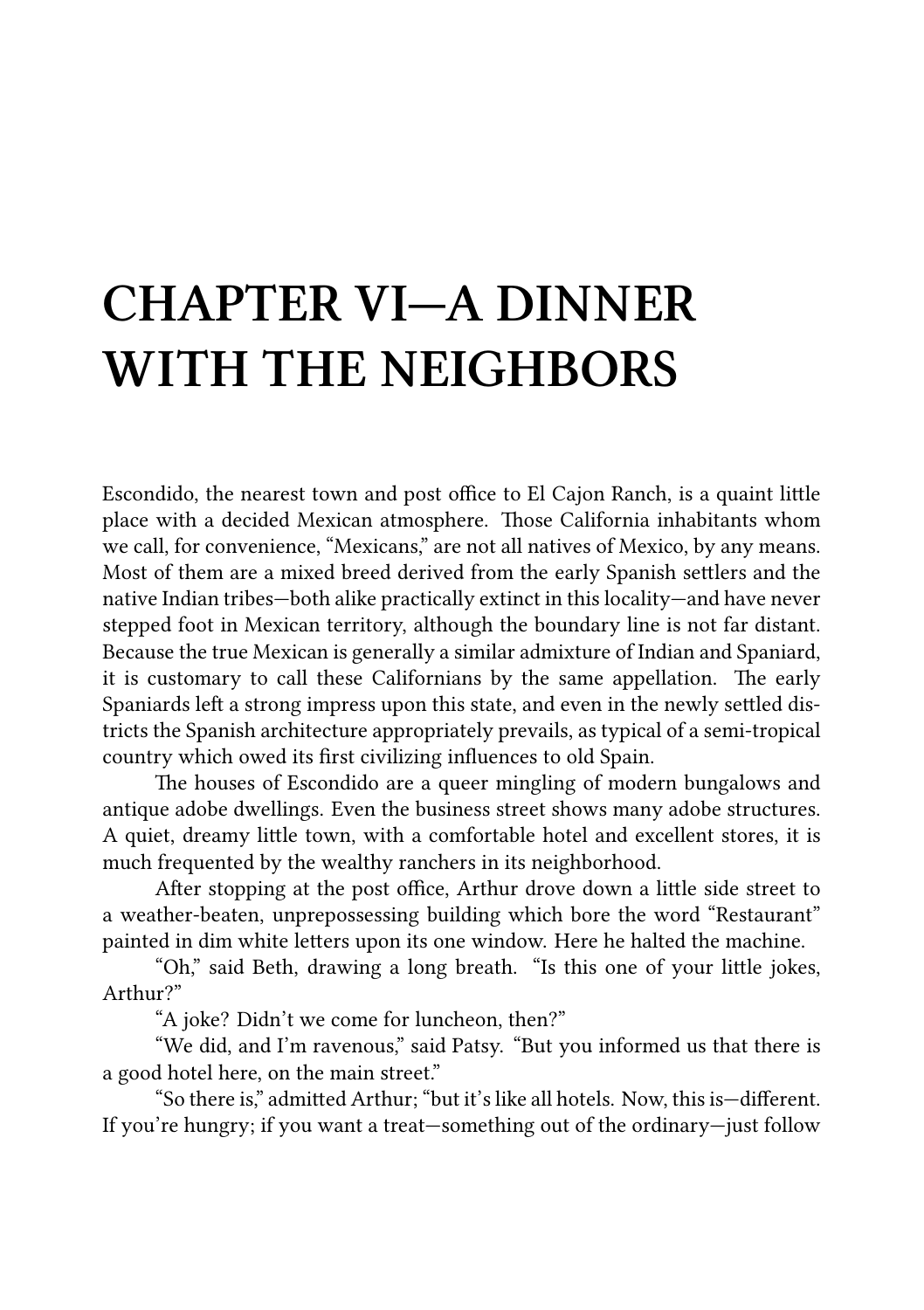# CHAPTER VI—A DINNER WITH THE NEIGHBORS

Escondido, the nearest town and post office to El Cajon Ranch, is a quaint little place with a decided Mexican atmosphere. Those California inhabitants whom we call, for convenience, "Mexicans," are not all natives of Mexico, by any means. Most of them are a mixed breed derived from the early Spanish settlers and the native Indian tribes—both alike practically extinct in this locality—and have never stepped foot in Mexican territory, although the boundary line is not far distant. Because the true Mexican is generally a similar admixture of Indian and Spaniard, it is customary to call these Californians by the same appellation. The early Spaniards left a strong impress upon this state, and even in the newly settled districts the Spanish architecture appropriately prevails, as typical of a semi-tropical country which owed its first civilizing influences to old Spain.

The houses of Escondido are a queer mingling of modern bungalows and antique adobe dwellings. Even the business street shows many adobe structures. A quiet, dreamy little town, with a comfortable hotel and excellent stores, it is much frequented by the wealthy ranchers in its neighborhood.

After stopping at the post office, Arthur drove down a little side street to a weather-beaten, unprepossessing building which bore the word "Restaurant" painted in dim white letters upon its one window. Here he halted the machine.

"Oh," said Beth, drawing a long breath. "Is this one of your little jokes, Arthur?"

"A joke? Didn't we come for luncheon, then?"

"We did, and I'm ravenous," said Patsy. "But you informed us that there is a good hotel here, on the main street."

"So there is," admitted Arthur; "but it's like all hotels. Now, this is—different. If you're hungry; if you want a treat—something out of the ordinary—just follow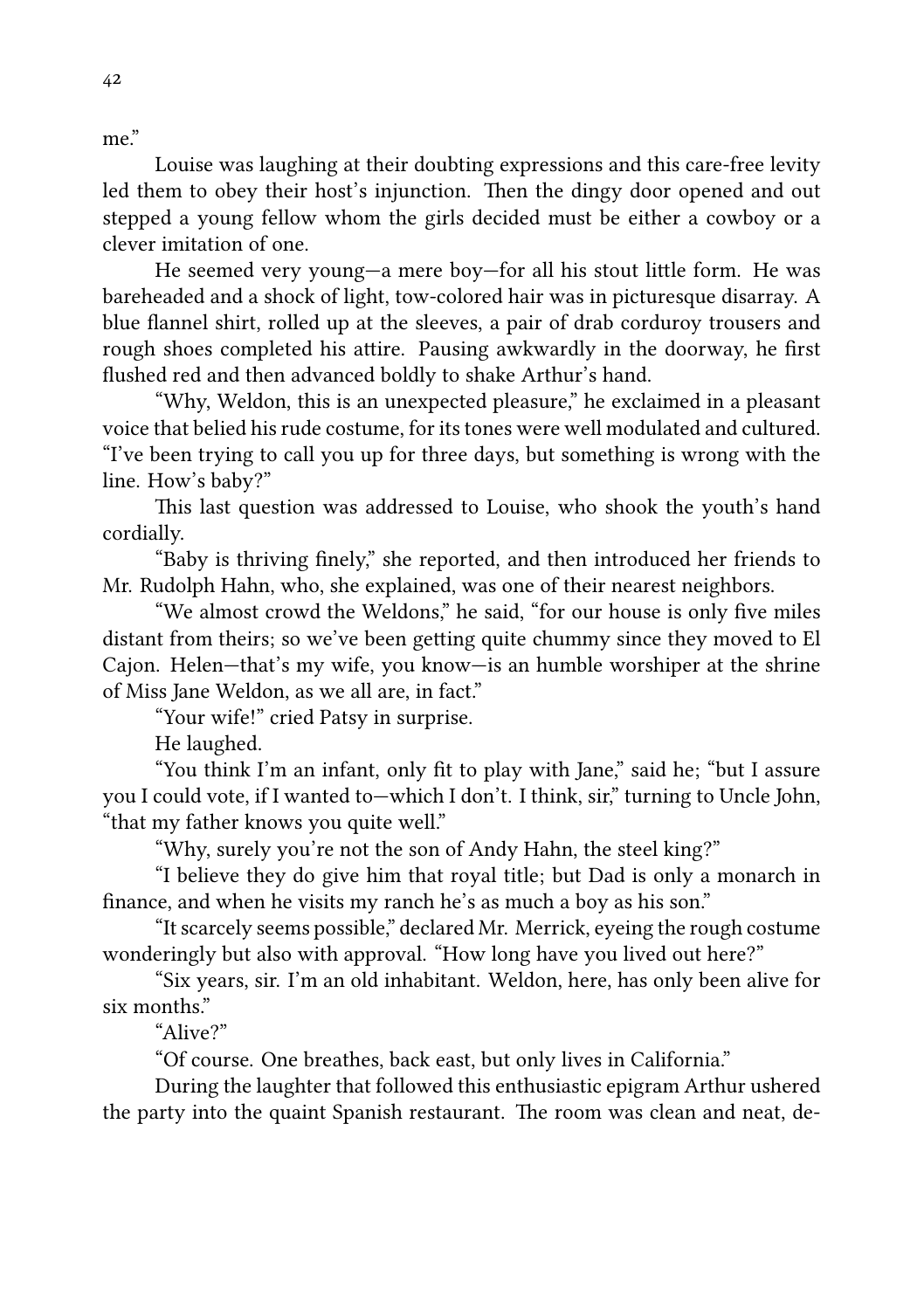me."

Louise was laughing at their doubting expressions and this care-free levity led them to obey their host's injunction. Then the dingy door opened and out stepped a young fellow whom the girls decided must be either a cowboy or a clever imitation of one.

He seemed very young—a mere boy—for all his stout little form. He was bareheaded and a shock of light, tow-colored hair was in picturesque disarray. A blue flannel shirt, rolled up at the sleeves, a pair of drab corduroy trousers and rough shoes completed his attire. Pausing awkwardly in the doorway, he first flushed red and then advanced boldly to shake Arthur's hand.

"Why, Weldon, this is an unexpected pleasure," he exclaimed in a pleasant voice that belied his rude costume, for its tones were well modulated and cultured. "I've been trying to call you up for three days, but something is wrong with the line. How's baby?"

This last question was addressed to Louise, who shook the youth's hand cordially.

"Baby is thriving finely," she reported, and then introduced her friends to Mr. Rudolph Hahn, who, she explained, was one of their nearest neighbors.

"We almost crowd the Weldons," he said, "for our house is only five miles distant from theirs; so we've been getting quite chummy since they moved to El Cajon. Helen—that's my wife, you know—is an humble worshiper at the shrine of Miss Jane Weldon, as we all are, in fact."

"Your wife!" cried Patsy in surprise.

He laughed.

"You think I'm an infant, only fit to play with Jane," said he; "but I assure you I could vote, if I wanted to—which I don't. I think, sir," turning to Uncle John, "that my father knows you quite well."

"Why, surely you're not the son of Andy Hahn, the steel king?"

"I believe they do give him that royal title; but Dad is only a monarch in finance, and when he visits my ranch he's as much a boy as his son."

"It scarcely seems possible," declared Mr. Merrick, eyeing the rough costume wonderingly but also with approval. "How long have you lived out here?"

"Six years, sir. I'm an old inhabitant. Weldon, here, has only been alive for six months."

"Alive?"

"Of course. One breathes, back east, but only lives in California."

During the laughter that followed this enthusiastic epigram Arthur ushered the party into the quaint Spanish restaurant. The room was clean and neat, de-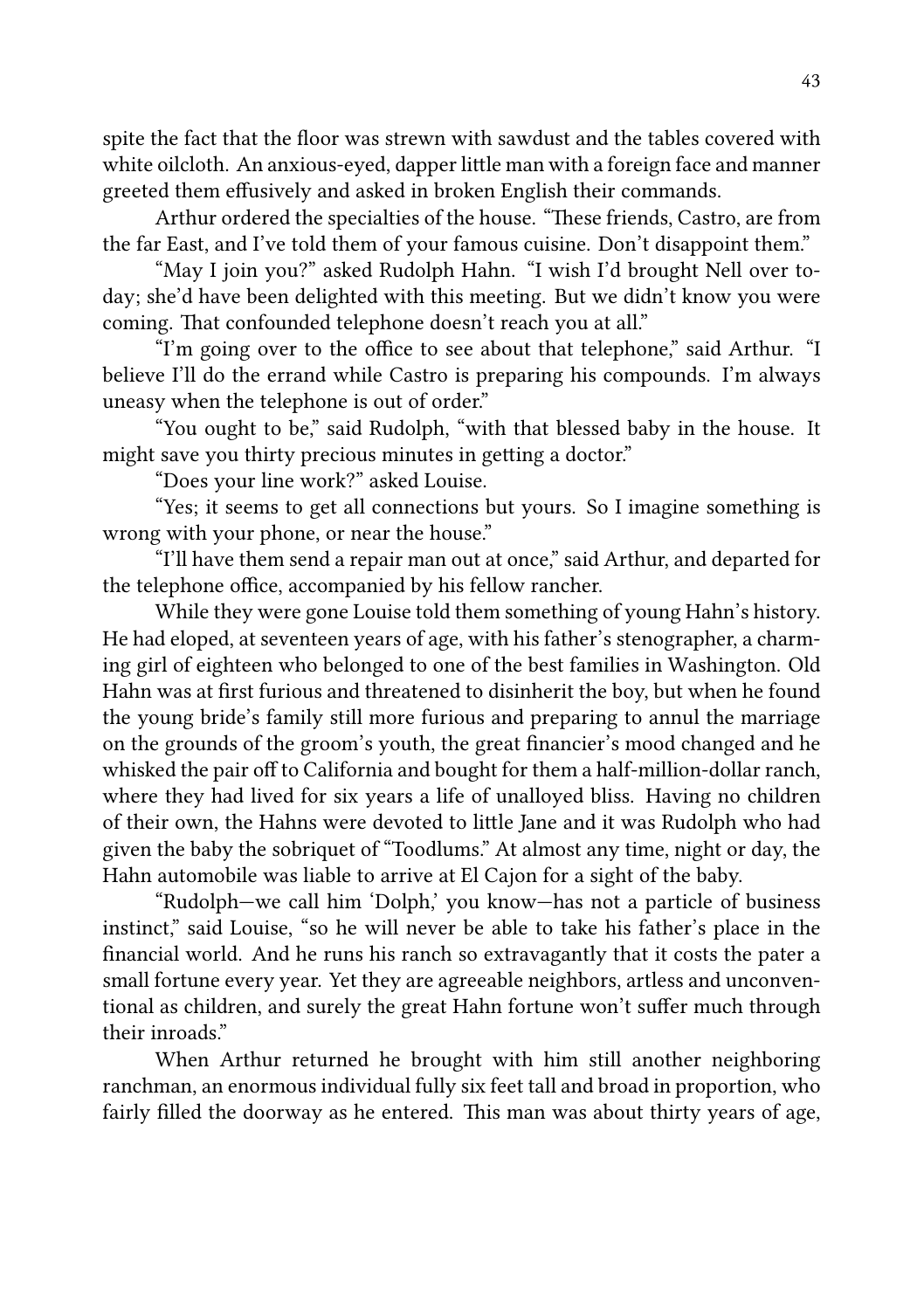spite the fact that the floor was strewn with sawdust and the tables covered with white oilcloth. An anxious-eyed, dapper little man with a foreign face and manner greeted them effusively and asked in broken English their commands.

Arthur ordered the specialties of the house. "These friends, Castro, are from the far East, and I've told them of your famous cuisine. Don't disappoint them."

"May I join you?" asked Rudolph Hahn. "I wish I'd brought Nell over today; she'd have been delighted with this meeting. But we didn't know you were coming. That confounded telephone doesn't reach you at all."

"I'm going over to the office to see about that telephone," said Arthur. "I believe I'll do the errand while Castro is preparing his compounds. I'm always uneasy when the telephone is out of order."

"You ought to be," said Rudolph, "with that blessed baby in the house. It might save you thirty precious minutes in getting a doctor."

"Does your line work?" asked Louise.

"Yes; it seems to get all connections but yours. So I imagine something is wrong with your phone, or near the house."

"I'll have them send a repair man out at once," said Arthur, and departed for the telephone office, accompanied by his fellow rancher.

While they were gone Louise told them something of young Hahn's history. He had eloped, at seventeen years of age, with his father's stenographer, a charming girl of eighteen who belonged to one of the best families in Washington. Old Hahn was at first furious and threatened to disinherit the boy, but when he found the young bride's family still more furious and preparing to annul the marriage on the grounds of the groom's youth, the great financier's mood changed and he whisked the pair off to California and bought for them a half-million-dollar ranch, where they had lived for six years a life of unalloyed bliss. Having no children of their own, the Hahns were devoted to little Jane and it was Rudolph who had given the baby the sobriquet of "Toodlums." At almost any time, night or day, the Hahn automobile was liable to arrive at El Cajon for a sight of the baby.

"Rudolph—we call him 'Dolph,' you know—has not a particle of business instinct," said Louise, "so he will never be able to take his father's place in the financial world. And he runs his ranch so extravagantly that it costs the pater a small fortune every year. Yet they are agreeable neighbors, artless and unconventional as children, and surely the great Hahn fortune won't suffer much through their inroads."

When Arthur returned he brought with him still another neighboring ranchman, an enormous individual fully six feet tall and broad in proportion, who fairly filled the doorway as he entered. This man was about thirty years of age,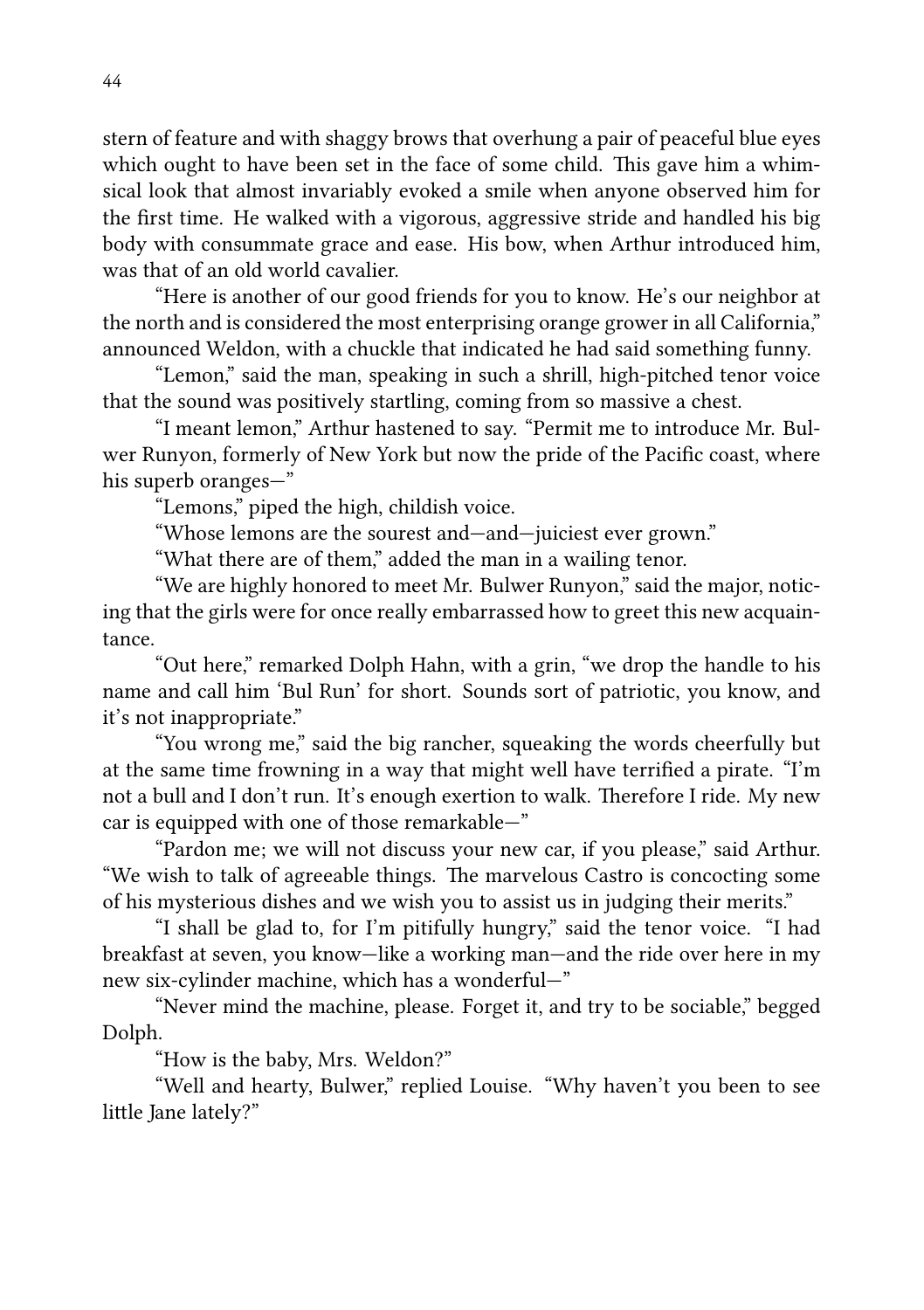stern of feature and with shaggy brows that overhung a pair of peaceful blue eyes which ought to have been set in the face of some child. This gave him a whimsical look that almost invariably evoked a smile when anyone observed him for the first time. He walked with a vigorous, aggressive stride and handled his big body with consummate grace and ease. His bow, when Arthur introduced him, was that of an old world cavalier.

"Here is another of our good friends for you to know. He's our neighbor at the north and is considered the most enterprising orange grower in all California," announced Weldon, with a chuckle that indicated he had said something funny.

"Lemon," said the man, speaking in such a shrill, high-pitched tenor voice that the sound was positively startling, coming from so massive a chest.

"I meant lemon," Arthur hastened to say. "Permit me to introduce Mr. Bulwer Runyon, formerly of New York but now the pride of the Pacific coast, where his superb oranges—"

"Lemons," piped the high, childish voice.

"Whose lemons are the sourest and—and—juiciest ever grown."

"What there are of them," added the man in a wailing tenor.

"We are highly honored to meet Mr. Bulwer Runyon," said the major, noticing that the girls were for once really embarrassed how to greet this new acquaintance.

"Out here," remarked Dolph Hahn, with a grin, "we drop the handle to his name and call him 'Bul Run' for short. Sounds sort of patriotic, you know, and it's not inappropriate."

"You wrong me," said the big rancher, squeaking the words cheerfully but at the same time frowning in a way that might well have terrified a pirate. "I'm not a bull and I don't run. It's enough exertion to walk. Therefore I ride. My new car is equipped with one of those remarkable—"

"Pardon me; we will not discuss your new car, if you please," said Arthur. "We wish to talk of agreeable things. The marvelous Castro is concocting some of his mysterious dishes and we wish you to assist us in judging their merits."

"I shall be glad to, for I'm pitifully hungry," said the tenor voice. "I had breakfast at seven, you know—like a working man—and the ride over here in my new six-cylinder machine, which has a wonderful—"

"Never mind the machine, please. Forget it, and try to be sociable," begged Dolph.

"How is the baby, Mrs. Weldon?"

"Well and hearty, Bulwer," replied Louise. "Why haven't you been to see little Jane lately?"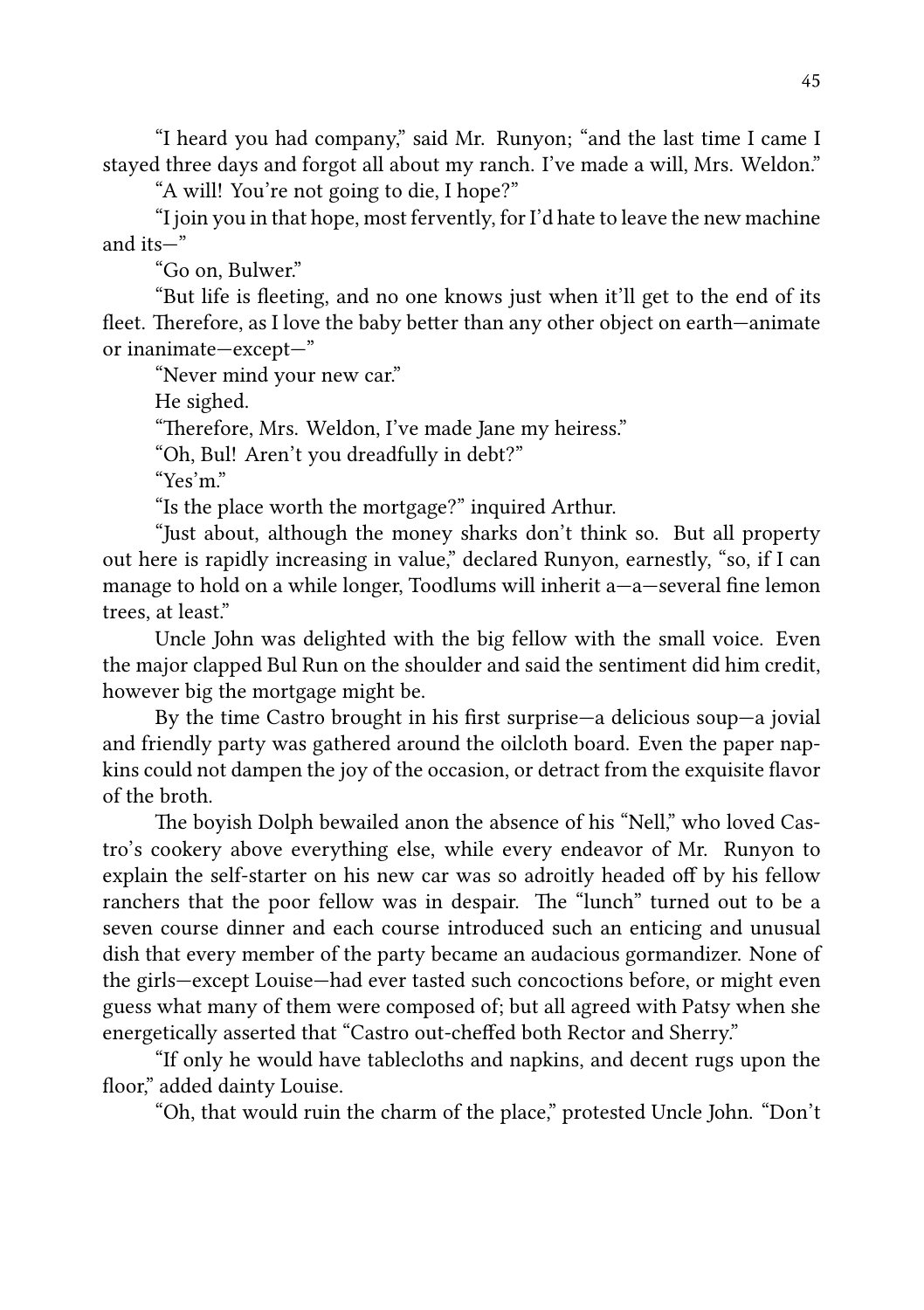"I heard you had company," said Mr. Runyon; "and the last time I came I stayed three days and forgot all about my ranch. I've made a will, Mrs. Weldon."

"A will! You're not going to die, I hope?"

"I join you in that hope, most fervently, for I'd hate to leave the new machine and its—"

"Go on, Bulwer."

"But life is fleeting, and no one knows just when it'll get to the end of its fleet. Therefore, as I love the baby better than any other object on earth—animate or inanimate—except—"

"Never mind your new car."

He sighed.

"Therefore, Mrs. Weldon, I've made Jane my heiress."

"Oh, Bul! Aren't you dreadfully in debt?"

"Yes'm."

"Is the place worth the mortgage?" inquired Arthur.

"Just about, although the money sharks don't think so. But all property out here is rapidly increasing in value," declared Runyon, earnestly, "so, if I can manage to hold on a while longer, Toodlums will inherit a—a—several fine lemon trees, at least."

Uncle John was delighted with the big fellow with the small voice. Even the major clapped Bul Run on the shoulder and said the sentiment did him credit, however big the mortgage might be.

By the time Castro brought in his first surprise—a delicious soup—a jovial and friendly party was gathered around the oilcloth board. Even the paper napkins could not dampen the joy of the occasion, or detract from the exquisite flavor of the broth.

The boyish Dolph bewailed anon the absence of his "Nell," who loved Castro's cookery above everything else, while every endeavor of Mr. Runyon to explain the self-starter on his new car was so adroitly headed off by his fellow ranchers that the poor fellow was in despair. The "lunch" turned out to be a seven course dinner and each course introduced such an enticing and unusual dish that every member of the party became an audacious gormandizer. None of the girls—except Louise—had ever tasted such concoctions before, or might even guess what many of them were composed of; but all agreed with Patsy when she energetically asserted that "Castro out-cheffed both Rector and Sherry."

"If only he would have tablecloths and napkins, and decent rugs upon the floor," added dainty Louise.

"Oh, that would ruin the charm of the place," protested Uncle John. "Don't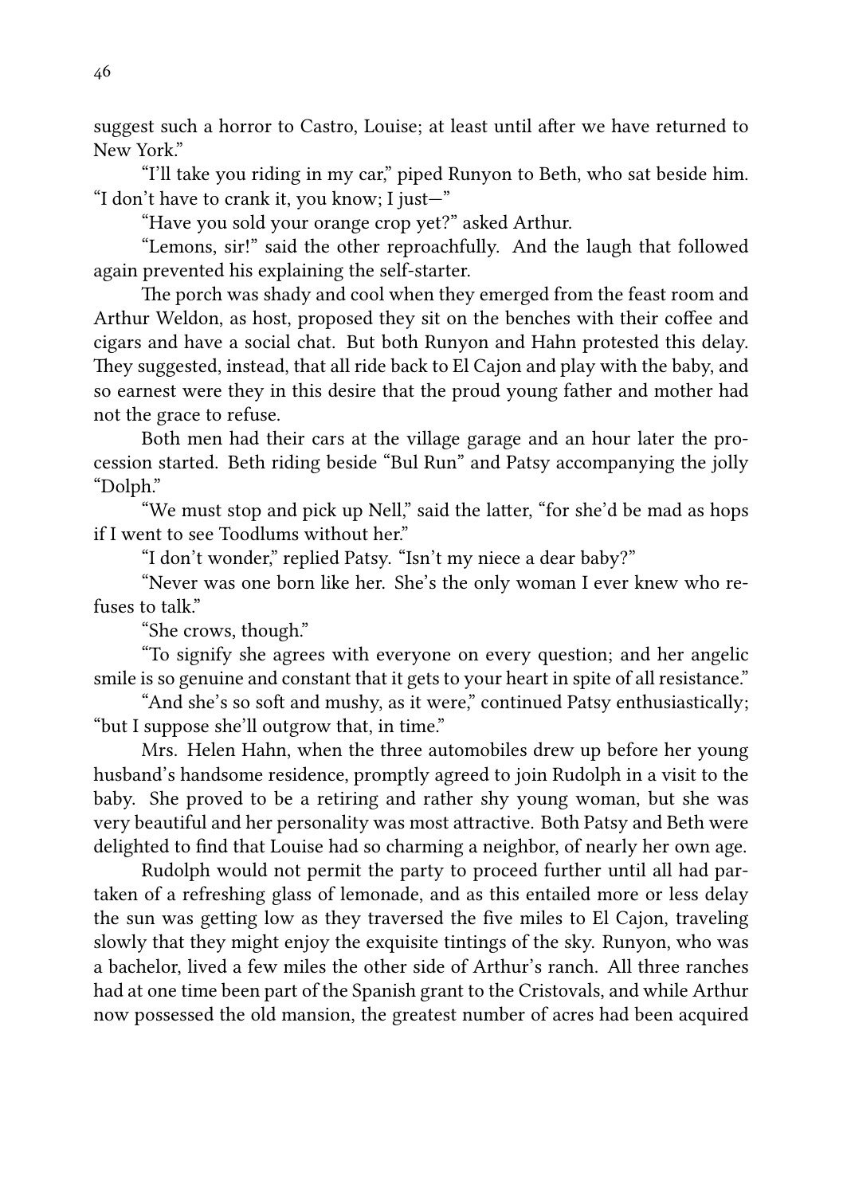suggest such a horror to Castro, Louise; at least until after we have returned to New York."

"I'll take you riding in my car," piped Runyon to Beth, who sat beside him. "I don't have to crank it, you know; I just—"

"Have you sold your orange crop yet?" asked Arthur.

"Lemons, sir!" said the other reproachfully. And the laugh that followed again prevented his explaining the self-starter.

The porch was shady and cool when they emerged from the feast room and Arthur Weldon, as host, proposed they sit on the benches with their coffee and cigars and have a social chat. But both Runyon and Hahn protested this delay. They suggested, instead, that all ride back to El Cajon and play with the baby, and so earnest were they in this desire that the proud young father and mother had not the grace to refuse.

Both men had their cars at the village garage and an hour later the procession started. Beth riding beside "Bul Run" and Patsy accompanying the jolly "Dolph."

"We must stop and pick up Nell," said the latter, "for she'd be mad as hops if I went to see Toodlums without her."

"I don't wonder," replied Patsy. "Isn't my niece a dear baby?"

"Never was one born like her. She's the only woman I ever knew who refuses to talk."

"She crows, though."

"To signify she agrees with everyone on every question; and her angelic smile is so genuine and constant that it gets to your heart in spite of all resistance."

"And she's so soft and mushy, as it were," continued Patsy enthusiastically; "but I suppose she'll outgrow that, in time."

Mrs. Helen Hahn, when the three automobiles drew up before her young husband's handsome residence, promptly agreed to join Rudolph in a visit to the baby. She proved to be a retiring and rather shy young woman, but she was very beautiful and her personality was most attractive. Both Patsy and Beth were delighted to find that Louise had so charming a neighbor, of nearly her own age.

Rudolph would not permit the party to proceed further until all had partaken of a refreshing glass of lemonade, and as this entailed more or less delay the sun was getting low as they traversed the five miles to El Cajon, traveling slowly that they might enjoy the exquisite tintings of the sky. Runyon, who was a bachelor, lived a few miles the other side of Arthur's ranch. All three ranches had at one time been part of the Spanish grant to the Cristovals, and while Arthur now possessed the old mansion, the greatest number of acres had been acquired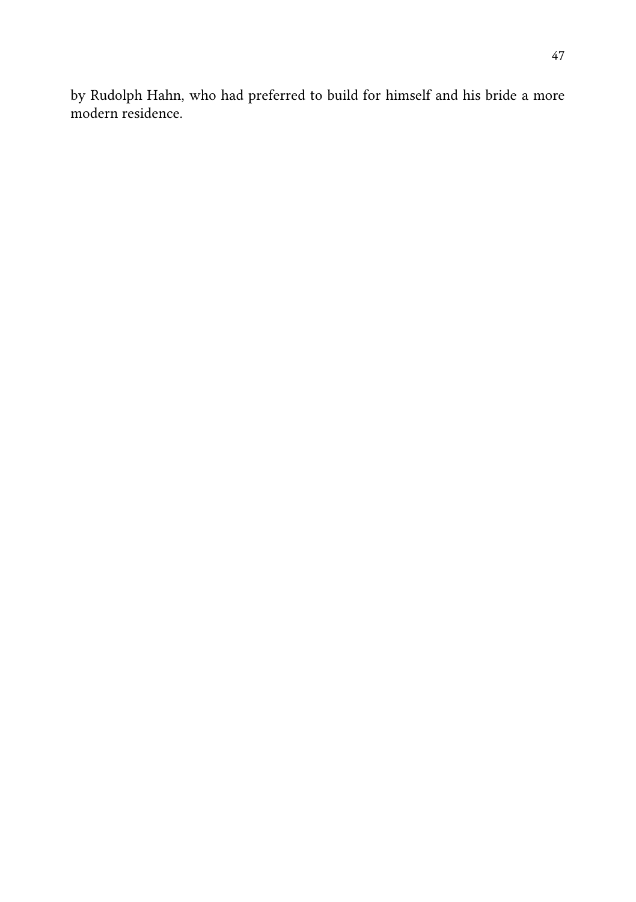by Rudolph Hahn, who had preferred to build for himself and his bride a more modern residence.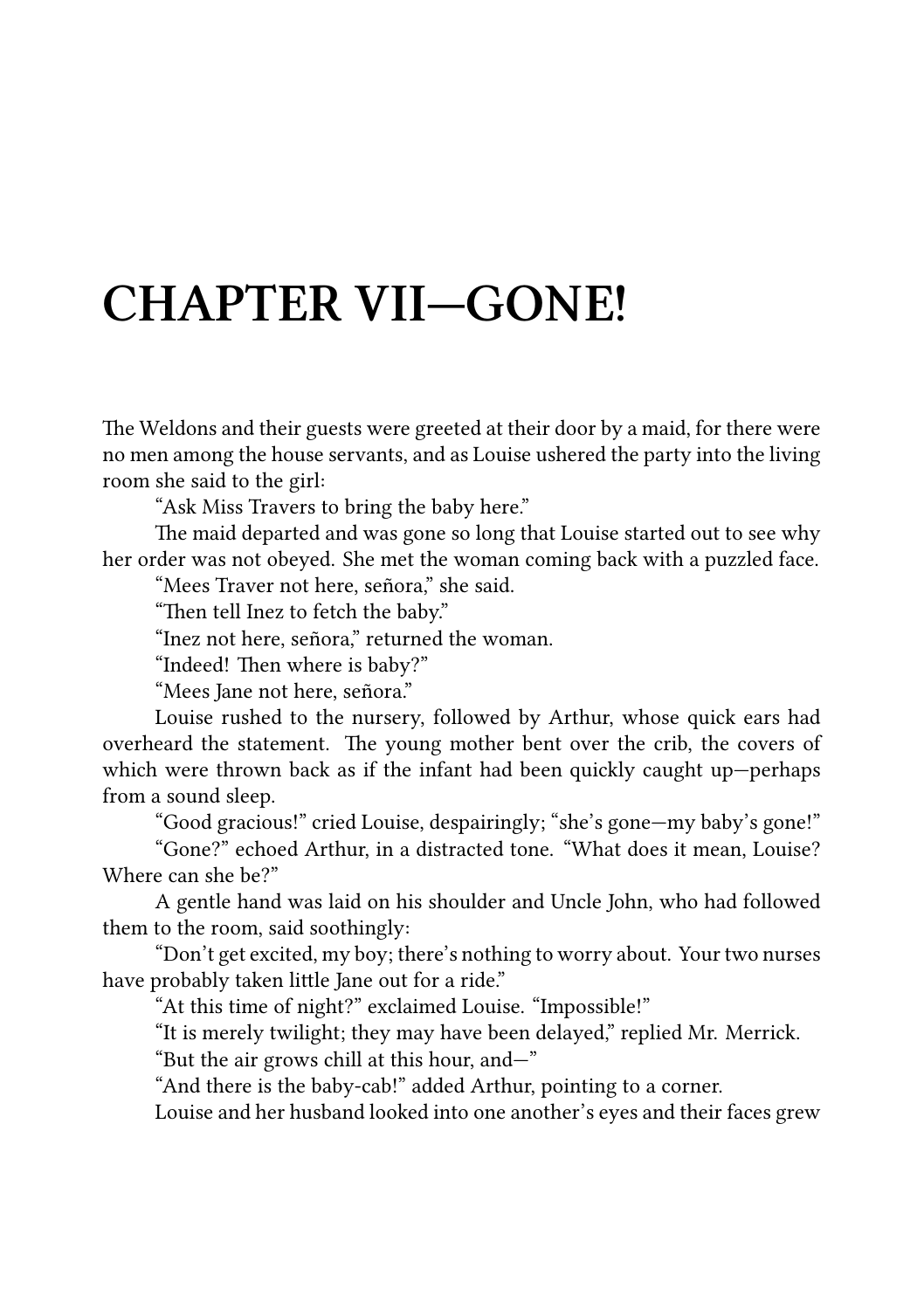# CHAPTER VII—GONE!

The Weldons and their guests were greeted at their door by a maid, for there were no men among the house servants, and as Louise ushered the party into the living room she said to the girl:

"Ask Miss Travers to bring the baby here."

The maid departed and was gone so long that Louise started out to see why her order was not obeyed. She met the woman coming back with a puzzled face.

"Mees Traver not here, señora," she said.

"Then tell Inez to fetch the baby."

"Inez not here, señora," returned the woman.

"Indeed! Then where is baby?"

"Mees Jane not here, señora."

Louise rushed to the nursery, followed by Arthur, whose quick ears had overheard the statement. The young mother bent over the crib, the covers of which were thrown back as if the infant had been quickly caught up—perhaps from a sound sleep.

"Good gracious!" cried Louise, despairingly; "she's gone—my baby's gone!"

"Gone?" echoed Arthur, in a distracted tone. "What does it mean, Louise? Where can she be?"

A gentle hand was laid on his shoulder and Uncle John, who had followed them to the room, said soothingly:

"Don't get excited, my boy; there's nothing to worry about. Your two nurses have probably taken little Jane out for a ride."

"At this time of night?" exclaimed Louise. "Impossible!"

"It is merely twilight; they may have been delayed," replied Mr. Merrick.

"But the air grows chill at this hour, and—"

"And there is the baby-cab!" added Arthur, pointing to a corner.

Louise and her husband looked into one another's eyes and their faces grew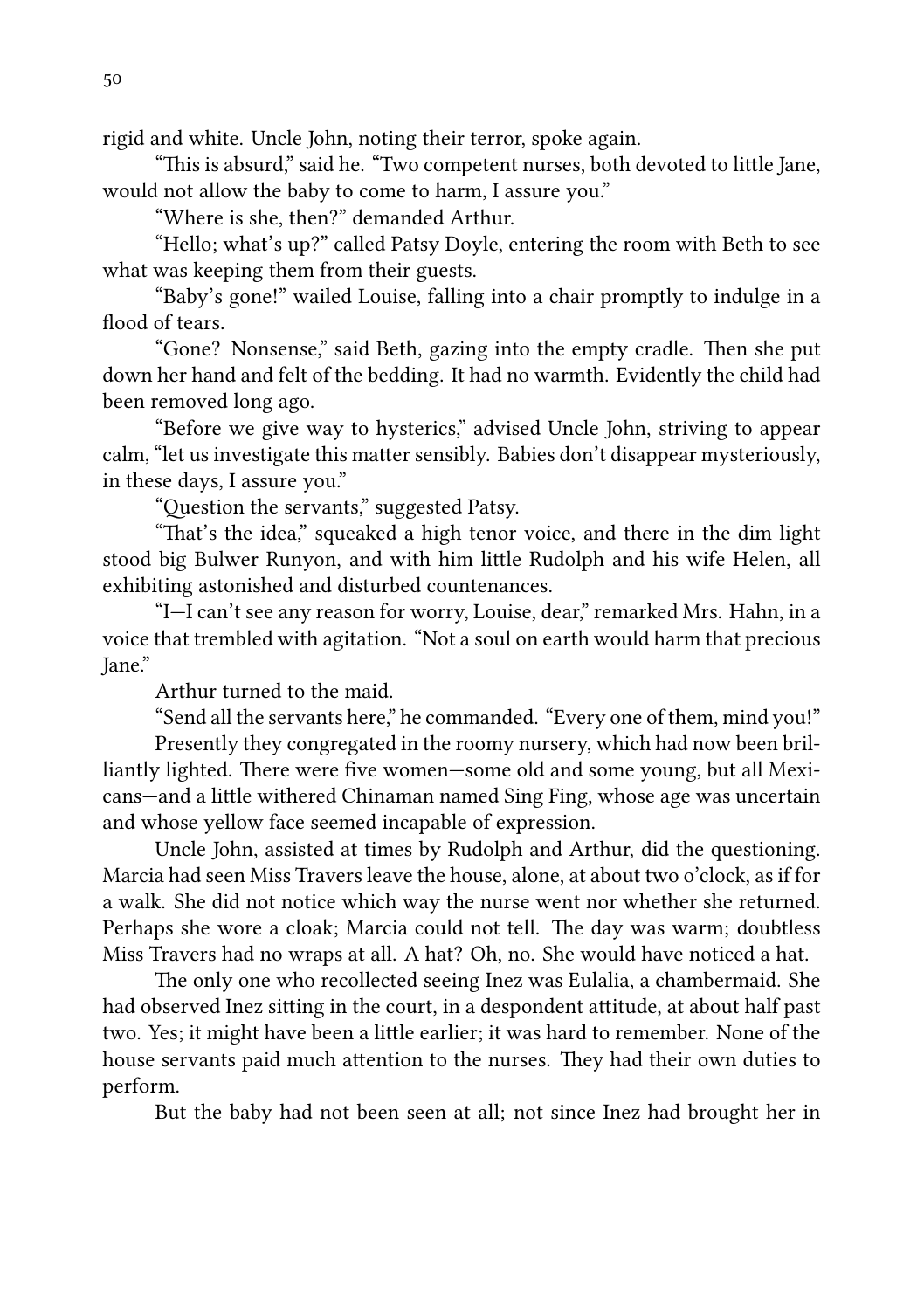rigid and white. Uncle John, noting their terror, spoke again.

"This is absurd," said he. "Two competent nurses, both devoted to little Jane, would not allow the baby to come to harm, I assure you."

"Where is she, then?" demanded Arthur.

"Hello; what's up?" called Patsy Doyle, entering the room with Beth to see what was keeping them from their guests.

"Baby's gone!" wailed Louise, falling into a chair promptly to indulge in a flood of tears.

"Gone? Nonsense," said Beth, gazing into the empty cradle. Then she put down her hand and felt of the bedding. It had no warmth. Evidently the child had been removed long ago.

"Before we give way to hysterics," advised Uncle John, striving to appear calm, "let us investigate this matter sensibly. Babies don't disappear mysteriously, in these days, I assure you."

"Question the servants," suggested Patsy.

"That's the idea," squeaked a high tenor voice, and there in the dim light stood big Bulwer Runyon, and with him little Rudolph and his wife Helen, all exhibiting astonished and disturbed countenances.

"I—I can't see any reason for worry, Louise, dear," remarked Mrs. Hahn, in a voice that trembled with agitation. "Not a soul on earth would harm that precious Jane."

Arthur turned to the maid.

"Send all the servants here," he commanded. "Every one of them, mind you!"

Presently they congregated in the roomy nursery, which had now been brilliantly lighted. There were five women—some old and some young, but all Mexicans—and a little withered Chinaman named Sing Fing, whose age was uncertain and whose yellow face seemed incapable of expression.

Uncle John, assisted at times by Rudolph and Arthur, did the questioning. Marcia had seen Miss Travers leave the house, alone, at about two o'clock, as if for a walk. She did not notice which way the nurse went nor whether she returned. Perhaps she wore a cloak; Marcia could not tell. The day was warm; doubtless Miss Travers had no wraps at all. A hat? Oh, no. She would have noticed a hat.

The only one who recollected seeing Inez was Eulalia, a chambermaid. She had observed Inez sitting in the court, in a despondent attitude, at about half past two. Yes; it might have been a little earlier; it was hard to remember. None of the house servants paid much attention to the nurses. They had their own duties to perform.

But the baby had not been seen at all; not since Inez had brought her in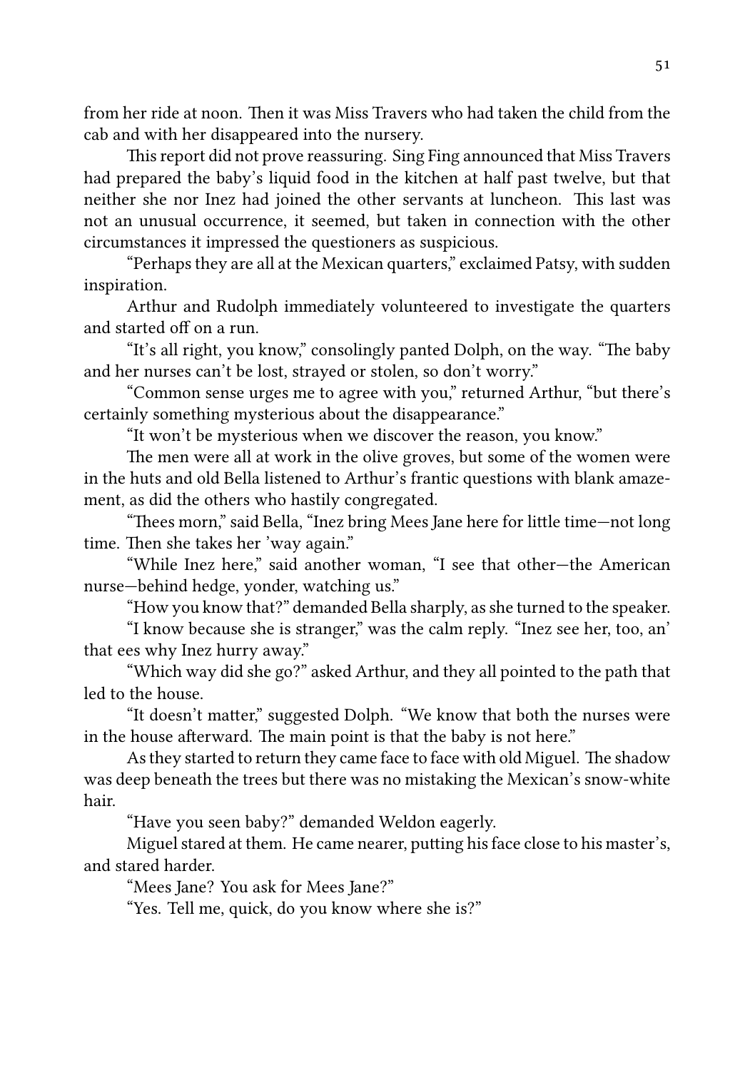from her ride at noon. Then it was Miss Travers who had taken the child from the cab and with her disappeared into the nursery.

This report did not prove reassuring. Sing Fing announced that Miss Travers had prepared the baby's liquid food in the kitchen at half past twelve, but that neither she nor Inez had joined the other servants at luncheon. This last was not an unusual occurrence, it seemed, but taken in connection with the other circumstances it impressed the questioners as suspicious.

"Perhaps they are all at the Mexican quarters," exclaimed Patsy, with sudden inspiration.

Arthur and Rudolph immediately volunteered to investigate the quarters and started off on a run.

"It's all right, you know," consolingly panted Dolph, on the way. "The baby and her nurses can't be lost, strayed or stolen, so don't worry."

"Common sense urges me to agree with you," returned Arthur, "but there's certainly something mysterious about the disappearance."

"It won't be mysterious when we discover the reason, you know."

The men were all at work in the olive groves, but some of the women were in the huts and old Bella listened to Arthur's frantic questions with blank amazement, as did the others who hastily congregated.

"Thees morn," said Bella, "Inez bring Mees Jane here for little time—not long time. Then she takes her 'way again."

"While Inez here," said another woman, "I see that other—the American nurse—behind hedge, yonder, watching us."

"How you know that?" demanded Bella sharply, as she turned to the speaker.

"I know because she is stranger," was the calm reply. "Inez see her, too, an' that ees why Inez hurry away."

"Which way did she go?" asked Arthur, and they all pointed to the path that led to the house.

"It doesn't matter," suggested Dolph. "We know that both the nurses were in the house afterward. The main point is that the baby is not here."

As they started to return they came face to face with old Miguel. The shadow was deep beneath the trees but there was no mistaking the Mexican's snow-white hair.

"Have you seen baby?" demanded Weldon eagerly.

Miguel stared at them. He came nearer, putting his face close to his master's, and stared harder.

"Mees Jane? You ask for Mees Jane?"

"Yes. Tell me, quick, do you know where she is?"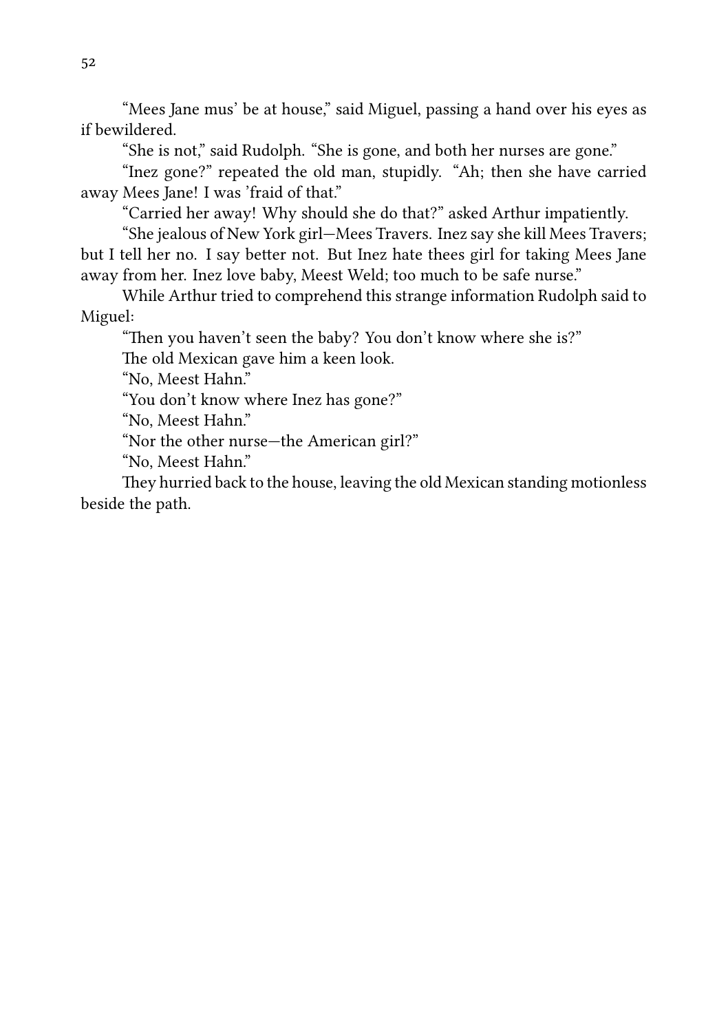"Mees Jane mus' be at house," said Miguel, passing a hand over his eyes as if bewildered.

"She is not," said Rudolph. "She is gone, and both her nurses are gone."

"Inez gone?" repeated the old man, stupidly. "Ah; then she have carried away Mees Jane! I was 'fraid of that."

"Carried her away! Why should she do that?" asked Arthur impatiently.

"She jealous of New York girl—Mees Travers. Inez say she kill Mees Travers; but I tell her no. I say better not. But Inez hate thees girl for taking Mees Jane away from her. Inez love baby, Meest Weld; too much to be safe nurse."

While Arthur tried to comprehend this strange information Rudolph said to Miguel:

"Then you haven't seen the baby? You don't know where she is?"

The old Mexican gave him a keen look.

"No, Meest Hahn."

"You don't know where Inez has gone?"

"No, Meest Hahn."

"Nor the other nurse—the American girl?"

"No, Meest Hahn."

They hurried back to the house, leaving the old Mexican standing motionless beside the path.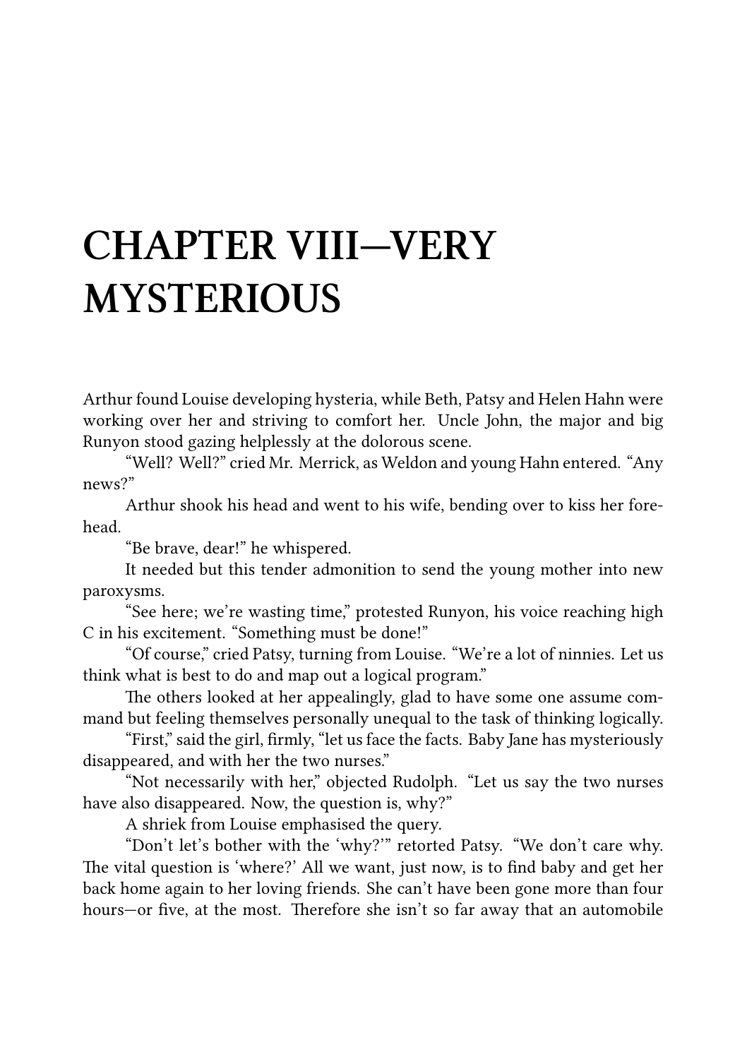# CHAPTER VIII—VERY MYSTERIOUS

Arthur found Louise developing hysteria, while Beth, Patsy and Helen Hahn were working over her and striving to comfort her. Uncle John, the major and big Runyon stood gazing helplessly at the dolorous scene.

"Well? Well?" cried Mr. Merrick, as Weldon and young Hahn entered. "Any news?"

Arthur shook his head and went to his wife, bending over to kiss her forehead.

"Be brave, dear!" he whispered.

It needed but this tender admonition to send the young mother into new paroxysms.

"See here; we're wasting time," protested Runyon, his voice reaching high C in his excitement. "Something must be done!"

"Of course," cried Patsy, turning from Louise. "We're a lot of ninnies. Let us think what is best to do and map out a logical program."

The others looked at her appealingly, glad to have some one assume command but feeling themselves personally unequal to the task of thinking logically.

"First," said the girl, firmly, "let us face the facts. Baby Jane has mysteriously disappeared, and with her the two nurses."

"Not necessarily with her," objected Rudolph. "Let us say the two nurses have also disappeared. Now, the question is, why?"

A shriek from Louise emphasised the query.

"Don't let's bother with the 'why?'" retorted Patsy. "We don't care why. The vital question is 'where?' All we want, just now, is to find baby and get her back home again to her loving friends. She can't have been gone more than four hours—or five, at the most. Therefore she isn't so far away that an automobile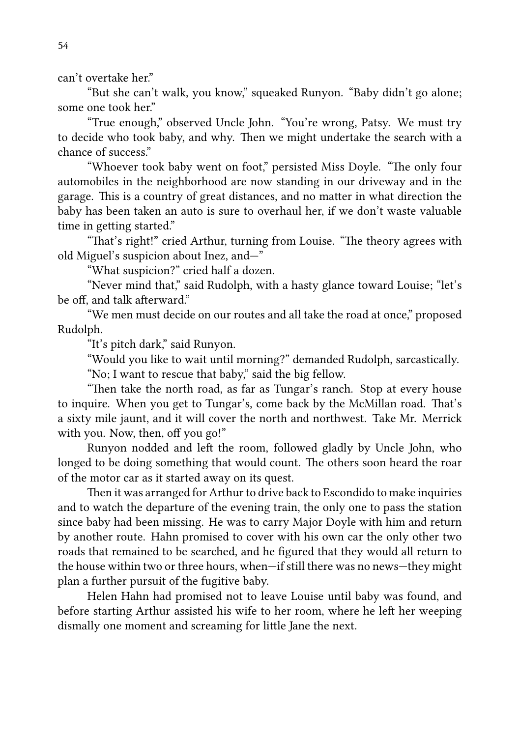can't overtake her."

"But she can't walk, you know," squeaked Runyon. "Baby didn't go alone; some one took her."

"True enough," observed Uncle John. "You're wrong, Patsy. We must try to decide who took baby, and why. Then we might undertake the search with a chance of success."

"Whoever took baby went on foot," persisted Miss Doyle. "The only four automobiles in the neighborhood are now standing in our driveway and in the garage. This is a country of great distances, and no matter in what direction the baby has been taken an auto is sure to overhaul her, if we don't waste valuable time in getting started."

"That's right!" cried Arthur, turning from Louise. "The theory agrees with old Miguel's suspicion about Inez, and—"

"What suspicion?" cried half a dozen.

"Never mind that," said Rudolph, with a hasty glance toward Louise; "let's be off, and talk afterward."

"We men must decide on our routes and all take the road at once," proposed Rudolph.

"It's pitch dark," said Runyon.

"Would you like to wait until morning?" demanded Rudolph, sarcastically.

"No; I want to rescue that baby," said the big fellow.

"Then take the north road, as far as Tungar's ranch. Stop at every house to inquire. When you get to Tungar's, come back by the McMillan road. That's a sixty mile jaunt, and it will cover the north and northwest. Take Mr. Merrick with you. Now, then, off you go!"

Runyon nodded and left the room, followed gladly by Uncle John, who longed to be doing something that would count. The others soon heard the roar of the motor car as it started away on its quest.

Then it was arranged for Arthur to drive back to Escondido to make inquiries and to watch the departure of the evening train, the only one to pass the station since baby had been missing. He was to carry Major Doyle with him and return by another route. Hahn promised to cover with his own car the only other two roads that remained to be searched, and he figured that they would all return to the house within two or three hours, when—if still there was no news—they might plan a further pursuit of the fugitive baby.

Helen Hahn had promised not to leave Louise until baby was found, and before starting Arthur assisted his wife to her room, where he left her weeping dismally one moment and screaming for little Jane the next.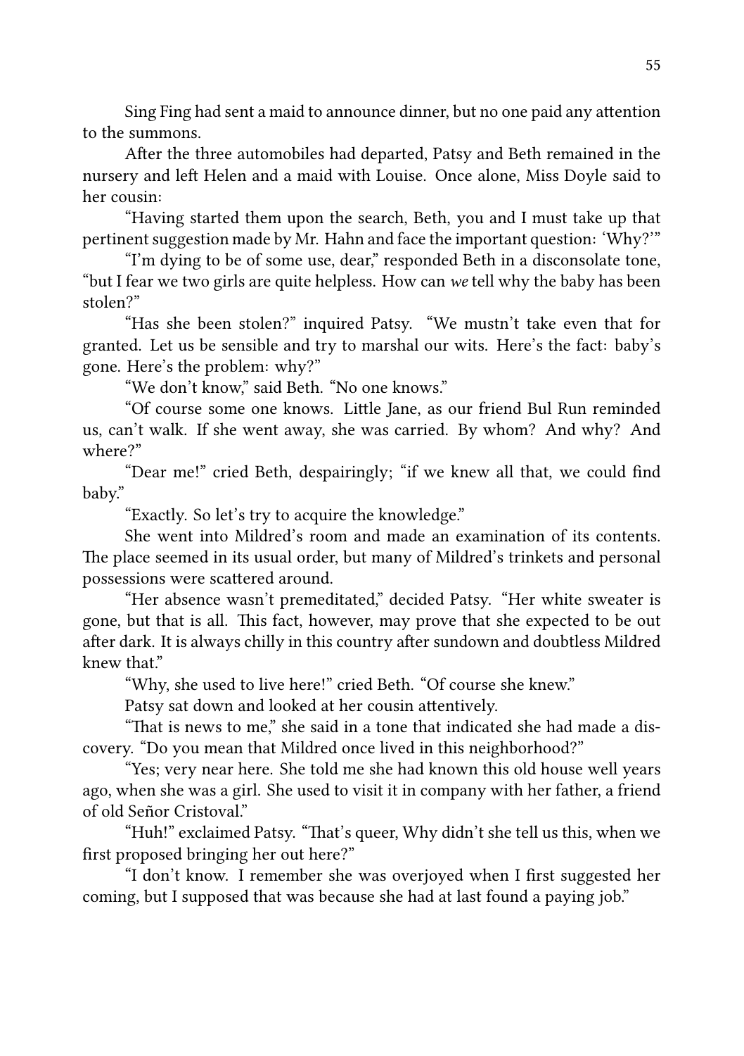Sing Fing had sent a maid to announce dinner, but no one paid any attention to the summons.

After the three automobiles had departed, Patsy and Beth remained in the nursery and left Helen and a maid with Louise. Once alone, Miss Doyle said to her cousin:

"Having started them upon the search, Beth, you and I must take up that pertinent suggestion made by Mr. Hahn and face the important question: 'Why?'"

"I'm dying to be of some use, dear," responded Beth in a disconsolate tone, "but I fear we two girls are quite helpless. How can *we* tell why the baby has been stolen?"

"Has she been stolen?" inquired Patsy. "We mustn't take even that for granted. Let us be sensible and try to marshal our wits. Here's the fact: baby's gone. Here's the problem: why?"

"We don't know," said Beth. "No one knows."

"Of course some one knows. Little Jane, as our friend Bul Run reminded us, can't walk. If she went away, she was carried. By whom? And why? And where?"

"Dear me!" cried Beth, despairingly; "if we knew all that, we could find baby."

"Exactly. So let's try to acquire the knowledge."

She went into Mildred's room and made an examination of its contents. The place seemed in its usual order, but many of Mildred's trinkets and personal possessions were scattered around.

"Her absence wasn't premeditated," decided Patsy. "Her white sweater is gone, but that is all. This fact, however, may prove that she expected to be out after dark. It is always chilly in this country after sundown and doubtless Mildred knew that."

"Why, she used to live here!" cried Beth. "Of course she knew."

Patsy sat down and looked at her cousin attentively.

"That is news to me," she said in a tone that indicated she had made a discovery. "Do you mean that Mildred once lived in this neighborhood?"

"Yes; very near here. She told me she had known this old house well years ago, when she was a girl. She used to visit it in company with her father, a friend of old Señor Cristoval."

"Huh!" exclaimed Patsy. "That's queer, Why didn't she tell us this, when we first proposed bringing her out here?"

"I don't know. I remember she was overjoyed when I first suggested her coming, but I supposed that was because she had at last found a paying job."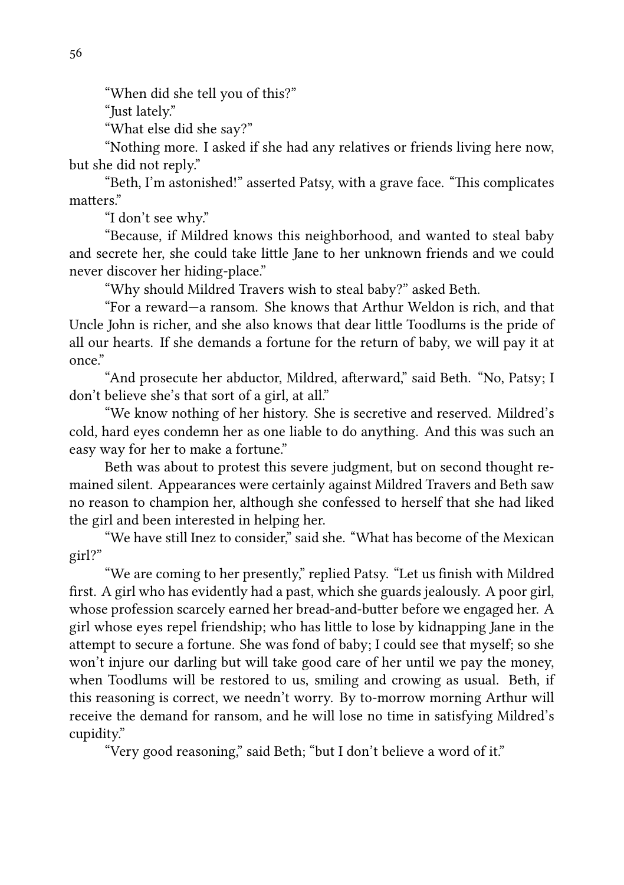"When did she tell you of this?"

"Just lately."

"What else did she say?"

"Nothing more. I asked if she had any relatives or friends living here now, but she did not reply."

"Beth, I'm astonished!" asserted Patsy, with a grave face. "This complicates matters."

"I don't see why."

"Because, if Mildred knows this neighborhood, and wanted to steal baby and secrete her, she could take little Jane to her unknown friends and we could never discover her hiding-place."

"Why should Mildred Travers wish to steal baby?" asked Beth.

"For a reward—a ransom. She knows that Arthur Weldon is rich, and that Uncle John is richer, and she also knows that dear little Toodlums is the pride of all our hearts. If she demands a fortune for the return of baby, we will pay it at once."

"And prosecute her abductor, Mildred, afterward," said Beth. "No, Patsy; I don't believe she's that sort of a girl, at all."

"We know nothing of her history. She is secretive and reserved. Mildred's cold, hard eyes condemn her as one liable to do anything. And this was such an easy way for her to make a fortune."

Beth was about to protest this severe judgment, but on second thought remained silent. Appearances were certainly against Mildred Travers and Beth saw no reason to champion her, although she confessed to herself that she had liked the girl and been interested in helping her.

"We have still Inez to consider," said she. "What has become of the Mexican girl?"

"We are coming to her presently," replied Patsy. "Let us finish with Mildred first. A girl who has evidently had a past, which she guards jealously. A poor girl, whose profession scarcely earned her bread-and-butter before we engaged her. A girl whose eyes repel friendship; who has little to lose by kidnapping Jane in the attempt to secure a fortune. She was fond of baby; I could see that myself; so she won't injure our darling but will take good care of her until we pay the money, when Toodlums will be restored to us, smiling and crowing as usual. Beth, if this reasoning is correct, we needn't worry. By to-morrow morning Arthur will receive the demand for ransom, and he will lose no time in satisfying Mildred's cupidity."

"Very good reasoning," said Beth; "but I don't believe a word of it."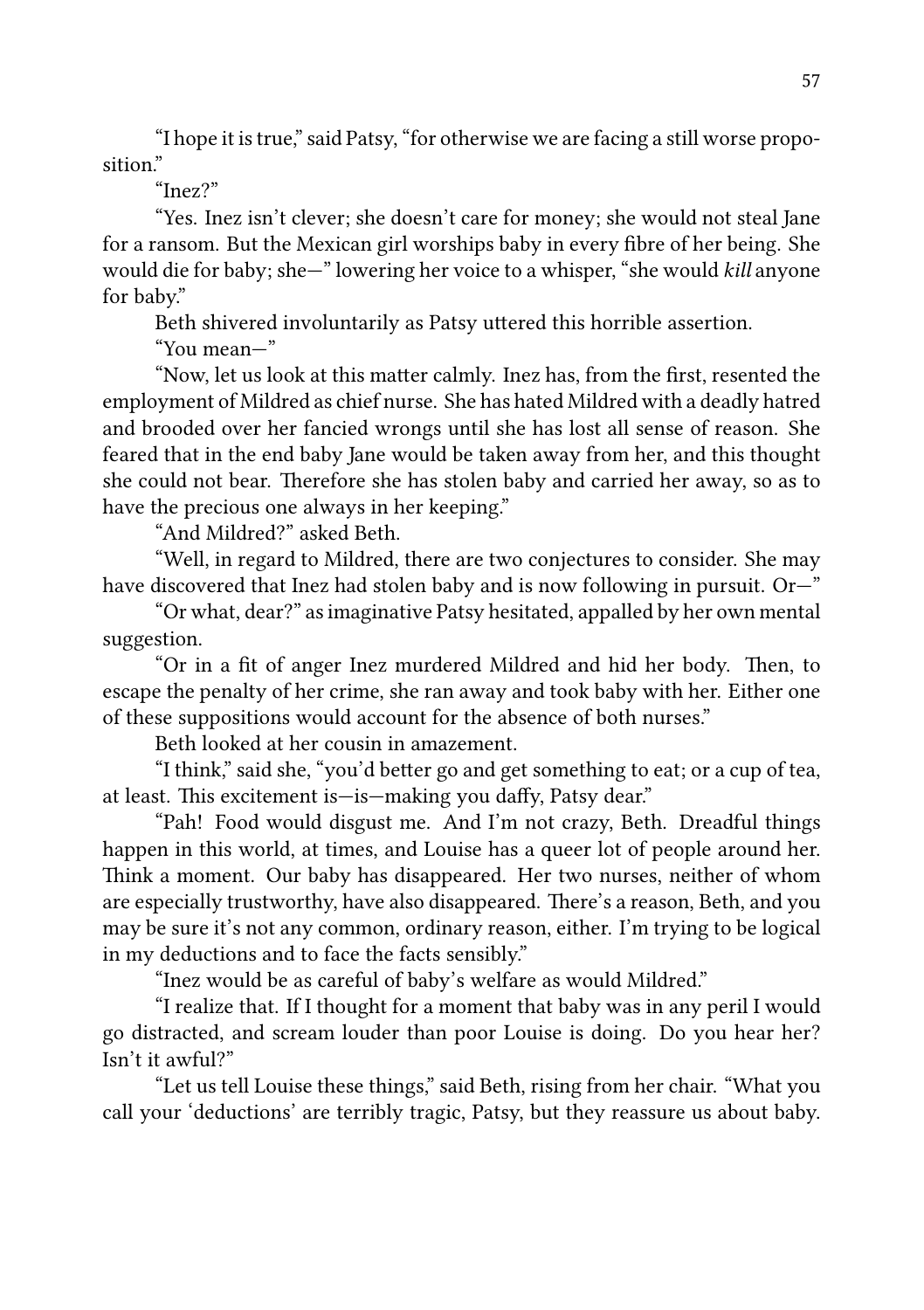"I hope it is true," said Patsy, "for otherwise we are facing a still worse proposition."

"Inez?"

"Yes. Inez isn't clever; she doesn't care for money; she would not steal Jane for a ransom. But the Mexican girl worships baby in every fibre of her being. She would die for baby; she—" lowering her voice to a whisper, "she would *kill* anyone for baby."

Beth shivered involuntarily as Patsy uttered this horrible assertion.

"You mean—"

"Now, let us look at this matter calmly. Inez has, from the first, resented the employment of Mildred as chief nurse. She has hated Mildred with a deadly hatred and brooded over her fancied wrongs until she has lost all sense of reason. She feared that in the end baby Jane would be taken away from her, and this thought she could not bear. Therefore she has stolen baby and carried her away, so as to have the precious one always in her keeping."

"And Mildred?" asked Beth.

"Well, in regard to Mildred, there are two conjectures to consider. She may have discovered that Inez had stolen baby and is now following in pursuit. Or—"

"Or what, dear?" as imaginative Patsy hesitated, appalled by her own mental suggestion.

"Or in a fit of anger Inez murdered Mildred and hid her body. Then, to escape the penalty of her crime, she ran away and took baby with her. Either one of these suppositions would account for the absence of both nurses."

Beth looked at her cousin in amazement.

"I think," said she, "you'd better go and get something to eat; or a cup of tea, at least. This excitement is—is—making you daffy, Patsy dear."

"Pah! Food would disgust me. And I'm not crazy, Beth. Dreadful things happen in this world, at times, and Louise has a queer lot of people around her. Think a moment. Our baby has disappeared. Her two nurses, neither of whom are especially trustworthy, have also disappeared. There's a reason, Beth, and you may be sure it's not any common, ordinary reason, either. I'm trying to be logical in my deductions and to face the facts sensibly."

"Inez would be as careful of baby's welfare as would Mildred."

"I realize that. If I thought for a moment that baby was in any peril I would go distracted, and scream louder than poor Louise is doing. Do you hear her? Isn't it awful?"

"Let us tell Louise these things," said Beth, rising from her chair. "What you call your 'deductions' are terribly tragic, Patsy, but they reassure us about baby.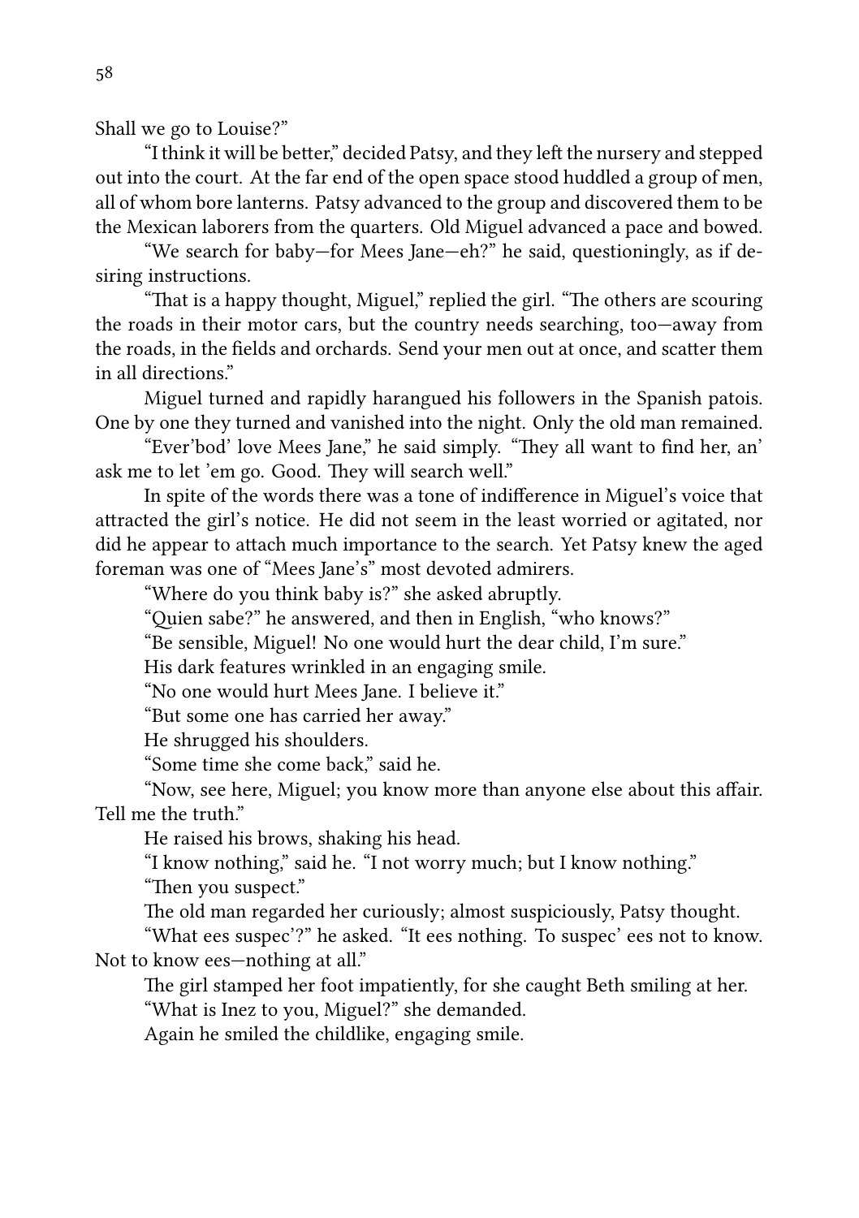Shall we go to Louise?"

"I think it will be better," decided Patsy, and they left the nursery and stepped out into the court. At the far end of the open space stood huddled a group of men, all of whom bore lanterns. Patsy advanced to the group and discovered them to be the Mexican laborers from the quarters. Old Miguel advanced a pace and bowed.

"We search for baby—for Mees Jane—eh?" he said, questioningly, as if desiring instructions.

"That is a happy thought, Miguel," replied the girl. "The others are scouring the roads in their motor cars, but the country needs searching, too—away from the roads, in the fields and orchards. Send your men out at once, and scatter them in all directions."

Miguel turned and rapidly harangued his followers in the Spanish patois. One by one they turned and vanished into the night. Only the old man remained.

"Ever'bod' love Mees Jane," he said simply. "They all want to find her, an' ask me to let 'em go. Good. They will search well."

In spite of the words there was a tone of indifference in Miguel's voice that attracted the girl's notice. He did not seem in the least worried or agitated, nor did he appear to attach much importance to the search. Yet Patsy knew the aged foreman was one of "Mees Jane's" most devoted admirers.

"Where do you think baby is?" she asked abruptly.

"Quien sabe?" he answered, and then in English, "who knows?"

"Be sensible, Miguel! No one would hurt the dear child, I'm sure."

His dark features wrinkled in an engaging smile.

"No one would hurt Mees Jane. I believe it."

"But some one has carried her away."

He shrugged his shoulders.

"Some time she come back," said he.

"Now, see here, Miguel; you know more than anyone else about this affair. Tell me the truth."

He raised his brows, shaking his head.

"I know nothing," said he. "I not worry much; but I know nothing."

"Then you suspect."

The old man regarded her curiously; almost suspiciously, Patsy thought.

"What ees suspec'?" he asked. "It ees nothing. To suspec' ees not to know. Not to know ees—nothing at all."

The girl stamped her foot impatiently, for she caught Beth smiling at her.

"What is Inez to you, Miguel?" she demanded.

Again he smiled the childlike, engaging smile.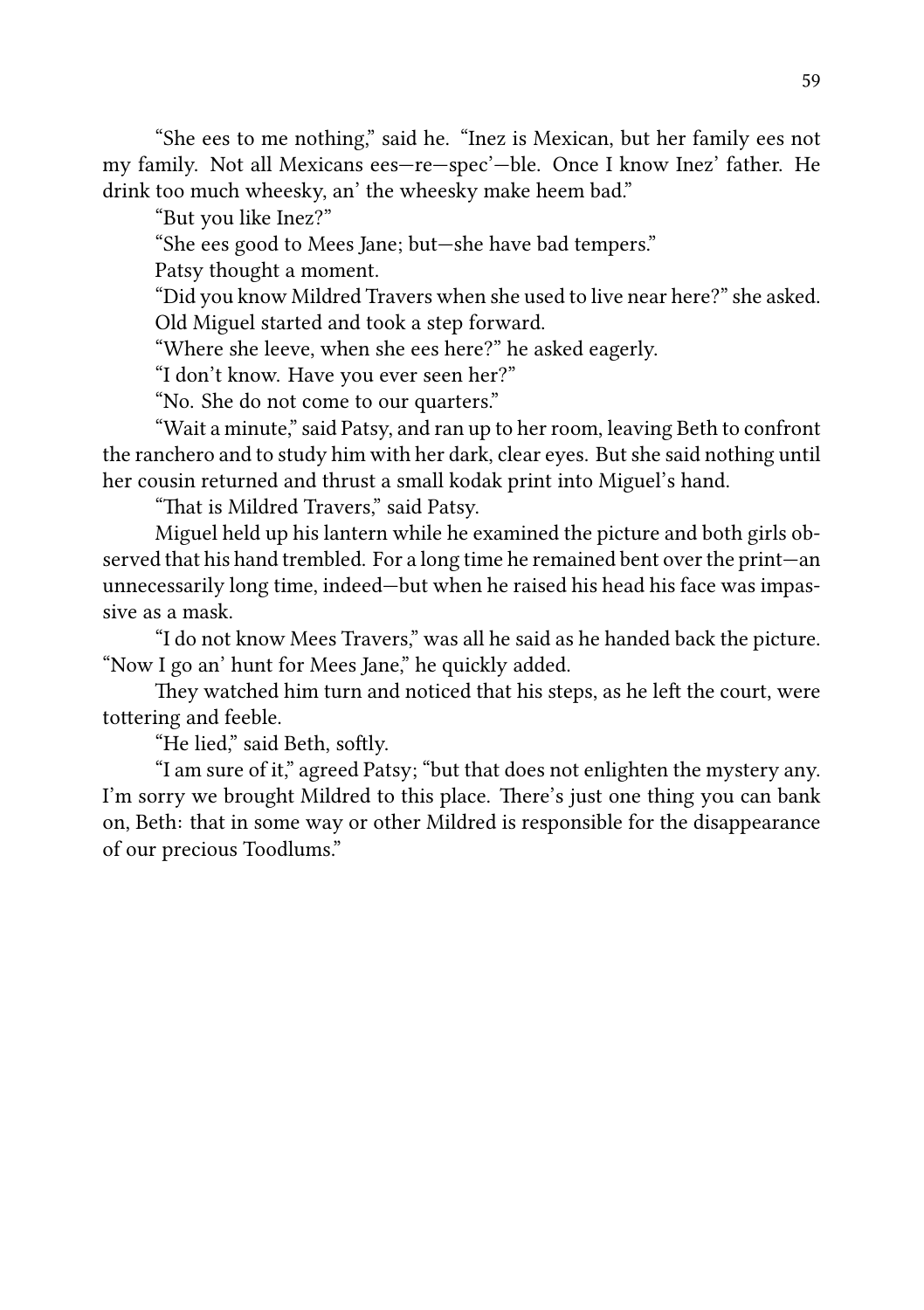"She ees to me nothing," said he. "Inez is Mexican, but her family ees not my family. Not all Mexicans ees—re—spec'—ble. Once I know Inez' father. He drink too much wheesky, an' the wheesky make heem bad."

"But you like Inez?"

"She ees good to Mees Jane; but—she have bad tempers."

Patsy thought a moment.

"Did you know Mildred Travers when she used to live near here?" she asked.

Old Miguel started and took a step forward.

"Where she leeve, when she ees here?" he asked eagerly.

"I don't know. Have you ever seen her?"

"No. She do not come to our quarters."

"Wait a minute," said Patsy, and ran up to her room, leaving Beth to confront the ranchero and to study him with her dark, clear eyes. But she said nothing until her cousin returned and thrust a small kodak print into Miguel's hand.

"That is Mildred Travers," said Patsy.

Miguel held up his lantern while he examined the picture and both girls observed that his hand trembled. For a long time he remained bent over the print—an unnecessarily long time, indeed—but when he raised his head his face was impassive as a mask.

"I do not know Mees Travers," was all he said as he handed back the picture. "Now I go an' hunt for Mees Jane," he quickly added.

They watched him turn and noticed that his steps, as he left the court, were tottering and feeble.

"He lied," said Beth, softly.

"I am sure of it," agreed Patsy; "but that does not enlighten the mystery any. I'm sorry we brought Mildred to this place. There's just one thing you can bank on, Beth: that in some way or other Mildred is responsible for the disappearance of our precious Toodlums."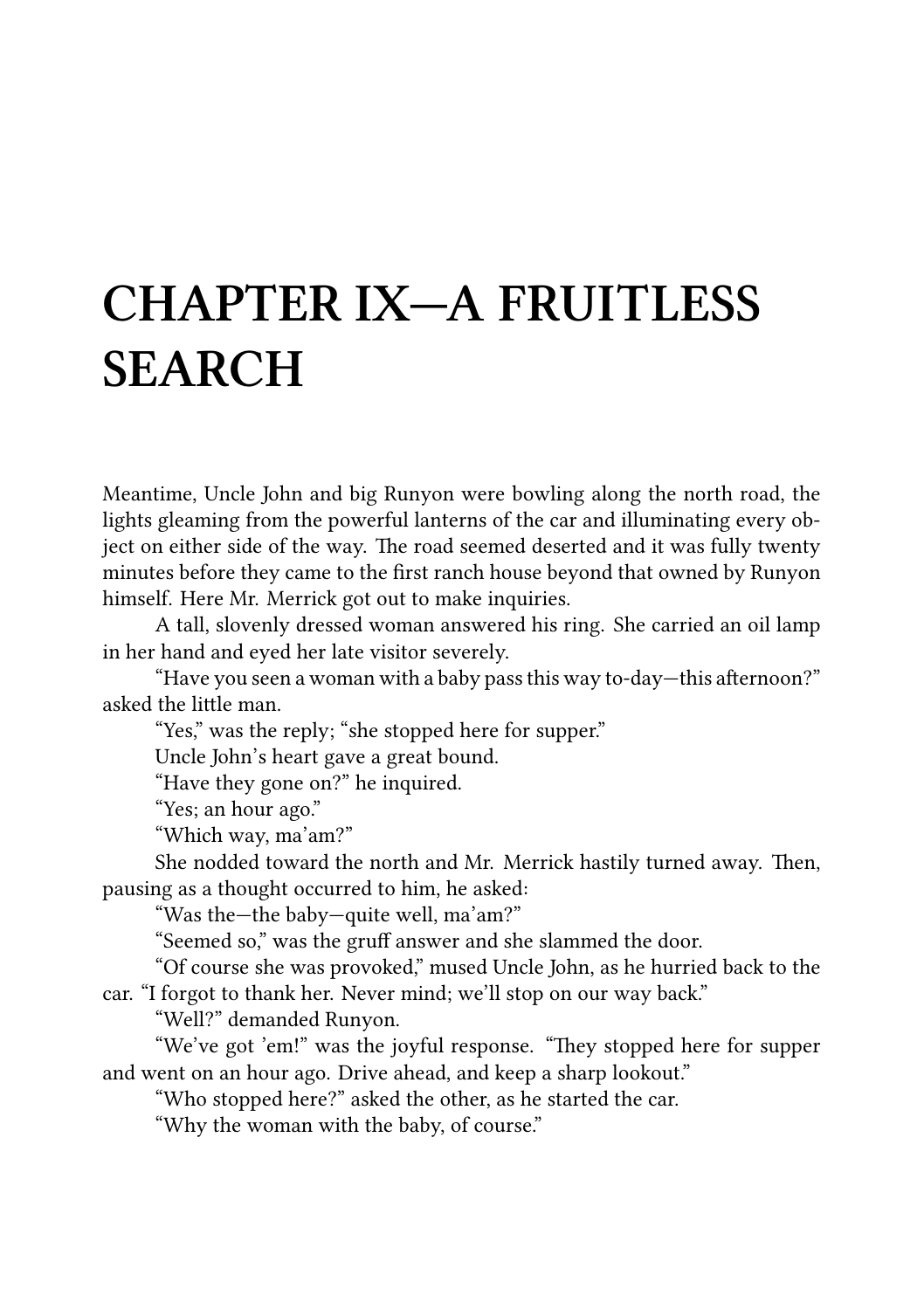# CHAPTER IX—A FRUITLESS SEARCH

Meantime, Uncle John and big Runyon were bowling along the north road, the lights gleaming from the powerful lanterns of the car and illuminating every object on either side of the way. The road seemed deserted and it was fully twenty minutes before they came to the first ranch house beyond that owned by Runyon himself. Here Mr. Merrick got out to make inquiries.

A tall, slovenly dressed woman answered his ring. She carried an oil lamp in her hand and eyed her late visitor severely.

“Have you seen a woman with a baby pass this way to-day—this afternoon?” asked the little man.

“Yes,” was the reply; “she stopped here for supper.”

Uncle John’s heart gave a great bound.

“Have they gone on?” he inquired.

“Yes; an hour ago.”

“Which way, ma’am?”

She nodded toward the north and Mr. Merrick hastily turned away. Then, pausing as a thought occurred to him, he asked:

“Was the—the baby—quite well, ma’am?”

“Seemed so,” was the gruff answer and she slammed the door.

“Of course she was provoked,” mused Uncle John, as he hurried back to the car. “I forgot to thank her. Never mind; we’ll stop on our way back.”

“Well?” demanded Runyon.

“We’ve got ’em!” was the joyful response. “They stopped here for supper and went on an hour ago. Drive ahead, and keep a sharp lookout.”

“Who stopped here?” asked the other, as he started the car.

“Why the woman with the baby, of course.”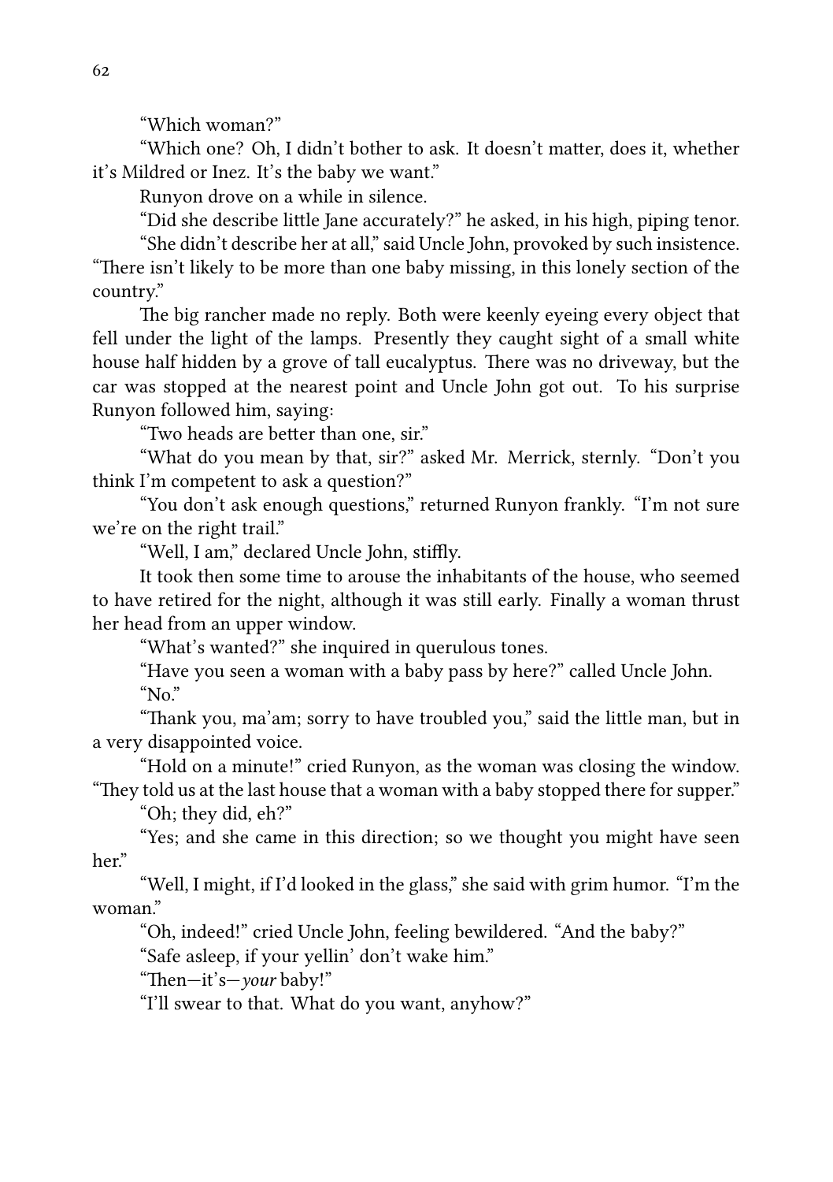"Which woman?"

"Which one? Oh, I didn't bother to ask. It doesn't matter, does it, whether it's Mildred or Inez. It's the baby we want."

Runyon drove on a while in silence.

"Did she describe little Jane accurately?" he asked, in his high, piping tenor.

"She didn't describe her at all," said Uncle John, provoked by such insistence. "There isn't likely to be more than one baby missing, in this lonely section of the country."

The big rancher made no reply. Both were keenly eyeing every object that fell under the light of the lamps. Presently they caught sight of a small white house half hidden by a grove of tall eucalyptus. There was no driveway, but the car was stopped at the nearest point and Uncle John got out. To his surprise Runyon followed him, saying:

"Two heads are better than one, sir."

"What do you mean by that, sir?" asked Mr. Merrick, sternly. "Don't you think I'm competent to ask a question?"

"You don't ask enough questions," returned Runyon frankly. "I'm not sure we're on the right trail."

"Well, I am," declared Uncle John, stiffly.

It took then some time to arouse the inhabitants of the house, who seemed to have retired for the night, although it was still early. Finally a woman thrust her head from an upper window.

"What's wanted?" she inquired in querulous tones.

"Have you seen a woman with a baby pass by here?" called Uncle John.

"No."

"Thank you, ma'am; sorry to have troubled you," said the little man, but in a very disappointed voice.

"Hold on a minute!" cried Runyon, as the woman was closing the window. "They told us at the last house that a woman with a baby stopped there for supper."

"Oh; they did, eh?"

"Yes; and she came in this direction; so we thought you might have seen her."

"Well, I might, if I'd looked in the glass," she said with grim humor. "I'm the woman."

"Oh, indeed!" cried Uncle John, feeling bewildered. "And the baby?"

"Safe asleep, if your yellin' don't wake him."

"Then—it's—*your* baby!"

"I'll swear to that. What do you want, anyhow?"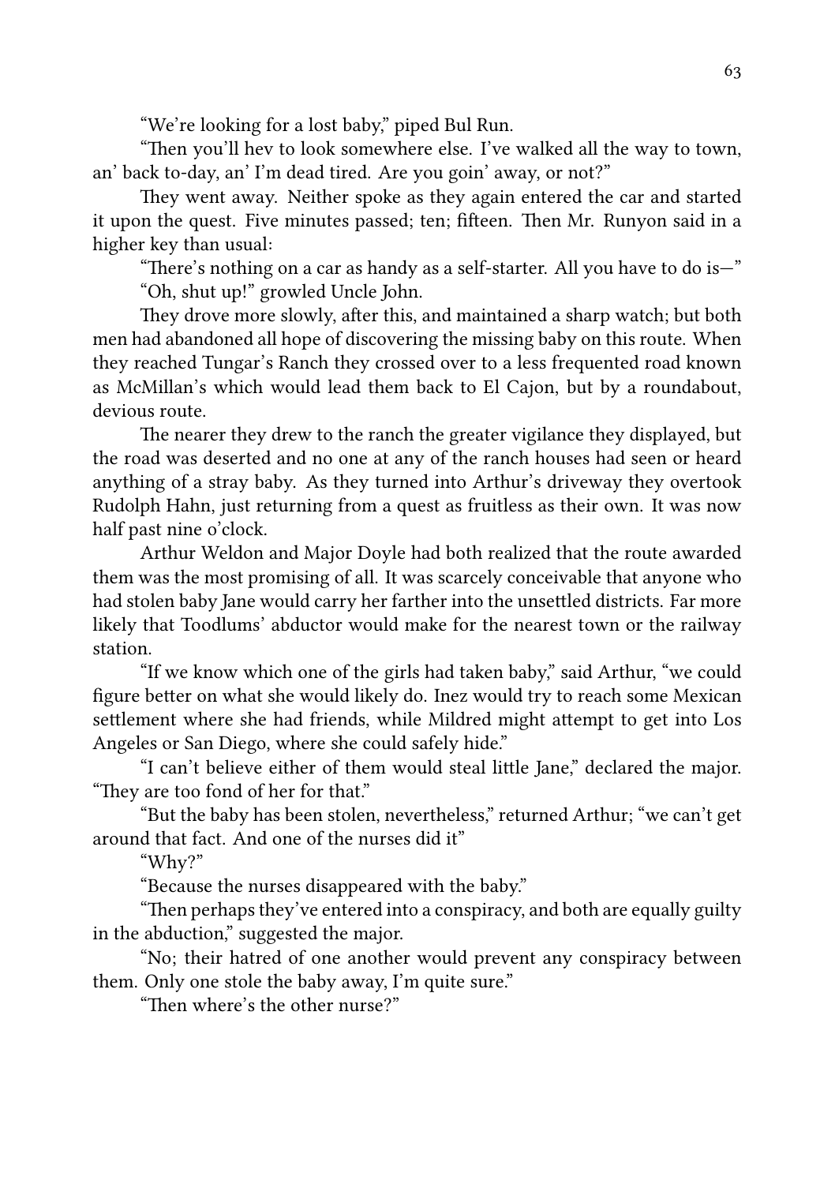"We're looking for a lost baby," piped Bul Run.

"Then you'll hev to look somewhere else. I've walked all the way to town, an' back to-day, an' I'm dead tired. Are you goin' away, or not?"

They went away. Neither spoke as they again entered the car and started it upon the quest. Five minutes passed; ten; fifteen. Then Mr. Runyon said in a higher key than usual:

"There's nothing on a car as handy as a self-starter. All you have to do is—"

"Oh, shut up!" growled Uncle John.

They drove more slowly, after this, and maintained a sharp watch; but both men had abandoned all hope of discovering the missing baby on this route. When they reached Tungar's Ranch they crossed over to a less frequented road known as McMillan's which would lead them back to El Cajon, but by a roundabout, devious route.

The nearer they drew to the ranch the greater vigilance they displayed, but the road was deserted and no one at any of the ranch houses had seen or heard anything of a stray baby. As they turned into Arthur's driveway they overtook Rudolph Hahn, just returning from a quest as fruitless as their own. It was now half past nine o'clock.

Arthur Weldon and Major Doyle had both realized that the route awarded them was the most promising of all. It was scarcely conceivable that anyone who had stolen baby Jane would carry her farther into the unsettled districts. Far more likely that Toodlums' abductor would make for the nearest town or the railway station.

"If we know which one of the girls had taken baby," said Arthur, "we could figure better on what she would likely do. Inez would try to reach some Mexican settlement where she had friends, while Mildred might attempt to get into Los Angeles or San Diego, where she could safely hide."

"I can't believe either of them would steal little Jane," declared the major. "They are too fond of her for that."

"But the baby has been stolen, nevertheless," returned Arthur; "we can't get around that fact. And one of the nurses did it"

"Why?"

"Because the nurses disappeared with the baby."

"Then perhaps they've entered into a conspiracy, and both are equally guilty in the abduction," suggested the major.

"No; their hatred of one another would prevent any conspiracy between them. Only one stole the baby away, I'm quite sure."

"Then where's the other nurse?"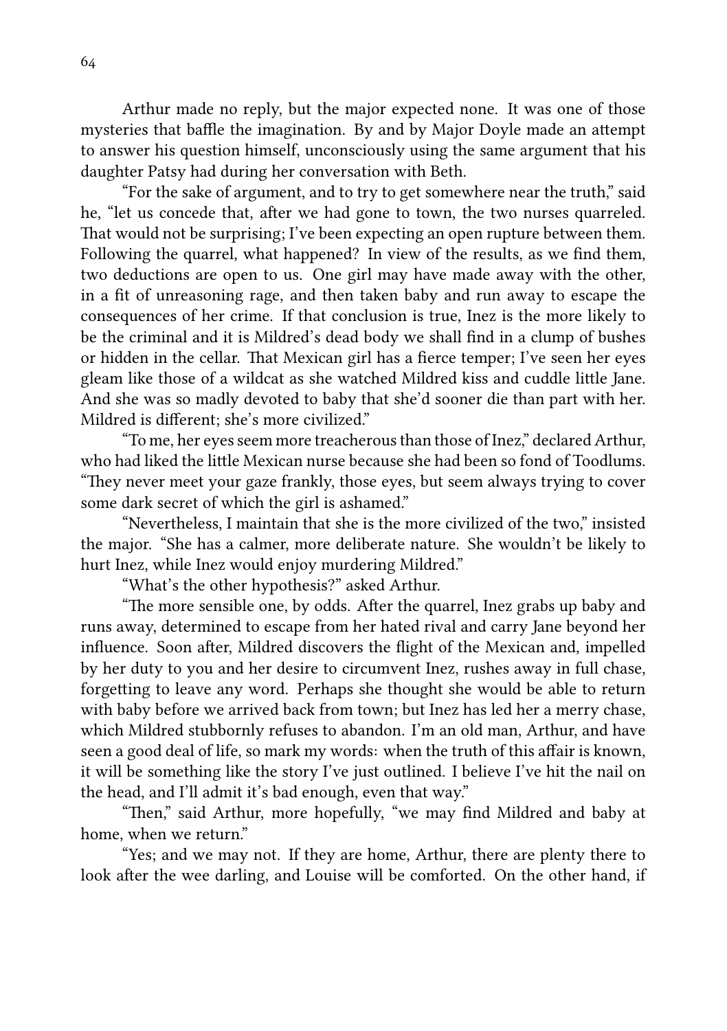Arthur made no reply, but the major expected none. It was one of those mysteries that baffle the imagination. By and by Major Doyle made an attempt to answer his question himself, unconsciously using the same argument that his daughter Patsy had during her conversation with Beth.

"For the sake of argument, and to try to get somewhere near the truth," said he, "let us concede that, after we had gone to town, the two nurses quarreled. That would not be surprising; I've been expecting an open rupture between them. Following the quarrel, what happened? In view of the results, as we find them, two deductions are open to us. One girl may have made away with the other, in a fit of unreasoning rage, and then taken baby and run away to escape the consequences of her crime. If that conclusion is true, Inez is the more likely to be the criminal and it is Mildred's dead body we shall find in a clump of bushes or hidden in the cellar. That Mexican girl has a fierce temper; I've seen her eyes gleam like those of a wildcat as she watched Mildred kiss and cuddle little Jane. And she was so madly devoted to baby that she'd sooner die than part with her. Mildred is different; she's more civilized."

"To me, her eyes seem more treacherous than those of Inez," declared Arthur, who had liked the little Mexican nurse because she had been so fond of Toodlums. "They never meet your gaze frankly, those eyes, but seem always trying to cover some dark secret of which the girl is ashamed."

"Nevertheless, I maintain that she is the more civilized of the two," insisted the major. "She has a calmer, more deliberate nature. She wouldn't be likely to hurt Inez, while Inez would enjoy murdering Mildred."

"What's the other hypothesis?" asked Arthur.

"The more sensible one, by odds. After the quarrel, Inez grabs up baby and runs away, determined to escape from her hated rival and carry Jane beyond her influence. Soon after, Mildred discovers the flight of the Mexican and, impelled by her duty to you and her desire to circumvent Inez, rushes away in full chase, forgetting to leave any word. Perhaps she thought she would be able to return with baby before we arrived back from town; but Inez has led her a merry chase, which Mildred stubbornly refuses to abandon. I'm an old man, Arthur, and have seen a good deal of life, so mark my words: when the truth of this affair is known, it will be something like the story I've just outlined. I believe I've hit the nail on the head, and I'll admit it's bad enough, even that way."

"Then," said Arthur, more hopefully, "we may find Mildred and baby at home, when we return."

"Yes; and we may not. If they are home, Arthur, there are plenty there to look after the wee darling, and Louise will be comforted. On the other hand, if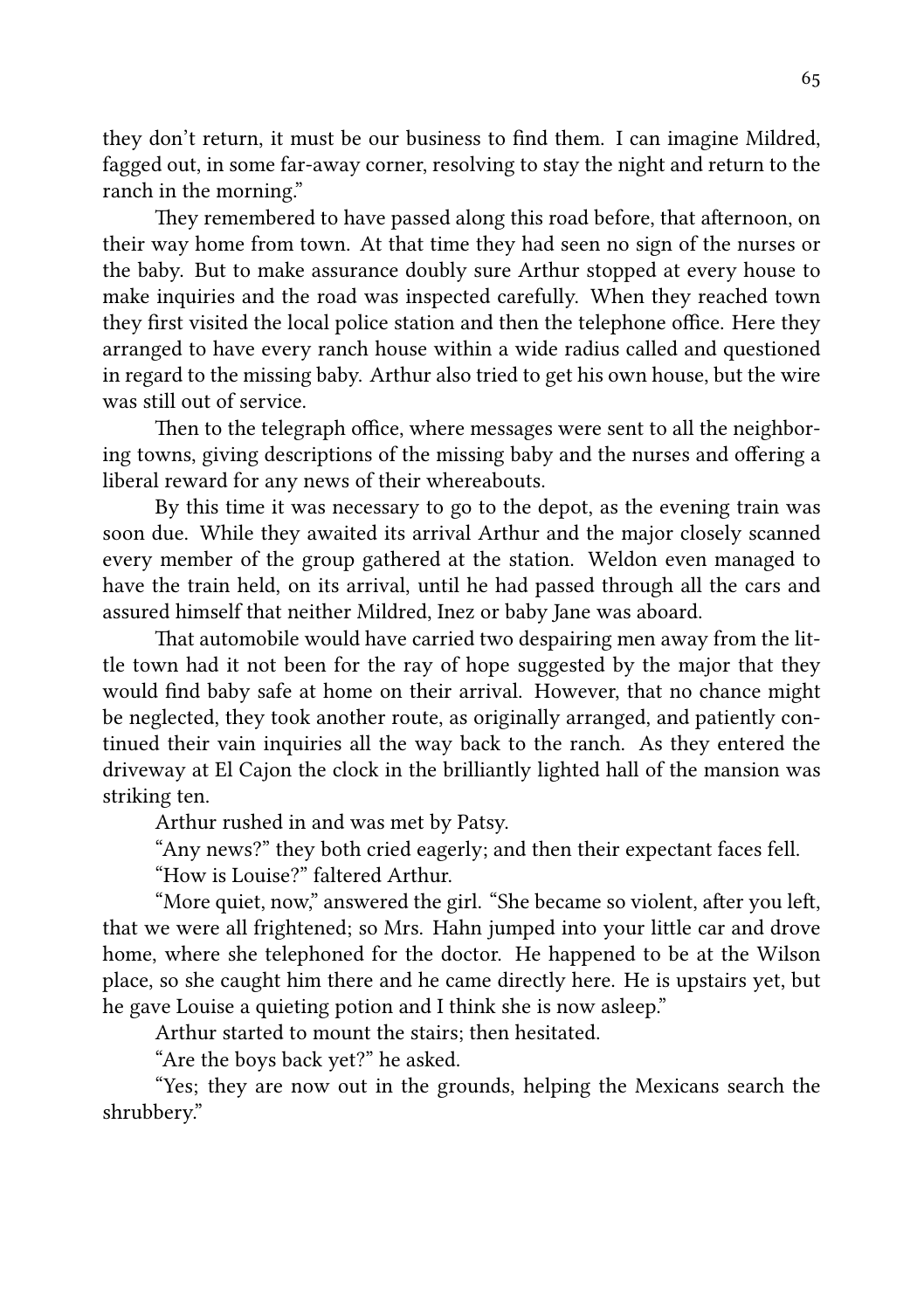they don't return, it must be our business to find them. I can imagine Mildred, fagged out, in some far-away corner, resolving to stay the night and return to the ranch in the morning."

They remembered to have passed along this road before, that afternoon, on their way home from town. At that time they had seen no sign of the nurses or the baby. But to make assurance doubly sure Arthur stopped at every house to make inquiries and the road was inspected carefully. When they reached town they first visited the local police station and then the telephone office. Here they arranged to have every ranch house within a wide radius called and questioned in regard to the missing baby. Arthur also tried to get his own house, but the wire was still out of service.

Then to the telegraph office, where messages were sent to all the neighboring towns, giving descriptions of the missing baby and the nurses and offering a liberal reward for any news of their whereabouts.

By this time it was necessary to go to the depot, as the evening train was soon due. While they awaited its arrival Arthur and the major closely scanned every member of the group gathered at the station. Weldon even managed to have the train held, on its arrival, until he had passed through all the cars and assured himself that neither Mildred, Inez or baby Jane was aboard.

That automobile would have carried two despairing men away from the little town had it not been for the ray of hope suggested by the major that they would find baby safe at home on their arrival. However, that no chance might be neglected, they took another route, as originally arranged, and patiently continued their vain inquiries all the way back to the ranch. As they entered the driveway at El Cajon the clock in the brilliantly lighted hall of the mansion was striking ten.

Arthur rushed in and was met by Patsy.

"Any news?" they both cried eagerly; and then their expectant faces fell.

"How is Louise?" faltered Arthur.

"More quiet, now," answered the girl. "She became so violent, after you left, that we were all frightened; so Mrs. Hahn jumped into your little car and drove home, where she telephoned for the doctor. He happened to be at the Wilson place, so she caught him there and he came directly here. He is upstairs yet, but he gave Louise a quieting potion and I think she is now asleep."

Arthur started to mount the stairs; then hesitated.

"Are the boys back yet?" he asked.

"Yes; they are now out in the grounds, helping the Mexicans search the shrubbery."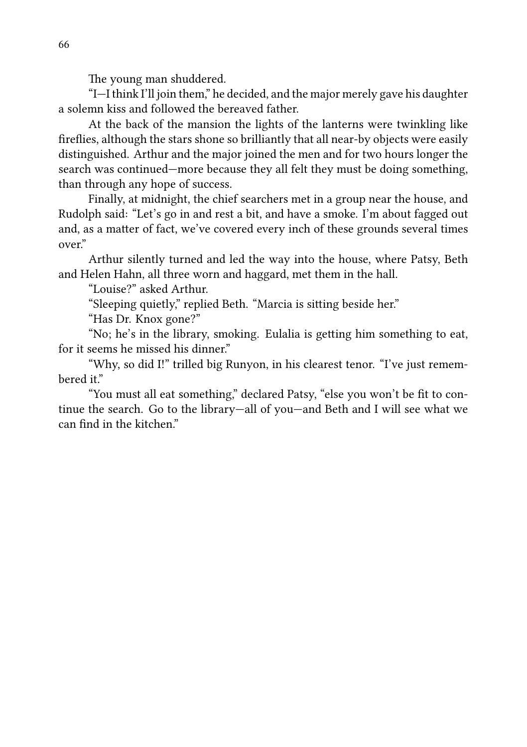The young man shuddered.

"I—I think I'll join them," he decided, and the major merely gave his daughter a solemn kiss and followed the bereaved father.

At the back of the mansion the lights of the lanterns were twinkling like fireflies, although the stars shone so brilliantly that all near-by objects were easily distinguished. Arthur and the major joined the men and for two hours longer the search was continued—more because they all felt they must be doing something, than through any hope of success.

Finally, at midnight, the chief searchers met in a group near the house, and Rudolph said: "Let's go in and rest a bit, and have a smoke. I'm about fagged out and, as a matter of fact, we've covered every inch of these grounds several times over."

Arthur silently turned and led the way into the house, where Patsy, Beth and Helen Hahn, all three worn and haggard, met them in the hall.

"Louise?" asked Arthur.

"Sleeping quietly," replied Beth. "Marcia is sitting beside her."

"Has Dr. Knox gone?"

"No; he's in the library, smoking. Eulalia is getting him something to eat, for it seems he missed his dinner."

"Why, so did I!" trilled big Runyon, in his clearest tenor. "I've just remembered it."

"You must all eat something," declared Patsy, "else you won't be fit to continue the search. Go to the library—all of you—and Beth and I will see what we can find in the kitchen."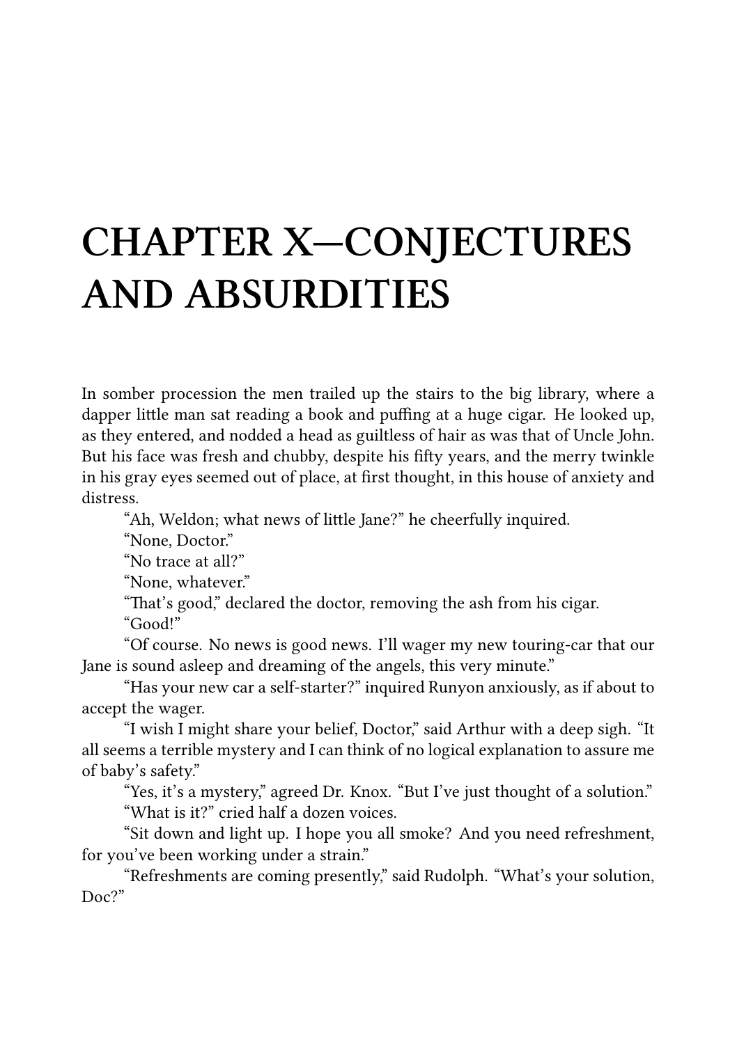# CHAPTER X—CONJECTURES AND ABSURDITIES

In somber procession the men trailed up the stairs to the big library, where a dapper little man sat reading a book and puffing at a huge cigar. He looked up, as they entered, and nodded a head as guiltless of hair as was that of Uncle John. But his face was fresh and chubby, despite his fifty years, and the merry twinkle in his gray eyes seemed out of place, at first thought, in this house of anxiety and distress.

"Ah, Weldon; what news of little Jane?" he cheerfully inquired.

"None, Doctor."

"No trace at all?"

"None, whatever."

"That's good," declared the doctor, removing the ash from his cigar.

"Good!"

"Of course. No news is good news. I'll wager my new touring-car that our Jane is sound asleep and dreaming of the angels, this very minute."

"Has your new car a self-starter?" inquired Runyon anxiously, as if about to accept the wager.

"I wish I might share your belief, Doctor," said Arthur with a deep sigh. "It all seems a terrible mystery and I can think of no logical explanation to assure me of baby's safety."

"Yes, it's a mystery," agreed Dr. Knox. "But I've just thought of a solution."

"What is it?" cried half a dozen voices.

"Sit down and light up. I hope you all smoke? And you need refreshment, for you've been working under a strain."

"Refreshments are coming presently," said Rudolph. "What's your solution, Doc?"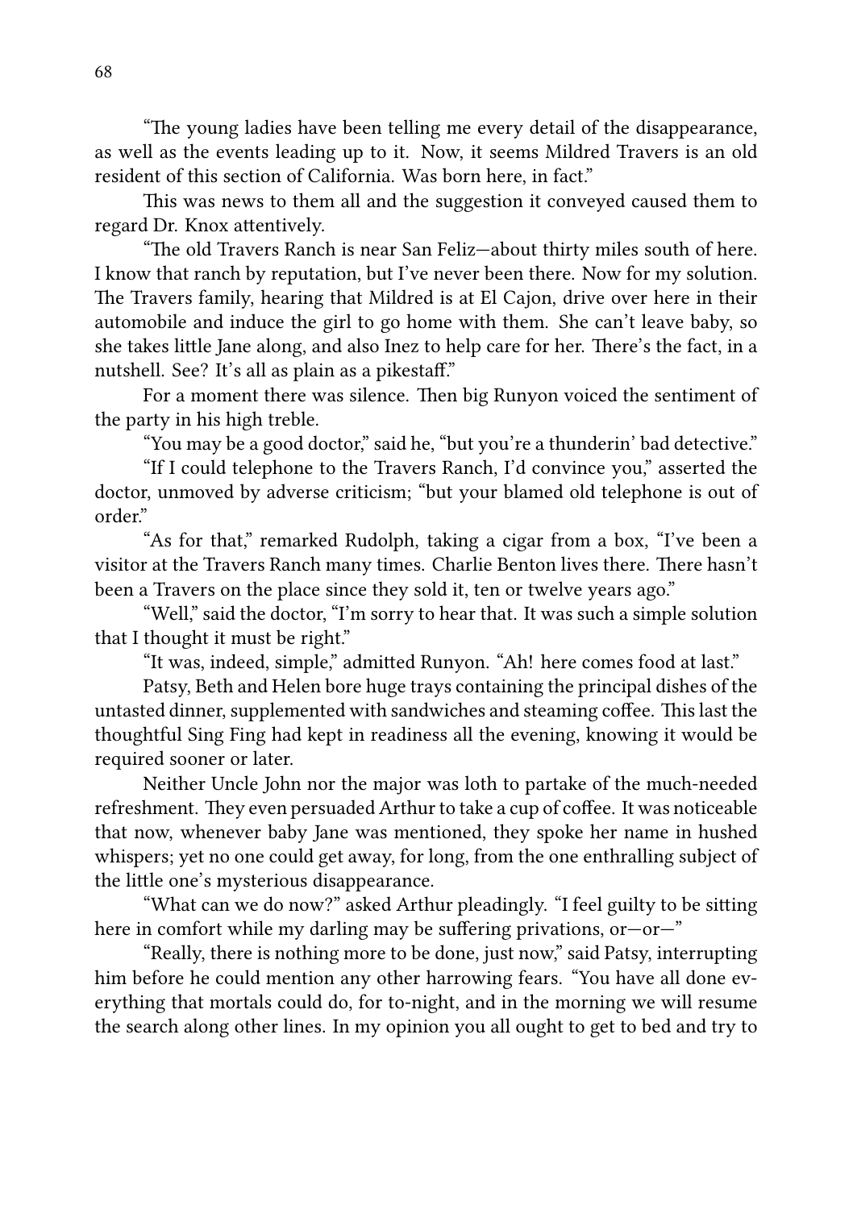"The young ladies have been telling me every detail of the disappearance, as well as the events leading up to it. Now, it seems Mildred Travers is an old resident of this section of California. Was born here, in fact."

This was news to them all and the suggestion it conveyed caused them to regard Dr. Knox attentively.

"The old Travers Ranch is near San Feliz—about thirty miles south of here. I know that ranch by reputation, but I've never been there. Now for my solution. The Travers family, hearing that Mildred is at El Cajon, drive over here in their automobile and induce the girl to go home with them. She can't leave baby, so she takes little Jane along, and also Inez to help care for her. There's the fact, in a nutshell. See? It's all as plain as a pikestaff."

For a moment there was silence. Then big Runyon voiced the sentiment of the party in his high treble.

"You may be a good doctor," said he, "but you're a thunderin' bad detective."

"If I could telephone to the Travers Ranch, I'd convince you," asserted the doctor, unmoved by adverse criticism; "but your blamed old telephone is out of order."

"As for that," remarked Rudolph, taking a cigar from a box, "I've been a visitor at the Travers Ranch many times. Charlie Benton lives there. There hasn't been a Travers on the place since they sold it, ten or twelve years ago."

"Well," said the doctor, "I'm sorry to hear that. It was such a simple solution that I thought it must be right."

"It was, indeed, simple," admitted Runyon. "Ah! here comes food at last."

Patsy, Beth and Helen bore huge trays containing the principal dishes of the untasted dinner, supplemented with sandwiches and steaming coffee. This last the thoughtful Sing Fing had kept in readiness all the evening, knowing it would be required sooner or later.

Neither Uncle John nor the major was loth to partake of the much-needed refreshment. They even persuaded Arthur to take a cup of coffee. It was noticeable that now, whenever baby Jane was mentioned, they spoke her name in hushed whispers; yet no one could get away, for long, from the one enthralling subject of the little one's mysterious disappearance.

"What can we do now?" asked Arthur pleadingly. "I feel guilty to be sitting here in comfort while my darling may be suffering privations, or—or—"

"Really, there is nothing more to be done, just now," said Patsy, interrupting him before he could mention any other harrowing fears. "You have all done everything that mortals could do, for to-night, and in the morning we will resume the search along other lines. In my opinion you all ought to get to bed and try to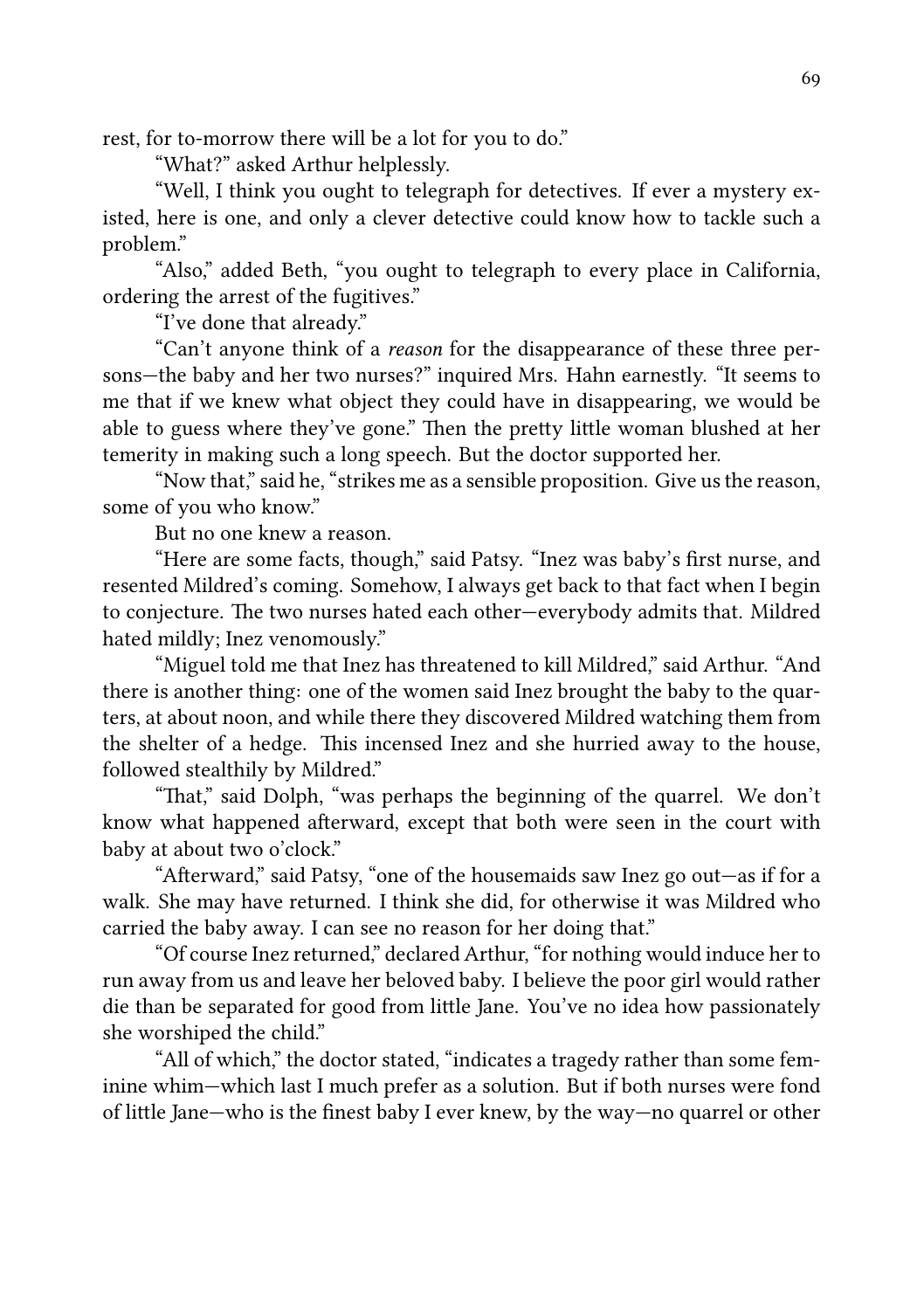rest, for to-morrow there will be a lot for you to do."

"What?" asked Arthur helplessly.

"Well, I think you ought to telegraph for detectives. If ever a mystery existed, here is one, and only a clever detective could know how to tackle such a problem."

"Also," added Beth, "you ought to telegraph to every place in California, ordering the arrest of the fugitives."

"I've done that already."

"Can't anyone think of a *reason* for the disappearance of these three persons—the baby and her two nurses?" inquired Mrs. Hahn earnestly. "It seems to me that if we knew what object they could have in disappearing, we would be able to guess where they've gone." Then the pretty little woman blushed at her temerity in making such a long speech. But the doctor supported her.

"Now that," said he, "strikes me as a sensible proposition. Give us the reason, some of you who know."

But no one knew a reason.

"Here are some facts, though," said Patsy. "Inez was baby's first nurse, and resented Mildred's coming. Somehow, I always get back to that fact when I begin to conjecture. The two nurses hated each other—everybody admits that. Mildred hated mildly; Inez venomously."

"Miguel told me that Inez has threatened to kill Mildred," said Arthur. "And there is another thing: one of the women said Inez brought the baby to the quarters, at about noon, and while there they discovered Mildred watching them from the shelter of a hedge. This incensed Inez and she hurried away to the house, followed stealthily by Mildred."

"That," said Dolph, "was perhaps the beginning of the quarrel. We don't know what happened afterward, except that both were seen in the court with baby at about two o'clock."

"Afterward," said Patsy, "one of the housemaids saw Inez go out—as if for a walk. She may have returned. I think she did, for otherwise it was Mildred who carried the baby away. I can see no reason for her doing that."

"Of course Inez returned," declared Arthur, "for nothing would induce her to run away from us and leave her beloved baby. I believe the poor girl would rather die than be separated for good from little Jane. You've no idea how passionately she worshiped the child."

"All of which," the doctor stated, "indicates a tragedy rather than some feminine whim—which last I much prefer as a solution. But if both nurses were fond of little Jane—who is the finest baby I ever knew, by the way—no quarrel or other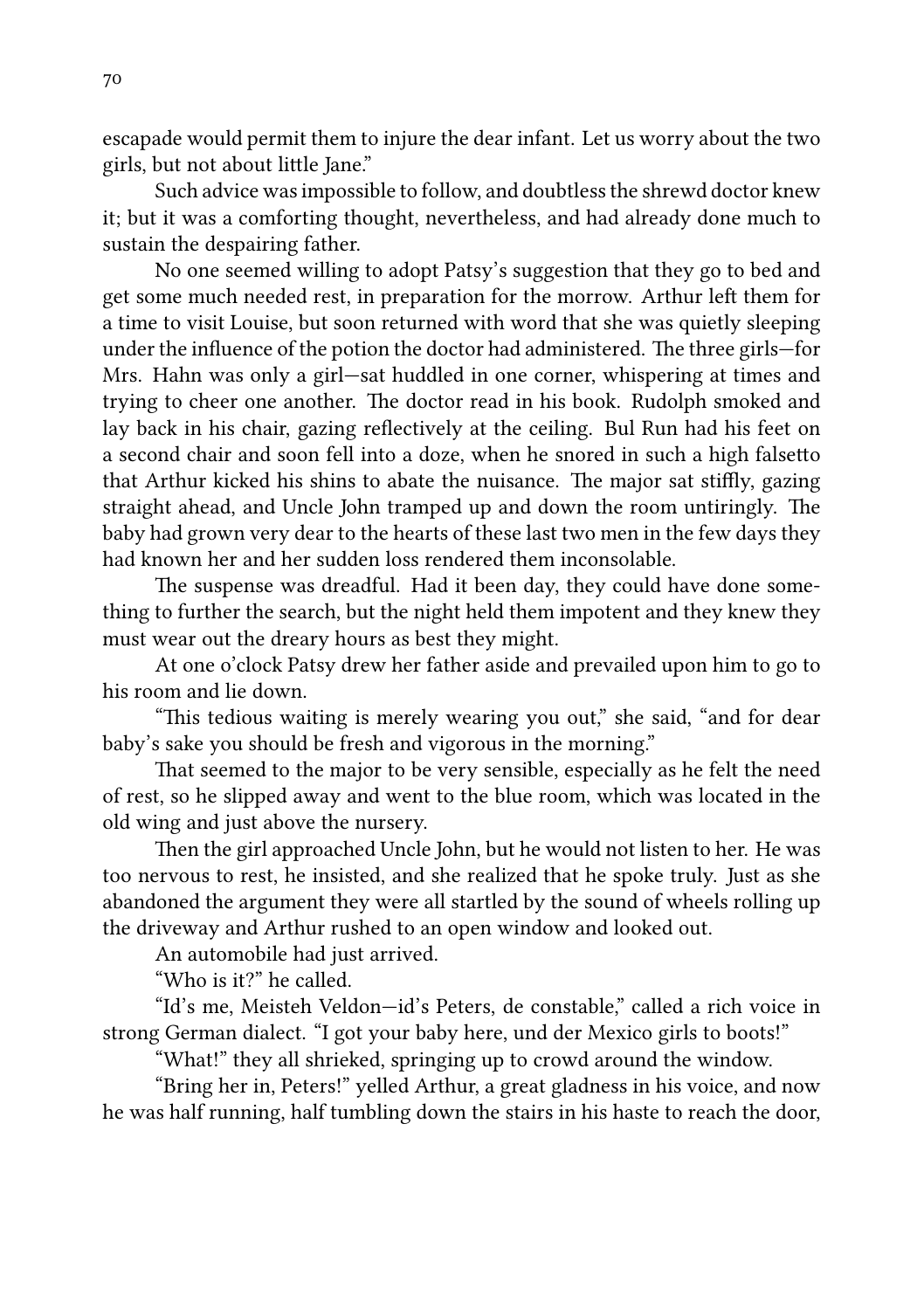escapade would permit them to injure the dear infant. Let us worry about the two girls, but not about little Jane."

Such advice was impossible to follow, and doubtless the shrewd doctor knew it; but it was a comforting thought, nevertheless, and had already done much to sustain the despairing father.

No one seemed willing to adopt Patsy's suggestion that they go to bed and get some much needed rest, in preparation for the morrow. Arthur left them for a time to visit Louise, but soon returned with word that she was quietly sleeping under the influence of the potion the doctor had administered. The three girls—for Mrs. Hahn was only a girl—sat huddled in one corner, whispering at times and trying to cheer one another. The doctor read in his book. Rudolph smoked and lay back in his chair, gazing reflectively at the ceiling. Bul Run had his feet on a second chair and soon fell into a doze, when he snored in such a high falsetto that Arthur kicked his shins to abate the nuisance. The major sat stiffly, gazing straight ahead, and Uncle John tramped up and down the room untiringly. The baby had grown very dear to the hearts of these last two men in the few days they had known her and her sudden loss rendered them inconsolable.

The suspense was dreadful. Had it been day, they could have done something to further the search, but the night held them impotent and they knew they must wear out the dreary hours as best they might.

At one o'clock Patsy drew her father aside and prevailed upon him to go to his room and lie down.

"This tedious waiting is merely wearing you out," she said, "and for dear baby's sake you should be fresh and vigorous in the morning."

That seemed to the major to be very sensible, especially as he felt the need of rest, so he slipped away and went to the blue room, which was located in the old wing and just above the nursery.

Then the girl approached Uncle John, but he would not listen to her. He was too nervous to rest, he insisted, and she realized that he spoke truly. Just as she abandoned the argument they were all startled by the sound of wheels rolling up the driveway and Arthur rushed to an open window and looked out.

An automobile had just arrived.

"Who is it?" he called.

"Id's me, Meisteh Veldon—id's Peters, de constable," called a rich voice in strong German dialect. "I got your baby here, und der Mexico girls to boots!"

"What!" they all shrieked, springing up to crowd around the window.

"Bring her in, Peters!" yelled Arthur, a great gladness in his voice, and now he was half running, half tumbling down the stairs in his haste to reach the door,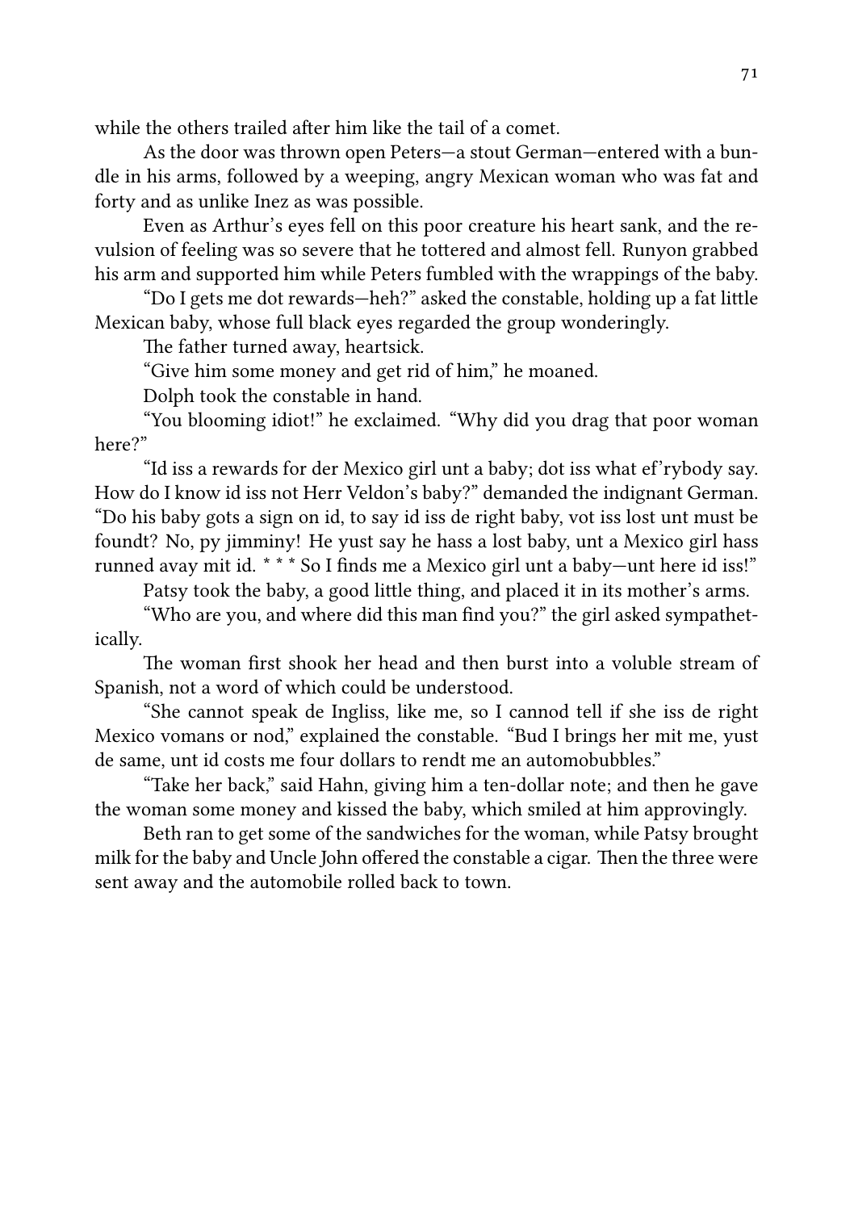while the others trailed after him like the tail of a comet.

As the door was thrown open Peters—a stout German—entered with a bundle in his arms, followed by a weeping, angry Mexican woman who was fat and forty and as unlike Inez as was possible.

Even as Arthur's eyes fell on this poor creature his heart sank, and the revulsion of feeling was so severe that he tottered and almost fell. Runyon grabbed his arm and supported him while Peters fumbled with the wrappings of the baby.

"Do I gets me dot rewards—heh?" asked the constable, holding up a fat little Mexican baby, whose full black eyes regarded the group wonderingly.

The father turned away, heartsick.

"Give him some money and get rid of him," he moaned.

Dolph took the constable in hand.

"You blooming idiot!" he exclaimed. "Why did you drag that poor woman here?"

"Id iss a rewards for der Mexico girl unt a baby; dot iss what ef'rybody say. How do I know id iss not Herr Veldon's baby?" demanded the indignant German. "Do his baby gots a sign on id, to say id iss de right baby, vot iss lost unt must be foundt? No, py jimminy! He yust say he hass a lost baby, unt a Mexico girl hass runned avay mit id. * * * So I finds me a Mexico girl unt a baby—unt here id iss!"

Patsy took the baby, a good little thing, and placed it in its mother's arms.

"Who are you, and where did this man find you?" the girl asked sympathetically.

The woman first shook her head and then burst into a voluble stream of Spanish, not a word of which could be understood.

"She cannot speak de Ingliss, like me, so I cannod tell if she iss de right Mexico vomans or nod," explained the constable. "Bud I brings her mit me, yust de same, unt id costs me four dollars to rendt me an automobubbles."

"Take her back," said Hahn, giving him a ten-dollar note; and then he gave the woman some money and kissed the baby, which smiled at him approvingly.

Beth ran to get some of the sandwiches for the woman, while Patsy brought milk for the baby and Uncle John offered the constable a cigar. Then the three were sent away and the automobile rolled back to town.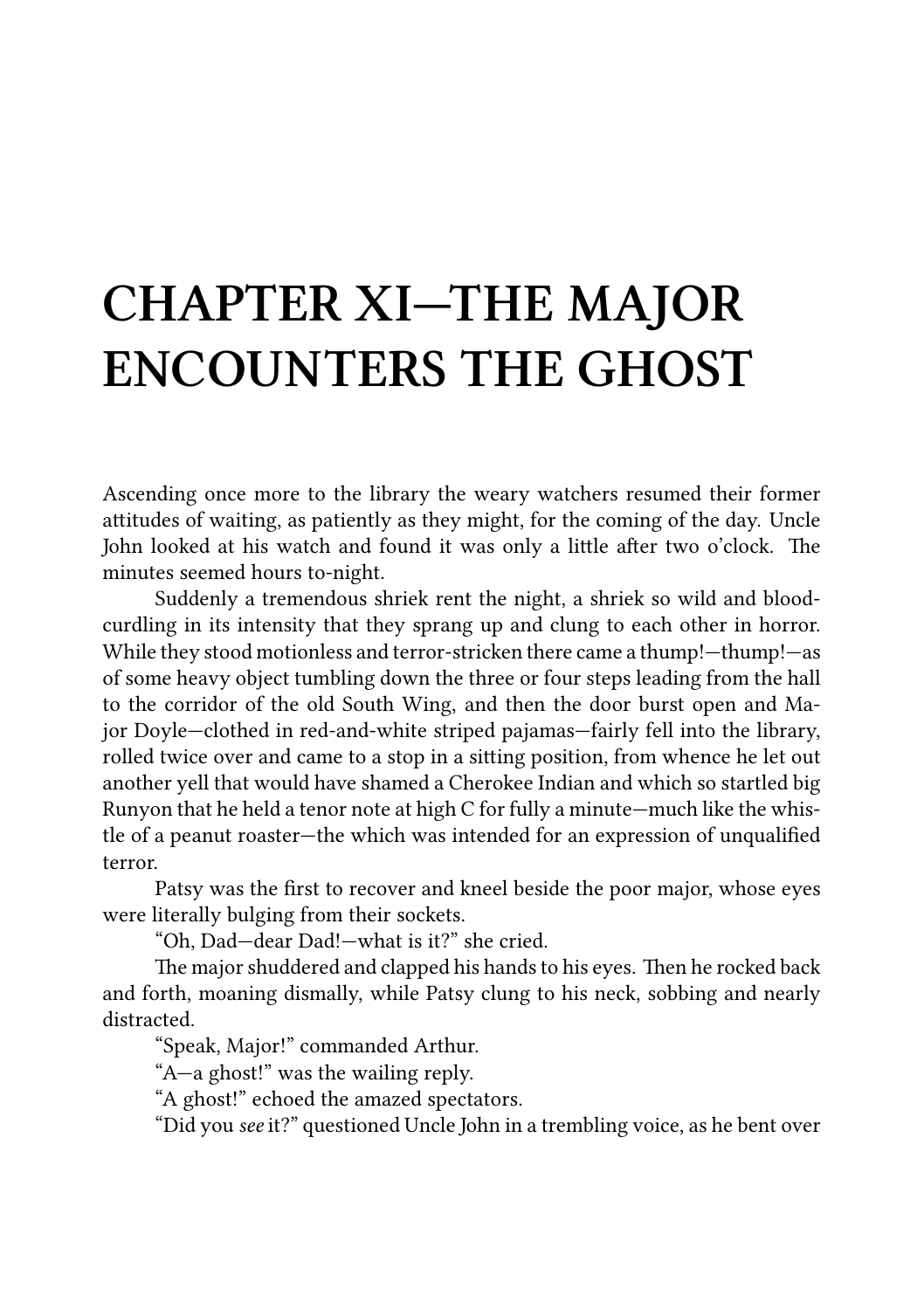# CHAPTER XI—THE MAJOR ENCOUNTERS THE GHOST

Ascending once more to the library the weary watchers resumed their former attitudes of waiting, as patiently as they might, for the coming of the day. Uncle John looked at his watch and found it was only a little after two o'clock. The minutes seemed hours to-night.

Suddenly a tremendous shriek rent the night, a shriek so wild and blood-curdling in its intensity that they sprang up and clung to each other in horror. While they stood motionless and terror-stricken there came a thump!—thump!—as of some heavy object tumbling down the three or four steps leading from the hall to the corridor of the old South Wing, and then the door burst open and Major Doyle—clothed in red-and-white striped pajamas—fairly fell into the library, rolled twice over and came to a stop in a sitting position, from whence he let out another yell that would have shamed a Cherokee Indian and which so startled big Runyon that he held a tenor note at high C for fully a minute—much like the whistle of a peanut roaster—the which was intended for an expression of unqualified terror.

Patsy was the first to recover and kneel beside the poor major, whose eyes were literally bulging from their sockets.

"Oh, Dad—dear Dad!—what is it?" she cried.

The major shuddered and clapped his hands to his eyes. Then he rocked back and forth, moaning dismally, while Patsy clung to his neck, sobbing and nearly distracted.

"Speak, Major!" commanded Arthur.

"A—a ghost!" was the wailing reply.

"A ghost!" echoed the amazed spectators.

"Did you *see* it?" questioned Uncle John in a trembling voice, as he bent over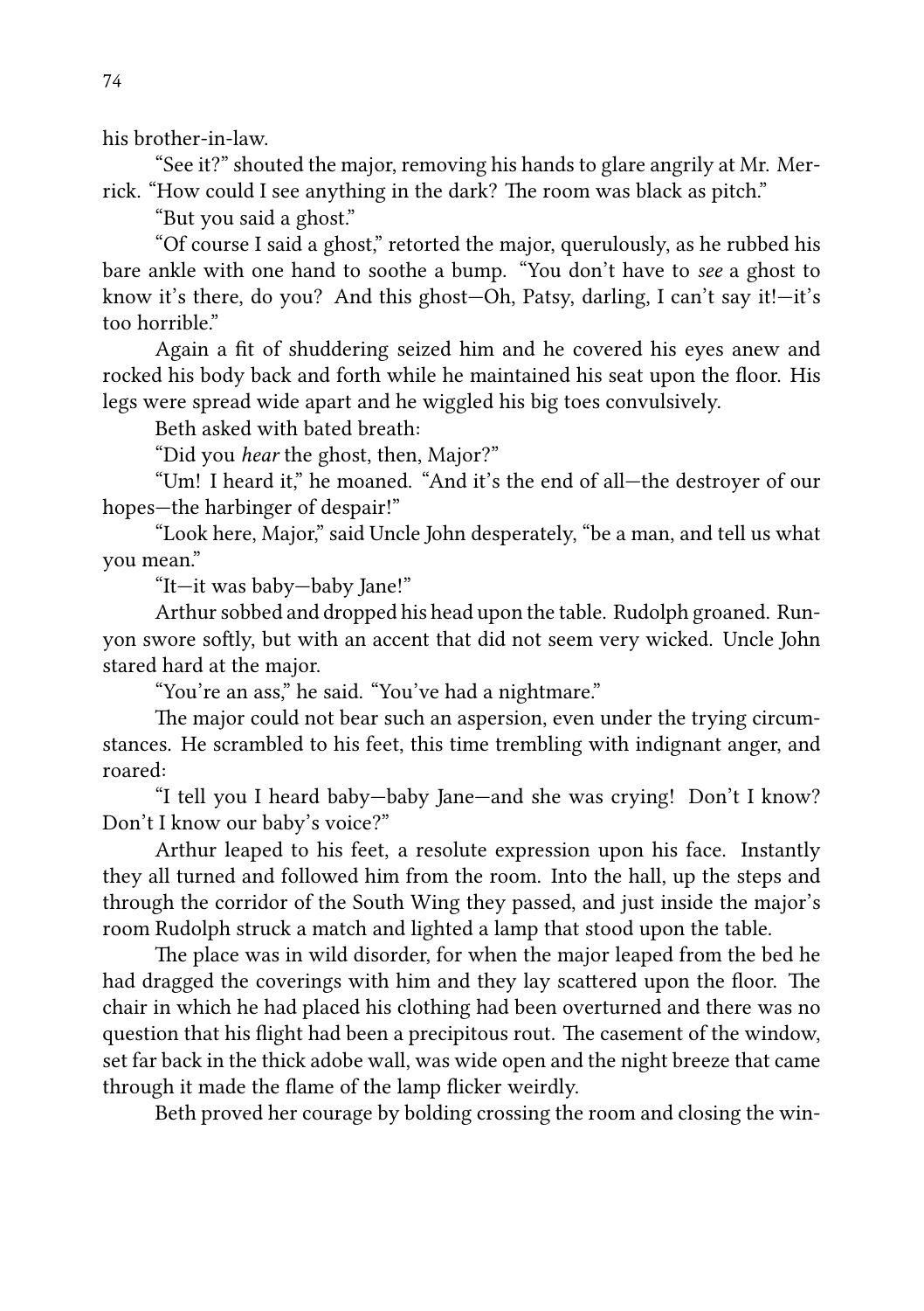his brother-in-law.

"See it?" shouted the major, removing his hands to glare angrily at Mr. Merrick. "How could I see anything in the dark? The room was black as pitch."

"But you said a ghost."

"Of course I said a ghost," retorted the major, querulously, as he rubbed his bare ankle with one hand to soothe a bump. "You don't have to *see* a ghost to know it's there, do you? And this ghost—Oh, Patsy, darling, I can't say it!—it's too horrible."

Again a fit of shuddering seized him and he covered his eyes anew and rocked his body back and forth while he maintained his seat upon the floor. His legs were spread wide apart and he wiggled his big toes convulsively.

Beth asked with bated breath:

"Did you *hear* the ghost, then, Major?"

"Um! I heard it," he moaned. "And it's the end of all—the destroyer of our hopes—the harbinger of despair!"

"Look here, Major," said Uncle John desperately, "be a man, and tell us what you mean."

"It—it was baby—baby Jane!"

Arthur sobbed and dropped his head upon the table. Rudolph groaned. Runyon swore softly, but with an accent that did not seem very wicked. Uncle John stared hard at the major.

"You're an ass," he said. "You've had a nightmare."

The major could not bear such an aspersion, even under the trying circumstances. He scrambled to his feet, this time trembling with indignant anger, and roared:

"I tell you I heard baby—baby Jane—and she was crying! Don't I know? Don't I know our baby's voice?"

Arthur leaped to his feet, a resolute expression upon his face. Instantly they all turned and followed him from the room. Into the hall, up the steps and through the corridor of the South Wing they passed, and just inside the major's room Rudolph struck a match and lighted a lamp that stood upon the table.

The place was in wild disorder, for when the major leaped from the bed he had dragged the coverings with him and they lay scattered upon the floor. The chair in which he had placed his clothing had been overturned and there was no question that his flight had been a precipitous rout. The casement of the window, set far back in the thick adobe wall, was wide open and the night breeze that came through it made the flame of the lamp flicker weirdly.

Beth proved her courage by bolding crossing the room and closing the win-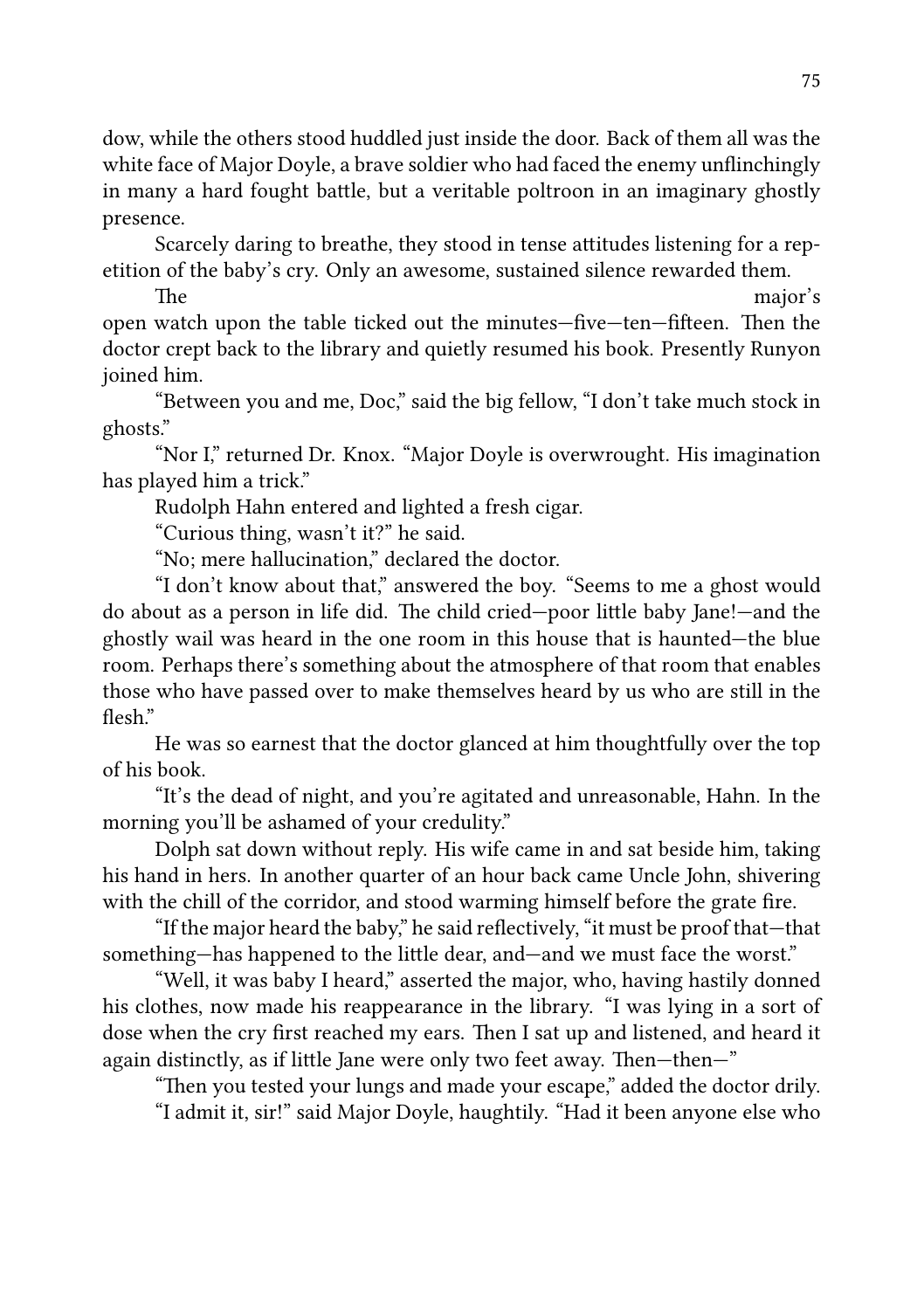dow, while the others stood huddled just inside the door. Back of them all was the white face of Major Doyle, a brave soldier who had faced the enemy unflinchingly in many a hard fought battle, but a veritable poltroon in an imaginary ghostly presence.

Scarcely daring to breathe, they stood in tense attitudes listening for a repetition of the baby's cry. Only an awesome, sustained silence rewarded them.

The major's open watch upon the table ticked out the minutes—five—ten—fifteen. Then the doctor crept back to the library and quietly resumed his book. Presently Runyon joined him.

"Between you and me, Doc," said the big fellow, "I don't take much stock in ghosts."

"Nor I," returned Dr. Knox. "Major Doyle is overwrought. His imagination has played him a trick."

Rudolph Hahn entered and lighted a fresh cigar.

"Curious thing, wasn't it?" he said.

"No; mere hallucination," declared the doctor.

"I don't know about that," answered the boy. "Seems to me a ghost would do about as a person in life did. The child cried—poor little baby Jane!—and the ghostly wail was heard in the one room in this house that is haunted—the blue room. Perhaps there's something about the atmosphere of that room that enables those who have passed over to make themselves heard by us who are still in the flesh."

He was so earnest that the doctor glanced at him thoughtfully over the top of his book.

"It's the dead of night, and you're agitated and unreasonable, Hahn. In the morning you'll be ashamed of your credulity."

Dolph sat down without reply. His wife came in and sat beside him, taking his hand in hers. In another quarter of an hour back came Uncle John, shivering with the chill of the corridor, and stood warming himself before the grate fire.

"If the major heard the baby," he said reflectively, "it must be proof that—that something—has happened to the little dear, and—and we must face the worst."

"Well, it was baby I heard," asserted the major, who, having hastily donned his clothes, now made his reappearance in the library. "I was lying in a sort of dose when the cry first reached my ears. Then I sat up and listened, and heard it again distinctly, as if little Jane were only two feet away. Then—then—"

"Then you tested your lungs and made your escape," added the doctor drily.

"I admit it, sir!" said Major Doyle, haughtily. "Had it been anyone else who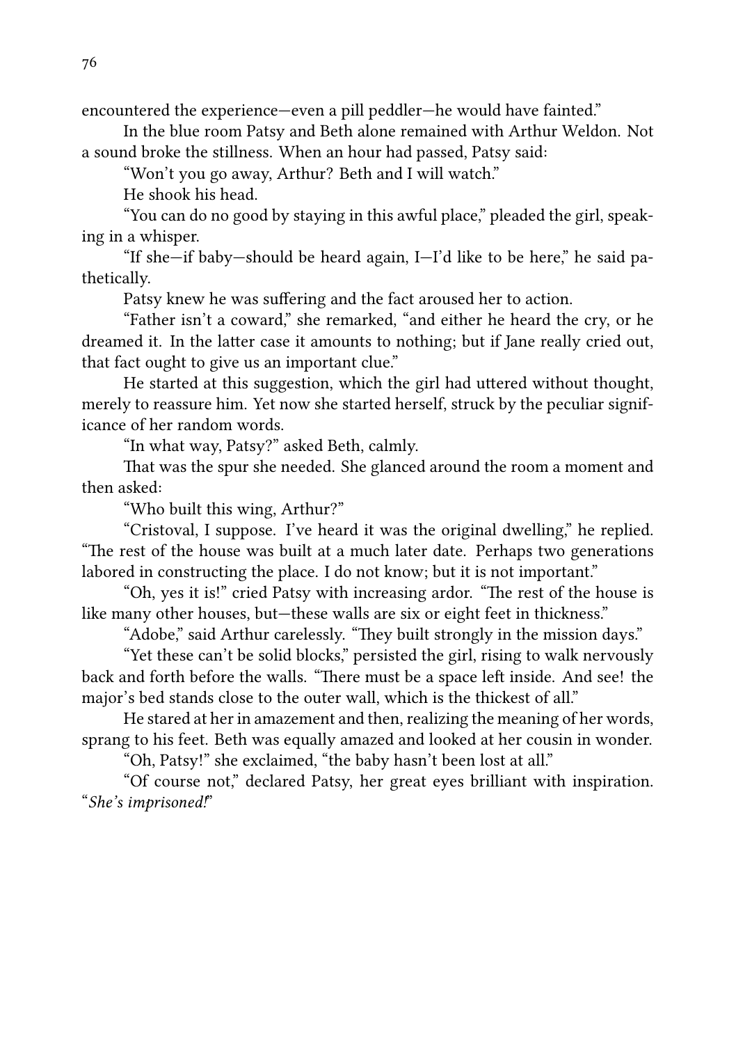encountered the experience—even a pill peddler—he would have fainted."

In the blue room Patsy and Beth alone remained with Arthur Weldon. Not a sound broke the stillness. When an hour had passed, Patsy said:

"Won't you go away, Arthur? Beth and I will watch."

He shook his head.

"You can do no good by staying in this awful place," pleaded the girl, speaking in a whisper.

"If she—if baby—should be heard again, I—I'd like to be here," he said pathetically.

Patsy knew he was suffering and the fact aroused her to action.

"Father isn't a coward," she remarked, "and either he heard the cry, or he dreamed it. In the latter case it amounts to nothing; but if Jane really cried out, that fact ought to give us an important clue."

He started at this suggestion, which the girl had uttered without thought, merely to reassure him. Yet now she started herself, struck by the peculiar significance of her random words.

"In what way, Patsy?" asked Beth, calmly.

That was the spur she needed. She glanced around the room a moment and then asked:

"Who built this wing, Arthur?"

"Cristoval, I suppose. I've heard it was the original dwelling," he replied. "The rest of the house was built at a much later date. Perhaps two generations labored in constructing the place. I do not know; but it is not important."

"Oh, yes it is!" cried Patsy with increasing ardor. "The rest of the house is like many other houses, but—these walls are six or eight feet in thickness."

"Adobe," said Arthur carelessly. "They built strongly in the mission days."

"Yet these can't be solid blocks," persisted the girl, rising to walk nervously back and forth before the walls. "There must be a space left inside. And see! the major's bed stands close to the outer wall, which is the thickest of all."

He stared at her in amazement and then, realizing the meaning of her words, sprang to his feet. Beth was equally amazed and looked at her cousin in wonder.

"Oh, Patsy!" she exclaimed, "the baby hasn't been lost at all."

"Of course not," declared Patsy, her great eyes brilliant with inspiration. "*She's imprisoned!*"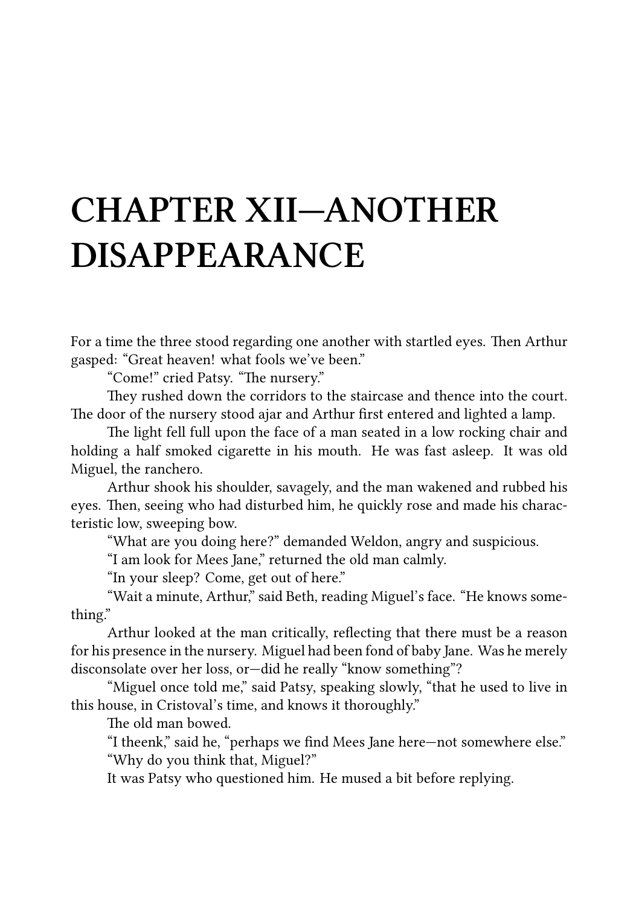# CHAPTER XII—ANOTHER DISAPPEARANCE

For a time the three stood regarding one another with startled eyes. Then Arthur gasped: "Great heaven! what fools we've been."

"Come!" cried Patsy. "The nursery."

They rushed down the corridors to the staircase and thence into the court. The door of the nursery stood ajar and Arthur first entered and lighted a lamp.

The light fell full upon the face of a man seated in a low rocking chair and holding a half smoked cigarette in his mouth. He was fast asleep. It was old Miguel, the ranchero.

Arthur shook his shoulder, savagely, and the man wakened and rubbed his eyes. Then, seeing who had disturbed him, he quickly rose and made his characteristic low, sweeping bow.

"What are you doing here?" demanded Weldon, angry and suspicious.

"I am look for Mees Jane," returned the old man calmly.

"In your sleep? Come, get out of here."

"Wait a minute, Arthur," said Beth, reading Miguel's face. "He knows something."

Arthur looked at the man critically, reflecting that there must be a reason for his presence in the nursery. Miguel had been fond of baby Jane. Was he merely disconsolate over her loss, or—did he really "know something"?

"Miguel once told me," said Patsy, speaking slowly, "that he used to live in this house, in Cristoval's time, and knows it thoroughly."

The old man bowed.

"I theenk," said he, "perhaps we find Mees Jane here—not somewhere else."

"Why do you think that, Miguel?"

It was Patsy who questioned him. He mused a bit before replying.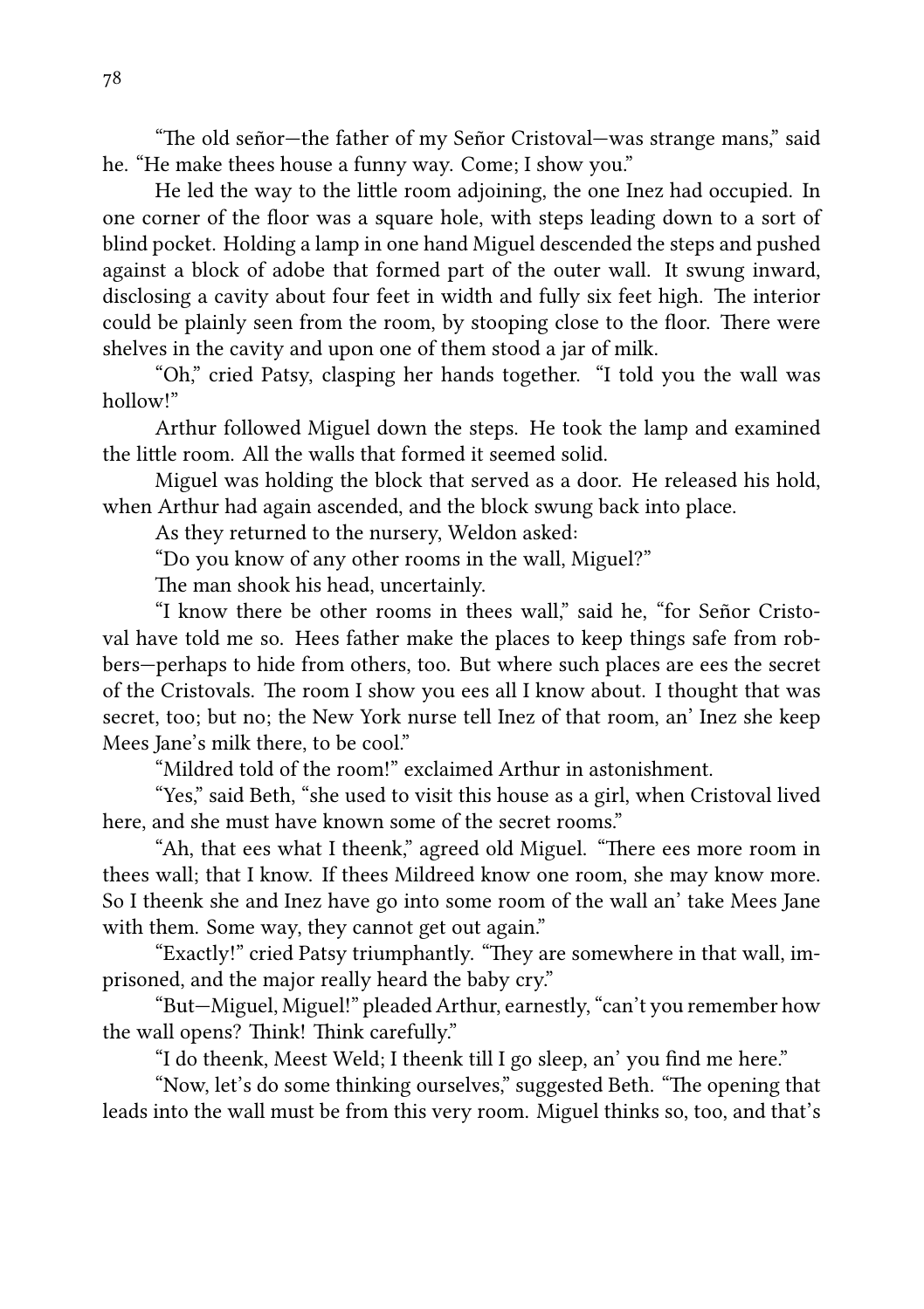"The old señor—the father of my Señor Cristoval—was strange mans," said he. "He make thees house a funny way. Come; I show you."

He led the way to the little room adjoining, the one Inez had occupied. In one corner of the floor was a square hole, with steps leading down to a sort of blind pocket. Holding a lamp in one hand Miguel descended the steps and pushed against a block of adobe that formed part of the outer wall. It swung inward, disclosing a cavity about four feet in width and fully six feet high. The interior could be plainly seen from the room, by stooping close to the floor. There were shelves in the cavity and upon one of them stood a jar of milk.

"Oh," cried Patsy, clasping her hands together. "I told you the wall was hollow!"

Arthur followed Miguel down the steps. He took the lamp and examined the little room. All the walls that formed it seemed solid.

Miguel was holding the block that served as a door. He released his hold, when Arthur had again ascended, and the block swung back into place.

As they returned to the nursery, Weldon asked:

"Do you know of any other rooms in the wall, Miguel?"

The man shook his head, uncertainly.

"I know there be other rooms in thees wall," said he, "for Señor Cristoval have told me so. Hees father make the places to keep things safe from robbers—perhaps to hide from others, too. But where such places are ees the secret of the Cristovals. The room I show you ees all I know about. I thought that was secret, too; but no; the New York nurse tell Inez of that room, an' Inez she keep Mees Jane's milk there, to be cool."

"Mildred told of the room!" exclaimed Arthur in astonishment.

"Yes," said Beth, "she used to visit this house as a girl, when Cristoval lived here, and she must have known some of the secret rooms."

"Ah, that ees what I theenk," agreed old Miguel. "There ees more room in thees wall; that I know. If thees Mildreed know one room, she may know more. So I theenk she and Inez have go into some room of the wall an' take Mees Jane with them. Some way, they cannot get out again."

"Exactly!" cried Patsy triumphantly. "They are somewhere in that wall, imprisoned, and the major really heard the baby cry."

"But—Miguel, Miguel!" pleaded Arthur, earnestly, "can't you remember how the wall opens? Think! Think carefully."

"I do theenk, Meest Weld; I theenk till I go sleep, an' you find me here."

"Now, let's do some thinking ourselves," suggested Beth. "The opening that leads into the wall must be from this very room. Miguel thinks so, too, and that's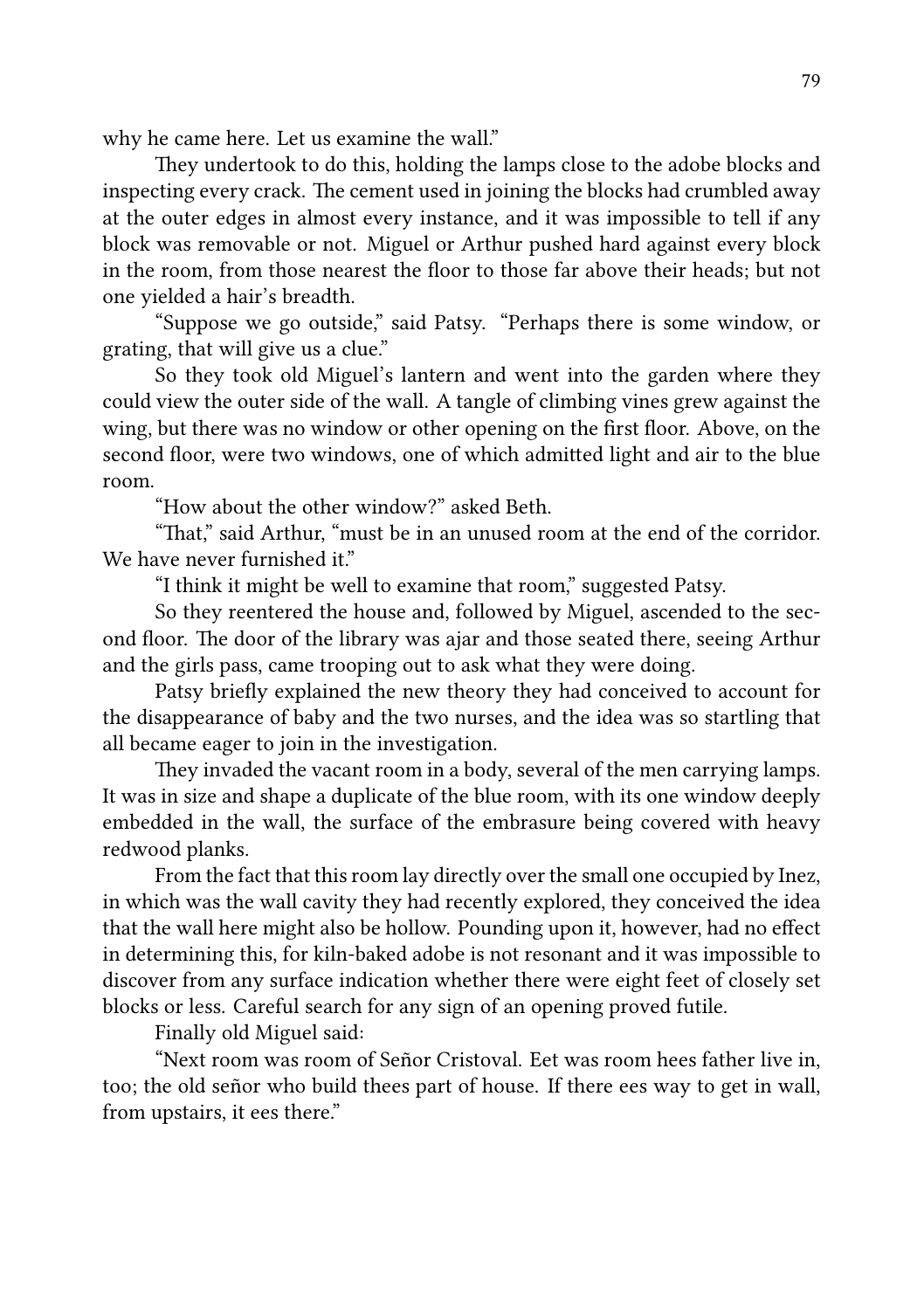why he came here. Let us examine the wall."

They undertook to do this, holding the lamps close to the adobe blocks and inspecting every crack. The cement used in joining the blocks had crumbled away at the outer edges in almost every instance, and it was impossible to tell if any block was removable or not. Miguel or Arthur pushed hard against every block in the room, from those nearest the floor to those far above their heads; but not one yielded a hair's breadth.

"Suppose we go outside," said Patsy. "Perhaps there is some window, or grating, that will give us a clue."

So they took old Miguel's lantern and went into the garden where they could view the outer side of the wall. A tangle of climbing vines grew against the wing, but there was no window or other opening on the first floor. Above, on the second floor, were two windows, one of which admitted light and air to the blue room.

"How about the other window?" asked Beth.

"That," said Arthur, "must be in an unused room at the end of the corridor. We have never furnished it."

"I think it might be well to examine that room," suggested Patsy.

So they reentered the house and, followed by Miguel, ascended to the second floor. The door of the library was ajar and those seated there, seeing Arthur and the girls pass, came trooping out to ask what they were doing.

Patsy briefly explained the new theory they had conceived to account for the disappearance of baby and the two nurses, and the idea was so startling that all became eager to join in the investigation.

They invaded the vacant room in a body, several of the men carrying lamps. It was in size and shape a duplicate of the blue room, with its one window deeply embedded in the wall, the surface of the embrasure being covered with heavy redwood planks.

From the fact that this room lay directly over the small one occupied by Inez, in which was the wall cavity they had recently explored, they conceived the idea that the wall here might also be hollow. Pounding upon it, however, had no effect in determining this, for kiln-baked adobe is not resonant and it was impossible to discover from any surface indication whether there were eight feet of closely set blocks or less. Careful search for any sign of an opening proved futile.

Finally old Miguel said:

"Next room was room of Señor Cristoval. Eet was room hees father live in, too; the old señor who build thees part of house. If there ees way to get in wall, from upstairs, it ees there."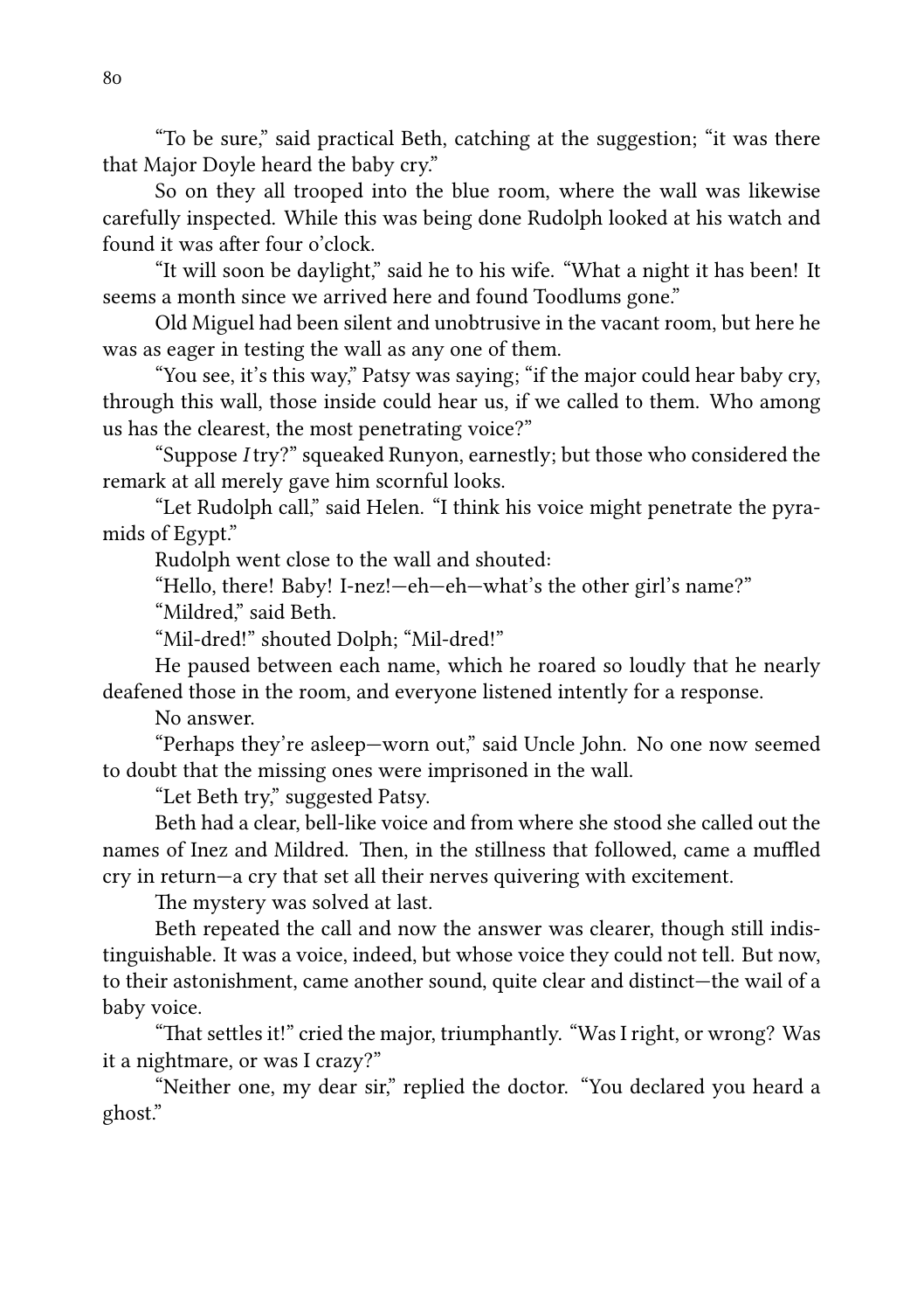"To be sure," said practical Beth, catching at the suggestion; "it was there that Major Doyle heard the baby cry."

So on they all trooped into the blue room, where the wall was likewise carefully inspected. While this was being done Rudolph looked at his watch and found it was after four o'clock.

"It will soon be daylight," said he to his wife. "What a night it has been! It seems a month since we arrived here and found Toodlums gone."

Old Miguel had been silent and unobtrusive in the vacant room, but here he was as eager in testing the wall as any one of them.

"You see, it's this way," Patsy was saying; "if the major could hear baby cry, through this wall, those inside could hear us, if we called to them. Who among us has the clearest, the most penetrating voice?"

"Suppose *I* try?" squeaked Runyon, earnestly; but those who considered the remark at all merely gave him scornful looks.

"Let Rudolph call," said Helen. "I think his voice might penetrate the pyramids of Egypt."

Rudolph went close to the wall and shouted:

"Hello, there! Baby! I-nez!—eh—eh—what's the other girl's name?"

"Mildred," said Beth.

"Mil-dred!" shouted Dolph; "Mil-dred!"

He paused between each name, which he roared so loudly that he nearly deafened those in the room, and everyone listened intently for a response.

No answer.

"Perhaps they're asleep—worn out," said Uncle John. No one now seemed to doubt that the missing ones were imprisoned in the wall.

"Let Beth try," suggested Patsy.

Beth had a clear, bell-like voice and from where she stood she called out the names of Inez and Mildred. Then, in the stillness that followed, came a muffled cry in return—a cry that set all their nerves quivering with excitement.

The mystery was solved at last.

Beth repeated the call and now the answer was clearer, though still indistinguishable. It was a voice, indeed, but whose voice they could not tell. But now, to their astonishment, came another sound, quite clear and distinct—the wail of a baby voice.

"That settles it!" cried the major, triumphantly. "Was I right, or wrong? Was it a nightmare, or was I crazy?"

"Neither one, my dear sir," replied the doctor. "You declared you heard a ghost."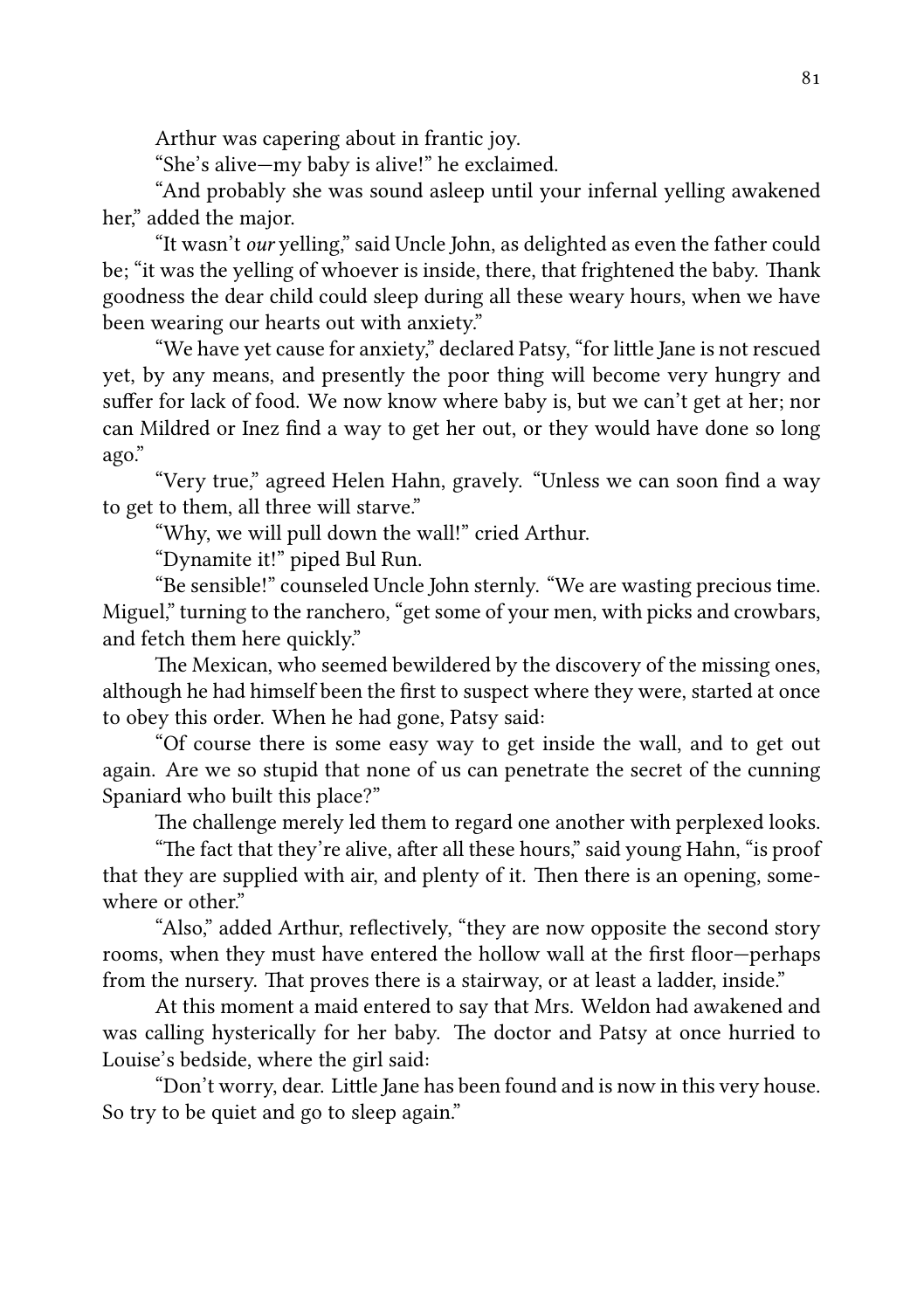Arthur was capering about in frantic joy.

"She's alive—my baby is alive!" he exclaimed.

"And probably she was sound asleep until your infernal yelling awakened her," added the major.

"It wasn't *our* yelling," said Uncle John, as delighted as even the father could be; "it was the yelling of whoever is inside, there, that frightened the baby. Thank goodness the dear child could sleep during all these weary hours, when we have been wearing our hearts out with anxiety."

"We have yet cause for anxiety," declared Patsy, "for little Jane is not rescued yet, by any means, and presently the poor thing will become very hungry and suffer for lack of food. We now know where baby is, but we can't get at her; nor can Mildred or Inez find a way to get her out, or they would have done so long ago."

"Very true," agreed Helen Hahn, gravely. "Unless we can soon find a way to get to them, all three will starve."

"Why, we will pull down the wall!" cried Arthur.

"Dynamite it!" piped Bul Run.

"Be sensible!" counseled Uncle John sternly. "We are wasting precious time. Miguel," turning to the ranchero, "get some of your men, with picks and crowbars, and fetch them here quickly."

The Mexican, who seemed bewildered by the discovery of the missing ones, although he had himself been the first to suspect where they were, started at once to obey this order. When he had gone, Patsy said:

"Of course there is some easy way to get inside the wall, and to get out again. Are we so stupid that none of us can penetrate the secret of the cunning Spaniard who built this place?"

The challenge merely led them to regard one another with perplexed looks.

"The fact that they're alive, after all these hours," said young Hahn, "is proof that they are supplied with air, and plenty of it. Then there is an opening, somewhere or other."

"Also," added Arthur, reflectively, "they are now opposite the second story rooms, when they must have entered the hollow wall at the first floor—perhaps from the nursery. That proves there is a stairway, or at least a ladder, inside."

At this moment a maid entered to say that Mrs. Weldon had awakened and was calling hysterically for her baby. The doctor and Patsy at once hurried to Louise's bedside, where the girl said:

"Don't worry, dear. Little Jane has been found and is now in this very house. So try to be quiet and go to sleep again."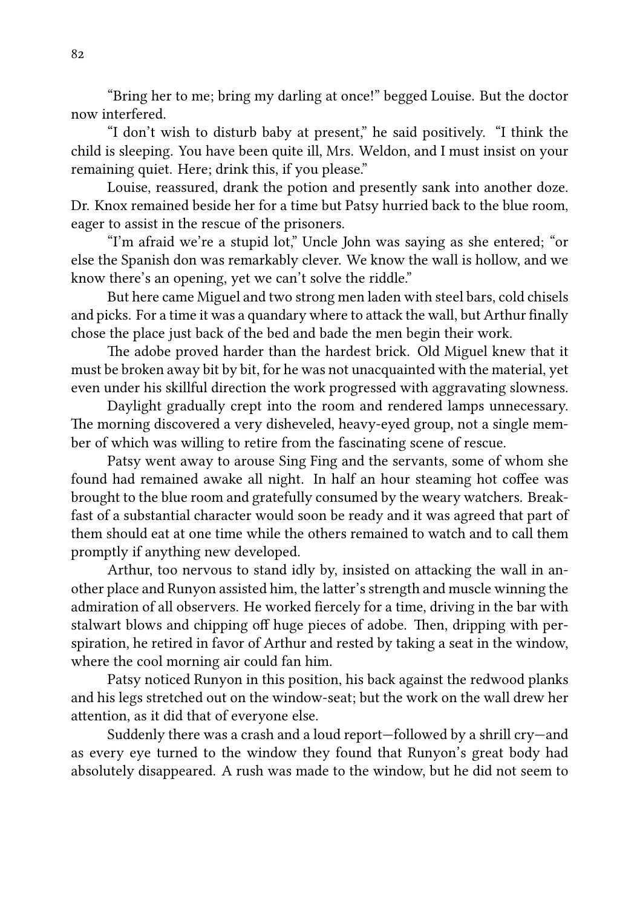"Bring her to me; bring my darling at once!" begged Louise. But the doctor now interfered.

"I don't wish to disturb baby at present," he said positively. "I think the child is sleeping. You have been quite ill, Mrs. Weldon, and I must insist on your remaining quiet. Here; drink this, if you please."

Louise, reassured, drank the potion and presently sank into another doze. Dr. Knox remained beside her for a time but Patsy hurried back to the blue room, eager to assist in the rescue of the prisoners.

"I'm afraid we're a stupid lot," Uncle John was saying as she entered; "or else the Spanish don was remarkably clever. We know the wall is hollow, and we know there's an opening, yet we can't solve the riddle."

But here came Miguel and two strong men laden with steel bars, cold chisels and picks. For a time it was a quandary where to attack the wall, but Arthur finally chose the place just back of the bed and bade the men begin their work.

The adobe proved harder than the hardest brick. Old Miguel knew that it must be broken away bit by bit, for he was not unacquainted with the material, yet even under his skillful direction the work progressed with aggravating slowness.

Daylight gradually crept into the room and rendered lamps unnecessary. The morning discovered a very disheveled, heavy-eyed group, not a single member of which was willing to retire from the fascinating scene of rescue.

Patsy went away to arouse Sing Fing and the servants, some of whom she found had remained awake all night. In half an hour steaming hot coffee was brought to the blue room and gratefully consumed by the weary watchers. Breakfast of a substantial character would soon be ready and it was agreed that part of them should eat at one time while the others remained to watch and to call them promptly if anything new developed.

Arthur, too nervous to stand idly by, insisted on attacking the wall in another place and Runyon assisted him, the latter's strength and muscle winning the admiration of all observers. He worked fiercely for a time, driving in the bar with stalwart blows and chipping off huge pieces of adobe. Then, dripping with perspiration, he retired in favor of Arthur and rested by taking a seat in the window, where the cool morning air could fan him.

Patsy noticed Runyon in this position, his back against the redwood planks and his legs stretched out on the window-seat; but the work on the wall drew her attention, as it did that of everyone else.

Suddenly there was a crash and a loud report—followed by a shrill cry—and as every eye turned to the window they found that Runyon's great body had absolutely disappeared. A rush was made to the window, but he did not seem to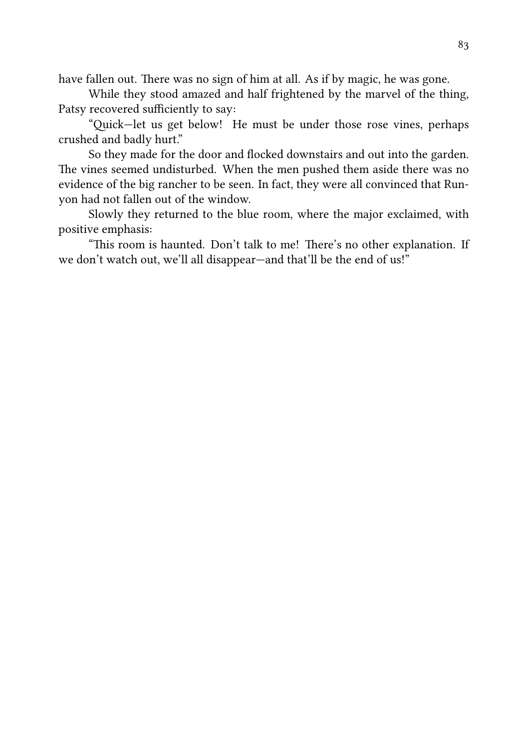have fallen out. There was no sign of him at all. As if by magic, he was gone.

While they stood amazed and half frightened by the marvel of the thing, Patsy recovered sufficiently to say:

"Quick—let us get below! He must be under those rose vines, perhaps crushed and badly hurt."

So they made for the door and flocked downstairs and out into the garden. The vines seemed undisturbed. When the men pushed them aside there was no evidence of the big rancher to be seen. In fact, they were all convinced that Runyon had not fallen out of the window.

Slowly they returned to the blue room, where the major exclaimed, with positive emphasis:

"This room is haunted. Don't talk to me! There's no other explanation. If we don't watch out, we'll all disappear—and that'll be the end of us!"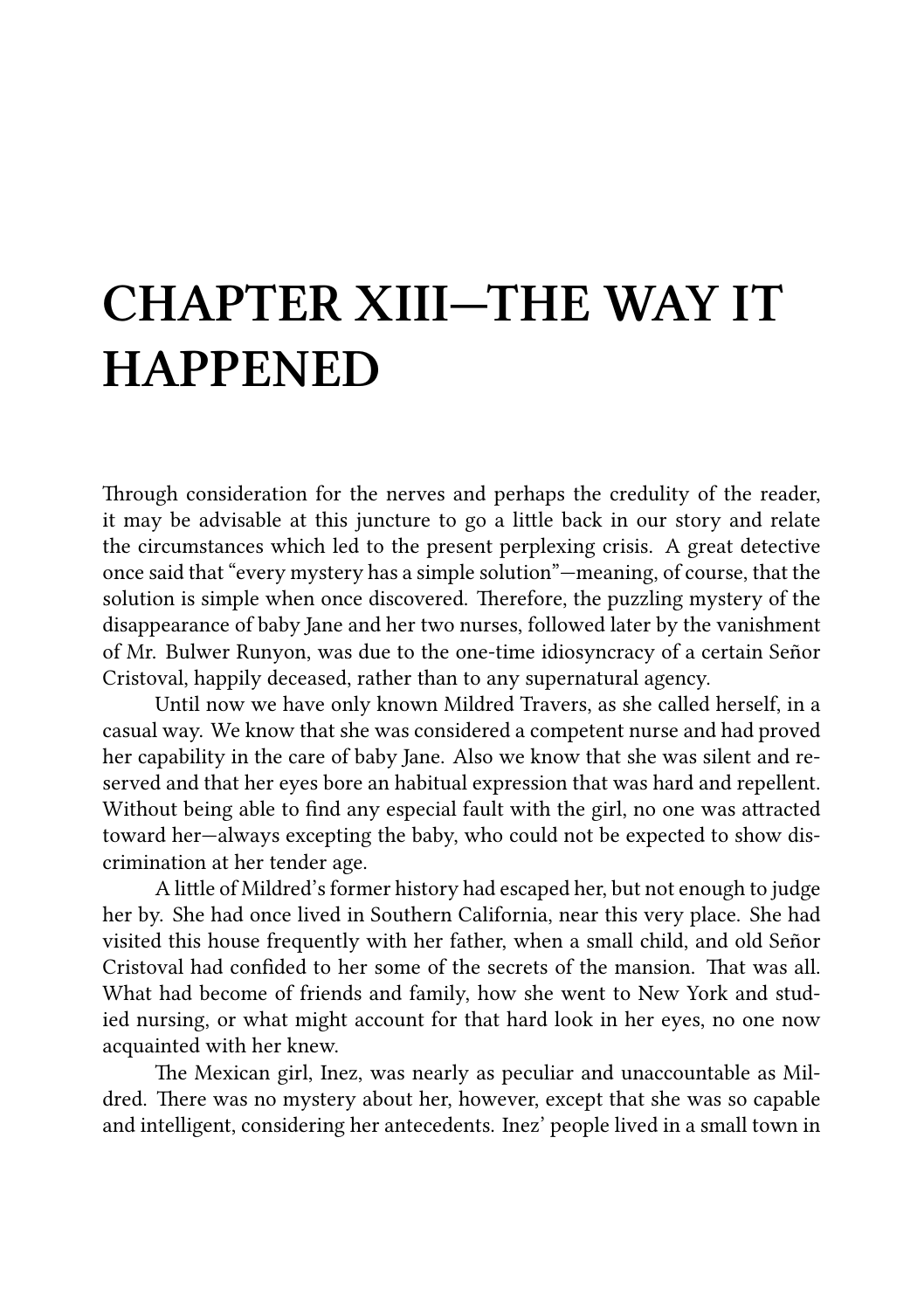# CHAPTER XIII—THE WAY IT HAPPENED

Through consideration for the nerves and perhaps the credulity of the reader, it may be advisable at this juncture to go a little back in our story and relate the circumstances which led to the present perplexing crisis. A great detective once said that "every mystery has a simple solution"—meaning, of course, that the solution is simple when once discovered. Therefore, the puzzling mystery of the disappearance of baby Jane and her two nurses, followed later by the vanishment of Mr. Bulwer Runyon, was due to the one-time idiosyncracy of a certain Señor Cristoval, happily deceased, rather than to any supernatural agency.

Until now we have only known Mildred Travers, as she called herself, in a casual way. We know that she was considered a competent nurse and had proved her capability in the care of baby Jane. Also we know that she was silent and reserved and that her eyes bore an habitual expression that was hard and repellent. Without being able to find any especial fault with the girl, no one was attracted toward her—always excepting the baby, who could not be expected to show discrimination at her tender age.

A little of Mildred's former history had escaped her, but not enough to judge her by. She had once lived in Southern California, near this very place. She had visited this house frequently with her father, when a small child, and old Señor Cristoval had confided to her some of the secrets of the mansion. That was all. What had become of friends and family, how she went to New York and studied nursing, or what might account for that hard look in her eyes, no one now acquainted with her knew.

The Mexican girl, Inez, was nearly as peculiar and unaccountable as Mildred. There was no mystery about her, however, except that she was so capable and intelligent, considering her antecedents. Inez' people lived in a small town in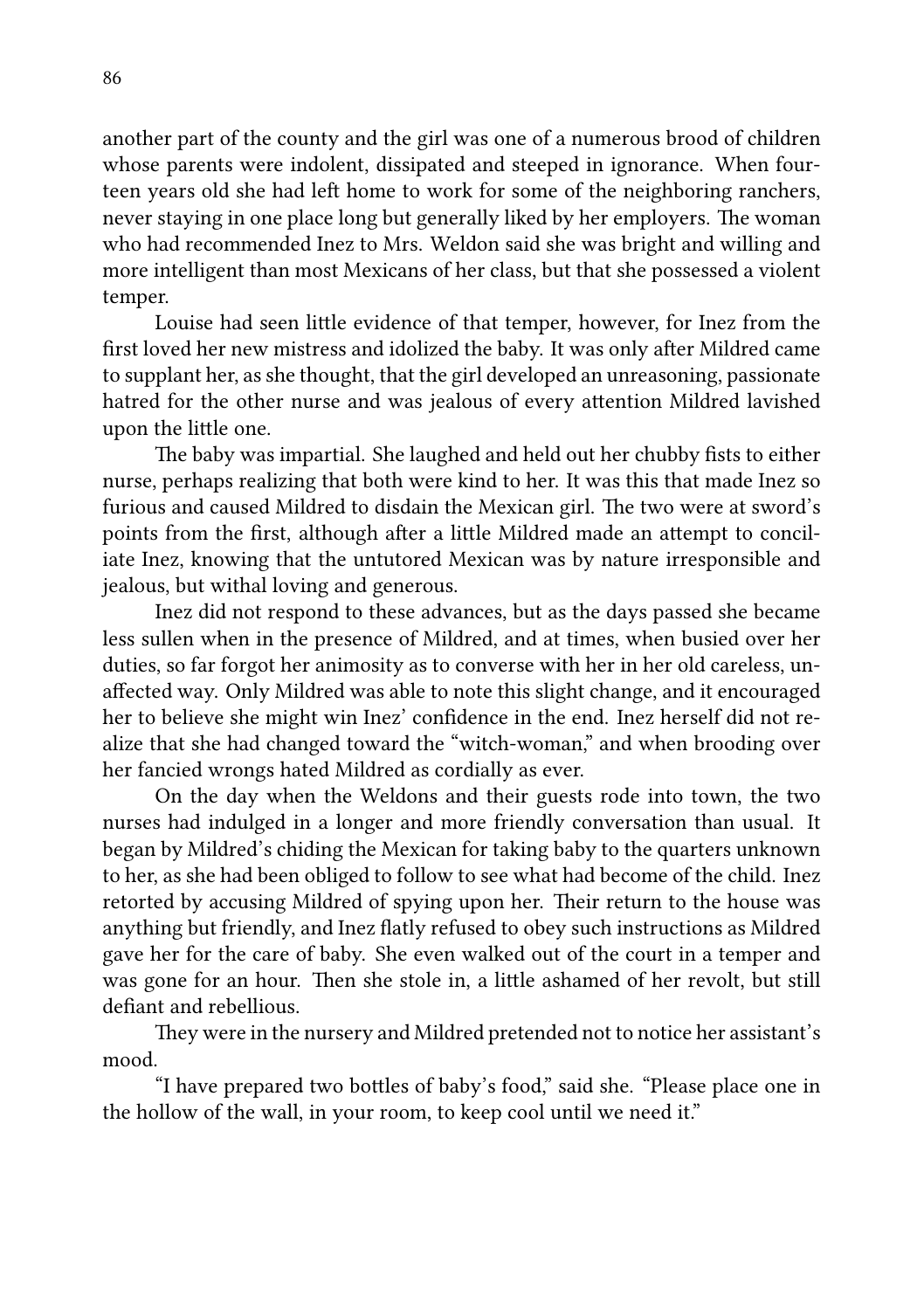another part of the county and the girl was one of a numerous brood of children whose parents were indolent, dissipated and steeped in ignorance. When fourteen years old she had left home to work for some of the neighboring ranchers, never staying in one place long but generally liked by her employers. The woman who had recommended Inez to Mrs. Weldon said she was bright and willing and more intelligent than most Mexicans of her class, but that she possessed a violent temper.

Louise had seen little evidence of that temper, however, for Inez from the first loved her new mistress and idolized the baby. It was only after Mildred came to supplant her, as she thought, that the girl developed an unreasoning, passionate hatred for the other nurse and was jealous of every attention Mildred lavished upon the little one.

The baby was impartial. She laughed and held out her chubby fists to either nurse, perhaps realizing that both were kind to her. It was this that made Inez so furious and caused Mildred to disdain the Mexican girl. The two were at sword's points from the first, although after a little Mildred made an attempt to conciliate Inez, knowing that the untutored Mexican was by nature irresponsible and jealous, but withal loving and generous.

Inez did not respond to these advances, but as the days passed she became less sullen when in the presence of Mildred, and at times, when busied over her duties, so far forgot her animosity as to converse with her in her old careless, unaffected way. Only Mildred was able to note this slight change, and it encouraged her to believe she might win Inez' confidence in the end. Inez herself did not realize that she had changed toward the "witch-woman," and when brooding over her fancied wrongs hated Mildred as cordially as ever.

On the day when the Weldons and their guests rode into town, the two nurses had indulged in a longer and more friendly conversation than usual. It began by Mildred's chiding the Mexican for taking baby to the quarters unknown to her, as she had been obliged to follow to see what had become of the child. Inez retorted by accusing Mildred of spying upon her. Their return to the house was anything but friendly, and Inez flatly refused to obey such instructions as Mildred gave her for the care of baby. She even walked out of the court in a temper and was gone for an hour. Then she stole in, a little ashamed of her revolt, but still defiant and rebellious.

They were in the nursery and Mildred pretended not to notice her assistant's mood.

"I have prepared two bottles of baby's food," said she. "Please place one in the hollow of the wall, in your room, to keep cool until we need it."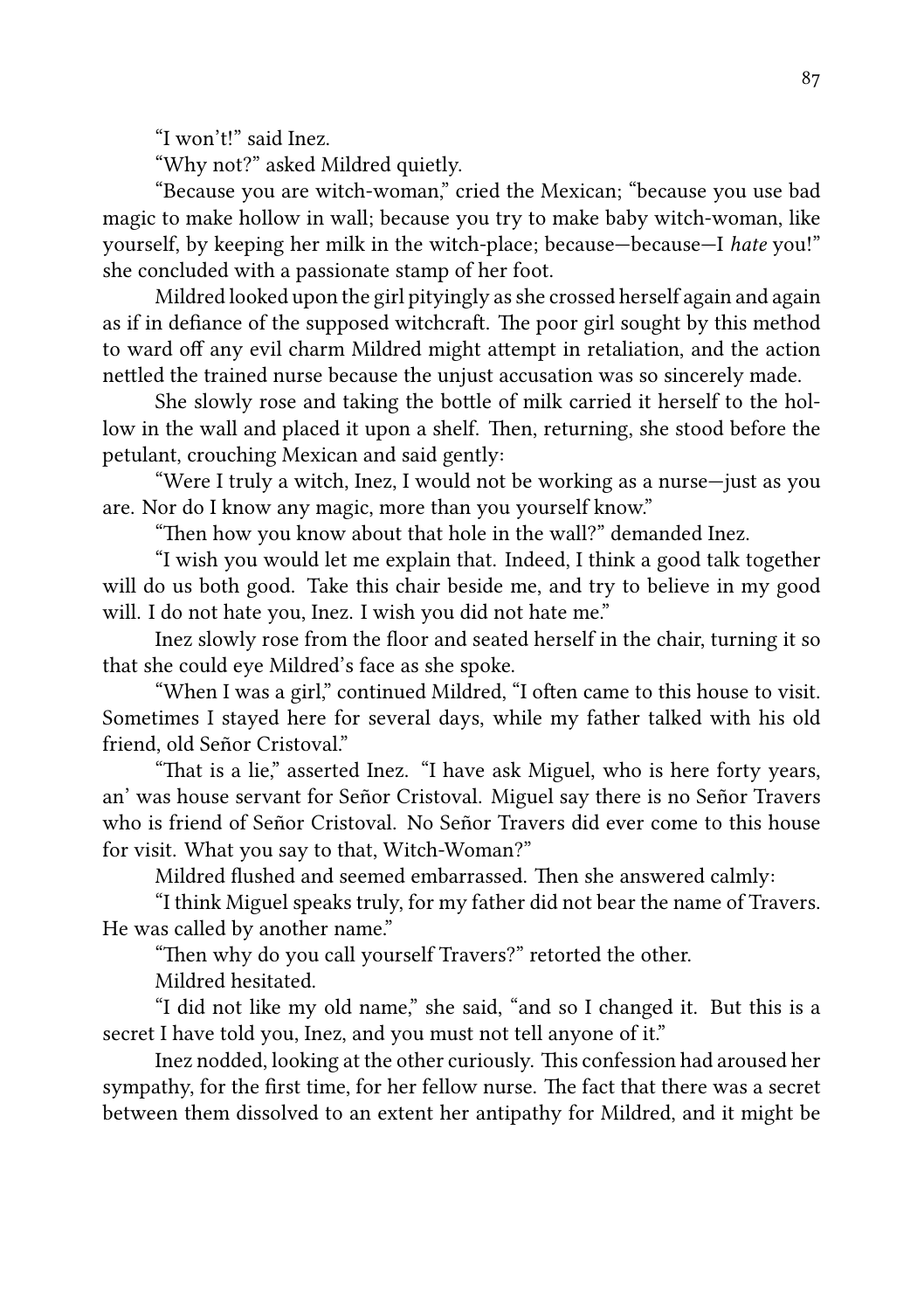"I won't!" said Inez.

"Why not?" asked Mildred quietly.

"Because you are witch-woman," cried the Mexican; "because you use bad magic to make hollow in wall; because you try to make baby witch-woman, like yourself, by keeping her milk in the witch-place; because—because—I *hate* you!" she concluded with a passionate stamp of her foot.

Mildred looked upon the girl pityingly as she crossed herself again and again as if in defiance of the supposed witchcraft. The poor girl sought by this method to ward off any evil charm Mildred might attempt in retaliation, and the action nettled the trained nurse because the unjust accusation was so sincerely made.

She slowly rose and taking the bottle of milk carried it herself to the hollow in the wall and placed it upon a shelf. Then, returning, she stood before the petulant, crouching Mexican and said gently:

"Were I truly a witch, Inez, I would not be working as a nurse—just as you are. Nor do I know any magic, more than you yourself know."

"Then how you know about that hole in the wall?" demanded Inez.

"I wish you would let me explain that. Indeed, I think a good talk together will do us both good. Take this chair beside me, and try to believe in my good will. I do not hate you, Inez. I wish you did not hate me."

Inez slowly rose from the floor and seated herself in the chair, turning it so that she could eye Mildred's face as she spoke.

"When I was a girl," continued Mildred, "I often came to this house to visit. Sometimes I stayed here for several days, while my father talked with his old friend, old Señor Cristoval."

"That is a lie," asserted Inez. "I have ask Miguel, who is here forty years, an' was house servant for Señor Cristoval. Miguel say there is no Señor Travers who is friend of Señor Cristoval. No Señor Travers did ever come to this house for visit. What you say to that, Witch-Woman?"

Mildred flushed and seemed embarrassed. Then she answered calmly:

"I think Miguel speaks truly, for my father did not bear the name of Travers. He was called by another name."

"Then why do you call yourself Travers?" retorted the other.

Mildred hesitated.

"I did not like my old name," she said, "and so I changed it. But this is a secret I have told you, Inez, and you must not tell anyone of it."

Inez nodded, looking at the other curiously. This confession had aroused her sympathy, for the first time, for her fellow nurse. The fact that there was a secret between them dissolved to an extent her antipathy for Mildred, and it might be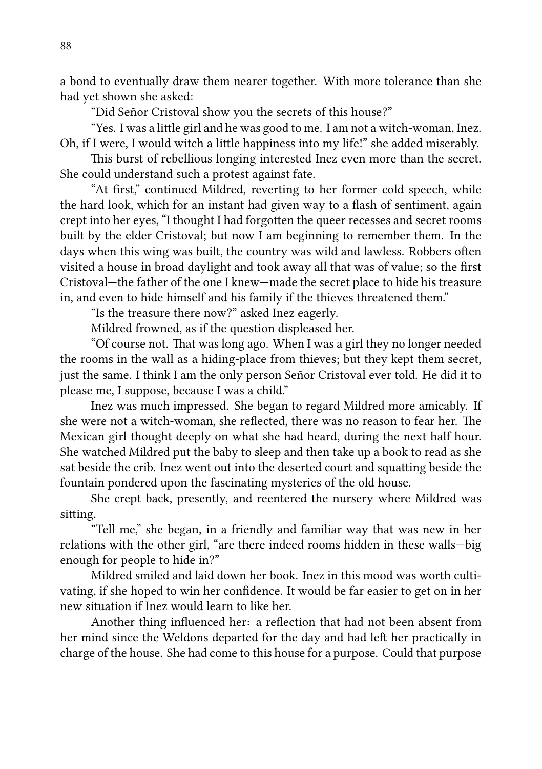a bond to eventually draw them nearer together. With more tolerance than she had yet shown she asked:

"Did Señor Cristoval show you the secrets of this house?"

"Yes. I was a little girl and he was good to me. I am not a witch-woman, Inez. Oh, if I were, I would witch a little happiness into my life!" she added miserably.

This burst of rebellious longing interested Inez even more than the secret. She could understand such a protest against fate.

"At first," continued Mildred, reverting to her former cold speech, while the hard look, which for an instant had given way to a flash of sentiment, again crept into her eyes, "I thought I had forgotten the queer recesses and secret rooms built by the elder Cristoval; but now I am beginning to remember them. In the days when this wing was built, the country was wild and lawless. Robbers often visited a house in broad daylight and took away all that was of value; so the first Cristoval—the father of the one I knew—made the secret place to hide his treasure in, and even to hide himself and his family if the thieves threatened them."

"Is the treasure there now?" asked Inez eagerly.

Mildred frowned, as if the question displeased her.

"Of course not. That was long ago. When I was a girl they no longer needed the rooms in the wall as a hiding-place from thieves; but they kept them secret, just the same. I think I am the only person Señor Cristoval ever told. He did it to please me, I suppose, because I was a child."

Inez was much impressed. She began to regard Mildred more amicably. If she were not a witch-woman, she reflected, there was no reason to fear her. The Mexican girl thought deeply on what she had heard, during the next half hour. She watched Mildred put the baby to sleep and then take up a book to read as she sat beside the crib. Inez went out into the deserted court and squatting beside the fountain pondered upon the fascinating mysteries of the old house.

She crept back, presently, and reentered the nursery where Mildred was sitting.

"Tell me," she began, in a friendly and familiar way that was new in her relations with the other girl, "are there indeed rooms hidden in these walls—big enough for people to hide in?"

Mildred smiled and laid down her book. Inez in this mood was worth cultivating, if she hoped to win her confidence. It would be far easier to get on in her new situation if Inez would learn to like her.

Another thing influenced her: a reflection that had not been absent from her mind since the Weldons departed for the day and had left her practically in charge of the house. She had come to this house for a purpose. Could that purpose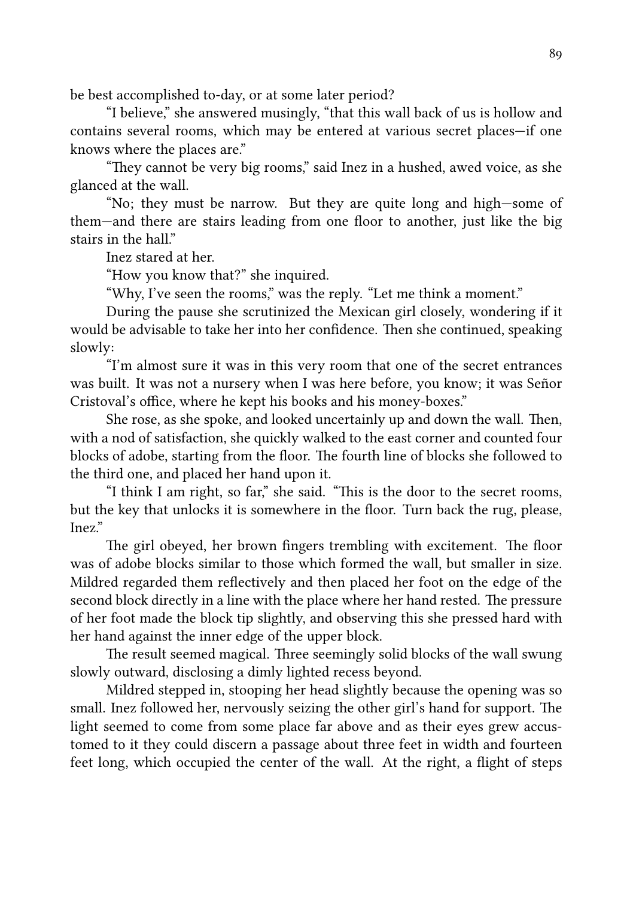be best accomplished to-day, or at some later period?

"I believe," she answered musingly, "that this wall back of us is hollow and contains several rooms, which may be entered at various secret places—if one knows where the places are."

"They cannot be very big rooms," said Inez in a hushed, awed voice, as she glanced at the wall.

"No; they must be narrow. But they are quite long and high—some of them—and there are stairs leading from one floor to another, just like the big stairs in the hall."

Inez stared at her.

"How you know that?" she inquired.

"Why, I've seen the rooms," was the reply. "Let me think a moment."

During the pause she scrutinized the Mexican girl closely, wondering if it would be advisable to take her into her confidence. Then she continued, speaking slowly:

"I'm almost sure it was in this very room that one of the secret entrances was built. It was not a nursery when I was here before, you know; it was Señor Cristoval's office, where he kept his books and his money-boxes."

She rose, as she spoke, and looked uncertainly up and down the wall. Then, with a nod of satisfaction, she quickly walked to the east corner and counted four blocks of adobe, starting from the floor. The fourth line of blocks she followed to the third one, and placed her hand upon it.

"I think I am right, so far," she said. "This is the door to the secret rooms, but the key that unlocks it is somewhere in the floor. Turn back the rug, please, Inez."

The girl obeyed, her brown fingers trembling with excitement. The floor was of adobe blocks similar to those which formed the wall, but smaller in size. Mildred regarded them reflectively and then placed her foot on the edge of the second block directly in a line with the place where her hand rested. The pressure of her foot made the block tip slightly, and observing this she pressed hard with her hand against the inner edge of the upper block.

The result seemed magical. Three seemingly solid blocks of the wall swung slowly outward, disclosing a dimly lighted recess beyond.

Mildred stepped in, stooping her head slightly because the opening was so small. Inez followed her, nervously seizing the other girl's hand for support. The light seemed to come from some place far above and as their eyes grew accustomed to it they could discern a passage about three feet in width and fourteen feet long, which occupied the center of the wall. At the right, a flight of steps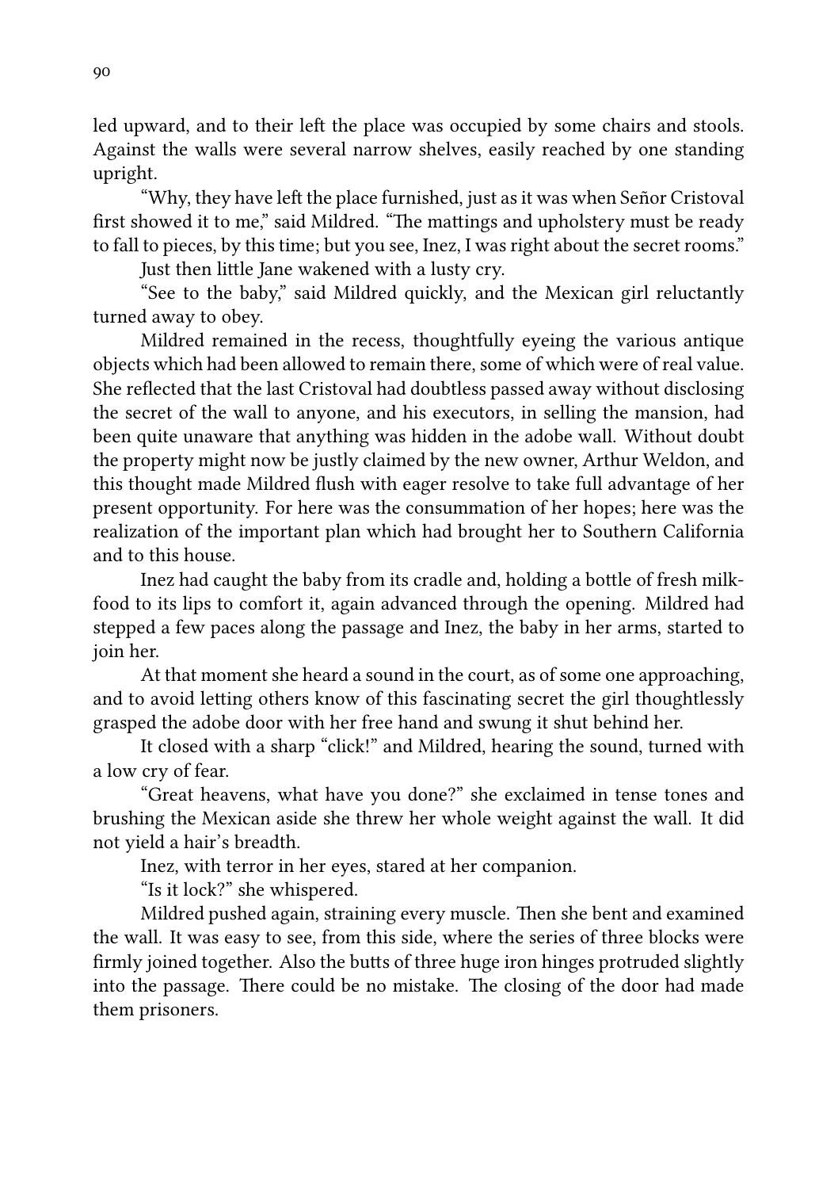led upward, and to their left the place was occupied by some chairs and stools. Against the walls were several narrow shelves, easily reached by one standing upright.

"Why, they have left the place furnished, just as it was when Señor Cristoval first showed it to me," said Mildred. "The mattings and upholstery must be ready to fall to pieces, by this time; but you see, Inez, I was right about the secret rooms."

Just then little Jane wakened with a lusty cry.

"See to the baby," said Mildred quickly, and the Mexican girl reluctantly turned away to obey.

Mildred remained in the recess, thoughtfully eyeing the various antique objects which had been allowed to remain there, some of which were of real value. She reflected that the last Cristoval had doubtless passed away without disclosing the secret of the wall to anyone, and his executors, in selling the mansion, had been quite unaware that anything was hidden in the adobe wall. Without doubt the property might now be justly claimed by the new owner, Arthur Weldon, and this thought made Mildred flush with eager resolve to take full advantage of her present opportunity. For here was the consummation of her hopes; here was the realization of the important plan which had brought her to Southern California and to this house.

Inez had caught the baby from its cradle and, holding a bottle of fresh milk-food to its lips to comfort it, again advanced through the opening. Mildred had stepped a few paces along the passage and Inez, the baby in her arms, started to join her.

At that moment she heard a sound in the court, as of some one approaching, and to avoid letting others know of this fascinating secret the girl thoughtlessly grasped the adobe door with her free hand and swung it shut behind her.

It closed with a sharp "click!" and Mildred, hearing the sound, turned with a low cry of fear.

"Great heavens, what have you done?" she exclaimed in tense tones and brushing the Mexican aside she threw her whole weight against the wall. It did not yield a hair's breadth.

Inez, with terror in her eyes, stared at her companion.

"Is it lock?" she whispered.

Mildred pushed again, straining every muscle. Then she bent and examined the wall. It was easy to see, from this side, where the series of three blocks were firmly joined together. Also the butts of three huge iron hinges protruded slightly into the passage. There could be no mistake. The closing of the door had made them prisoners.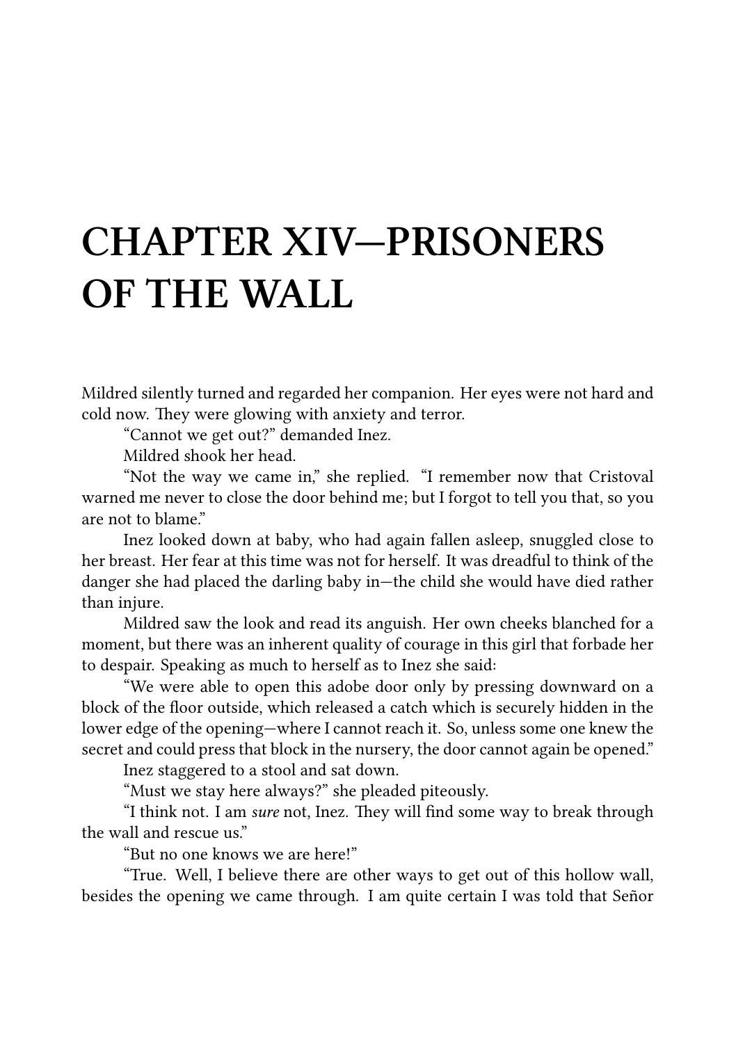# CHAPTER XIV—PRISONERS OF THE WALL

Mildred silently turned and regarded her companion. Her eyes were not hard and cold now. They were glowing with anxiety and terror.

"Cannot we get out?" demanded Inez.

Mildred shook her head.

"Not the way we came in," she replied. "I remember now that Cristoval warned me never to close the door behind me; but I forgot to tell you that, so you are not to blame."

Inez looked down at baby, who had again fallen asleep, snuggled close to her breast. Her fear at this time was not for herself. It was dreadful to think of the danger she had placed the darling baby in—the child she would have died rather than injure.

Mildred saw the look and read its anguish. Her own cheeks blanched for a moment, but there was an inherent quality of courage in this girl that forbade her to despair. Speaking as much to herself as to Inez she said:

"We were able to open this adobe door only by pressing downward on a block of the floor outside, which released a catch which is securely hidden in the lower edge of the opening—where I cannot reach it. So, unless some one knew the secret and could press that block in the nursery, the door cannot again be opened."

Inez staggered to a stool and sat down.

"Must we stay here always?" she pleaded piteously.

"I think not. I am *sure* not, Inez. They will find some way to break through the wall and rescue us."

"But no one knows we are here!"

"True. Well, I believe there are other ways to get out of this hollow wall, besides the opening we came through. I am quite certain I was told that Señor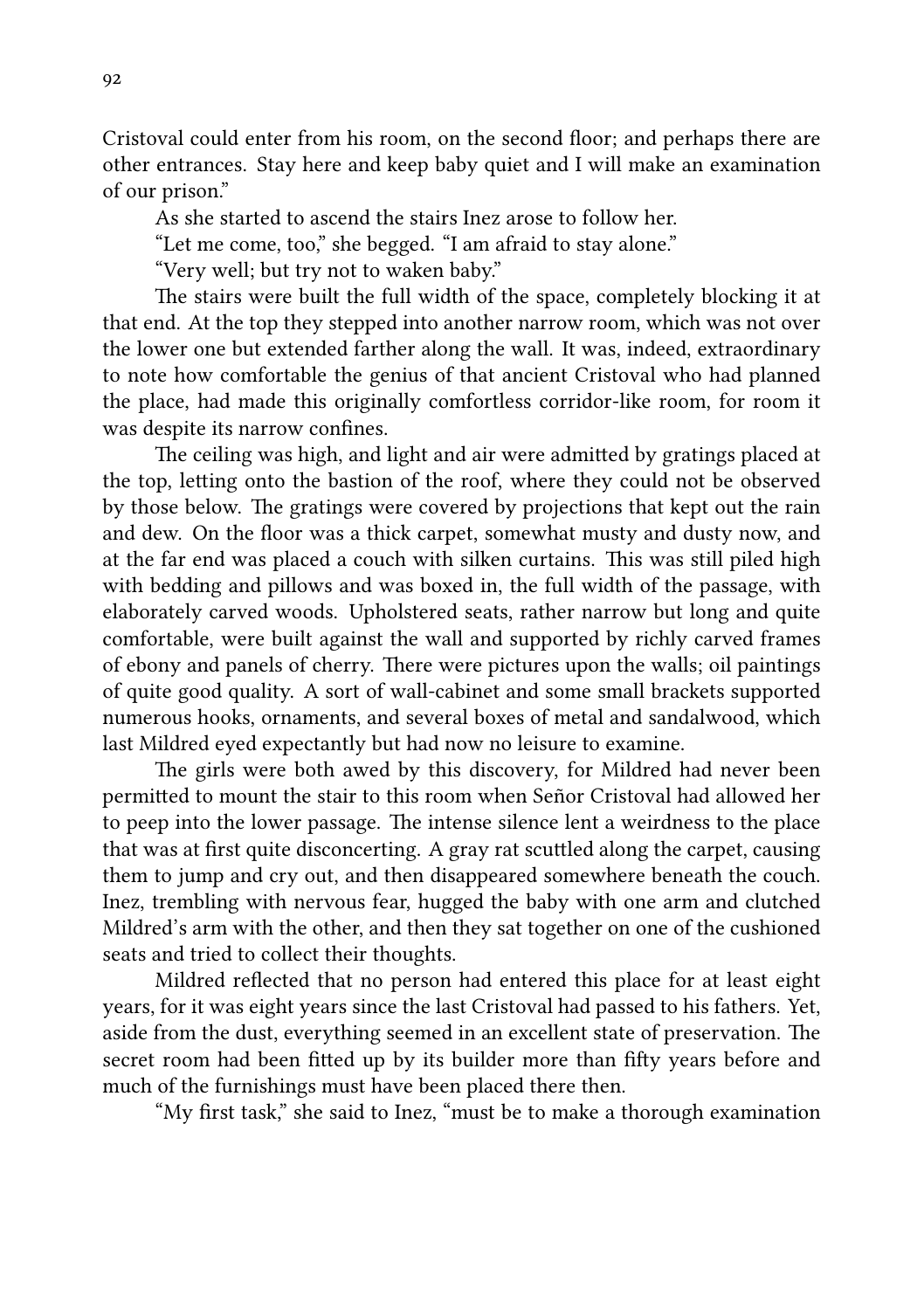Cristoval could enter from his room, on the second floor; and perhaps there are other entrances. Stay here and keep baby quiet and I will make an examination of our prison."

As she started to ascend the stairs Inez arose to follow her.

"Let me come, too," she begged. "I am afraid to stay alone."

"Very well; but try not to waken baby."

The stairs were built the full width of the space, completely blocking it at that end. At the top they stepped into another narrow room, which was not over the lower one but extended farther along the wall. It was, indeed, extraordinary to note how comfortable the genius of that ancient Cristoval who had planned the place, had made this originally comfortless corridor-like room, for room it was despite its narrow confines.

The ceiling was high, and light and air were admitted by gratings placed at the top, letting onto the bastion of the roof, where they could not be observed by those below. The gratings were covered by projections that kept out the rain and dew. On the floor was a thick carpet, somewhat musty and dusty now, and at the far end was placed a couch with silken curtains. This was still piled high with bedding and pillows and was boxed in, the full width of the passage, with elaborately carved woods. Upholstered seats, rather narrow but long and quite comfortable, were built against the wall and supported by richly carved frames of ebony and panels of cherry. There were pictures upon the walls; oil paintings of quite good quality. A sort of wall-cabinet and some small brackets supported numerous hooks, ornaments, and several boxes of metal and sandalwood, which last Mildred eyed expectantly but had now no leisure to examine.

The girls were both awed by this discovery, for Mildred had never been permitted to mount the stair to this room when Señor Cristoval had allowed her to peep into the lower passage. The intense silence lent a weirdness to the place that was at first quite disconcerting. A gray rat scuttled along the carpet, causing them to jump and cry out, and then disappeared somewhere beneath the couch. Inez, trembling with nervous fear, hugged the baby with one arm and clutched Mildred's arm with the other, and then they sat together on one of the cushioned seats and tried to collect their thoughts.

Mildred reflected that no person had entered this place for at least eight years, for it was eight years since the last Cristoval had passed to his fathers. Yet, aside from the dust, everything seemed in an excellent state of preservation. The secret room had been fitted up by its builder more than fifty years before and much of the furnishings must have been placed there then.

"My first task," she said to Inez, "must be to make a thorough examination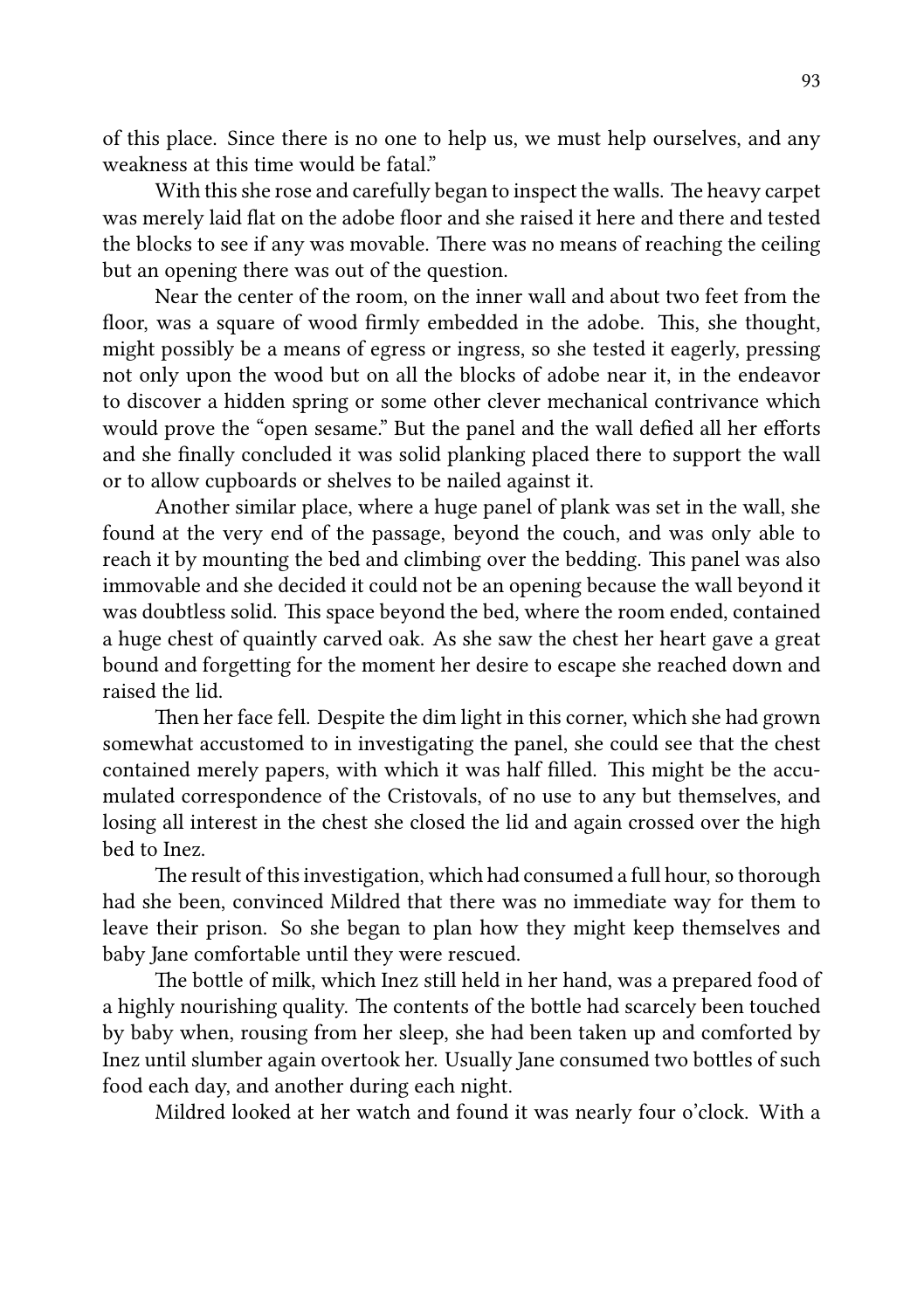of this place. Since there is no one to help us, we must help ourselves, and any weakness at this time would be fatal."

With this she rose and carefully began to inspect the walls. The heavy carpet was merely laid flat on the adobe floor and she raised it here and there and tested the blocks to see if any was movable. There was no means of reaching the ceiling but an opening there was out of the question.

Near the center of the room, on the inner wall and about two feet from the floor, was a square of wood firmly embedded in the adobe. This, she thought, might possibly be a means of egress or ingress, so she tested it eagerly, pressing not only upon the wood but on all the blocks of adobe near it, in the endeavor to discover a hidden spring or some other clever mechanical contrivance which would prove the "open sesame." But the panel and the wall defied all her efforts and she finally concluded it was solid planking placed there to support the wall or to allow cupboards or shelves to be nailed against it.

Another similar place, where a huge panel of plank was set in the wall, she found at the very end of the passage, beyond the couch, and was only able to reach it by mounting the bed and climbing over the bedding. This panel was also immovable and she decided it could not be an opening because the wall beyond it was doubtless solid. This space beyond the bed, where the room ended, contained a huge chest of quaintly carved oak. As she saw the chest her heart gave a great bound and forgetting for the moment her desire to escape she reached down and raised the lid.

Then her face fell. Despite the dim light in this corner, which she had grown somewhat accustomed to in investigating the panel, she could see that the chest contained merely papers, with which it was half filled. This might be the accumulated correspondence of the Cristovals, of no use to any but themselves, and losing all interest in the chest she closed the lid and again crossed over the high bed to Inez.

The result of this investigation, which had consumed a full hour, so thorough had she been, convinced Mildred that there was no immediate way for them to leave their prison. So she began to plan how they might keep themselves and baby Jane comfortable until they were rescued.

The bottle of milk, which Inez still held in her hand, was a prepared food of a highly nourishing quality. The contents of the bottle had scarcely been touched by baby when, rousing from her sleep, she had been taken up and comforted by Inez until slumber again overtook her. Usually Jane consumed two bottles of such food each day, and another during each night.

Mildred looked at her watch and found it was nearly four o'clock. With a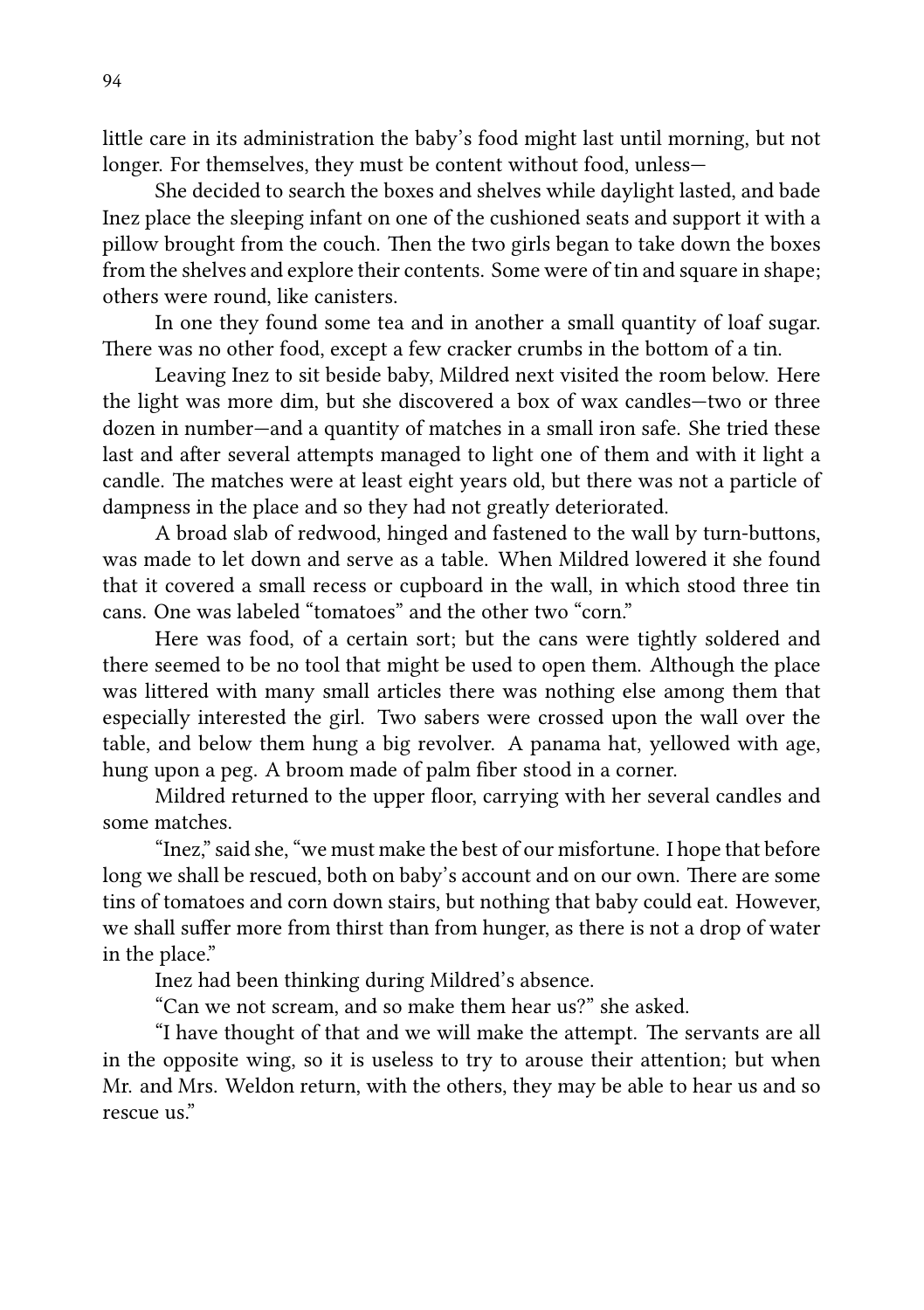little care in its administration the baby's food might last until morning, but not longer. For themselves, they must be content without food, unless—

She decided to search the boxes and shelves while daylight lasted, and bade Inez place the sleeping infant on one of the cushioned seats and support it with a pillow brought from the couch. Then the two girls began to take down the boxes from the shelves and explore their contents. Some were of tin and square in shape; others were round, like canisters.

In one they found some tea and in another a small quantity of loaf sugar. There was no other food, except a few cracker crumbs in the bottom of a tin.

Leaving Inez to sit beside baby, Mildred next visited the room below. Here the light was more dim, but she discovered a box of wax candles—two or three dozen in number—and a quantity of matches in a small iron safe. She tried these last and after several attempts managed to light one of them and with it light a candle. The matches were at least eight years old, but there was not a particle of dampness in the place and so they had not greatly deteriorated.

A broad slab of redwood, hinged and fastened to the wall by turn-buttons, was made to let down and serve as a table. When Mildred lowered it she found that it covered a small recess or cupboard in the wall, in which stood three tin cans. One was labeled "tomatoes" and the other two "corn."

Here was food, of a certain sort; but the cans were tightly soldered and there seemed to be no tool that might be used to open them. Although the place was littered with many small articles there was nothing else among them that especially interested the girl. Two sabers were crossed upon the wall over the table, and below them hung a big revolver. A panama hat, yellowed with age, hung upon a peg. A broom made of palm fiber stood in a corner.

Mildred returned to the upper floor, carrying with her several candles and some matches.

"Inez," said she, "we must make the best of our misfortune. I hope that before long we shall be rescued, both on baby's account and on our own. There are some tins of tomatoes and corn down stairs, but nothing that baby could eat. However, we shall suffer more from thirst than from hunger, as there is not a drop of water in the place."

Inez had been thinking during Mildred's absence.

"Can we not scream, and so make them hear us?" she asked.

"I have thought of that and we will make the attempt. The servants are all in the opposite wing, so it is useless to try to arouse their attention; but when Mr. and Mrs. Weldon return, with the others, they may be able to hear us and so rescue us."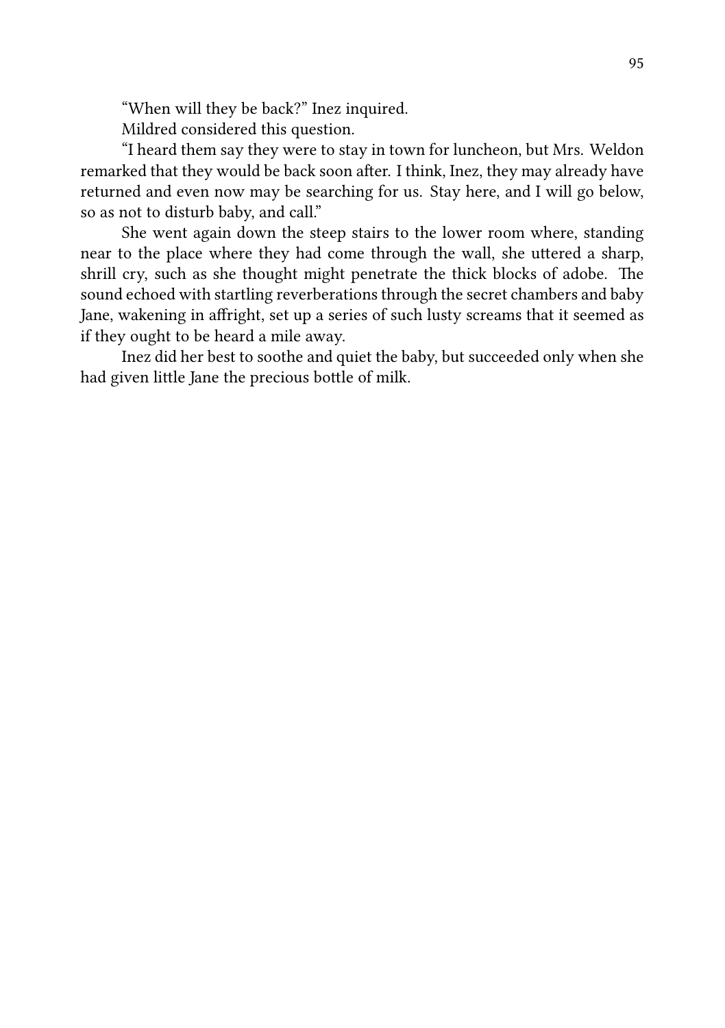"When will they be back?" Inez inquired.

Mildred considered this question.

"I heard them say they were to stay in town for luncheon, but Mrs. Weldon remarked that they would be back soon after. I think, Inez, they may already have returned and even now may be searching for us. Stay here, and I will go below, so as not to disturb baby, and call."

She went again down the steep stairs to the lower room where, standing near to the place where they had come through the wall, she uttered a sharp, shrill cry, such as she thought might penetrate the thick blocks of adobe. The sound echoed with startling reverberations through the secret chambers and baby Jane, wakening in affright, set up a series of such lusty screams that it seemed as if they ought to be heard a mile away.

Inez did her best to soothe and quiet the baby, but succeeded only when she had given little Jane the precious bottle of milk.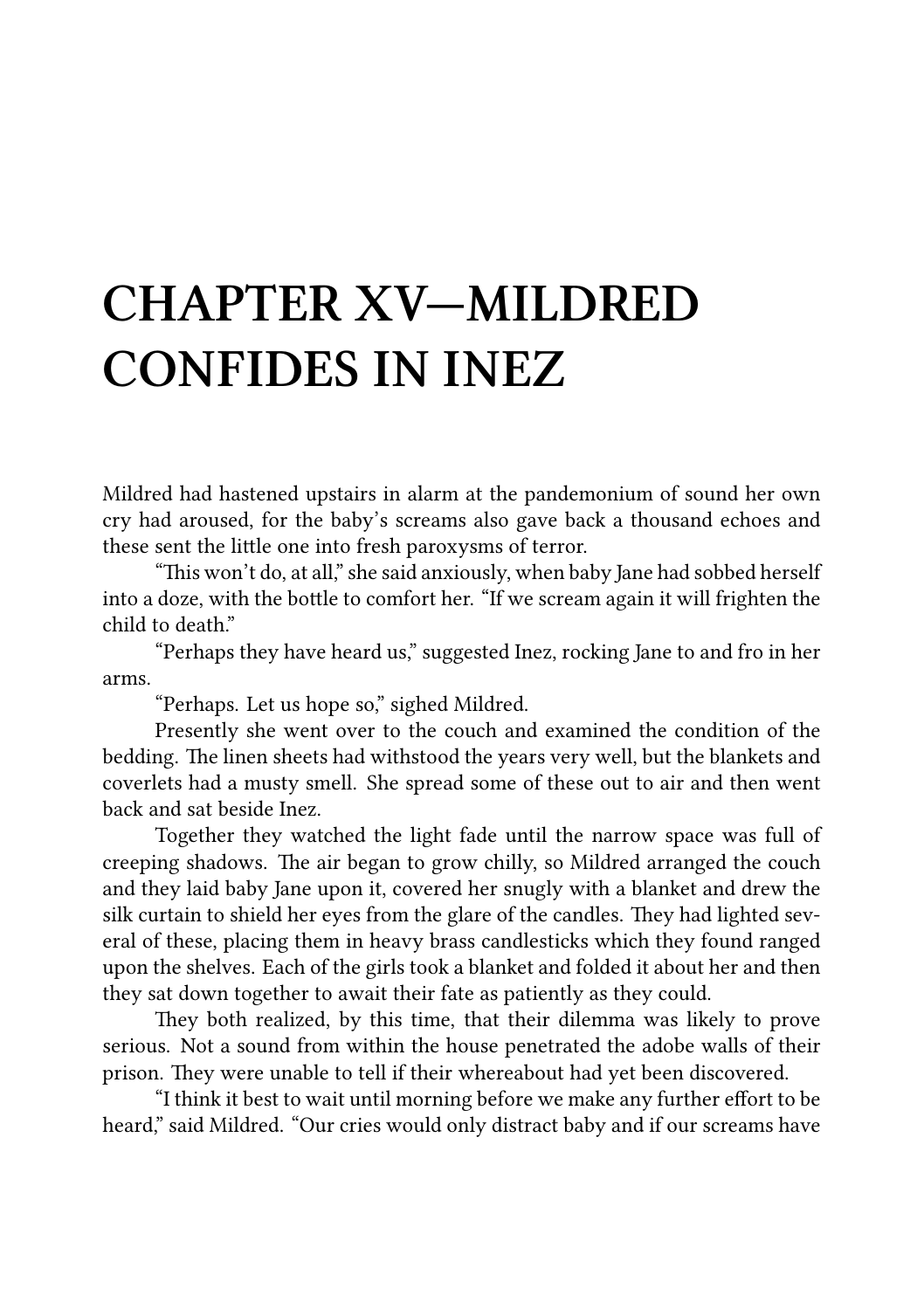# CHAPTER XV—MILDRED CONFIDES IN INEZ

Mildred had hastened upstairs in alarm at the pandemonium of sound her own cry had aroused, for the baby's screams also gave back a thousand echoes and these sent the little one into fresh paroxysms of terror.

"This won't do, at all," she said anxiously, when baby Jane had sobbed herself into a doze, with the bottle to comfort her. "If we scream again it will frighten the child to death."

"Perhaps they have heard us," suggested Inez, rocking Jane to and fro in her arms.

"Perhaps. Let us hope so," sighed Mildred.

Presently she went over to the couch and examined the condition of the bedding. The linen sheets had withstood the years very well, but the blankets and coverlets had a musty smell. She spread some of these out to air and then went back and sat beside Inez.

Together they watched the light fade until the narrow space was full of creeping shadows. The air began to grow chilly, so Mildred arranged the couch and they laid baby Jane upon it, covered her snugly with a blanket and drew the silk curtain to shield her eyes from the glare of the candles. They had lighted several of these, placing them in heavy brass candlesticks which they found ranged upon the shelves. Each of the girls took a blanket and folded it about her and then they sat down together to await their fate as patiently as they could.

They both realized, by this time, that their dilemma was likely to prove serious. Not a sound from within the house penetrated the adobe walls of their prison. They were unable to tell if their whereabout had yet been discovered.

"I think it best to wait until morning before we make any further effort to be heard," said Mildred. "Our cries would only distract baby and if our screams have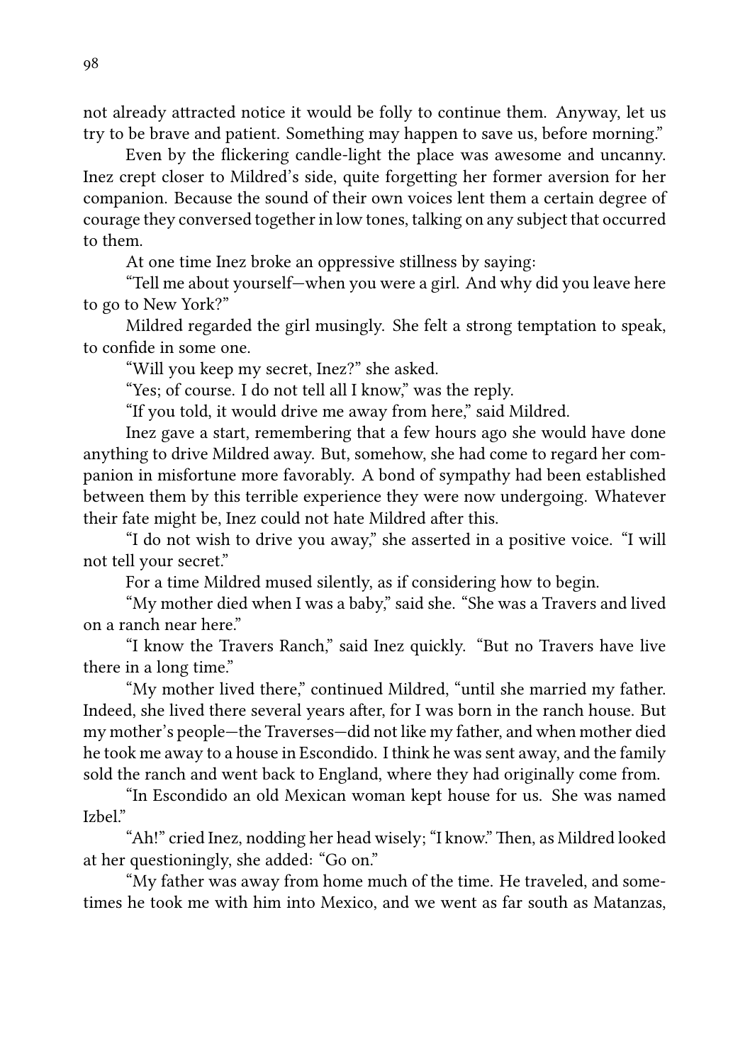not already attracted notice it would be folly to continue them. Anyway, let us try to be brave and patient. Something may happen to save us, before morning."

Even by the flickering candle-light the place was awesome and uncanny. Inez crept closer to Mildred's side, quite forgetting her former aversion for her companion. Because the sound of their own voices lent them a certain degree of courage they conversed together in low tones, talking on any subject that occurred to them.

At one time Inez broke an oppressive stillness by saying:

"Tell me about yourself—when you were a girl. And why did you leave here to go to New York?"

Mildred regarded the girl musingly. She felt a strong temptation to speak, to confide in some one.

"Will you keep my secret, Inez?" she asked.

"Yes; of course. I do not tell all I know," was the reply.

"If you told, it would drive me away from here," said Mildred.

Inez gave a start, remembering that a few hours ago she would have done anything to drive Mildred away. But, somehow, she had come to regard her companion in misfortune more favorably. A bond of sympathy had been established between them by this terrible experience they were now undergoing. Whatever their fate might be, Inez could not hate Mildred after this.

"I do not wish to drive you away," she asserted in a positive voice. "I will not tell your secret."

For a time Mildred mused silently, as if considering how to begin.

"My mother died when I was a baby," said she. "She was a Travers and lived on a ranch near here."

"I know the Travers Ranch," said Inez quickly. "But no Travers have live there in a long time."

"My mother lived there," continued Mildred, "until she married my father. Indeed, she lived there several years after, for I was born in the ranch house. But my mother's people—the Traverses—did not like my father, and when mother died he took me away to a house in Escondido. I think he was sent away, and the family sold the ranch and went back to England, where they had originally come from.

"In Escondido an old Mexican woman kept house for us. She was named Izbel."

"Ah!" cried Inez, nodding her head wisely; "I know." Then, as Mildred looked at her questioningly, she added: "Go on."

"My father was away from home much of the time. He traveled, and sometimes he took me with him into Mexico, and we went as far south as Matanzas,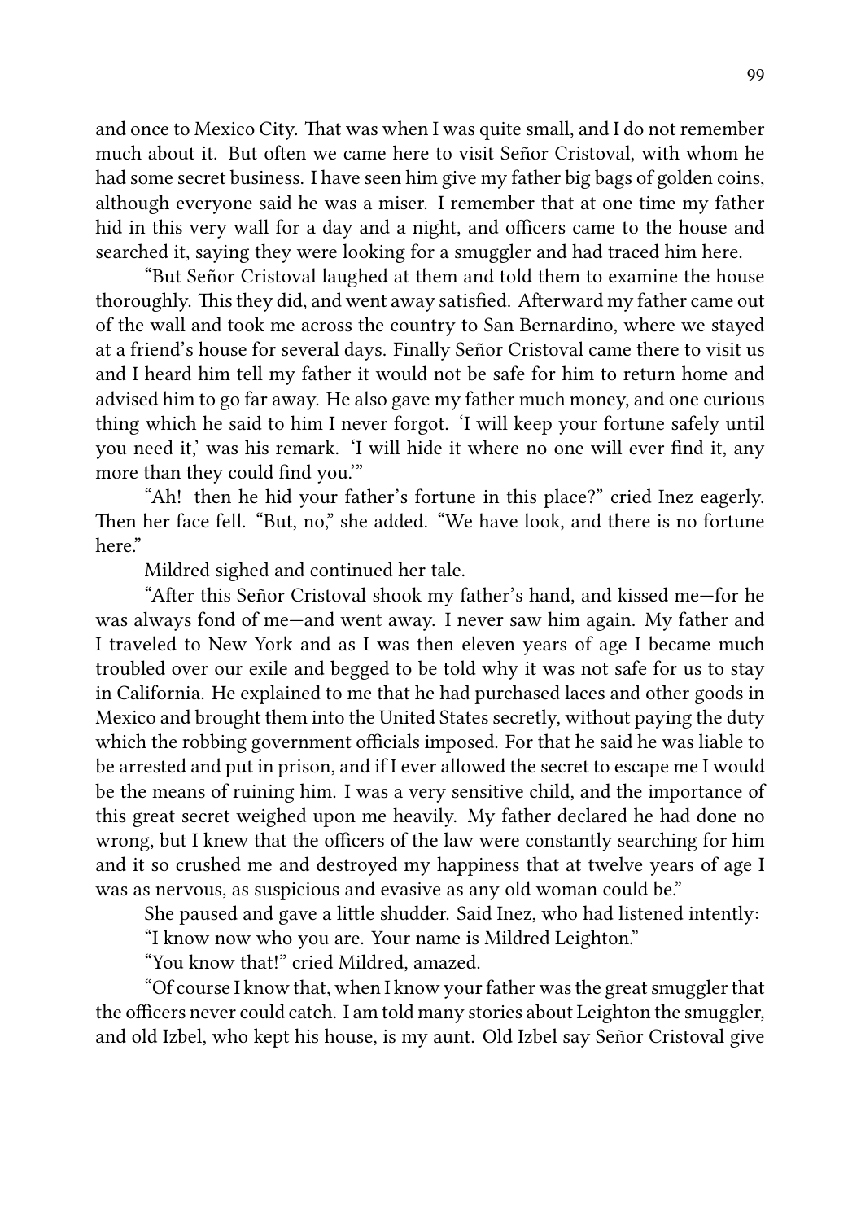and once to Mexico City. That was when I was quite small, and I do not remember much about it. But often we came here to visit Señor Cristoval, with whom he had some secret business. I have seen him give my father big bags of golden coins, although everyone said he was a miser. I remember that at one time my father hid in this very wall for a day and a night, and officers came to the house and searched it, saying they were looking for a smuggler and had traced him here.

"But Señor Cristoval laughed at them and told them to examine the house thoroughly. This they did, and went away satisfied. Afterward my father came out of the wall and took me across the country to San Bernardino, where we stayed at a friend's house for several days. Finally Señor Cristoval came there to visit us and I heard him tell my father it would not be safe for him to return home and advised him to go far away. He also gave my father much money, and one curious thing which he said to him I never forgot. 'I will keep your fortune safely until you need it,' was his remark. 'I will hide it where no one will ever find it, any more than they could find you.'"

"Ah! then he hid your father's fortune in this place?" cried Inez eagerly. Then her face fell. "But, no," she added. "We have look, and there is no fortune here."

Mildred sighed and continued her tale.

"After this Señor Cristoval shook my father's hand, and kissed me—for he was always fond of me—and went away. I never saw him again. My father and I traveled to New York and as I was then eleven years of age I became much troubled over our exile and begged to be told why it was not safe for us to stay in California. He explained to me that he had purchased laces and other goods in Mexico and brought them into the United States secretly, without paying the duty which the robbing government officials imposed. For that he said he was liable to be arrested and put in prison, and if I ever allowed the secret to escape me I would be the means of ruining him. I was a very sensitive child, and the importance of this great secret weighed upon me heavily. My father declared he had done no wrong, but I knew that the officers of the law were constantly searching for him and it so crushed me and destroyed my happiness that at twelve years of age I was as nervous, as suspicious and evasive as any old woman could be."

She paused and gave a little shudder. Said Inez, who had listened intently:

"I know now who you are. Your name is Mildred Leighton."

"You know that!" cried Mildred, amazed.

"Of course I know that, when I know your father was the great smuggler that the officers never could catch. I am told many stories about Leighton the smuggler, and old Izbel, who kept his house, is my aunt. Old Izbel say Señor Cristoval give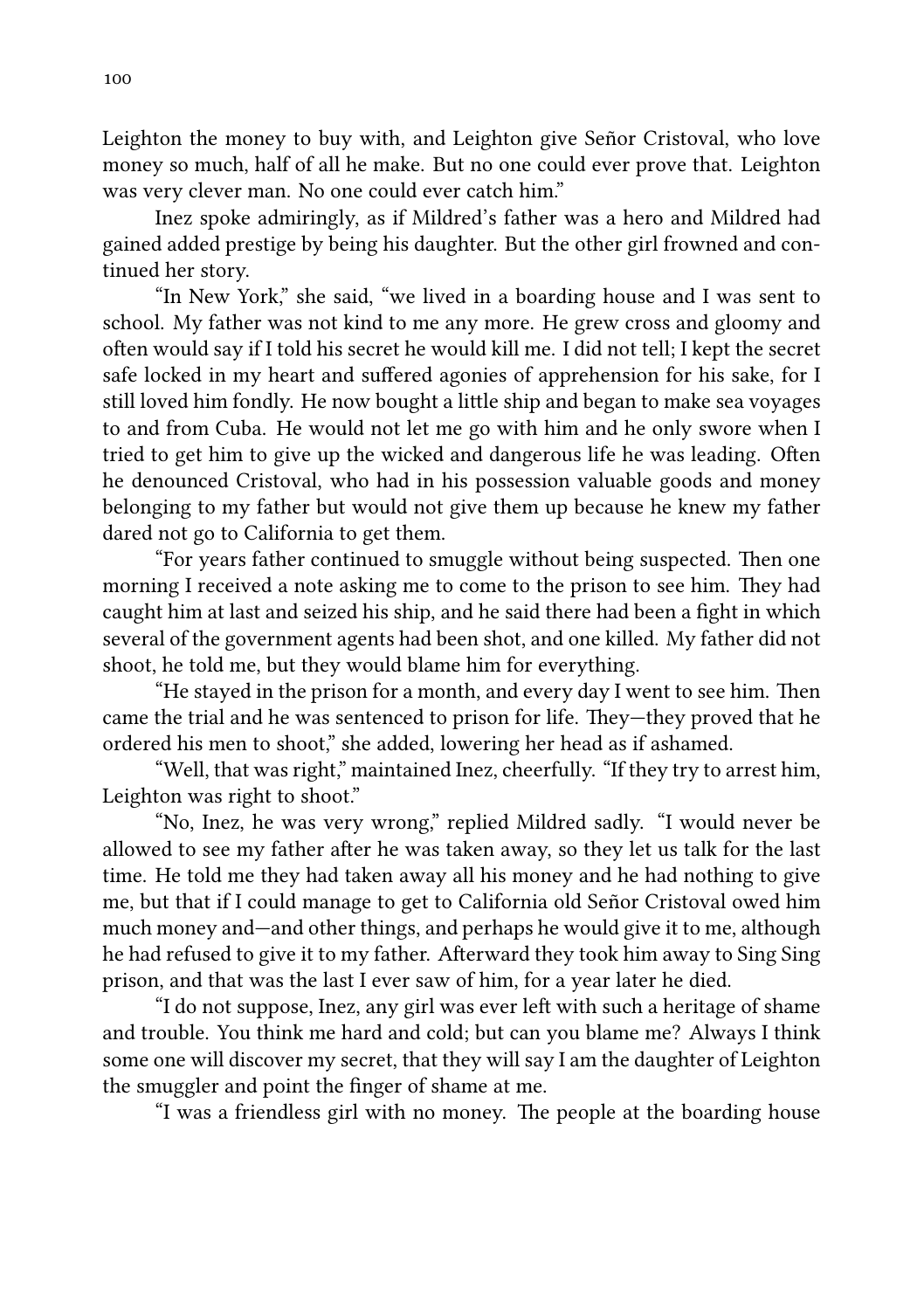Leighton the money to buy with, and Leighton give Señor Cristoval, who love money so much, half of all he make. But no one could ever prove that. Leighton was very clever man. No one could ever catch him."

Inez spoke admiringly, as if Mildred's father was a hero and Mildred had gained added prestige by being his daughter. But the other girl frowned and continued her story.

"In New York," she said, "we lived in a boarding house and I was sent to school. My father was not kind to me any more. He grew cross and gloomy and often would say if I told his secret he would kill me. I did not tell; I kept the secret safe locked in my heart and suffered agonies of apprehension for his sake, for I still loved him fondly. He now bought a little ship and began to make sea voyages to and from Cuba. He would not let me go with him and he only swore when I tried to get him to give up the wicked and dangerous life he was leading. Often he denounced Cristoval, who had in his possession valuable goods and money belonging to my father but would not give them up because he knew my father dared not go to California to get them.

"For years father continued to smuggle without being suspected. Then one morning I received a note asking me to come to the prison to see him. They had caught him at last and seized his ship, and he said there had been a fight in which several of the government agents had been shot, and one killed. My father did not shoot, he told me, but they would blame him for everything.

"He stayed in the prison for a month, and every day I went to see him. Then came the trial and he was sentenced to prison for life. They—they proved that he ordered his men to shoot," she added, lowering her head as if ashamed.

"Well, that was right," maintained Inez, cheerfully. "If they try to arrest him, Leighton was right to shoot."

"No, Inez, he was very wrong," replied Mildred sadly. "I would never be allowed to see my father after he was taken away, so they let us talk for the last time. He told me they had taken away all his money and he had nothing to give me, but that if I could manage to get to California old Señor Cristoval owed him much money and—and other things, and perhaps he would give it to me, although he had refused to give it to my father. Afterward they took him away to Sing Sing prison, and that was the last I ever saw of him, for a year later he died.

"I do not suppose, Inez, any girl was ever left with such a heritage of shame and trouble. You think me hard and cold; but can you blame me? Always I think some one will discover my secret, that they will say I am the daughter of Leighton the smuggler and point the finger of shame at me.

"I was a friendless girl with no money. The people at the boarding house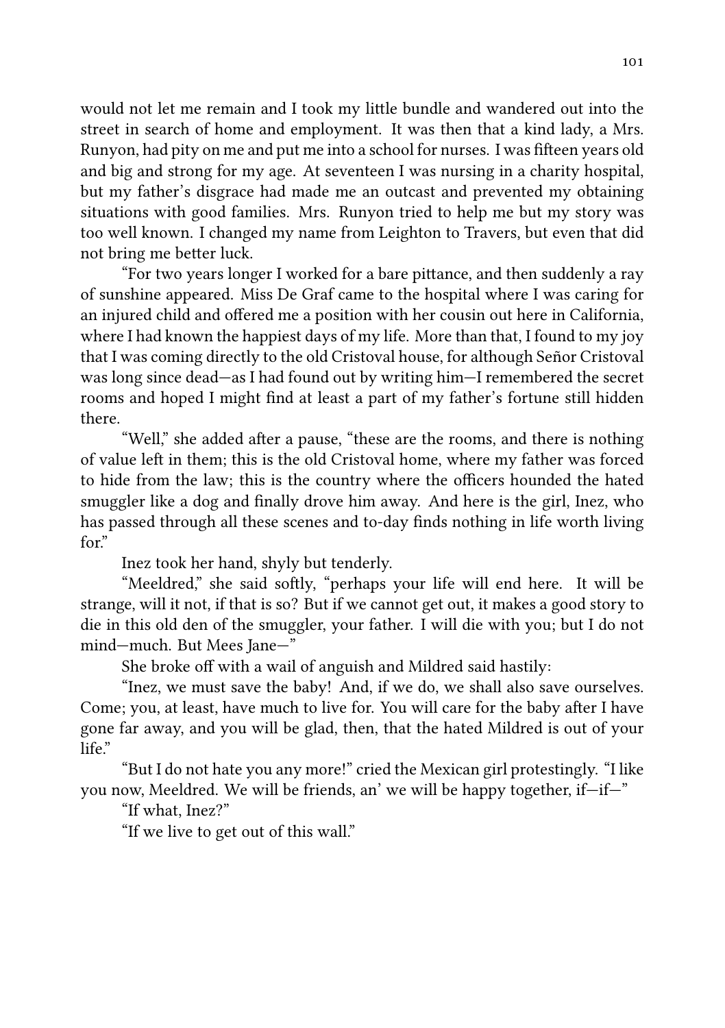would not let me remain and I took my little bundle and wandered out into the street in search of home and employment. It was then that a kind lady, a Mrs. Runyon, had pity on me and put me into a school for nurses. I was fifteen years old and big and strong for my age. At seventeen I was nursing in a charity hospital, but my father's disgrace had made me an outcast and prevented my obtaining situations with good families. Mrs. Runyon tried to help me but my story was too well known. I changed my name from Leighton to Travers, but even that did not bring me better luck.

"For two years longer I worked for a bare pittance, and then suddenly a ray of sunshine appeared. Miss De Graf came to the hospital where I was caring for an injured child and offered me a position with her cousin out here in California, where I had known the happiest days of my life. More than that, I found to my joy that I was coming directly to the old Cristoval house, for although Señor Cristoval was long since dead—as I had found out by writing him—I remembered the secret rooms and hoped I might find at least a part of my father's fortune still hidden there.

"Well," she added after a pause, "these are the rooms, and there is nothing of value left in them; this is the old Cristoval home, where my father was forced to hide from the law; this is the country where the officers hounded the hated smuggler like a dog and finally drove him away. And here is the girl, Inez, who has passed through all these scenes and to-day finds nothing in life worth living for."

Inez took her hand, shyly but tenderly.

"Meeldred," she said softly, "perhaps your life will end here. It will be strange, will it not, if that is so? But if we cannot get out, it makes a good story to die in this old den of the smuggler, your father. I will die with you; but I do not mind—much. But Mees Jane—"

She broke off with a wail of anguish and Mildred said hastily:

"Inez, we must save the baby! And, if we do, we shall also save ourselves. Come; you, at least, have much to live for. You will care for the baby after I have gone far away, and you will be glad, then, that the hated Mildred is out of your life."

"But I do not hate you any more!" cried the Mexican girl protestingly. "I like you now, Meeldred. We will be friends, an' we will be happy together, if—if—"

"If what, Inez?"

"If we live to get out of this wall."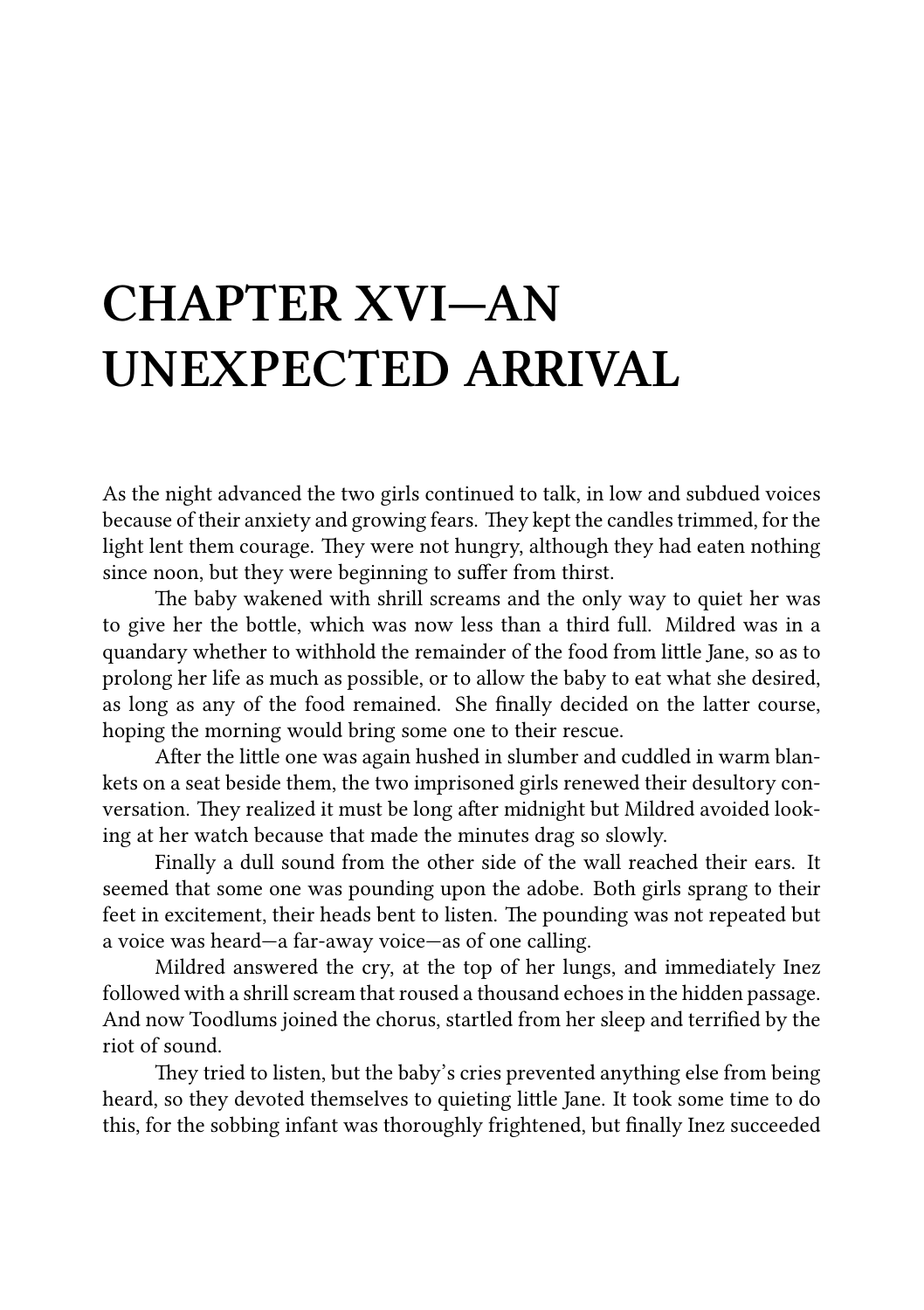# CHAPTER XVI—AN UNEXPECTED ARRIVAL

As the night advanced the two girls continued to talk, in low and subdued voices because of their anxiety and growing fears. They kept the candles trimmed, for the light lent them courage. They were not hungry, although they had eaten nothing since noon, but they were beginning to suffer from thirst.

The baby wakened with shrill screams and the only way to quiet her was to give her the bottle, which was now less than a third full. Mildred was in a quandary whether to withhold the remainder of the food from little Jane, so as to prolong her life as much as possible, or to allow the baby to eat what she desired, as long as any of the food remained. She finally decided on the latter course, hoping the morning would bring some one to their rescue.

After the little one was again hushed in slumber and cuddled in warm blankets on a seat beside them, the two imprisoned girls renewed their desultory conversation. They realized it must be long after midnight but Mildred avoided looking at her watch because that made the minutes drag so slowly.

Finally a dull sound from the other side of the wall reached their ears. It seemed that some one was pounding upon the adobe. Both girls sprang to their feet in excitement, their heads bent to listen. The pounding was not repeated but a voice was heard—a far-away voice—as of one calling.

Mildred answered the cry, at the top of her lungs, and immediately Inez followed with a shrill scream that roused a thousand echoes in the hidden passage. And now Toodlums joined the chorus, startled from her sleep and terrified by the riot of sound.

They tried to listen, but the baby's cries prevented anything else from being heard, so they devoted themselves to quieting little Jane. It took some time to do this, for the sobbing infant was thoroughly frightened, but finally Inez succeeded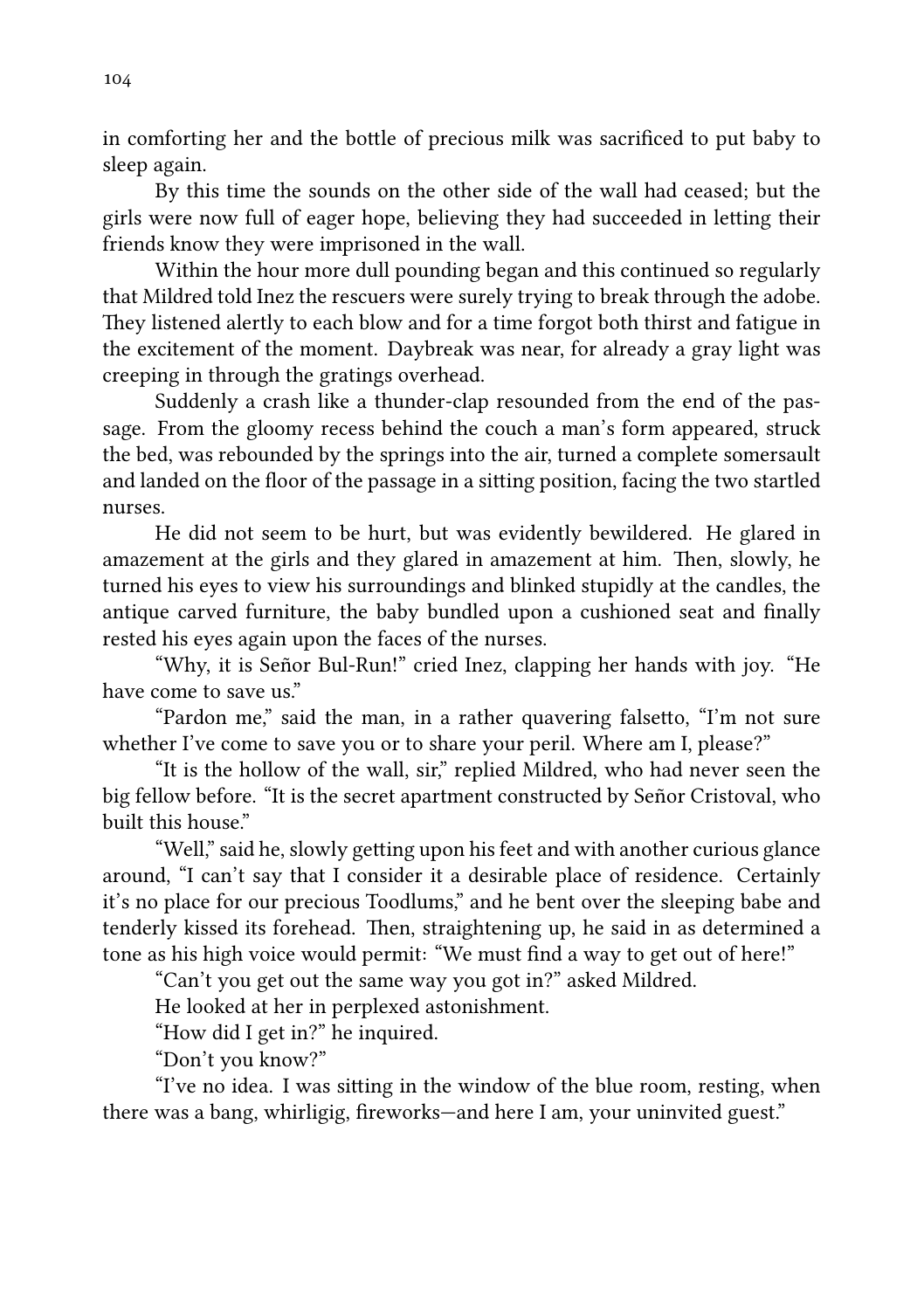in comforting her and the bottle of precious milk was sacrificed to put baby to sleep again.

By this time the sounds on the other side of the wall had ceased; but the girls were now full of eager hope, believing they had succeeded in letting their friends know they were imprisoned in the wall.

Within the hour more dull pounding began and this continued so regularly that Mildred told Inez the rescuers were surely trying to break through the adobe. They listened alertly to each blow and for a time forgot both thirst and fatigue in the excitement of the moment. Daybreak was near, for already a gray light was creeping in through the gratings overhead.

Suddenly a crash like a thunder-clap resounded from the end of the passage. From the gloomy recess behind the couch a man's form appeared, struck the bed, was rebounded by the springs into the air, turned a complete somersault and landed on the floor of the passage in a sitting position, facing the two startled nurses.

He did not seem to be hurt, but was evidently bewildered. He glared in amazement at the girls and they glared in amazement at him. Then, slowly, he turned his eyes to view his surroundings and blinked stupidly at the candles, the antique carved furniture, the baby bundled upon a cushioned seat and finally rested his eyes again upon the faces of the nurses.

"Why, it is Señor Bul-Run!" cried Inez, clapping her hands with joy. "He have come to save us."

"Pardon me," said the man, in a rather quavering falsetto, "I'm not sure whether I've come to save you or to share your peril. Where am I, please?"

"It is the hollow of the wall, sir," replied Mildred, who had never seen the big fellow before. "It is the secret apartment constructed by Señor Cristoval, who built this house."

"Well," said he, slowly getting upon his feet and with another curious glance around, "I can't say that I consider it a desirable place of residence. Certainly it's no place for our precious Toodlums," and he bent over the sleeping babe and tenderly kissed its forehead. Then, straightening up, he said in as determined a tone as his high voice would permit: "We must find a way to get out of here!"

"Can't you get out the same way you got in?" asked Mildred.

He looked at her in perplexed astonishment.

"How did I get in?" he inquired.

"Don't you know?"

"I've no idea. I was sitting in the window of the blue room, resting, when there was a bang, whirligig, fireworks—and here I am, your uninvited guest."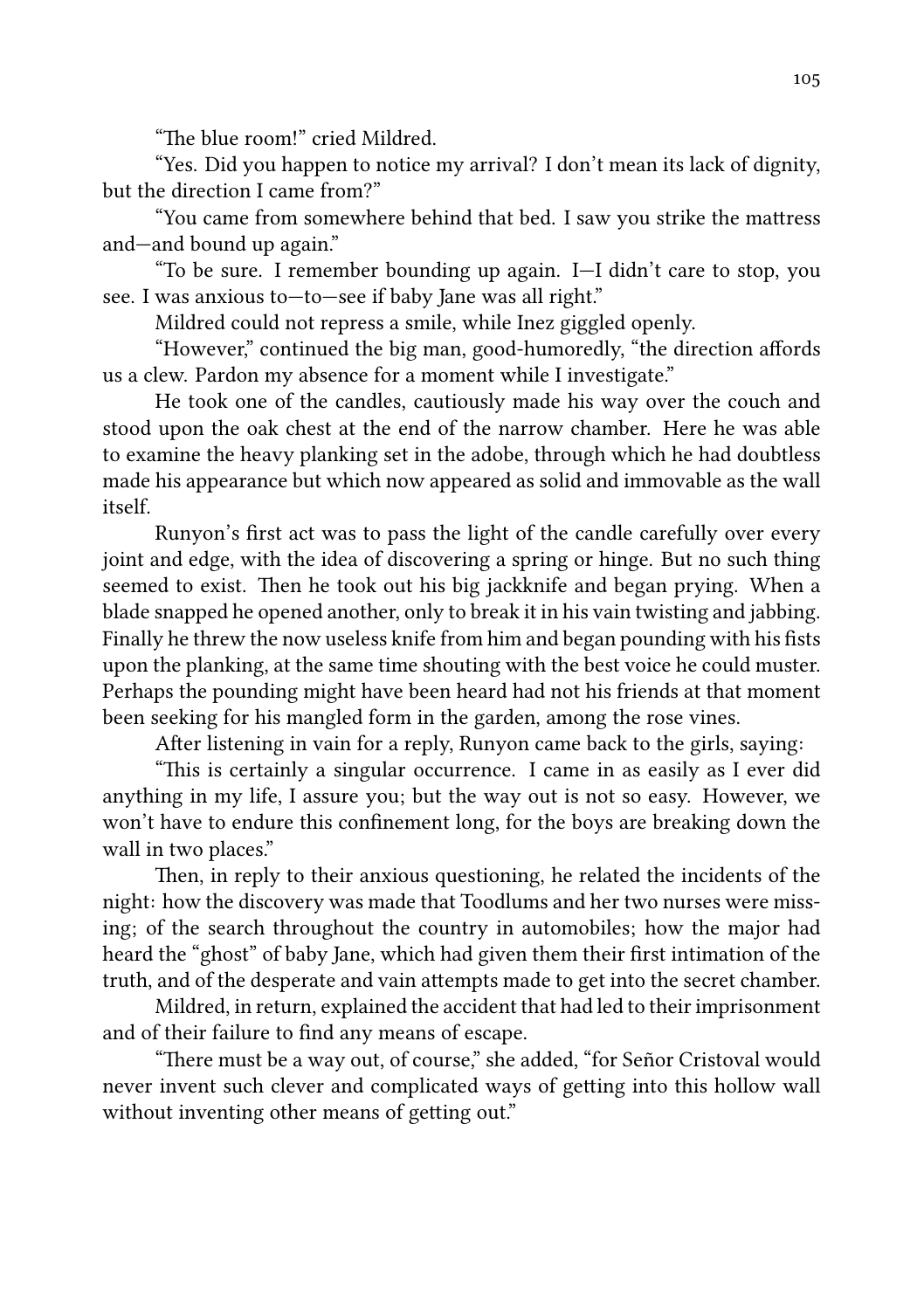"The blue room!" cried Mildred.

"Yes. Did you happen to notice my arrival? I don't mean its lack of dignity, but the direction I came from?"

"You came from somewhere behind that bed. I saw you strike the mattress and—and bound up again."

"To be sure. I remember bounding up again. I—I didn't care to stop, you see. I was anxious to—to—see if baby Jane was all right."

Mildred could not repress a smile, while Inez giggled openly.

"However," continued the big man, good-humoredly, "the direction affords us a clew. Pardon my absence for a moment while I investigate."

He took one of the candles, cautiously made his way over the couch and stood upon the oak chest at the end of the narrow chamber. Here he was able to examine the heavy planking set in the adobe, through which he had doubtless made his appearance but which now appeared as solid and immovable as the wall itself.

Runyon's first act was to pass the light of the candle carefully over every joint and edge, with the idea of discovering a spring or hinge. But no such thing seemed to exist. Then he took out his big jackknife and began prying. When a blade snapped he opened another, only to break it in his vain twisting and jabbing. Finally he threw the now useless knife from him and began pounding with his fists upon the planking, at the same time shouting with the best voice he could muster. Perhaps the pounding might have been heard had not his friends at that moment been seeking for his mangled form in the garden, among the rose vines.

After listening in vain for a reply, Runyon came back to the girls, saying:

"This is certainly a singular occurrence. I came in as easily as I ever did anything in my life, I assure you; but the way out is not so easy. However, we won't have to endure this confinement long, for the boys are breaking down the wall in two places."

Then, in reply to their anxious questioning, he related the incidents of the night: how the discovery was made that Toodlums and her two nurses were missing; of the search throughout the country in automobiles; how the major had heard the "ghost" of baby Jane, which had given them their first intimation of the truth, and of the desperate and vain attempts made to get into the secret chamber.

Mildred, in return, explained the accident that had led to their imprisonment and of their failure to find any means of escape.

"There must be a way out, of course," she added, "for Señor Cristoval would never invent such clever and complicated ways of getting into this hollow wall without inventing other means of getting out."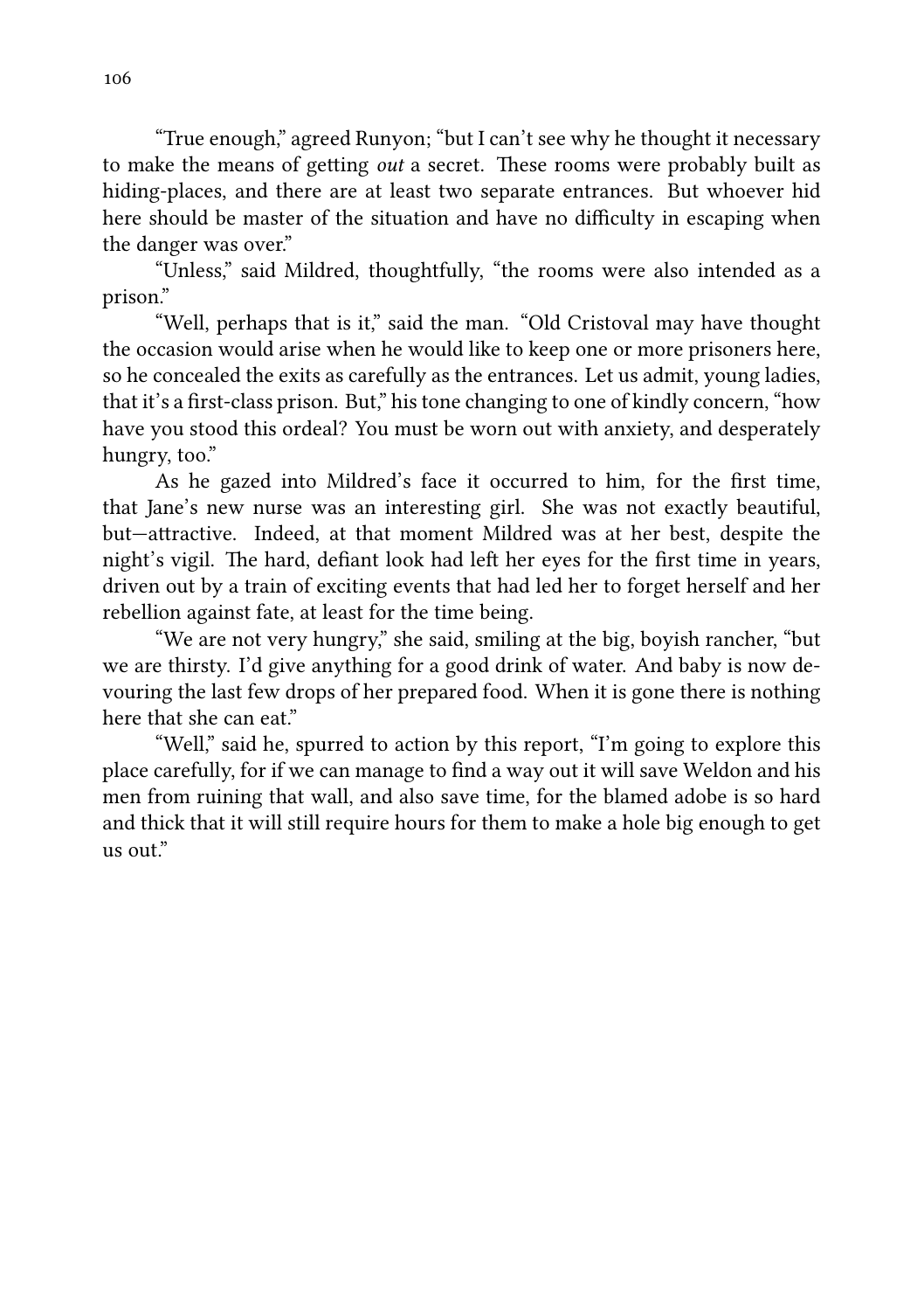"True enough," agreed Runyon; "but I can't see why he thought it necessary to make the means of getting *out* a secret. These rooms were probably built as hiding-places, and there are at least two separate entrances. But whoever hid here should be master of the situation and have no difficulty in escaping when the danger was over."

"Unless," said Mildred, thoughtfully, "the rooms were also intended as a prison."

"Well, perhaps that is it," said the man. "Old Cristoval may have thought the occasion would arise when he would like to keep one or more prisoners here, so he concealed the exits as carefully as the entrances. Let us admit, young ladies, that it's a first-class prison. But," his tone changing to one of kindly concern, "how have you stood this ordeal? You must be worn out with anxiety, and desperately hungry, too."

As he gazed into Mildred's face it occurred to him, for the first time, that Jane's new nurse was an interesting girl. She was not exactly beautiful, but—attractive. Indeed, at that moment Mildred was at her best, despite the night's vigil. The hard, defiant look had left her eyes for the first time in years, driven out by a train of exciting events that had led her to forget herself and her rebellion against fate, at least for the time being.

"We are not very hungry," she said, smiling at the big, boyish rancher, "but we are thirsty. I'd give anything for a good drink of water. And baby is now devouring the last few drops of her prepared food. When it is gone there is nothing here that she can eat."

"Well," said he, spurred to action by this report, "I'm going to explore this place carefully, for if we can manage to find a way out it will save Weldon and his men from ruining that wall, and also save time, for the blamed adobe is so hard and thick that it will still require hours for them to make a hole big enough to get us out."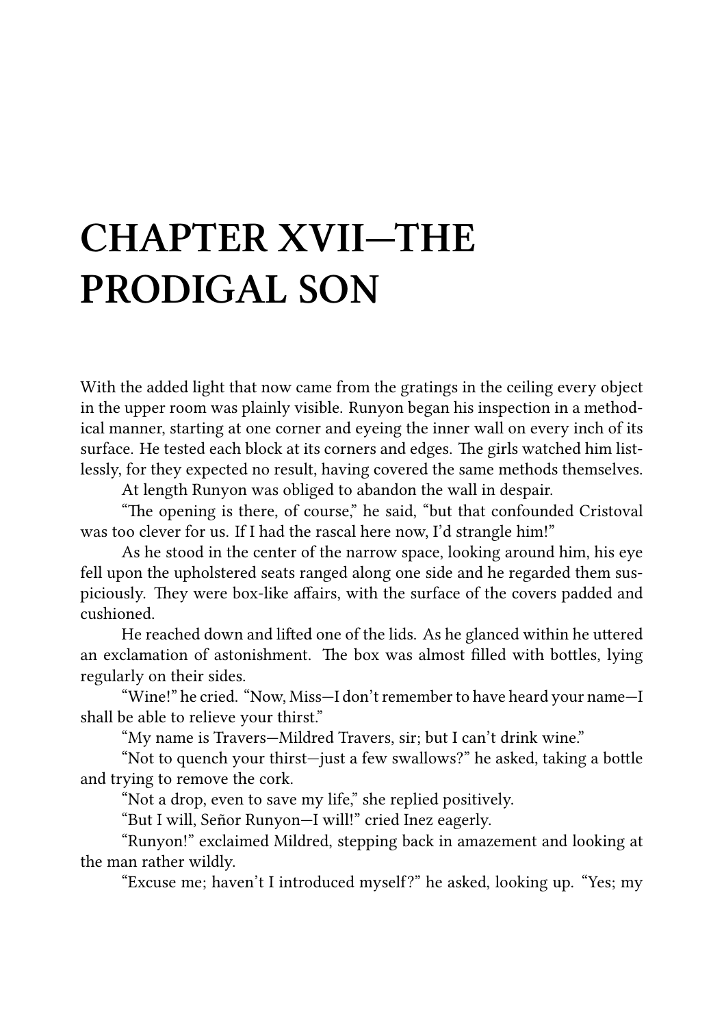# CHAPTER XVII—THE PRODIGAL SON

With the added light that now came from the gratings in the ceiling every object in the upper room was plainly visible. Runyon began his inspection in a methodical manner, starting at one corner and eyeing the inner wall on every inch of its surface. He tested each block at its corners and edges. The girls watched him listlessly, for they expected no result, having covered the same methods themselves.

At length Runyon was obliged to abandon the wall in despair.

"The opening is there, of course," he said, "but that confounded Cristoval was too clever for us. If I had the rascal here now, I'd strangle him!"

As he stood in the center of the narrow space, looking around him, his eye fell upon the upholstered seats ranged along one side and he regarded them suspiciously. They were box-like affairs, with the surface of the covers padded and cushioned.

He reached down and lifted one of the lids. As he glanced within he uttered an exclamation of astonishment. The box was almost filled with bottles, lying regularly on their sides.

"Wine!" he cried. "Now, Miss—I don't remember to have heard your name—I shall be able to relieve your thirst."

"My name is Travers—Mildred Travers, sir; but I can't drink wine."

"Not to quench your thirst—just a few swallows?" he asked, taking a bottle and trying to remove the cork.

"Not a drop, even to save my life," she replied positively.

"But I will, Señor Runyon—I will!" cried Inez eagerly.

"Runyon!" exclaimed Mildred, stepping back in amazement and looking at the man rather wildly.

"Excuse me; haven't I introduced myself?" he asked, looking up. "Yes; my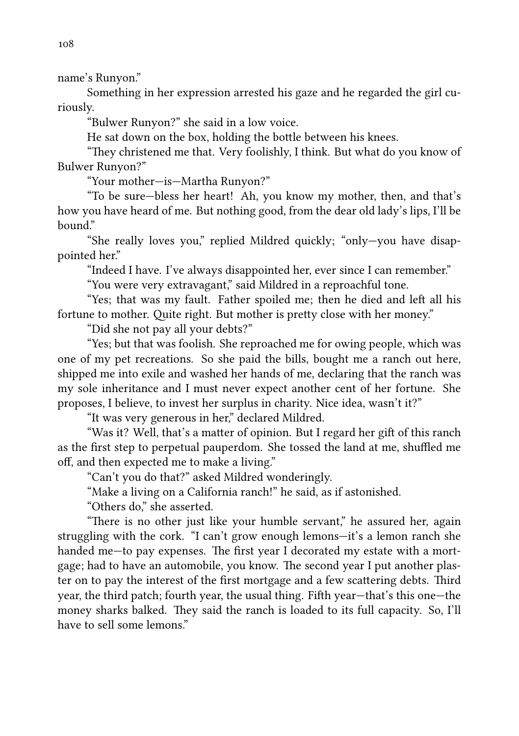name's Runyon."

Something in her expression arrested his gaze and he regarded the girl curiously.

"Bulwer Runyon?" she said in a low voice.

He sat down on the box, holding the bottle between his knees.

"They christened me that. Very foolishly, I think. But what do you know of Bulwer Runyon?"

"Your mother—is—Martha Runyon?"

"To be sure—bless her heart! Ah, you know my mother, then, and that's how you have heard of me. But nothing good, from the dear old lady's lips, I'll be bound."

"She really loves you," replied Mildred quickly; "only—you have disappointed her."

"Indeed I have. I've always disappointed her, ever since I can remember."

"You were very extravagant," said Mildred in a reproachful tone.

"Yes; that was my fault. Father spoiled me; then he died and left all his fortune to mother. Quite right. But mother is pretty close with her money."

"Did she not pay all your debts?"

"Yes; but that was foolish. She reproached me for owing people, which was one of my pet recreations. So she paid the bills, bought me a ranch out here, shipped me into exile and washed her hands of me, declaring that the ranch was my sole inheritance and I must never expect another cent of her fortune. She proposes, I believe, to invest her surplus in charity. Nice idea, wasn't it?"

"It was very generous in her," declared Mildred.

"Was it? Well, that's a matter of opinion. But I regard her gift of this ranch as the first step to perpetual pauperdom. She tossed the land at me, shuffled me off, and then expected me to make a living."

"Can't you do that?" asked Mildred wonderingly.

"Make a living on a California ranch!" he said, as if astonished.

"Others do," she asserted.

"There is no other just like your humble servant," he assured her, again struggling with the cork. "I can't grow enough lemons—it's a lemon ranch she handed me—to pay expenses. The first year I decorated my estate with a mortgage; had to have an automobile, you know. The second year I put another plaster on to pay the interest of the first mortgage and a few scattering debts. Third year, the third patch; fourth year, the usual thing. Fifth year—that's this one—the money sharks balked. They said the ranch is loaded to its full capacity. So, I'll have to sell some lemons."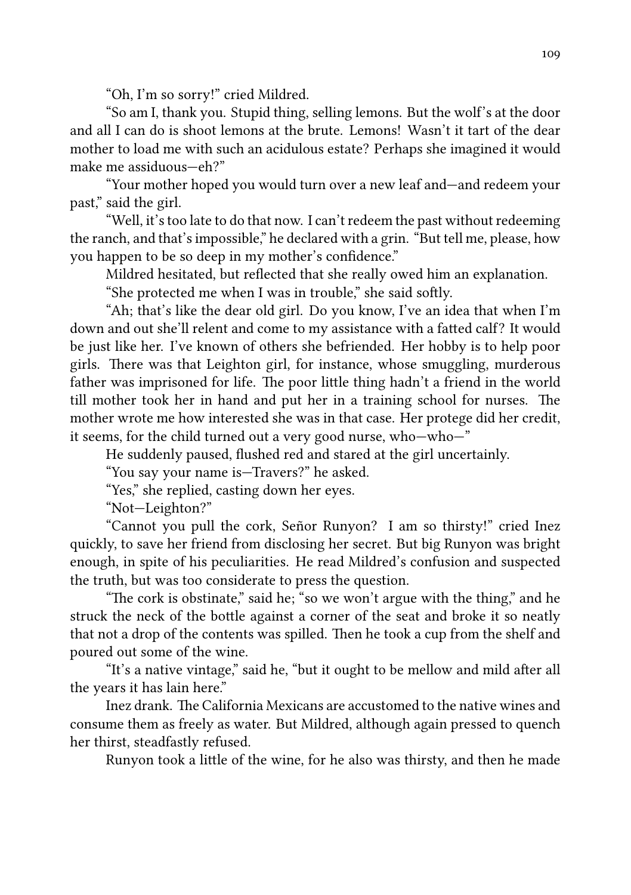"Oh, I'm so sorry!" cried Mildred.

"So am I, thank you. Stupid thing, selling lemons. But the wolf's at the door and all I can do is shoot lemons at the brute. Lemons! Wasn't it tart of the dear mother to load me with such an acidulous estate? Perhaps she imagined it would make me assiduous—eh?"

"Your mother hoped you would turn over a new leaf and—and redeem your past," said the girl.

"Well, it's too late to do that now. I can't redeem the past without redeeming the ranch, and that's impossible," he declared with a grin. "But tell me, please, how you happen to be so deep in my mother's confidence."

Mildred hesitated, but reflected that she really owed him an explanation.

"She protected me when I was in trouble," she said softly.

"Ah; that's like the dear old girl. Do you know, I've an idea that when I'm down and out she'll relent and come to my assistance with a fatted calf? It would be just like her. I've known of others she befriended. Her hobby is to help poor girls. There was that Leighton girl, for instance, whose smuggling, murderous father was imprisoned for life. The poor little thing hadn't a friend in the world till mother took her in hand and put her in a training school for nurses. The mother wrote me how interested she was in that case. Her protege did her credit, it seems, for the child turned out a very good nurse, who—who—"

He suddenly paused, flushed red and stared at the girl uncertainly.

"You say your name is—Travers?" he asked.

"Yes," she replied, casting down her eyes.

"Not—Leighton?"

"Cannot you pull the cork, Señor Runyon? I am so thirsty!" cried Inez quickly, to save her friend from disclosing her secret. But big Runyon was bright enough, in spite of his peculiarities. He read Mildred's confusion and suspected the truth, but was too considerate to press the question.

"The cork is obstinate," said he; "so we won't argue with the thing," and he struck the neck of the bottle against a corner of the seat and broke it so neatly that not a drop of the contents was spilled. Then he took a cup from the shelf and poured out some of the wine.

"It's a native vintage," said he, "but it ought to be mellow and mild after all the years it has lain here."

Inez drank. The California Mexicans are accustomed to the native wines and consume them as freely as water. But Mildred, although again pressed to quench her thirst, steadfastly refused.

Runyon took a little of the wine, for he also was thirsty, and then he made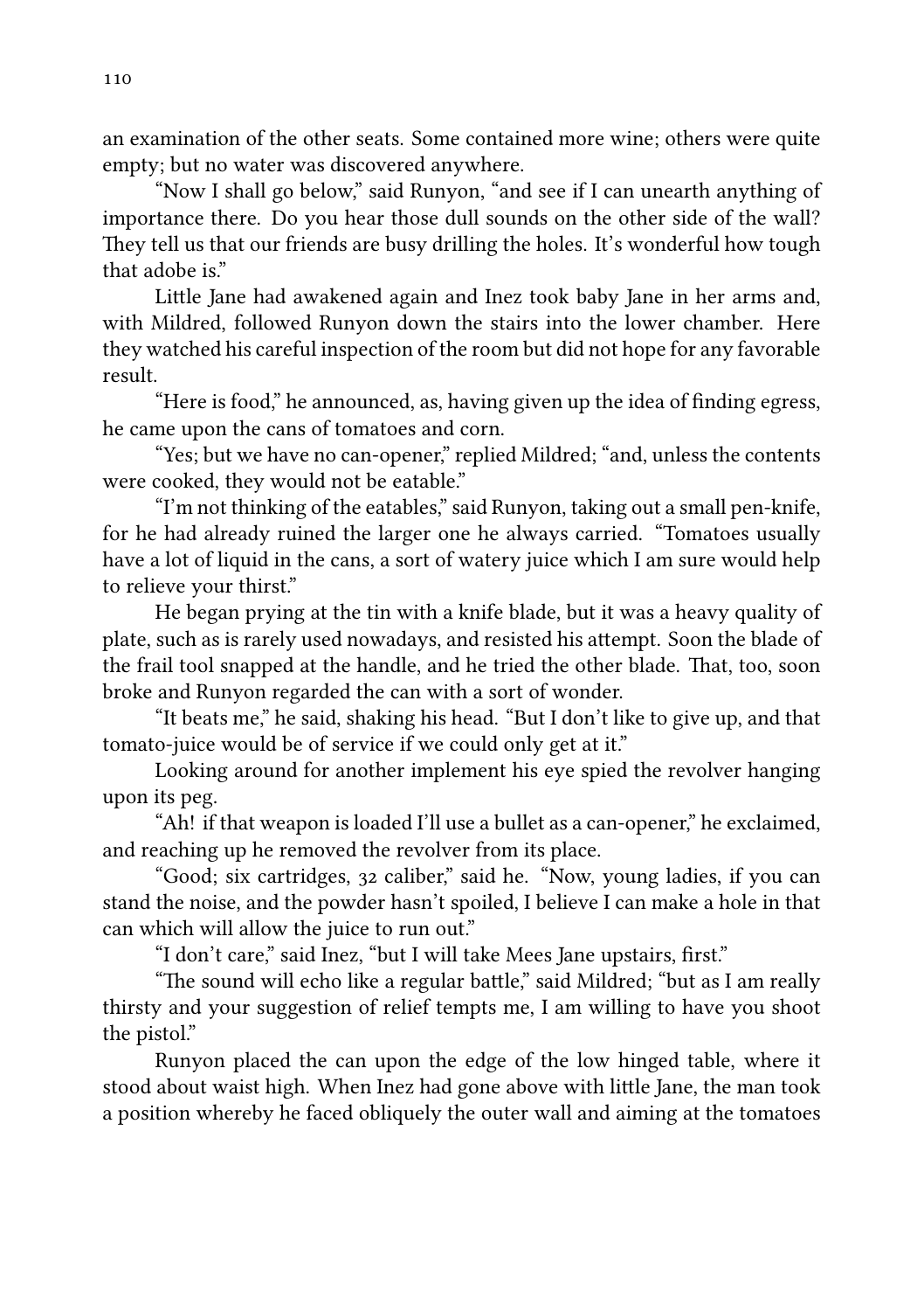an examination of the other seats. Some contained more wine; others were quite empty; but no water was discovered anywhere.

"Now I shall go below," said Runyon, "and see if I can unearth anything of importance there. Do you hear those dull sounds on the other side of the wall? They tell us that our friends are busy drilling the holes. It's wonderful how tough that adobe is."

Little Jane had awakened again and Inez took baby Jane in her arms and, with Mildred, followed Runyon down the stairs into the lower chamber. Here they watched his careful inspection of the room but did not hope for any favorable result.

"Here is food," he announced, as, having given up the idea of finding egress, he came upon the cans of tomatoes and corn.

"Yes; but we have no can-opener," replied Mildred; "and, unless the contents were cooked, they would not be eatable."

"I'm not thinking of the eatables," said Runyon, taking out a small pen-knife, for he had already ruined the larger one he always carried. "Tomatoes usually have a lot of liquid in the cans, a sort of watery juice which I am sure would help to relieve your thirst."

He began prying at the tin with a knife blade, but it was a heavy quality of plate, such as is rarely used nowadays, and resisted his attempt. Soon the blade of the frail tool snapped at the handle, and he tried the other blade. That, too, soon broke and Runyon regarded the can with a sort of wonder.

"It beats me," he said, shaking his head. "But I don't like to give up, and that tomato-juice would be of service if we could only get at it."

Looking around for another implement his eye spied the revolver hanging upon its peg.

"Ah! if that weapon is loaded I'll use a bullet as a can-opener," he exclaimed, and reaching up he removed the revolver from its place.

"Good; six cartridges, 32 caliber," said he. "Now, young ladies, if you can stand the noise, and the powder hasn't spoiled, I believe I can make a hole in that can which will allow the juice to run out."

"I don't care," said Inez, "but I will take Mees Jane upstairs, first."

"The sound will echo like a regular battle," said Mildred; "but as I am really thirsty and your suggestion of relief tempts me, I am willing to have you shoot the pistol."

Runyon placed the can upon the edge of the low hinged table, where it stood about waist high. When Inez had gone above with little Jane, the man took a position whereby he faced obliquely the outer wall and aiming at the tomatoes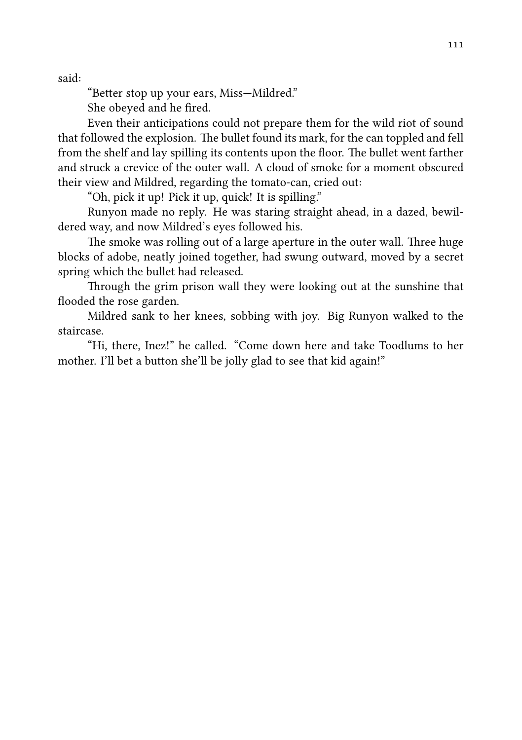said:

"Better stop up your ears, Miss—Mildred."

She obeyed and he fired.

Even their anticipations could not prepare them for the wild riot of sound that followed the explosion. The bullet found its mark, for the can toppled and fell from the shelf and lay spilling its contents upon the floor. The bullet went farther and struck a crevice of the outer wall. A cloud of smoke for a moment obscured their view and Mildred, regarding the tomato-can, cried out:

"Oh, pick it up! Pick it up, quick! It is spilling."

Runyon made no reply. He was staring straight ahead, in a dazed, bewildered way, and now Mildred's eyes followed his.

The smoke was rolling out of a large aperture in the outer wall. Three huge blocks of adobe, neatly joined together, had swung outward, moved by a secret spring which the bullet had released.

Through the grim prison wall they were looking out at the sunshine that flooded the rose garden.

Mildred sank to her knees, sobbing with joy. Big Runyon walked to the staircase.

"Hi, there, Inez!" he called. "Come down here and take Toodlums to her mother. I'll bet a button she'll be jolly glad to see that kid again!"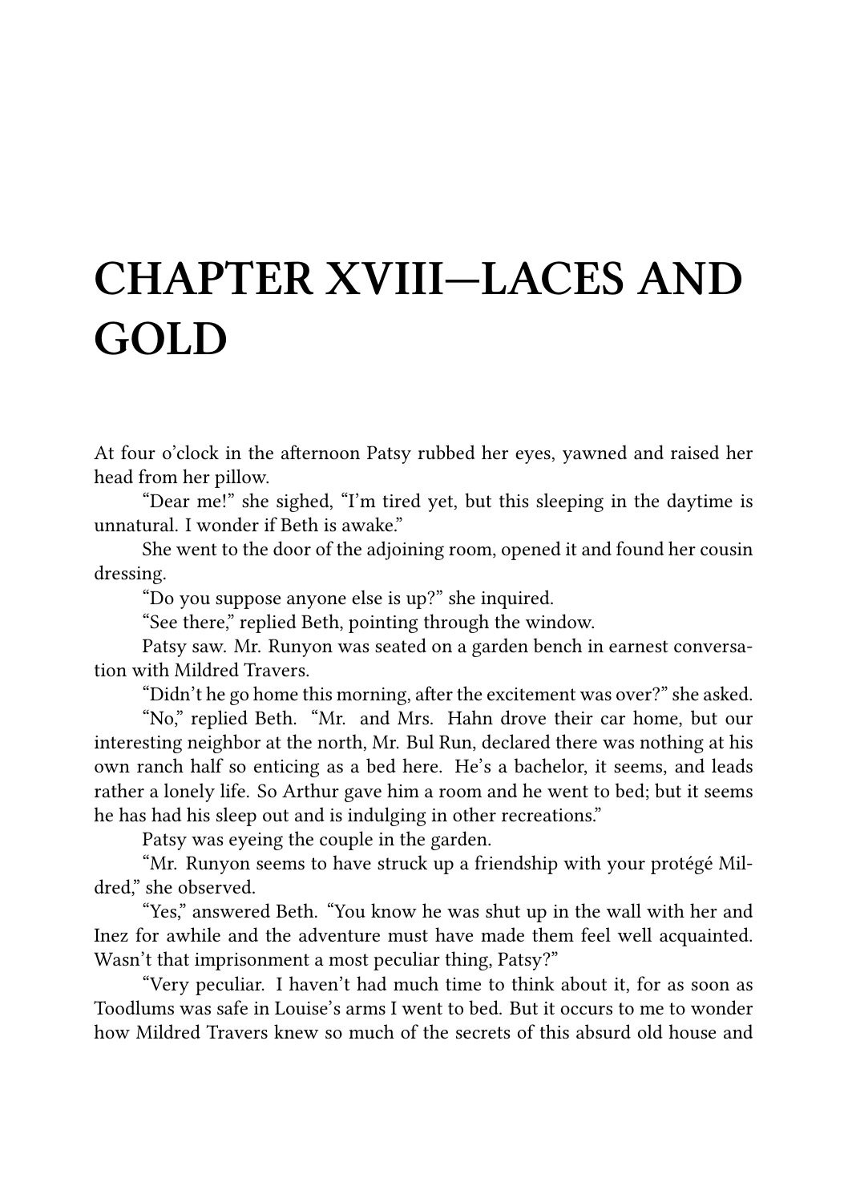# CHAPTER XVIII—LACES AND GOLD

At four o'clock in the afternoon Patsy rubbed her eyes, yawned and raised her head from her pillow.

"Dear me!" she sighed, "I'm tired yet, but this sleeping in the daytime is unnatural. I wonder if Beth is awake."

She went to the door of the adjoining room, opened it and found her cousin dressing.

"Do you suppose anyone else is up?" she inquired.

"See there," replied Beth, pointing through the window.

Patsy saw. Mr. Runyon was seated on a garden bench in earnest conversation with Mildred Travers.

"Didn't he go home this morning, after the excitement was over?" she asked.

"No," replied Beth. "Mr. and Mrs. Hahn drove their car home, but our interesting neighbor at the north, Mr. Bul Run, declared there was nothing at his own ranch half so enticing as a bed here. He's a bachelor, it seems, and leads rather a lonely life. So Arthur gave him a room and he went to bed; but it seems he has had his sleep out and is indulging in other recreations."

Patsy was eyeing the couple in the garden.

"Mr. Runyon seems to have struck up a friendship with your protégé Mildred," she observed.

"Yes," answered Beth. "You know he was shut up in the wall with her and Inez for awhile and the adventure must have made them feel well acquainted. Wasn't that imprisonment a most peculiar thing, Patsy?"

"Very peculiar. I haven't had much time to think about it, for as soon as Toodlums was safe in Louise's arms I went to bed. But it occurs to me to wonder how Mildred Travers knew so much of the secrets of this absurd old house and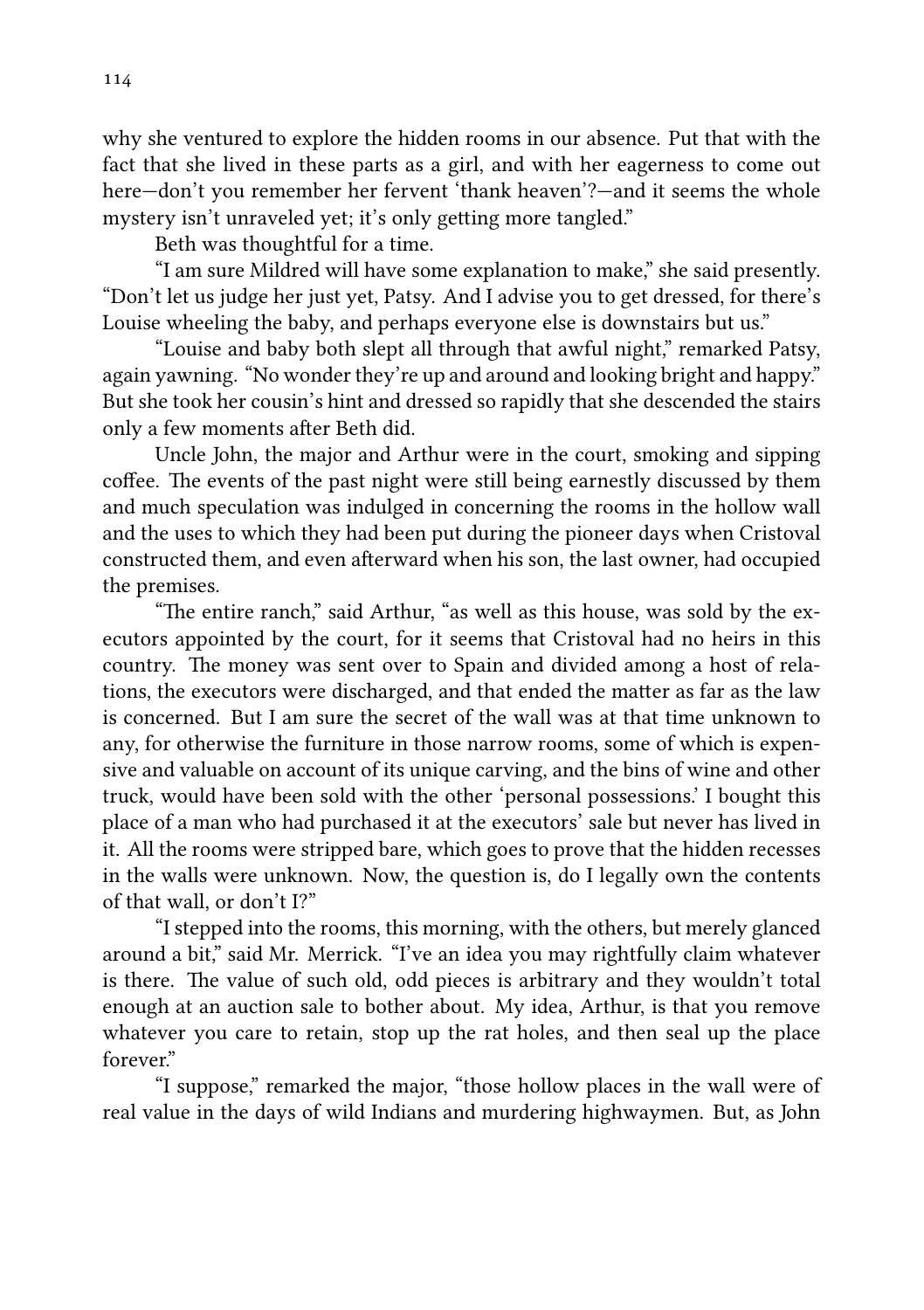why she ventured to explore the hidden rooms in our absence. Put that with the fact that she lived in these parts as a girl, and with her eagerness to come out here—don't you remember her fervent 'thank heaven'?—and it seems the whole mystery isn't unraveled yet; it's only getting more tangled."

Beth was thoughtful for a time.

"I am sure Mildred will have some explanation to make," she said presently. "Don't let us judge her just yet, Patsy. And I advise you to get dressed, for there's Louise wheeling the baby, and perhaps everyone else is downstairs but us."

"Louise and baby both slept all through that awful night," remarked Patsy, again yawning. "No wonder they're up and around and looking bright and happy." But she took her cousin's hint and dressed so rapidly that she descended the stairs only a few moments after Beth did.

Uncle John, the major and Arthur were in the court, smoking and sipping coffee. The events of the past night were still being earnestly discussed by them and much speculation was indulged in concerning the rooms in the hollow wall and the uses to which they had been put during the pioneer days when Cristoval constructed them, and even afterward when his son, the last owner, had occupied the premises.

"The entire ranch," said Arthur, "as well as this house, was sold by the executors appointed by the court, for it seems that Cristoval had no heirs in this country. The money was sent over to Spain and divided among a host of relations, the executors were discharged, and that ended the matter as far as the law is concerned. But I am sure the secret of the wall was at that time unknown to any, for otherwise the furniture in those narrow rooms, some of which is expensive and valuable on account of its unique carving, and the bins of wine and other truck, would have been sold with the other 'personal possessions.' I bought this place of a man who had purchased it at the executors' sale but never has lived in it. All the rooms were stripped bare, which goes to prove that the hidden recesses in the walls were unknown. Now, the question is, do I legally own the contents of that wall, or don't I?"

"I stepped into the rooms, this morning, with the others, but merely glanced around a bit," said Mr. Merrick. "I've an idea you may rightfully claim whatever is there. The value of such old, odd pieces is arbitrary and they wouldn't total enough at an auction sale to bother about. My idea, Arthur, is that you remove whatever you care to retain, stop up the rat holes, and then seal up the place forever."

"I suppose," remarked the major, "those hollow places in the wall were of real value in the days of wild Indians and murdering highwaymen. But, as John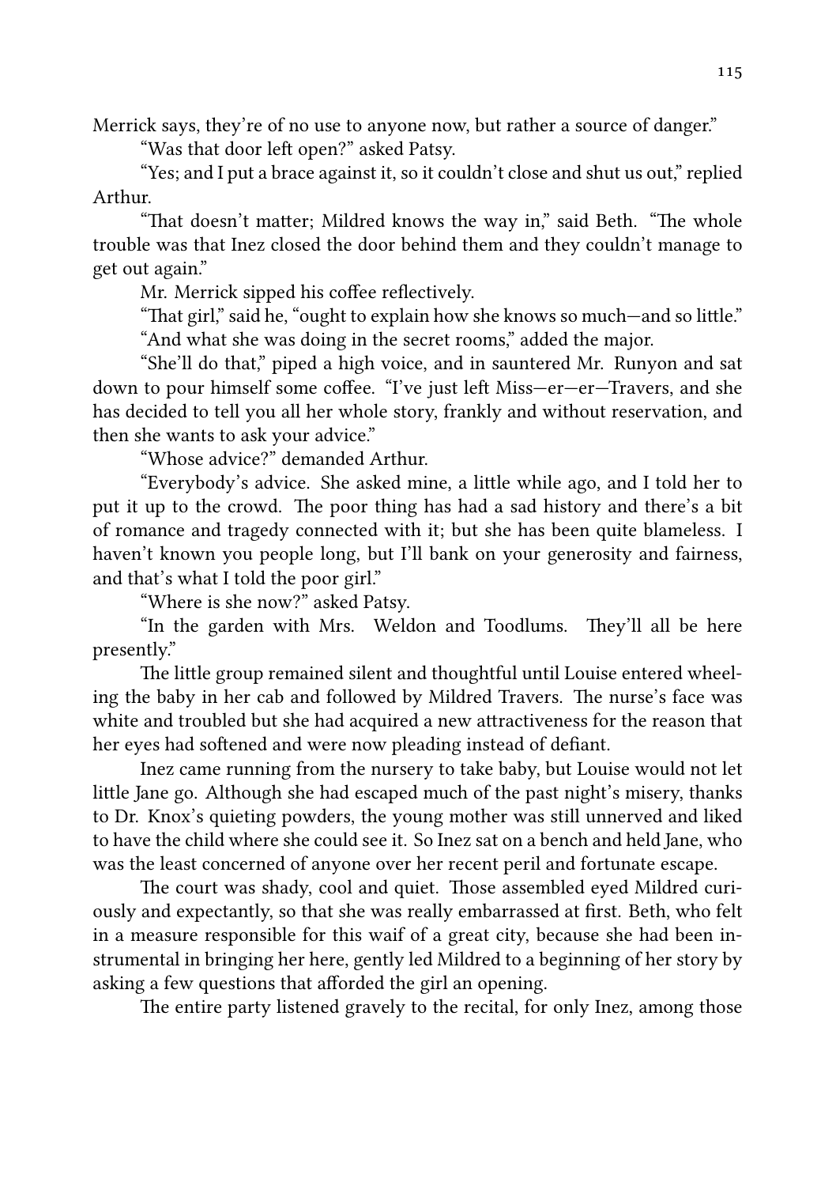Merrick says, they're of no use to anyone now, but rather a source of danger."

"Was that door left open?" asked Patsy.

"Yes; and I put a brace against it, so it couldn't close and shut us out," replied Arthur.

"That doesn't matter; Mildred knows the way in," said Beth. "The whole trouble was that Inez closed the door behind them and they couldn't manage to get out again."

Mr. Merrick sipped his coffee reflectively.

"That girl," said he, "ought to explain how she knows so much—and so little."

"And what she was doing in the secret rooms," added the major.

"She'll do that," piped a high voice, and in sauntered Mr. Runyon and sat down to pour himself some coffee. "I've just left Miss—er—er—Travers, and she has decided to tell you all her whole story, frankly and without reservation, and then she wants to ask your advice."

"Whose advice?" demanded Arthur.

"Everybody's advice. She asked mine, a little while ago, and I told her to put it up to the crowd. The poor thing has had a sad history and there's a bit of romance and tragedy connected with it; but she has been quite blameless. I haven't known you people long, but I'll bank on your generosity and fairness, and that's what I told the poor girl."

"Where is she now?" asked Patsy.

"In the garden with Mrs. Weldon and Toodlums. They'll all be here presently."

The little group remained silent and thoughtful until Louise entered wheeling the baby in her cab and followed by Mildred Travers. The nurse's face was white and troubled but she had acquired a new attractiveness for the reason that her eyes had softened and were now pleading instead of defiant.

Inez came running from the nursery to take baby, but Louise would not let little Jane go. Although she had escaped much of the past night's misery, thanks to Dr. Knox's quieting powders, the young mother was still unnerved and liked to have the child where she could see it. So Inez sat on a bench and held Jane, who was the least concerned of anyone over her recent peril and fortunate escape.

The court was shady, cool and quiet. Those assembled eyed Mildred curiously and expectantly, so that she was really embarrassed at first. Beth, who felt in a measure responsible for this waif of a great city, because she had been instrumental in bringing her here, gently led Mildred to a beginning of her story by asking a few questions that afforded the girl an opening.

The entire party listened gravely to the recital, for only Inez, among those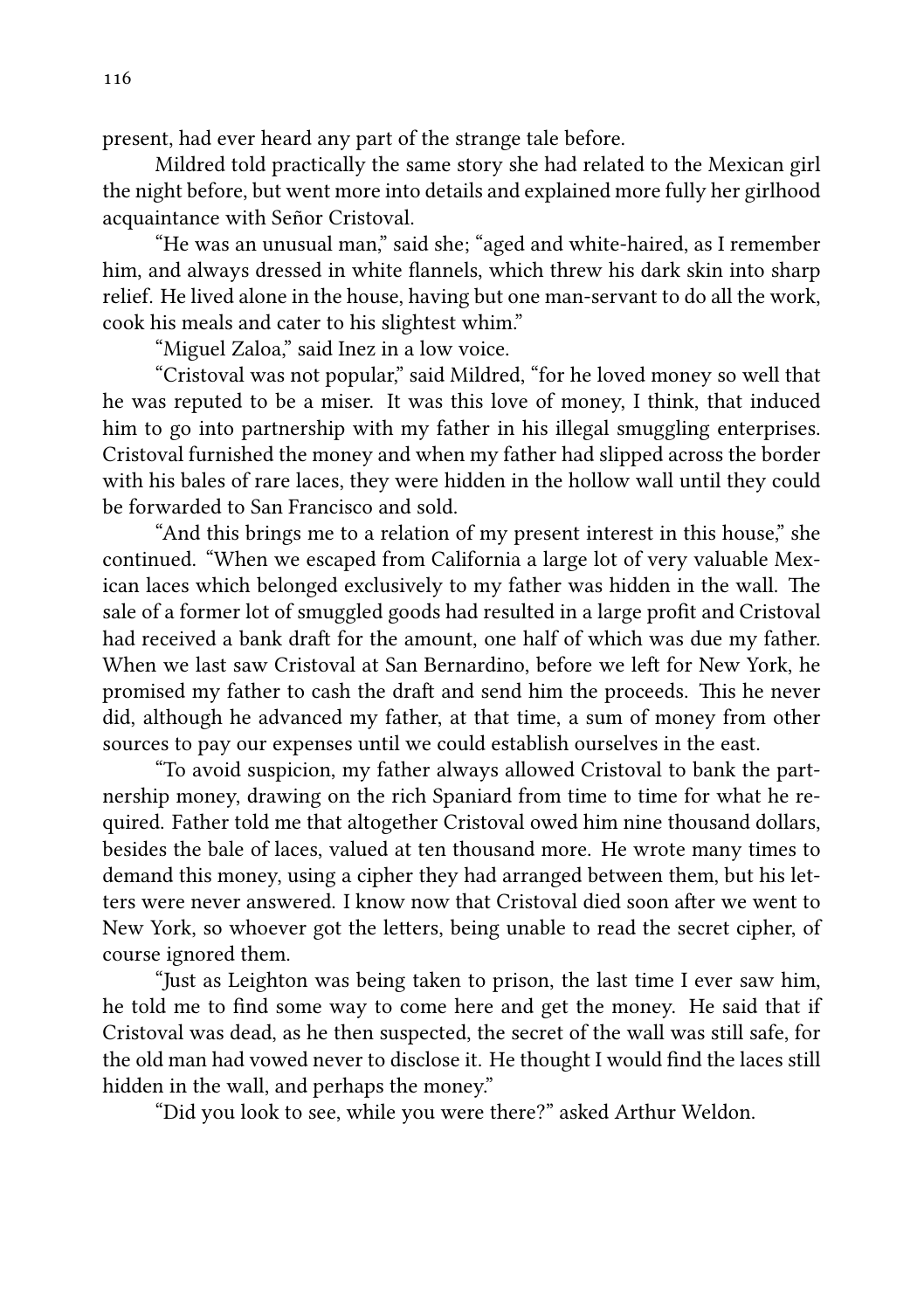present, had ever heard any part of the strange tale before.

Mildred told practically the same story she had related to the Mexican girl the night before, but went more into details and explained more fully her girlhood acquaintance with Señor Cristoval.

"He was an unusual man," said she; "aged and white-haired, as I remember him, and always dressed in white flannels, which threw his dark skin into sharp relief. He lived alone in the house, having but one man-servant to do all the work, cook his meals and cater to his slightest whim."

"Miguel Zaloa," said Inez in a low voice.

"Cristoval was not popular," said Mildred, "for he loved money so well that he was reputed to be a miser. It was this love of money, I think, that induced him to go into partnership with my father in his illegal smuggling enterprises. Cristoval furnished the money and when my father had slipped across the border with his bales of rare laces, they were hidden in the hollow wall until they could be forwarded to San Francisco and sold.

"And this brings me to a relation of my present interest in this house," she continued. "When we escaped from California a large lot of very valuable Mexican laces which belonged exclusively to my father was hidden in the wall. The sale of a former lot of smuggled goods had resulted in a large profit and Cristoval had received a bank draft for the amount, one half of which was due my father. When we last saw Cristoval at San Bernardino, before we left for New York, he promised my father to cash the draft and send him the proceeds. This he never did, although he advanced my father, at that time, a sum of money from other sources to pay our expenses until we could establish ourselves in the east.

"To avoid suspicion, my father always allowed Cristoval to bank the partnership money, drawing on the rich Spaniard from time to time for what he required. Father told me that altogether Cristoval owed him nine thousand dollars, besides the bale of laces, valued at ten thousand more. He wrote many times to demand this money, using a cipher they had arranged between them, but his letters were never answered. I know now that Cristoval died soon after we went to New York, so whoever got the letters, being unable to read the secret cipher, of course ignored them.

"Just as Leighton was being taken to prison, the last time I ever saw him, he told me to find some way to come here and get the money. He said that if Cristoval was dead, as he then suspected, the secret of the wall was still safe, for the old man had vowed never to disclose it. He thought I would find the laces still hidden in the wall, and perhaps the money."

"Did you look to see, while you were there?" asked Arthur Weldon.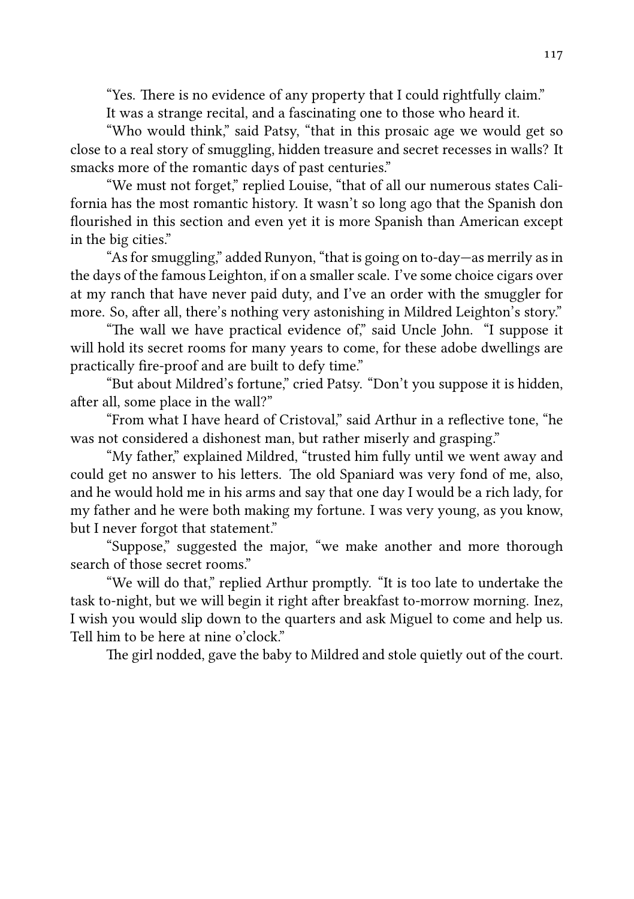"Yes. There is no evidence of any property that I could rightfully claim."

It was a strange recital, and a fascinating one to those who heard it.

"Who would think," said Patsy, "that in this prosaic age we would get so close to a real story of smuggling, hidden treasure and secret recesses in walls? It smacks more of the romantic days of past centuries."

"We must not forget," replied Louise, "that of all our numerous states California has the most romantic history. It wasn't so long ago that the Spanish don flourished in this section and even yet it is more Spanish than American except in the big cities."

"As for smuggling," added Runyon, "that is going on to-day—as merrily as in the days of the famous Leighton, if on a smaller scale. I've some choice cigars over at my ranch that have never paid duty, and I've an order with the smuggler for more. So, after all, there's nothing very astonishing in Mildred Leighton's story."

"The wall we have practical evidence of," said Uncle John. "I suppose it will hold its secret rooms for many years to come, for these adobe dwellings are practically fire-proof and are built to defy time."

"But about Mildred's fortune," cried Patsy. "Don't you suppose it is hidden, after all, some place in the wall?"

"From what I have heard of Cristoval," said Arthur in a reflective tone, "he was not considered a dishonest man, but rather miserly and grasping."

"My father," explained Mildred, "trusted him fully until we went away and could get no answer to his letters. The old Spaniard was very fond of me, also, and he would hold me in his arms and say that one day I would be a rich lady, for my father and he were both making my fortune. I was very young, as you know, but I never forgot that statement."

"Suppose," suggested the major, "we make another and more thorough search of those secret rooms."

"We will do that," replied Arthur promptly. "It is too late to undertake the task to-night, but we will begin it right after breakfast to-morrow morning. Inez, I wish you would slip down to the quarters and ask Miguel to come and help us. Tell him to be here at nine o'clock."

The girl nodded, gave the baby to Mildred and stole quietly out of the court.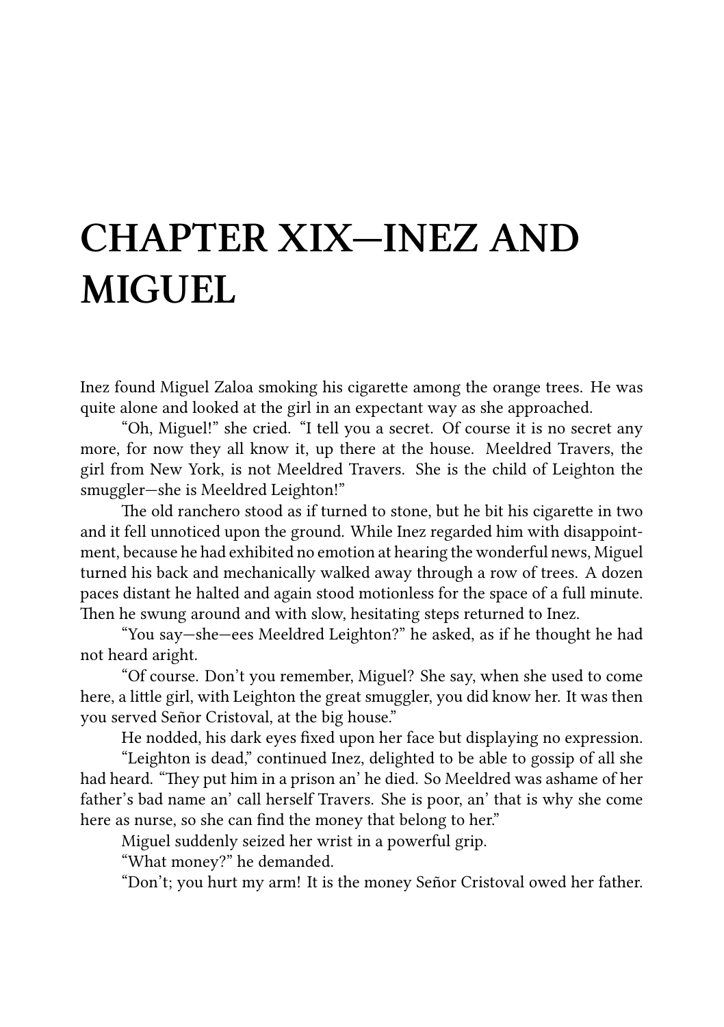# CHAPTER XIX—INEZ AND MIGUEL

Inez found Miguel Zaloa smoking his cigarette among the orange trees. He was quite alone and looked at the girl in an expectant way as she approached.

"Oh, Miguel!" she cried. "I tell you a secret. Of course it is no secret any more, for now they all know it, up there at the house. Meeldred Travers, the girl from New York, is not Meeldred Travers. She is the child of Leighton the smuggler—she is Meeldred Leighton!"

The old ranchero stood as if turned to stone, but he bit his cigarette in two and it fell unnoticed upon the ground. While Inez regarded him with disappointment, because he had exhibited no emotion at hearing the wonderful news, Miguel turned his back and mechanically walked away through a row of trees. A dozen paces distant he halted and again stood motionless for the space of a full minute. Then he swung around and with slow, hesitating steps returned to Inez.

"You say—she—ees Meeldred Leighton?" he asked, as if he thought he had not heard aright.

"Of course. Don't you remember, Miguel? She say, when she used to come here, a little girl, with Leighton the great smuggler, you did know her. It was then you served Señor Cristoval, at the big house."

He nodded, his dark eyes fixed upon her face but displaying no expression.

"Leighton is dead," continued Inez, delighted to be able to gossip of all she had heard. "They put him in a prison an' he died. So Meeldred was ashame of her father's bad name an' call herself Travers. She is poor, an' that is why she come here as nurse, so she can find the money that belong to her."

Miguel suddenly seized her wrist in a powerful grip.

"What money?" he demanded.

"Don't; you hurt my arm! It is the money Señor Cristoval owed her father.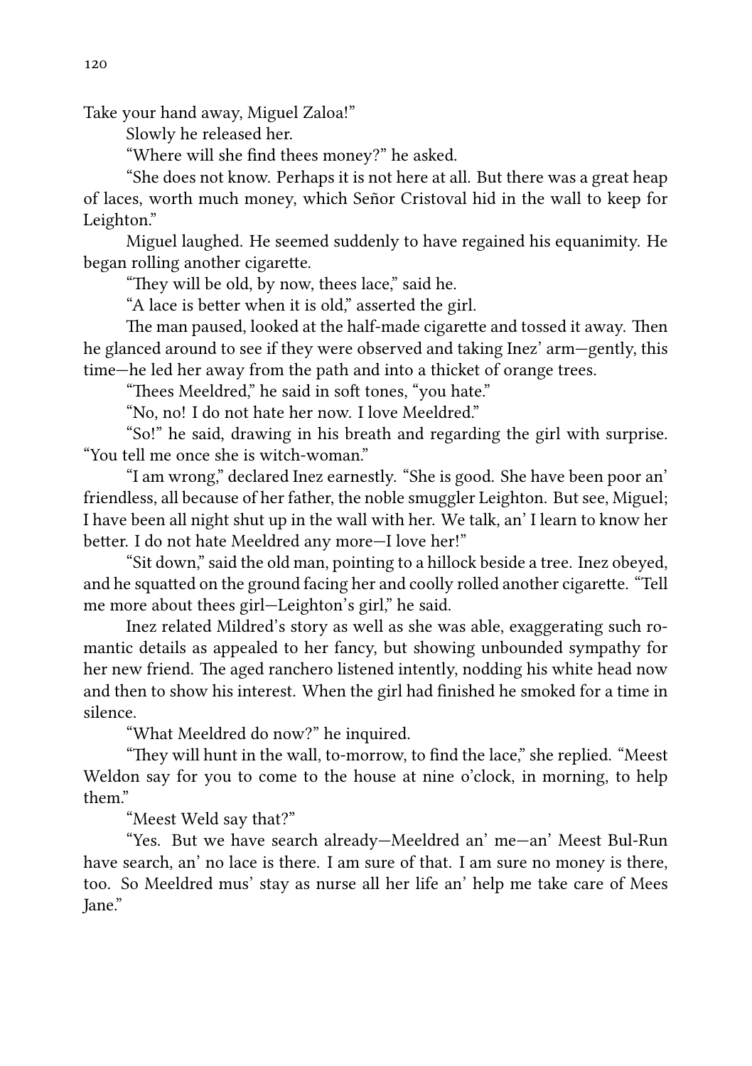Take your hand away, Miguel Zaloa!"

Slowly he released her.

"Where will she find thees money?" he asked.

"She does not know. Perhaps it is not here at all. But there was a great heap of laces, worth much money, which Señor Cristoval hid in the wall to keep for Leighton."

Miguel laughed. He seemed suddenly to have regained his equanimity. He began rolling another cigarette.

"They will be old, by now, thees lace," said he.

"A lace is better when it is old," asserted the girl.

The man paused, looked at the half-made cigarette and tossed it away. Then he glanced around to see if they were observed and taking Inez' arm—gently, this time—he led her away from the path and into a thicket of orange trees.

"Thees Meeldred," he said in soft tones, "you hate."

"No, no! I do not hate her now. I love Meeldred."

"So!" he said, drawing in his breath and regarding the girl with surprise. "You tell me once she is witch-woman."

"I am wrong," declared Inez earnestly. "She is good. She have been poor an' friendless, all because of her father, the noble smuggler Leighton. But see, Miguel; I have been all night shut up in the wall with her. We talk, an' I learn to know her better. I do not hate Meeldred any more—I love her!"

"Sit down," said the old man, pointing to a hillock beside a tree. Inez obeyed, and he squatted on the ground facing her and coolly rolled another cigarette. "Tell me more about thees girl—Leighton's girl," he said.

Inez related Mildred's story as well as she was able, exaggerating such romantic details as appealed to her fancy, but showing unbounded sympathy for her new friend. The aged ranchero listened intently, nodding his white head now and then to show his interest. When the girl had finished he smoked for a time in silence.

"What Meeldred do now?" he inquired.

"They will hunt in the wall, to-morrow, to find the lace," she replied. "Meest Weldon say for you to come to the house at nine o'clock, in morning, to help them."

"Meest Weld say that?"

"Yes. But we have search already—Meeldred an' me—an' Meest Bul-Run have search, an' no lace is there. I am sure of that. I am sure no money is there, too. So Meeldred mus' stay as nurse all her life an' help me take care of Mees Jane."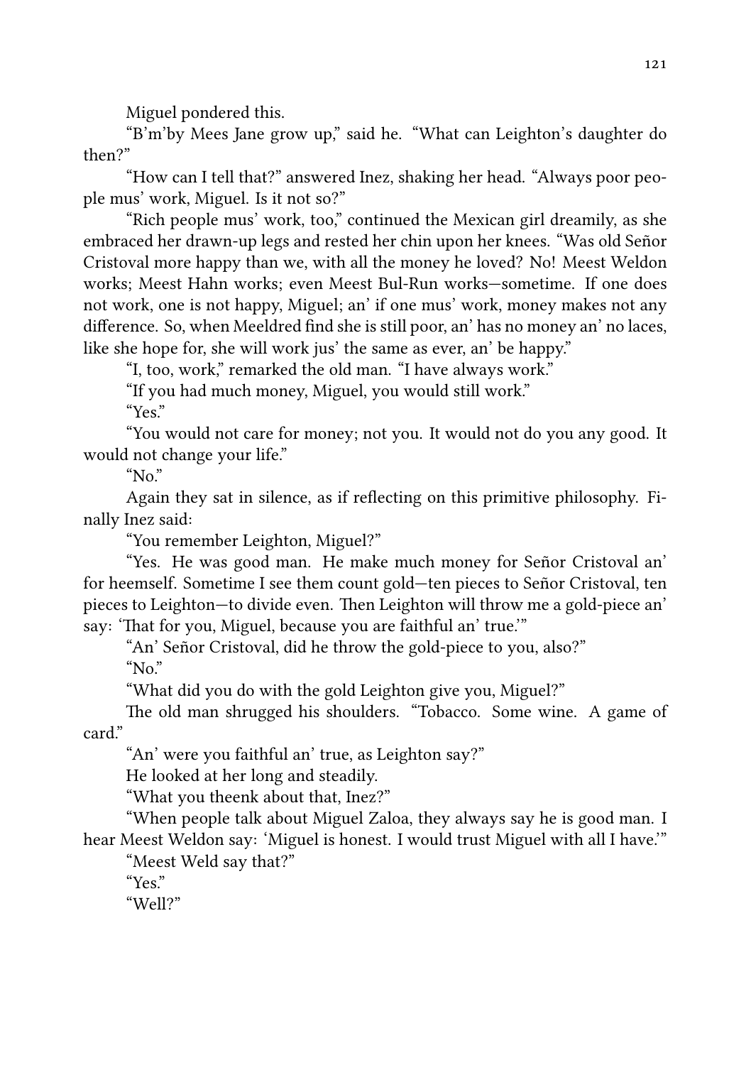Miguel pondered this.

"B'm'by Mees Jane grow up," said he. "What can Leighton's daughter do then?"

"How can I tell that?" answered Inez, shaking her head. "Always poor people mus' work, Miguel. Is it not so?"

"Rich people mus' work, too," continued the Mexican girl dreamily, as she embraced her drawn-up legs and rested her chin upon her knees. "Was old Señor Cristoval more happy than we, with all the money he loved? No! Meest Weldon works; Meest Hahn works; even Meest Bul-Run works—sometime. If one does not work, one is not happy, Miguel; an' if one mus' work, money makes not any difference. So, when Meeldred find she is still poor, an' has no money an' no laces, like she hope for, she will work jus' the same as ever, an' be happy."

"I, too, work," remarked the old man. "I have always work."

"If you had much money, Miguel, you would still work."

"Yes."

"You would not care for money; not you. It would not do you any good. It would not change your life."

"No."

Again they sat in silence, as if reflecting on this primitive philosophy. Finally Inez said:

"You remember Leighton, Miguel?"

"Yes. He was good man. He make much money for Señor Cristoval an' for heemself. Sometime I see them count gold—ten pieces to Señor Cristoval, ten pieces to Leighton—to divide even. Then Leighton will throw me a gold-piece an' say: 'That for you, Miguel, because you are faithful an' true.'"

"An' Señor Cristoval, did he throw the gold-piece to you, also?"

"No."

"What did you do with the gold Leighton give you, Miguel?"

The old man shrugged his shoulders. "Tobacco. Some wine. A game of card."

"An' were you faithful an' true, as Leighton say?"

He looked at her long and steadily.

"What you theenk about that, Inez?"

"When people talk about Miguel Zaloa, they always say he is good man. I hear Meest Weldon say: 'Miguel is honest. I would trust Miguel with all I have.'"

"Meest Weld say that?"

"Yes."

"Well?"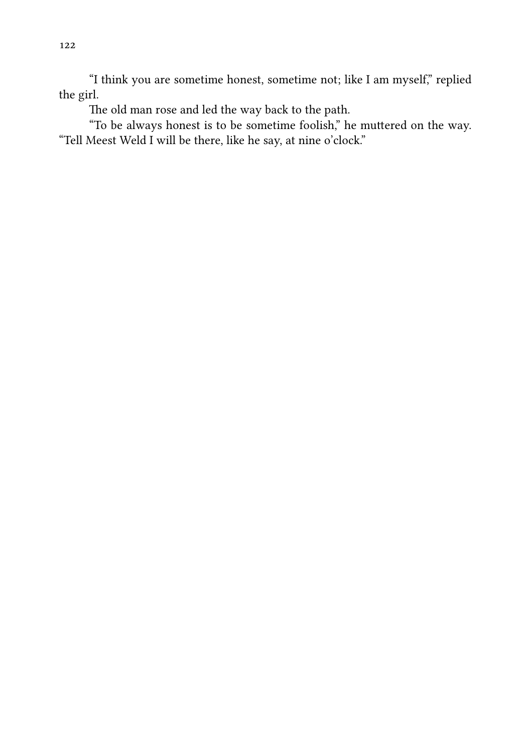"I think you are sometime honest, sometime not; like I am myself," replied the girl.

The old man rose and led the way back to the path.

"To be always honest is to be sometime foolish," he muttered on the way. "Tell Meest Weld I will be there, like he say, at nine o'clock."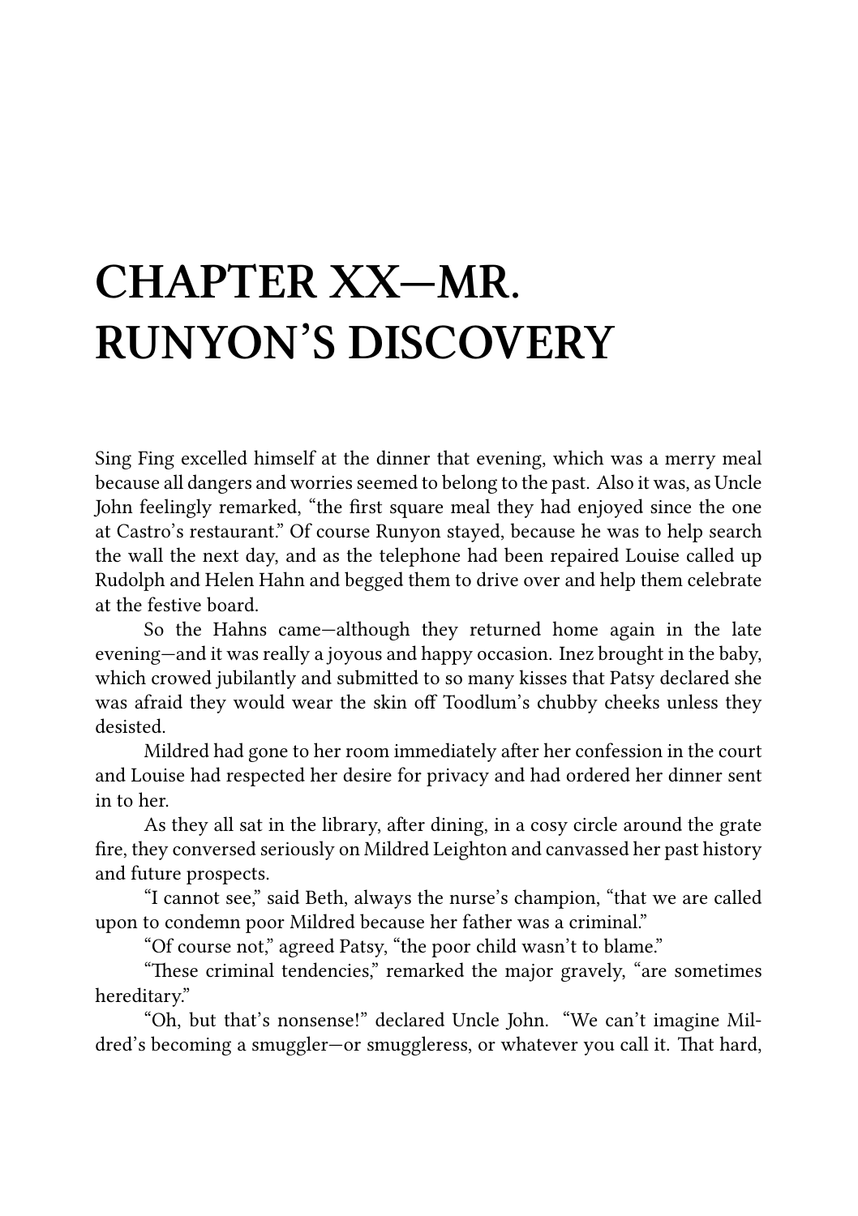# CHAPTER XX—MR. RUNYON'S DISCOVERY

Sing Fing excelled himself at the dinner that evening, which was a merry meal because all dangers and worries seemed to belong to the past. Also it was, as Uncle John feelingly remarked, "the first square meal they had enjoyed since the one at Castro's restaurant." Of course Runyon stayed, because he was to help search the wall the next day, and as the telephone had been repaired Louise called up Rudolph and Helen Hahn and begged them to drive over and help them celebrate at the festive board.

So the Hahns came—although they returned home again in the late evening—and it was really a joyous and happy occasion. Inez brought in the baby, which crowed jubilantly and submitted to so many kisses that Patsy declared she was afraid they would wear the skin off Toodlum's chubby cheeks unless they desisted.

Mildred had gone to her room immediately after her confession in the court and Louise had respected her desire for privacy and had ordered her dinner sent in to her.

As they all sat in the library, after dining, in a cosy circle around the grate fire, they conversed seriously on Mildred Leighton and canvassed her past history and future prospects.

"I cannot see," said Beth, always the nurse's champion, "that we are called upon to condemn poor Mildred because her father was a criminal."

"Of course not," agreed Patsy, "the poor child wasn't to blame."

"These criminal tendencies," remarked the major gravely, "are sometimes hereditary."

"Oh, but that's nonsense!" declared Uncle John. "We can't imagine Mildred's becoming a smuggler—or smuggleress, or whatever you call it. That hard,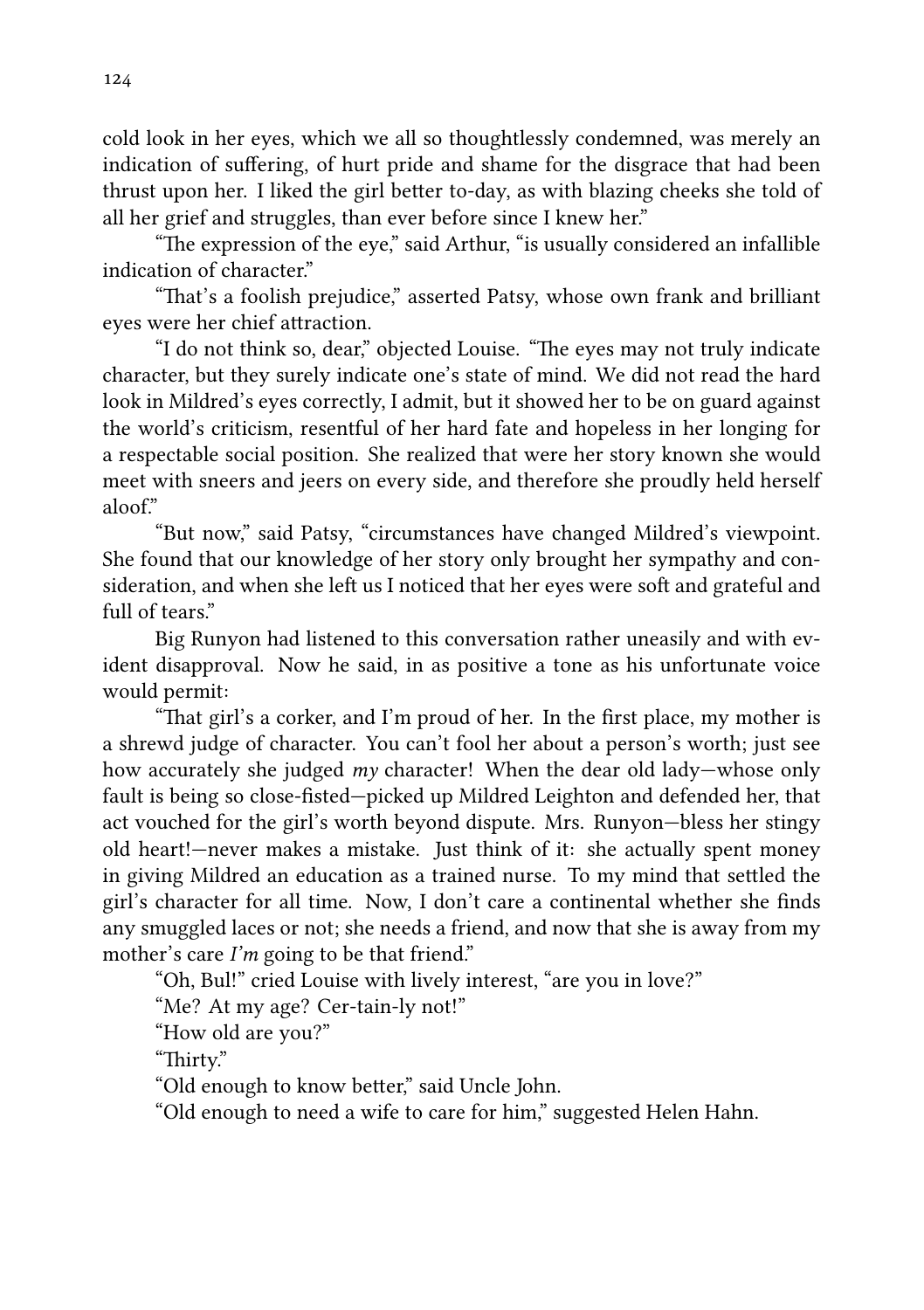cold look in her eyes, which we all so thoughtlessly condemned, was merely an indication of suffering, of hurt pride and shame for the disgrace that had been thrust upon her. I liked the girl better to-day, as with blazing cheeks she told of all her grief and struggles, than ever before since I knew her."

"The expression of the eye," said Arthur, "is usually considered an infallible indication of character."

"That's a foolish prejudice," asserted Patsy, whose own frank and brilliant eyes were her chief attraction.

"I do not think so, dear," objected Louise. "The eyes may not truly indicate character, but they surely indicate one's state of mind. We did not read the hard look in Mildred's eyes correctly, I admit, but it showed her to be on guard against the world's criticism, resentful of her hard fate and hopeless in her longing for a respectable social position. She realized that were her story known she would meet with sneers and jeers on every side, and therefore she proudly held herself aloof."

"But now," said Patsy, "circumstances have changed Mildred's viewpoint. She found that our knowledge of her story only brought her sympathy and consideration, and when she left us I noticed that her eyes were soft and grateful and full of tears."

Big Runyon had listened to this conversation rather uneasily and with evident disapproval. Now he said, in as positive a tone as his unfortunate voice would permit:

"That girl's a corker, and I'm proud of her. In the first place, my mother is a shrewd judge of character. You can't fool her about a person's worth; just see how accurately she judged *my* character! When the dear old lady—whose only fault is being so close-fisted—picked up Mildred Leighton and defended her, that act vouched for the girl's worth beyond dispute. Mrs. Runyon—bless her stingy old heart!—never makes a mistake. Just think of it: she actually spent money in giving Mildred an education as a trained nurse. To my mind that settled the girl's character for all time. Now, I don't care a continental whether she finds any smuggled laces or not; she needs a friend, and now that she is away from my mother's care *I'm* going to be that friend."

"Oh, Bul!" cried Louise with lively interest, "are you in love?"

"Me? At my age? Cer-tain-ly not!"

"How old are you?"

"Thirty."

"Old enough to know better," said Uncle John.

"Old enough to need a wife to care for him," suggested Helen Hahn.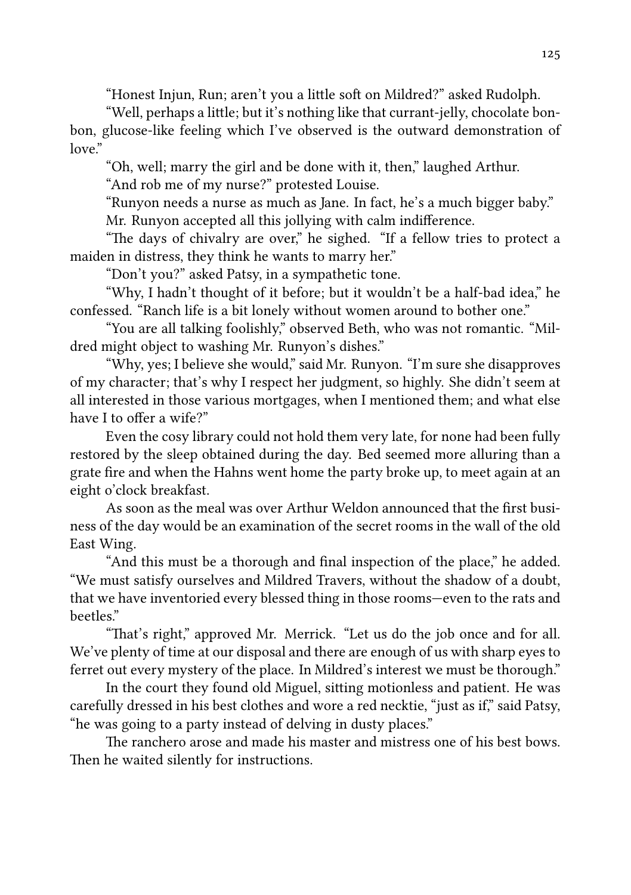"Honest Injun, Run; aren't you a little soft on Mildred?" asked Rudolph.

"Well, perhaps a little; but it's nothing like that currant-jelly, chocolate bonbon, glucose-like feeling which I've observed is the outward demonstration of love."

"Oh, well; marry the girl and be done with it, then," laughed Arthur.

"And rob me of my nurse?" protested Louise.

"Runyon needs a nurse as much as Jane. In fact, he's a much bigger baby."

Mr. Runyon accepted all this jollying with calm indifference.

"The days of chivalry are over," he sighed. "If a fellow tries to protect a maiden in distress, they think he wants to marry her."

"Don't you?" asked Patsy, in a sympathetic tone.

"Why, I hadn't thought of it before; but it wouldn't be a half-bad idea," he confessed. "Ranch life is a bit lonely without women around to bother one."

"You are all talking foolishly," observed Beth, who was not romantic. "Mildred might object to washing Mr. Runyon's dishes."

"Why, yes; I believe she would," said Mr. Runyon. "I'm sure she disapproves of my character; that's why I respect her judgment, so highly. She didn't seem at all interested in those various mortgages, when I mentioned them; and what else have I to offer a wife?"

Even the cosy library could not hold them very late, for none had been fully restored by the sleep obtained during the day. Bed seemed more alluring than a grate fire and when the Hahns went home the party broke up, to meet again at an eight o'clock breakfast.

As soon as the meal was over Arthur Weldon announced that the first business of the day would be an examination of the secret rooms in the wall of the old East Wing.

"And this must be a thorough and final inspection of the place," he added. "We must satisfy ourselves and Mildred Travers, without the shadow of a doubt, that we have inventoried every blessed thing in those rooms—even to the rats and beetles."

"That's right," approved Mr. Merrick. "Let us do the job once and for all. We've plenty of time at our disposal and there are enough of us with sharp eyes to ferret out every mystery of the place. In Mildred's interest we must be thorough."

In the court they found old Miguel, sitting motionless and patient. He was carefully dressed in his best clothes and wore a red necktie, "just as if," said Patsy, "he was going to a party instead of delving in dusty places."

The ranchero arose and made his master and mistress one of his best bows. Then he waited silently for instructions.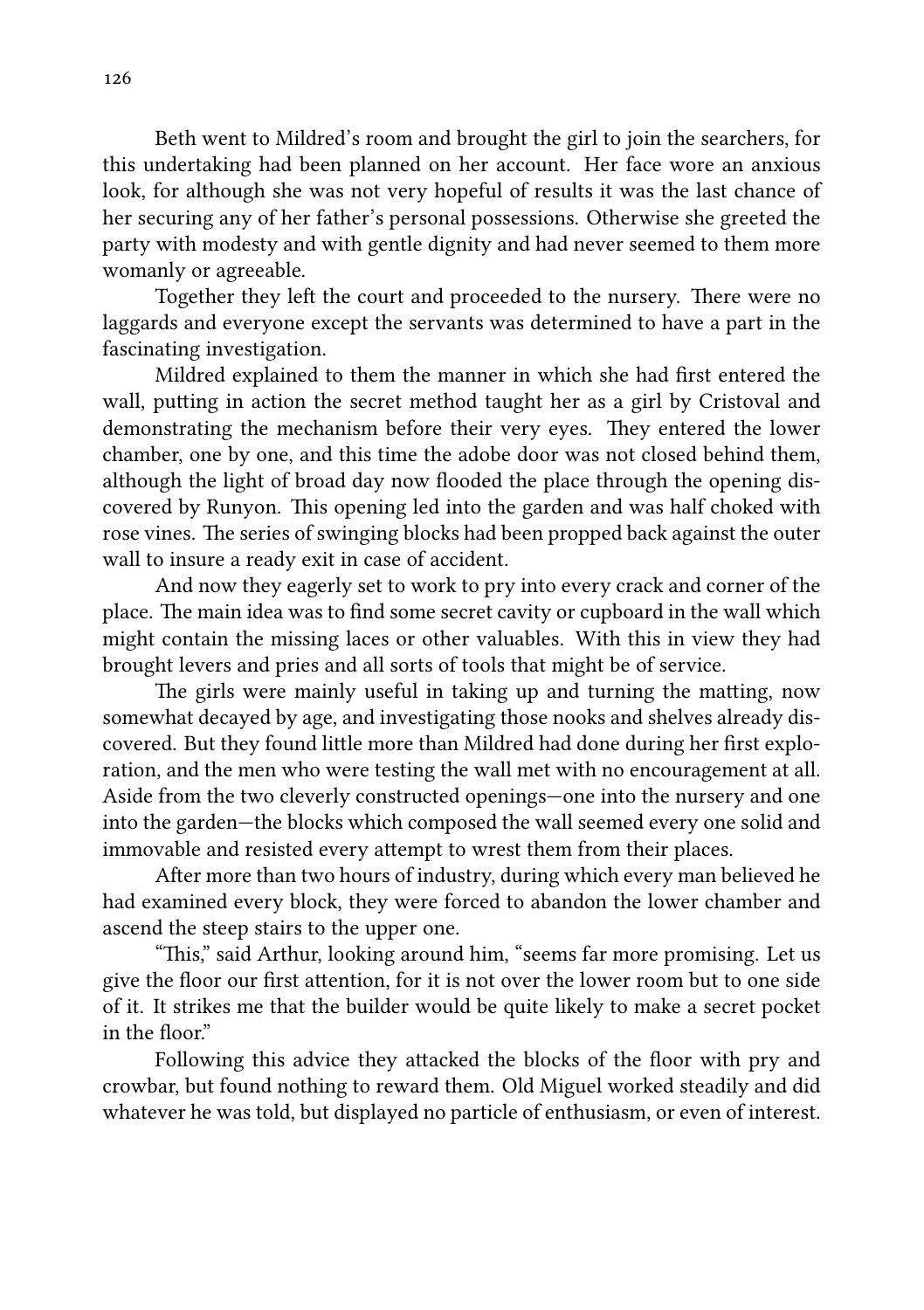Beth went to Mildred's room and brought the girl to join the searchers, for this undertaking had been planned on her account. Her face wore an anxious look, for although she was not very hopeful of results it was the last chance of her securing any of her father's personal possessions. Otherwise she greeted the party with modesty and with gentle dignity and had never seemed to them more womanly or agreeable.

Together they left the court and proceeded to the nursery. There were no laggards and everyone except the servants was determined to have a part in the fascinating investigation.

Mildred explained to them the manner in which she had first entered the wall, putting in action the secret method taught her as a girl by Cristoval and demonstrating the mechanism before their very eyes. They entered the lower chamber, one by one, and this time the adobe door was not closed behind them, although the light of broad day now flooded the place through the opening discovered by Runyon. This opening led into the garden and was half choked with rose vines. The series of swinging blocks had been propped back against the outer wall to insure a ready exit in case of accident.

And now they eagerly set to work to pry into every crack and corner of the place. The main idea was to find some secret cavity or cupboard in the wall which might contain the missing laces or other valuables. With this in view they had brought levers and pries and all sorts of tools that might be of service.

The girls were mainly useful in taking up and turning the matting, now somewhat decayed by age, and investigating those nooks and shelves already discovered. But they found little more than Mildred had done during her first exploration, and the men who were testing the wall met with no encouragement at all. Aside from the two cleverly constructed openings—one into the nursery and one into the garden—the blocks which composed the wall seemed every one solid and immovable and resisted every attempt to wrest them from their places.

After more than two hours of industry, during which every man believed he had examined every block, they were forced to abandon the lower chamber and ascend the steep stairs to the upper one.

"This," said Arthur, looking around him, "seems far more promising. Let us give the floor our first attention, for it is not over the lower room but to one side of it. It strikes me that the builder would be quite likely to make a secret pocket in the floor."

Following this advice they attacked the blocks of the floor with pry and crowbar, but found nothing to reward them. Old Miguel worked steadily and did whatever he was told, but displayed no particle of enthusiasm, or even of interest.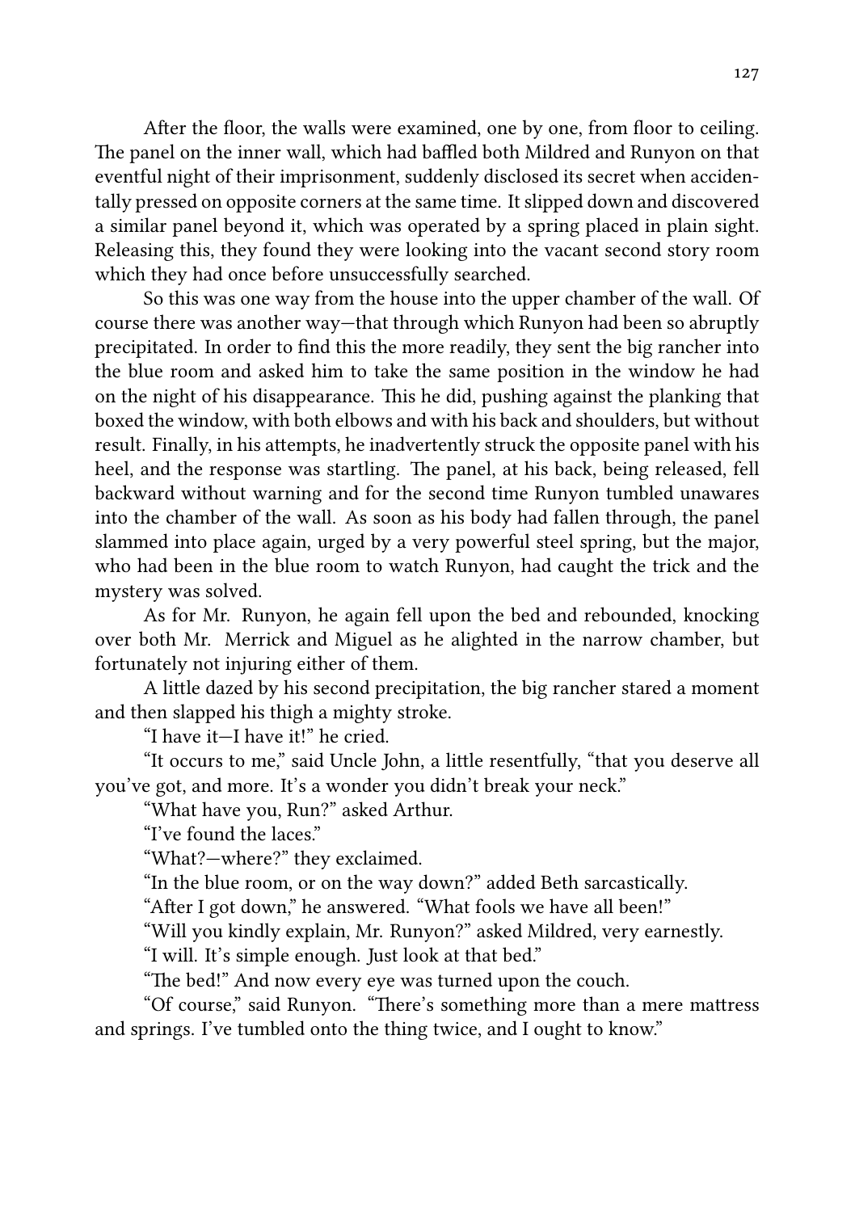After the floor, the walls were examined, one by one, from floor to ceiling. The panel on the inner wall, which had baffled both Mildred and Runyon on that eventful night of their imprisonment, suddenly disclosed its secret when accidentally pressed on opposite corners at the same time. It slipped down and discovered a similar panel beyond it, which was operated by a spring placed in plain sight. Releasing this, they found they were looking into the vacant second story room which they had once before unsuccessfully searched.

So this was one way from the house into the upper chamber of the wall. Of course there was another way—that through which Runyon had been so abruptly precipitated. In order to find this the more readily, they sent the big rancher into the blue room and asked him to take the same position in the window he had on the night of his disappearance. This he did, pushing against the planking that boxed the window, with both elbows and with his back and shoulders, but without result. Finally, in his attempts, he inadvertently struck the opposite panel with his heel, and the response was startling. The panel, at his back, being released, fell backward without warning and for the second time Runyon tumbled unawares into the chamber of the wall. As soon as his body had fallen through, the panel slammed into place again, urged by a very powerful steel spring, but the major, who had been in the blue room to watch Runyon, had caught the trick and the mystery was solved.

As for Mr. Runyon, he again fell upon the bed and rebounded, knocking over both Mr. Merrick and Miguel as he alighted in the narrow chamber, but fortunately not injuring either of them.

A little dazed by his second precipitation, the big rancher stared a moment and then slapped his thigh a mighty stroke.

"I have it—I have it!" he cried.

"It occurs to me," said Uncle John, a little resentfully, "that you deserve all you've got, and more. It's a wonder you didn't break your neck."

"What have you, Run?" asked Arthur.

"I've found the laces."

"What?—where?" they exclaimed.

"In the blue room, or on the way down?" added Beth sarcastically.

"After I got down," he answered. "What fools we have all been!"

"Will you kindly explain, Mr. Runyon?" asked Mildred, very earnestly.

"I will. It's simple enough. Just look at that bed."

"The bed!" And now every eye was turned upon the couch.

"Of course," said Runyon. "There's something more than a mere mattress and springs. I've tumbled onto the thing twice, and I ought to know."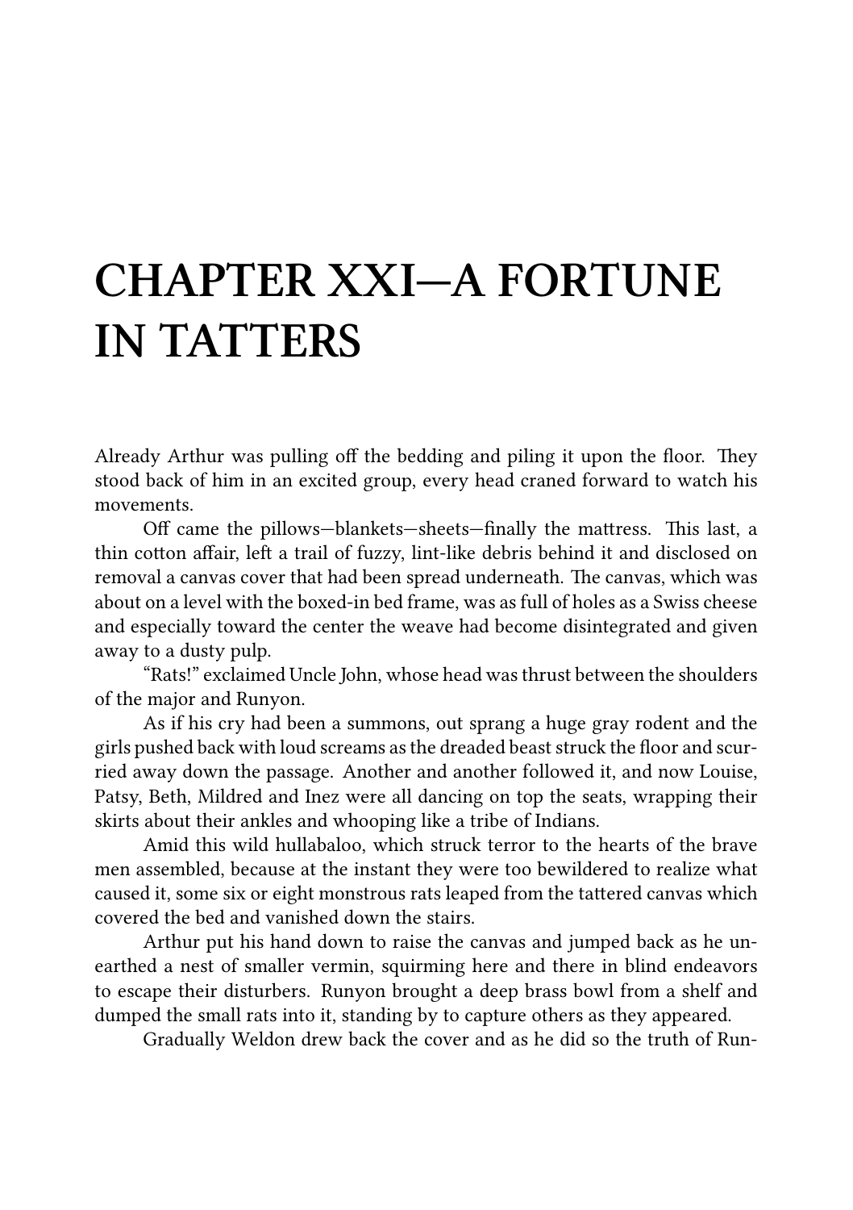# CHAPTER XXI—A FORTUNE IN TATTERS

Already Arthur was pulling off the bedding and piling it upon the floor. They stood back of him in an excited group, every head craned forward to watch his movements.

Off came the pillows—blankets—sheets—finally the mattress. This last, a thin cotton affair, left a trail of fuzzy, lint-like debris behind it and disclosed on removal a canvas cover that had been spread underneath. The canvas, which was about on a level with the boxed-in bed frame, was as full of holes as a Swiss cheese and especially toward the center the weave had become disintegrated and given away to a dusty pulp.

"Rats!" exclaimed Uncle John, whose head was thrust between the shoulders of the major and Runyon.

As if his cry had been a summons, out sprang a huge gray rodent and the girls pushed back with loud screams as the dreaded beast struck the floor and scurried away down the passage. Another and another followed it, and now Louise, Patsy, Beth, Mildred and Inez were all dancing on top the seats, wrapping their skirts about their ankles and whooping like a tribe of Indians.

Amid this wild hullabaloo, which struck terror to the hearts of the brave men assembled, because at the instant they were too bewildered to realize what caused it, some six or eight monstrous rats leaped from the tattered canvas which covered the bed and vanished down the stairs.

Arthur put his hand down to raise the canvas and jumped back as he unearthed a nest of smaller vermin, squirming here and there in blind endeavors to escape their disturbers. Runyon brought a deep brass bowl from a shelf and dumped the small rats into it, standing by to capture others as they appeared.

Gradually Weldon drew back the cover and as he did so the truth of Run-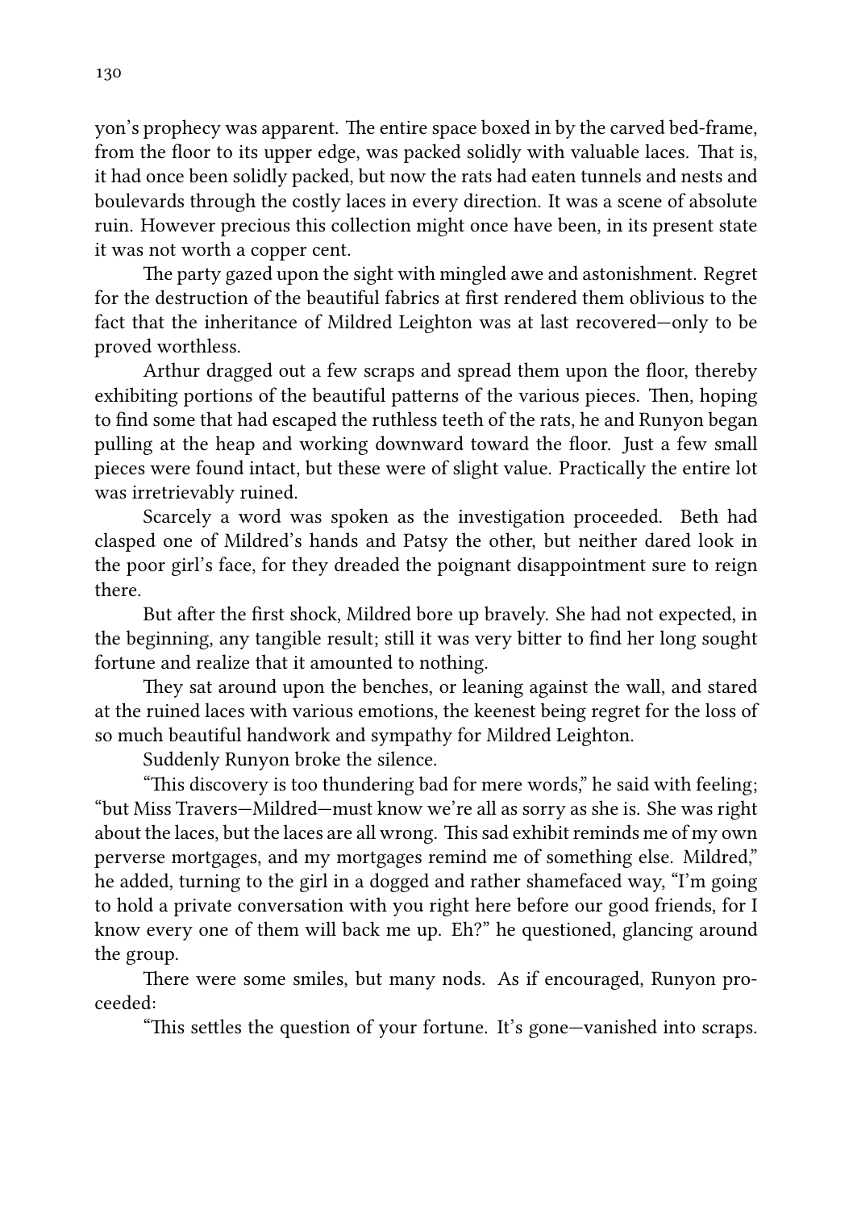yon's prophecy was apparent. The entire space boxed in by the carved bed-frame, from the floor to its upper edge, was packed solidly with valuable laces. That is, it had once been solidly packed, but now the rats had eaten tunnels and nests and boulevards through the costly laces in every direction. It was a scene of absolute ruin. However precious this collection might once have been, in its present state it was not worth a copper cent.

The party gazed upon the sight with mingled awe and astonishment. Regret for the destruction of the beautiful fabrics at first rendered them oblivious to the fact that the inheritance of Mildred Leighton was at last recovered—only to be proved worthless.

Arthur dragged out a few scraps and spread them upon the floor, thereby exhibiting portions of the beautiful patterns of the various pieces. Then, hoping to find some that had escaped the ruthless teeth of the rats, he and Runyon began pulling at the heap and working downward toward the floor. Just a few small pieces were found intact, but these were of slight value. Practically the entire lot was irretrievably ruined.

Scarcely a word was spoken as the investigation proceeded. Beth had clasped one of Mildred's hands and Patsy the other, but neither dared look in the poor girl's face, for they dreaded the poignant disappointment sure to reign there.

But after the first shock, Mildred bore up bravely. She had not expected, in the beginning, any tangible result; still it was very bitter to find her long sought fortune and realize that it amounted to nothing.

They sat around upon the benches, or leaning against the wall, and stared at the ruined laces with various emotions, the keenest being regret for the loss of so much beautiful handwork and sympathy for Mildred Leighton.

Suddenly Runyon broke the silence.

"This discovery is too thundering bad for mere words," he said with feeling; "but Miss Travers—Mildred—must know we're all as sorry as she is. She was right about the laces, but the laces are all wrong. This sad exhibit reminds me of my own perverse mortgages, and my mortgages remind me of something else. Mildred," he added, turning to the girl in a dogged and rather shamefaced way, "I'm going to hold a private conversation with you right here before our good friends, for I know every one of them will back me up. Eh?" he questioned, glancing around the group.

There were some smiles, but many nods. As if encouraged, Runyon proceeded:

"This settles the question of your fortune. It's gone—vanished into scraps.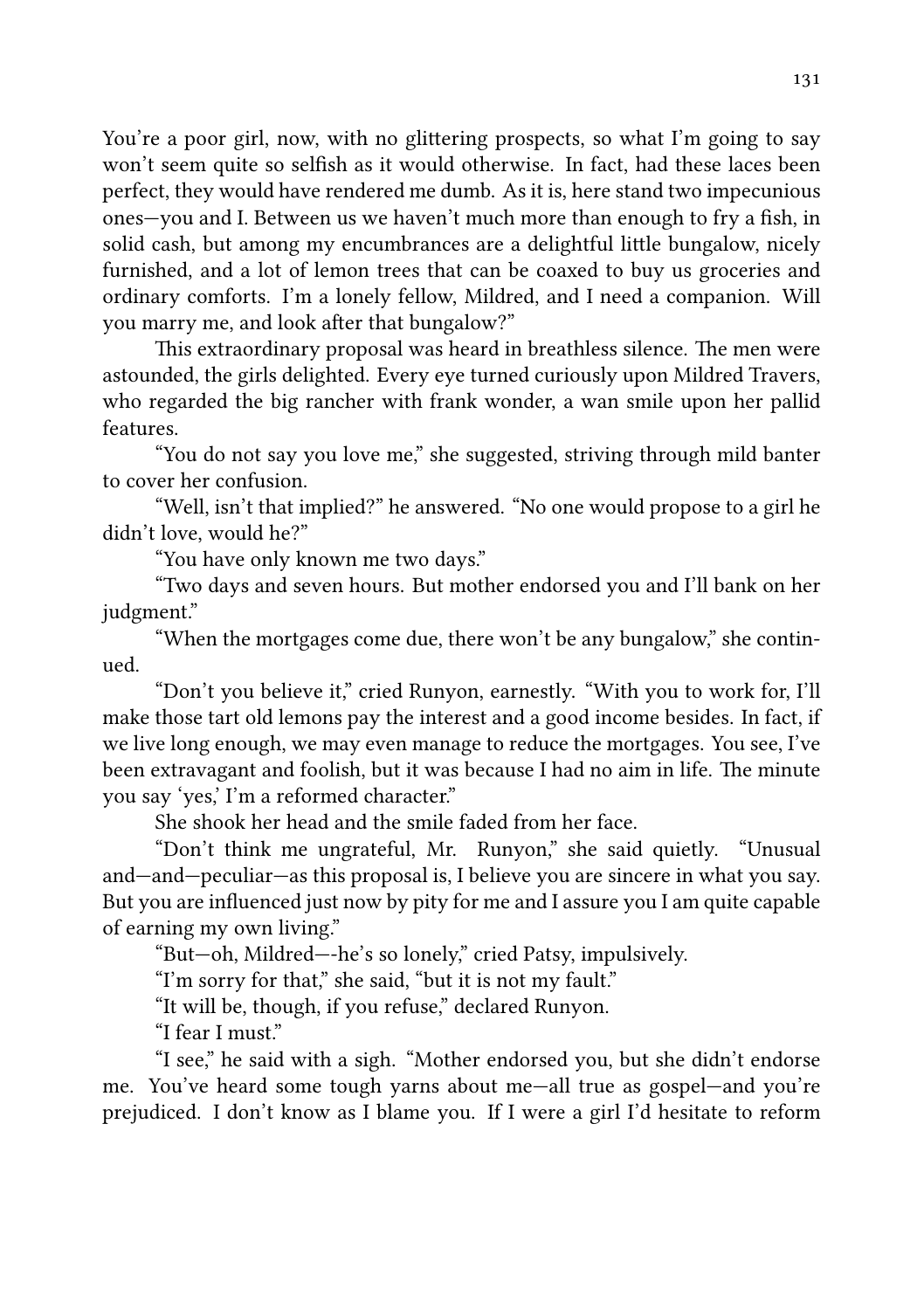You're a poor girl, now, with no glittering prospects, so what I'm going to say won't seem quite so selfish as it would otherwise. In fact, had these laces been perfect, they would have rendered me dumb. As it is, here stand two impecunious ones—you and I. Between us we haven't much more than enough to fry a fish, in solid cash, but among my encumbrances are a delightful little bungalow, nicely furnished, and a lot of lemon trees that can be coaxed to buy us groceries and ordinary comforts. I'm a lonely fellow, Mildred, and I need a companion. Will you marry me, and look after that bungalow?"

This extraordinary proposal was heard in breathless silence. The men were astounded, the girls delighted. Every eye turned curiously upon Mildred Travers, who regarded the big rancher with frank wonder, a wan smile upon her pallid features.

"You do not say you love me," she suggested, striving through mild banter to cover her confusion.

"Well, isn't that implied?" he answered. "No one would propose to a girl he didn't love, would he?"

"You have only known me two days."

"Two days and seven hours. But mother endorsed you and I'll bank on her judgment."

"When the mortgages come due, there won't be any bungalow," she continued.

"Don't you believe it," cried Runyon, earnestly. "With you to work for, I'll make those tart old lemons pay the interest and a good income besides. In fact, if we live long enough, we may even manage to reduce the mortgages. You see, I've been extravagant and foolish, but it was because I had no aim in life. The minute you say 'yes,' I'm a reformed character."

She shook her head and the smile faded from her face.

"Don't think me ungrateful, Mr. Runyon," she said quietly. "Unusual and—and—peculiar—as this proposal is, I believe you are sincere in what you say. But you are influenced just now by pity for me and I assure you I am quite capable of earning my own living."

"But—oh, Mildred—-he's so lonely," cried Patsy, impulsively.

"I'm sorry for that," she said, "but it is not my fault."

"It will be, though, if you refuse," declared Runyon.

"I fear I must."

"I see," he said with a sigh. "Mother endorsed you, but she didn't endorse me. You've heard some tough yarns about me—all true as gospel—and you're prejudiced. I don't know as I blame you. If I were a girl I'd hesitate to reform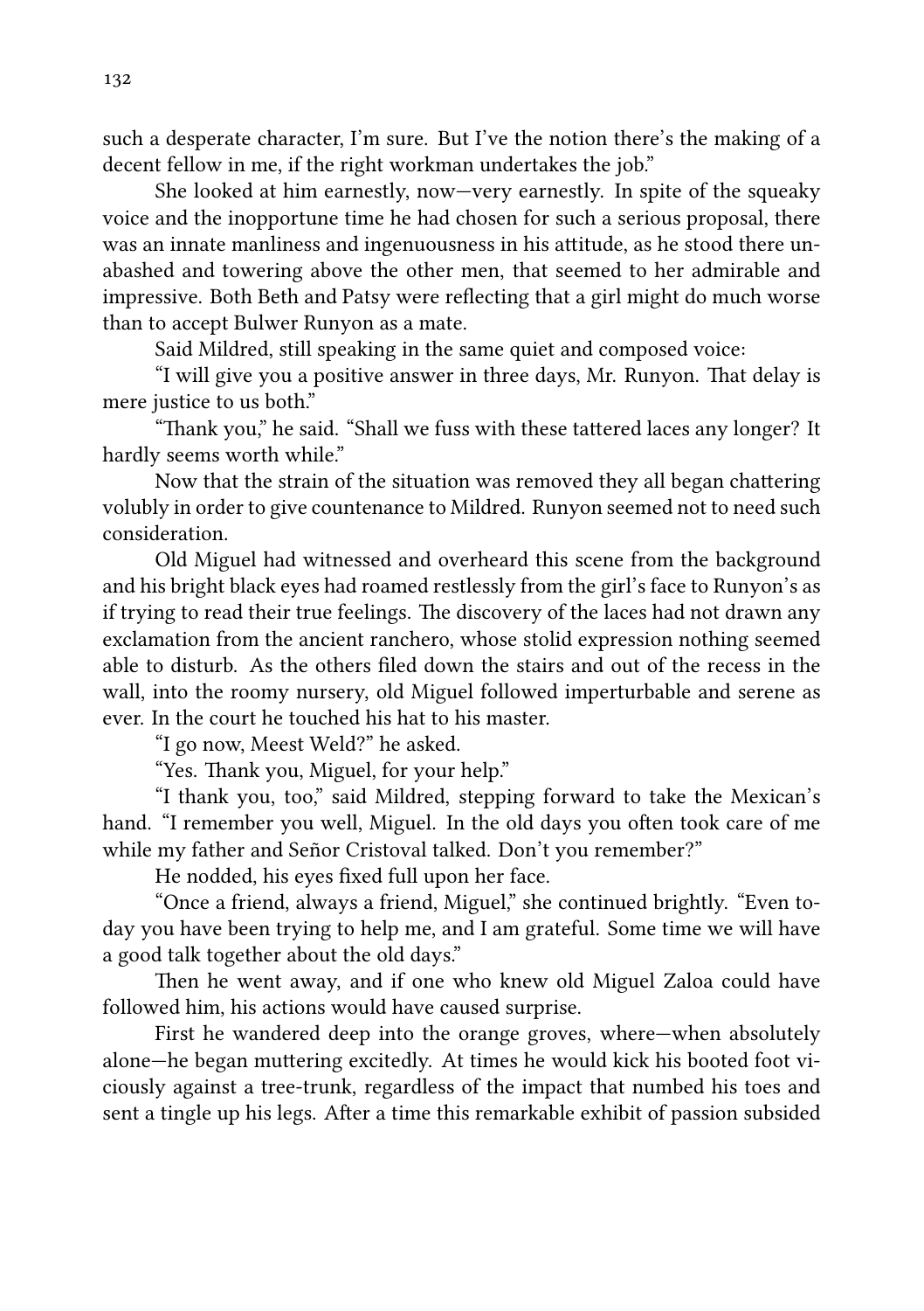such a desperate character, I'm sure. But I've the notion there's the making of a decent fellow in me, if the right workman undertakes the job."

She looked at him earnestly, now—very earnestly. In spite of the squeaky voice and the inopportune time he had chosen for such a serious proposal, there was an innate manliness and ingenuousness in his attitude, as he stood there unabashed and towering above the other men, that seemed to her admirable and impressive. Both Beth and Patsy were reflecting that a girl might do much worse than to accept Bulwer Runyon as a mate.

Said Mildred, still speaking in the same quiet and composed voice:

"I will give you a positive answer in three days, Mr. Runyon. That delay is mere justice to us both."

"Thank you," he said. "Shall we fuss with these tattered laces any longer? It hardly seems worth while."

Now that the strain of the situation was removed they all began chattering volubly in order to give countenance to Mildred. Runyon seemed not to need such consideration.

Old Miguel had witnessed and overheard this scene from the background and his bright black eyes had roamed restlessly from the girl's face to Runyon's as if trying to read their true feelings. The discovery of the laces had not drawn any exclamation from the ancient ranchero, whose stolid expression nothing seemed able to disturb. As the others filed down the stairs and out of the recess in the wall, into the roomy nursery, old Miguel followed imperturbable and serene as ever. In the court he touched his hat to his master.

"I go now, Meest Weld?" he asked.

"Yes. Thank you, Miguel, for your help."

"I thank you, too," said Mildred, stepping forward to take the Mexican's hand. "I remember you well, Miguel. In the old days you often took care of me while my father and Señor Cristoval talked. Don't you remember?"

He nodded, his eyes fixed full upon her face.

"Once a friend, always a friend, Miguel," she continued brightly. "Even today you have been trying to help me, and I am grateful. Some time we will have a good talk together about the old days."

Then he went away, and if one who knew old Miguel Zaloa could have followed him, his actions would have caused surprise.

First he wandered deep into the orange groves, where—when absolutely alone—he began muttering excitedly. At times he would kick his booted foot viciously against a tree-trunk, regardless of the impact that numbed his toes and sent a tingle up his legs. After a time this remarkable exhibit of passion subsided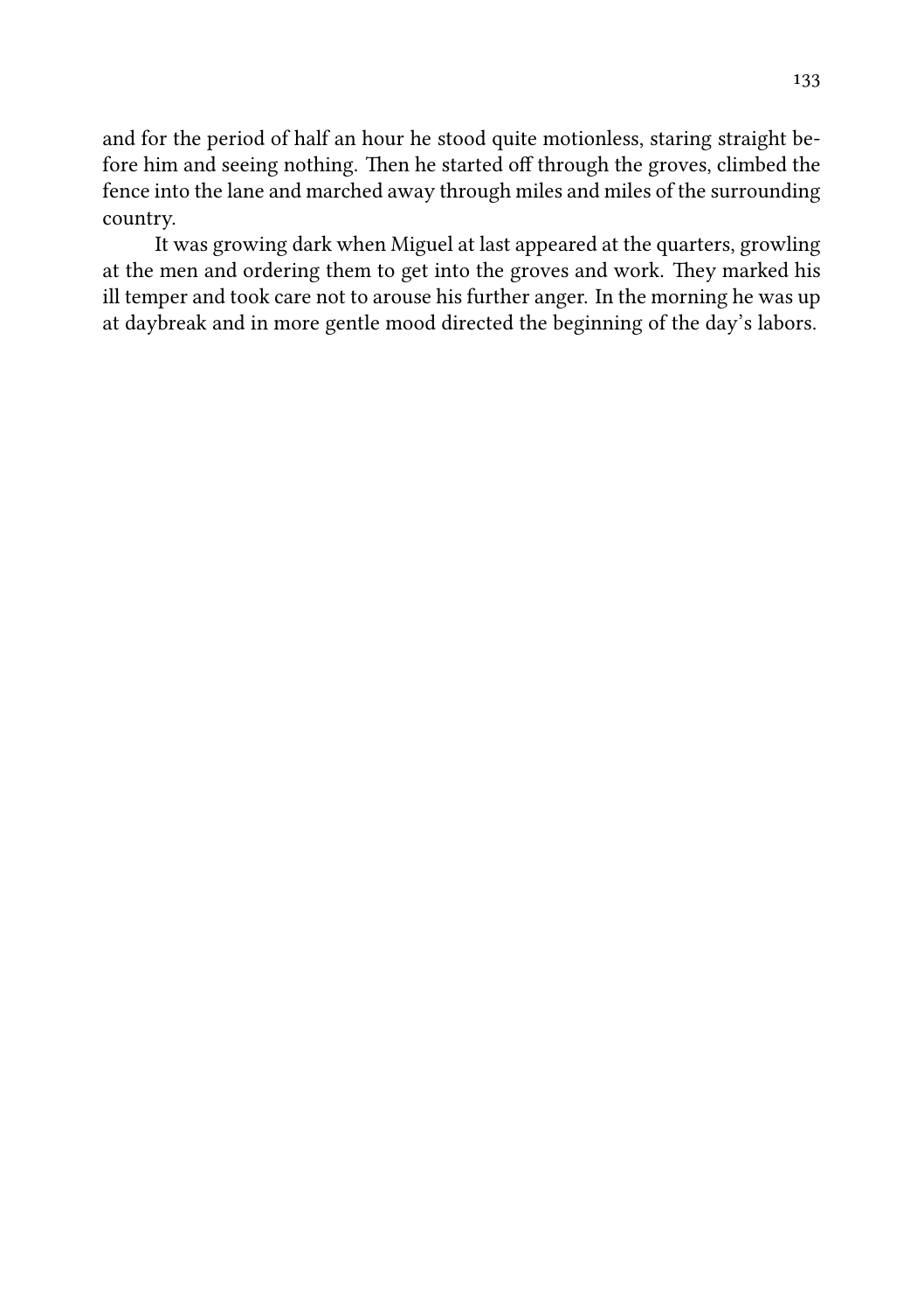and for the period of half an hour he stood quite motionless, staring straight before him and seeing nothing. Then he started off through the groves, climbed the fence into the lane and marched away through miles and miles of the surrounding country.

It was growing dark when Miguel at last appeared at the quarters, growling at the men and ordering them to get into the groves and work. They marked his ill temper and took care not to arouse his further anger. In the morning he was up at daybreak and in more gentle mood directed the beginning of the day's labors.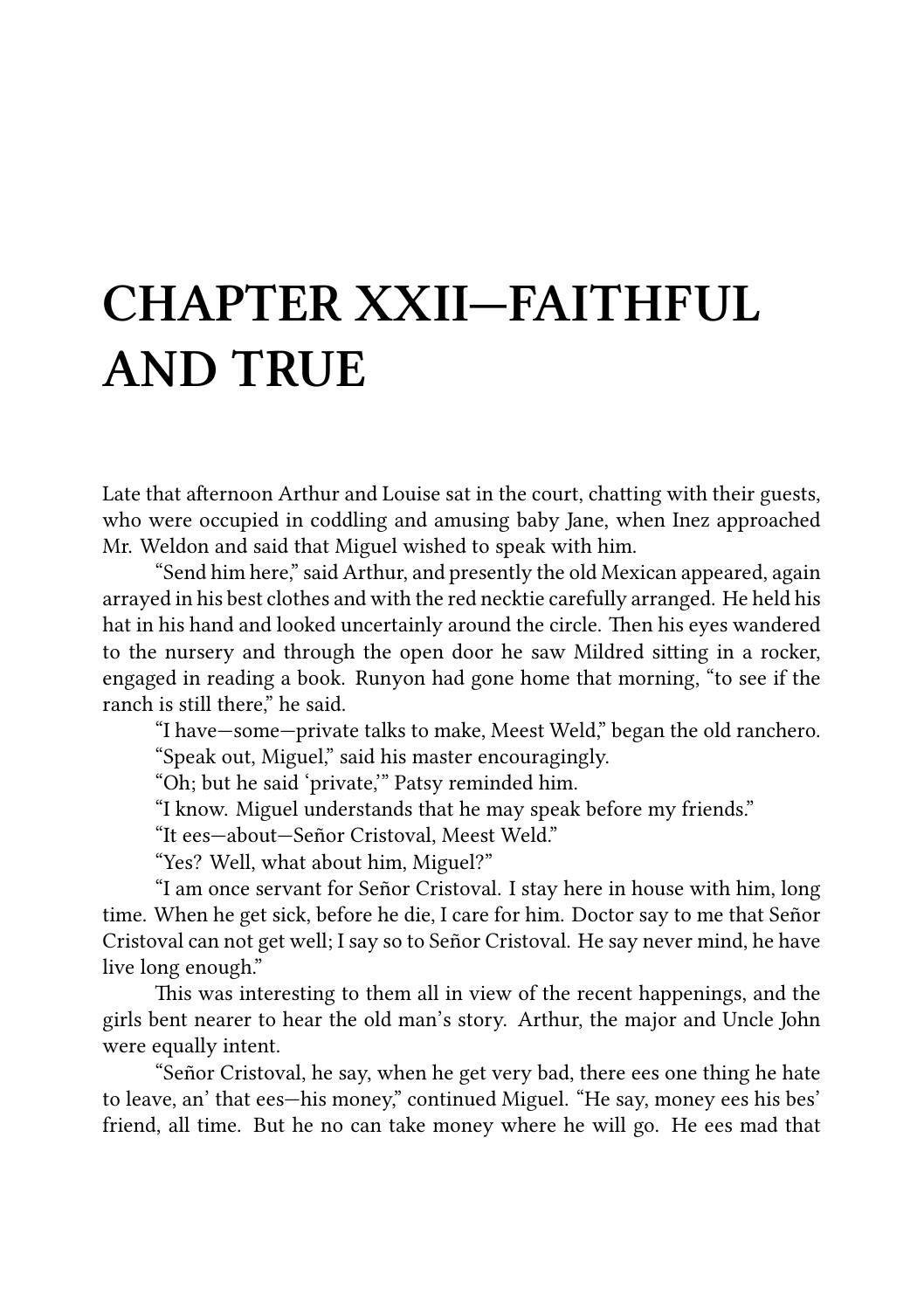# CHAPTER XXII—FAITHFUL AND TRUE

Late that afternoon Arthur and Louise sat in the court, chatting with their guests, who were occupied in coddling and amusing baby Jane, when Inez approached Mr. Weldon and said that Miguel wished to speak with him.

"Send him here," said Arthur, and presently the old Mexican appeared, again arrayed in his best clothes and with the red necktie carefully arranged. He held his hat in his hand and looked uncertainly around the circle. Then his eyes wandered to the nursery and through the open door he saw Mildred sitting in a rocker, engaged in reading a book. Runyon had gone home that morning, "to see if the ranch is still there," he said.

"I have—some—private talks to make, Meest Weld," began the old ranchero.

"Speak out, Miguel," said his master encouragingly.

"Oh; but he said 'private,'" Patsy reminded him.

"I know. Miguel understands that he may speak before my friends."

"It ees—about—Señor Cristoval, Meest Weld."

"Yes? Well, what about him, Miguel?"

"I am once servant for Señor Cristoval. I stay here in house with him, long time. When he get sick, before he die, I care for him. Doctor say to me that Señor Cristoval can not get well; I say so to Señor Cristoval. He say never mind, he have live long enough."

This was interesting to them all in view of the recent happenings, and the girls bent nearer to hear the old man's story. Arthur, the major and Uncle John were equally intent.

"Señor Cristoval, he say, when he get very bad, there ees one thing he hate to leave, an' that ees—his money," continued Miguel. "He say, money ees his bes' friend, all time. But he no can take money where he will go. He ees mad that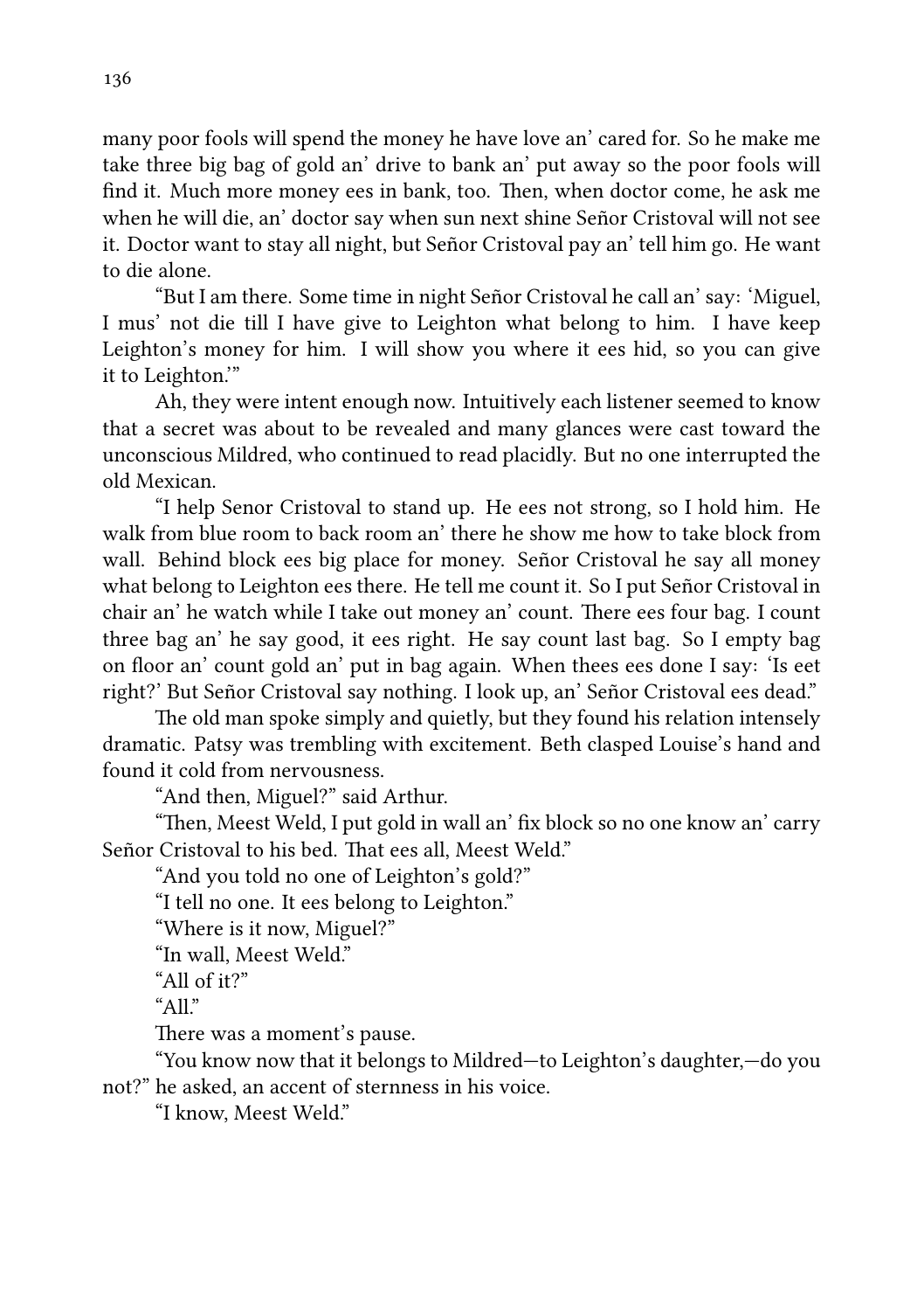many poor fools will spend the money he have love an' cared for. So he make me take three big bag of gold an' drive to bank an' put away so the poor fools will find it. Much more money ees in bank, too. Then, when doctor come, he ask me when he will die, an' doctor say when sun next shine Señor Cristoval will not see it. Doctor want to stay all night, but Señor Cristoval pay an' tell him go. He want to die alone.

"But I am there. Some time in night Señor Cristoval he call an' say: 'Miguel, I mus' not die till I have give to Leighton what belong to him. I have keep Leighton's money for him. I will show you where it ees hid, so you can give it to Leighton.'"

Ah, they were intent enough now. Intuitively each listener seemed to know that a secret was about to be revealed and many glances were cast toward the unconscious Mildred, who continued to read placidly. But no one interrupted the old Mexican.

"I help Senor Cristoval to stand up. He ees not strong, so I hold him. He walk from blue room to back room an' there he show me how to take block from wall. Behind block ees big place for money. Señor Cristoval he say all money what belong to Leighton ees there. He tell me count it. So I put Señor Cristoval in chair an' he watch while I take out money an' count. There ees four bag. I count three bag an' he say good, it ees right. He say count last bag. So I empty bag on floor an' count gold an' put in bag again. When thees ees done I say: 'Is eet right?' But Señor Cristoval say nothing. I look up, an' Señor Cristoval ees dead."

The old man spoke simply and quietly, but they found his relation intensely dramatic. Patsy was trembling with excitement. Beth clasped Louise's hand and found it cold from nervousness.

"And then, Miguel?" said Arthur.

"Then, Meest Weld, I put gold in wall an' fix block so no one know an' carry Señor Cristoval to his bed. That ees all, Meest Weld."

"And you told no one of Leighton's gold?"

"I tell no one. It ees belong to Leighton."

"Where is it now, Miguel?"

"In wall, Meest Weld."

"All of it?"

"All."

There was a moment's pause.

"You know now that it belongs to Mildred—to Leighton's daughter,—do you not?" he asked, an accent of sternness in his voice.

"I know, Meest Weld."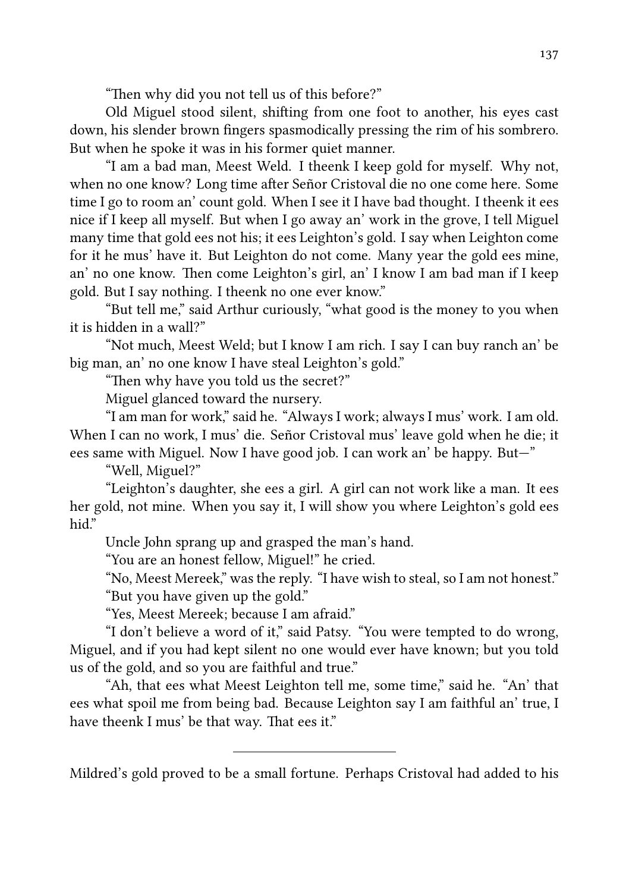"Then why did you not tell us of this before?"

Old Miguel stood silent, shifting from one foot to another, his eyes cast down, his slender brown fingers spasmodically pressing the rim of his sombrero. But when he spoke it was in his former quiet manner.

"I am a bad man, Meest Weld. I theenk I keep gold for myself. Why not, when no one know? Long time after Señor Cristoval die no one come here. Some time I go to room an' count gold. When I see it I have bad thought. I theenk it ees nice if I keep all myself. But when I go away an' work in the grove, I tell Miguel many time that gold ees not his; it ees Leighton's gold. I say when Leighton come for it he mus' have it. But Leighton do not come. Many year the gold ees mine, an' no one know. Then come Leighton's girl, an' I know I am bad man if I keep gold. But I say nothing. I theenk no one ever know."

"But tell me," said Arthur curiously, "what good is the money to you when it is hidden in a wall?"

"Not much, Meest Weld; but I know I am rich. I say I can buy ranch an' be big man, an' no one know I have steal Leighton's gold."

"Then why have you told us the secret?"

Miguel glanced toward the nursery.

"I am man for work," said he. "Always I work; always I mus' work. I am old. When I can no work, I mus' die. Señor Cristoval mus' leave gold when he die; it ees same with Miguel. Now I have good job. I can work an' be happy. But—"

"Well, Miguel?"

"Leighton's daughter, she ees a girl. A girl can not work like a man. It ees her gold, not mine. When you say it, I will show you where Leighton's gold ees hid."

Uncle John sprang up and grasped the man's hand.

"You are an honest fellow, Miguel!" he cried.

"No, Meest Mereek," was the reply. "I have wish to steal, so I am not honest."

"But you have given up the gold."

"Yes, Meest Mereek; because I am afraid."

"I don't believe a word of it," said Patsy. "You were tempted to do wrong, Miguel, and if you had kept silent no one would ever have known; but you told us of the gold, and so you are faithful and true."

"Ah, that ees what Meest Leighton tell me, some time," said he. "An' that ees what spoil me from being bad. Because Leighton say I am faithful an' true, I have theenk I mus' be that way. That ees it."

---

Mildred's gold proved to be a small fortune. Perhaps Cristoval had added to his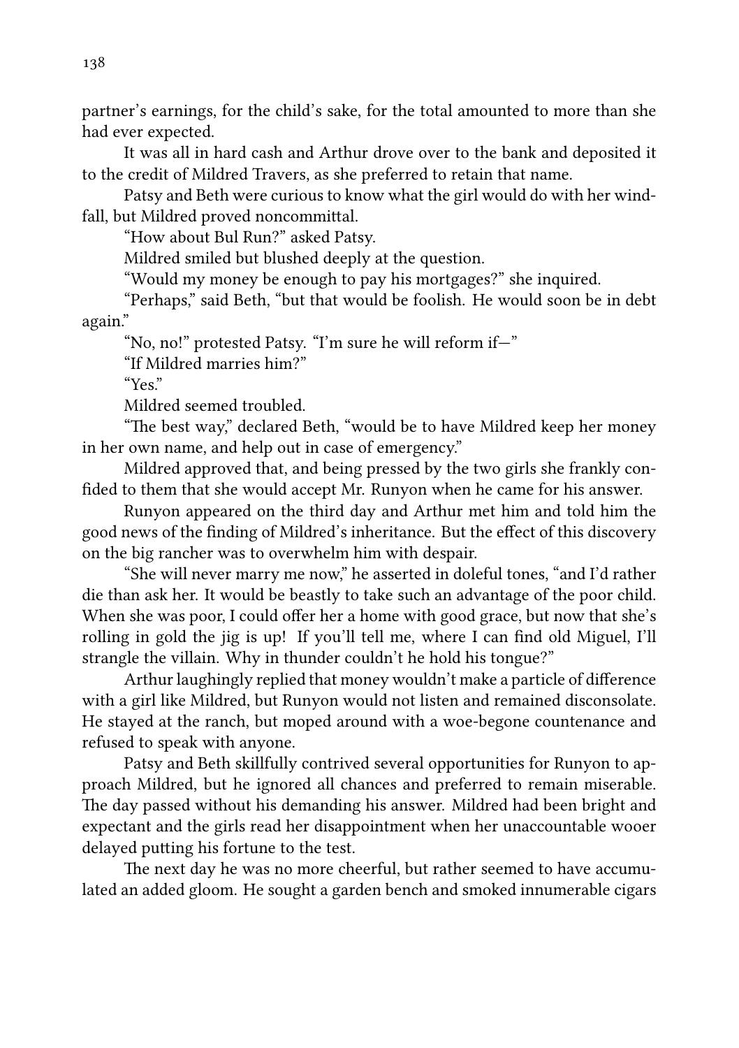partner's earnings, for the child's sake, for the total amounted to more than she had ever expected.

It was all in hard cash and Arthur drove over to the bank and deposited it to the credit of Mildred Travers, as she preferred to retain that name.

Patsy and Beth were curious to know what the girl would do with her windfall, but Mildred proved noncommittal.

"How about Bul Run?" asked Patsy.

Mildred smiled but blushed deeply at the question.

"Would my money be enough to pay his mortgages?" she inquired.

"Perhaps," said Beth, "but that would be foolish. He would soon be in debt again."

"No, no!" protested Patsy. "I'm sure he will reform if—"

"If Mildred marries him?"

"Yes."

Mildred seemed troubled.

"The best way," declared Beth, "would be to have Mildred keep her money in her own name, and help out in case of emergency."

Mildred approved that, and being pressed by the two girls she frankly confided to them that she would accept Mr. Runyon when he came for his answer.

Runyon appeared on the third day and Arthur met him and told him the good news of the finding of Mildred's inheritance. But the effect of this discovery on the big rancher was to overwhelm him with despair.

"She will never marry me now," he asserted in doleful tones, "and I'd rather die than ask her. It would be beastly to take such an advantage of the poor child. When she was poor, I could offer her a home with good grace, but now that she's rolling in gold the jig is up! If you'll tell me, where I can find old Miguel, I'll strangle the villain. Why in thunder couldn't he hold his tongue?"

Arthur laughingly replied that money wouldn't make a particle of difference with a girl like Mildred, but Runyon would not listen and remained disconsolate. He stayed at the ranch, but moped around with a woe-begone countenance and refused to speak with anyone.

Patsy and Beth skillfully contrived several opportunities for Runyon to approach Mildred, but he ignored all chances and preferred to remain miserable. The day passed without his demanding his answer. Mildred had been bright and expectant and the girls read her disappointment when her unaccountable wooer delayed putting his fortune to the test.

The next day he was no more cheerful, but rather seemed to have accumulated an added gloom. He sought a garden bench and smoked innumerable cigars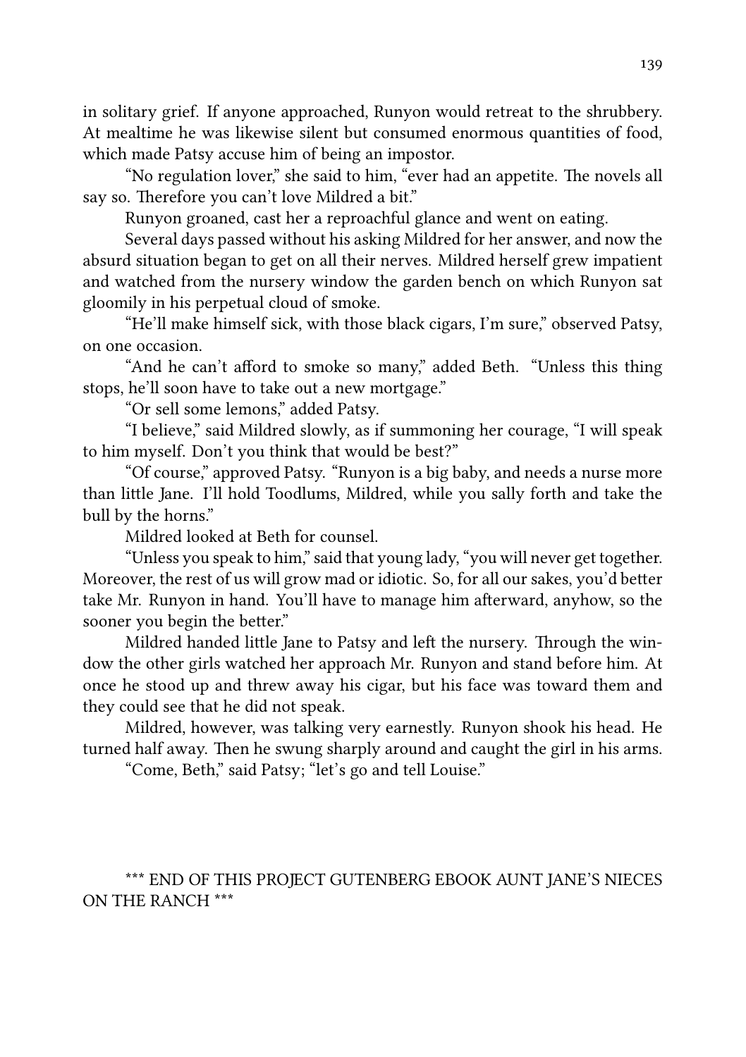in solitary grief. If anyone approached, Runyon would retreat to the shrubbery. At mealtime he was likewise silent but consumed enormous quantities of food, which made Patsy accuse him of being an impostor.

"No regulation lover," she said to him, "ever had an appetite. The novels all say so. Therefore you can't love Mildred a bit."

Runyon groaned, cast her a reproachful glance and went on eating.

Several days passed without his asking Mildred for her answer, and now the absurd situation began to get on all their nerves. Mildred herself grew impatient and watched from the nursery window the garden bench on which Runyon sat gloomily in his perpetual cloud of smoke.

"He'll make himself sick, with those black cigars, I'm sure," observed Patsy, on one occasion.

"And he can't afford to smoke so many," added Beth. "Unless this thing stops, he'll soon have to take out a new mortgage."

"Or sell some lemons," added Patsy.

"I believe," said Mildred slowly, as if summoning her courage, "I will speak to him myself. Don't you think that would be best?"

"Of course," approved Patsy. "Runyon is a big baby, and needs a nurse more than little Jane. I'll hold Toodlums, Mildred, while you sally forth and take the bull by the horns."

Mildred looked at Beth for counsel.

"Unless you speak to him," said that young lady, "you will never get together. Moreover, the rest of us will grow mad or idiotic. So, for all our sakes, you'd better take Mr. Runyon in hand. You'll have to manage him afterward, anyhow, so the sooner you begin the better."

Mildred handed little Jane to Patsy and left the nursery. Through the window the other girls watched her approach Mr. Runyon and stand before him. At once he stood up and threw away his cigar, but his face was toward them and they could see that he did not speak.

Mildred, however, was talking very earnestly. Runyon shook his head. He turned half away. Then he swung sharply around and caught the girl in his arms.

"Come, Beth," said Patsy; "let's go and tell Louise."

*** END OF THIS PROJECT GUTENBERG EBOOK AUNT JANE'S NIECES ON THE RANCH ***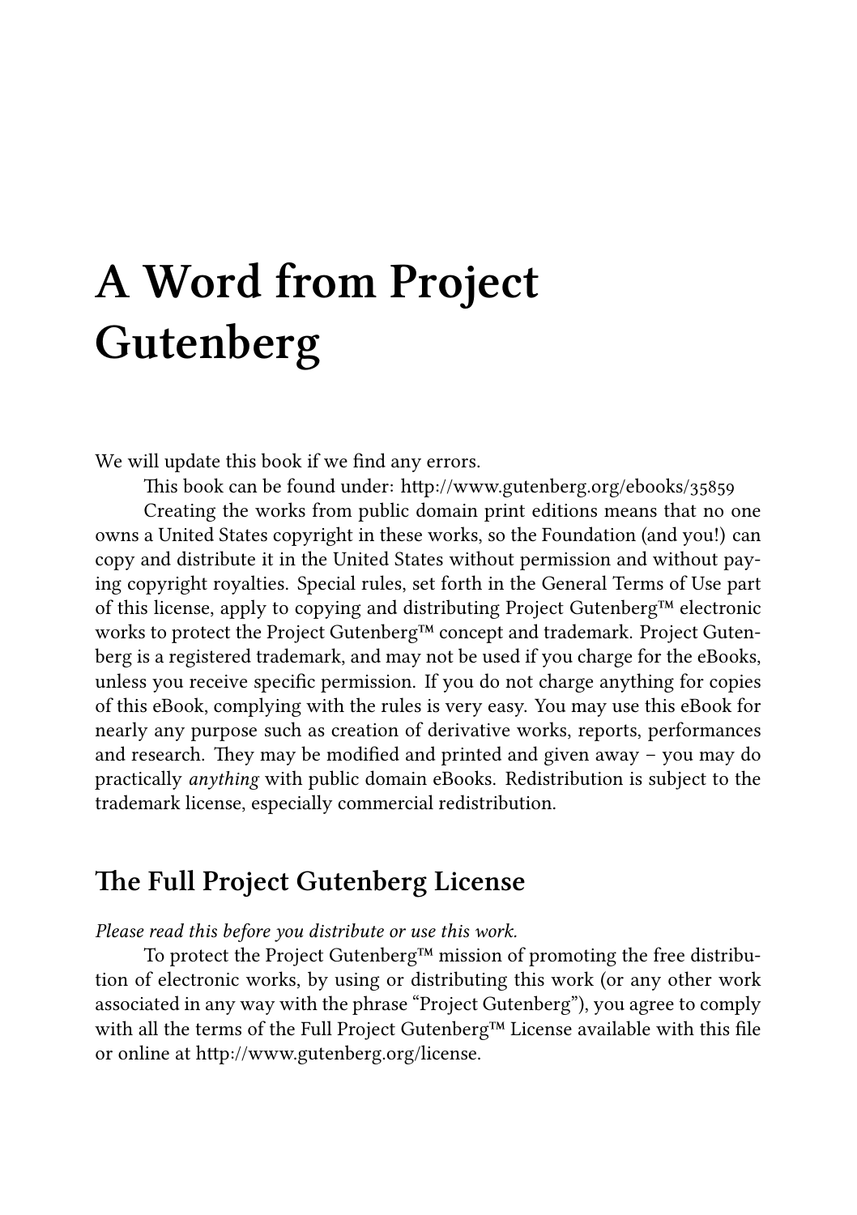# A Word from Project Gutenberg

We will update this book if we find any errors.

This book can be found under: http://www.gutenberg.org/ebooks/35859

Creating the works from public domain print editions means that no one owns a United States copyright in these works, so the Foundation (and you!) can copy and distribute it in the United States without permission and without paying copyright royalties. Special rules, set forth in the General Terms of Use part of this license, apply to copying and distributing Project Gutenberg™ electronic works to protect the Project Gutenberg™ concept and trademark. Project Gutenberg is a registered trademark, and may not be used if you charge for the eBooks, unless you receive specific permission. If you do not charge anything for copies of this eBook, complying with the rules is very easy. You may use this eBook for nearly any purpose such as creation of derivative works, reports, performances and research. They may be modified and printed and given away – you may do practically *anything* with public domain eBooks. Redistribution is subject to the trademark license, especially commercial redistribution.

## The Full Project Gutenberg License

*Please read this before you distribute or use this work.*

To protect the Project Gutenberg™ mission of promoting the free distribution of electronic works, by using or distributing this work (or any other work associated in any way with the phrase "Project Gutenberg"), you agree to comply with all the terms of the Full Project Gutenberg™ License available with this file or online at http://www.gutenberg.org/license.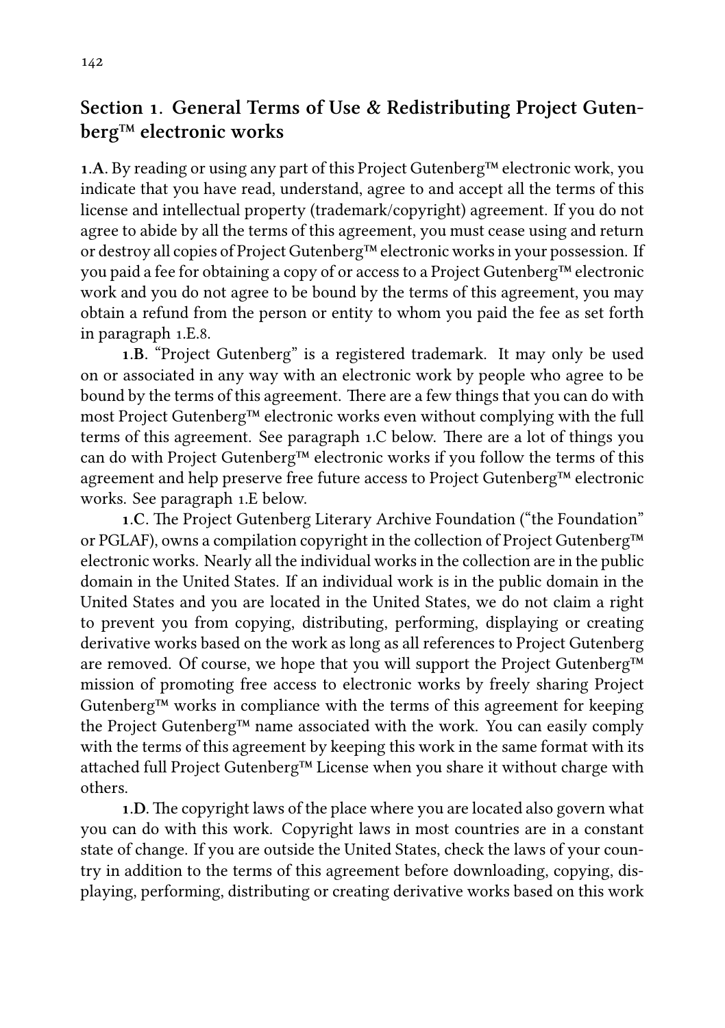## Section 1. General Terms of Use & Redistributing Project Gutenberg™ electronic works

**1.A**. By reading or using any part of this Project Gutenberg™ electronic work, you indicate that you have read, understand, agree to and accept all the terms of this license and intellectual property (trademark/copyright) agreement. If you do not agree to abide by all the terms of this agreement, you must cease using and return or destroy all copies of Project Gutenberg™ electronic works in your possession. If you paid a fee for obtaining a copy of or access to a Project Gutenberg™ electronic work and you do not agree to be bound by the terms of this agreement, you may obtain a refund from the person or entity to whom you paid the fee as set forth in paragraph 1.E.8.

**1.B**. "Project Gutenberg" is a registered trademark. It may only be used on or associated in any way with an electronic work by people who agree to be bound by the terms of this agreement. There are a few things that you can do with most Project Gutenberg™ electronic works even without complying with the full terms of this agreement. See paragraph 1.C below. There are a lot of things you can do with Project Gutenberg™ electronic works if you follow the terms of this agreement and help preserve free future access to Project Gutenberg™ electronic works. See paragraph 1.E below.

**1.C**. The Project Gutenberg Literary Archive Foundation ("the Foundation" or PGLAF), owns a compilation copyright in the collection of Project Gutenberg™ electronic works. Nearly all the individual works in the collection are in the public domain in the United States. If an individual work is in the public domain in the United States and you are located in the United States, we do not claim a right to prevent you from copying, distributing, performing, displaying or creating derivative works based on the work as long as all references to Project Gutenberg are removed. Of course, we hope that you will support the Project Gutenberg™ mission of promoting free access to electronic works by freely sharing Project Gutenberg™ works in compliance with the terms of this agreement for keeping the Project Gutenberg™ name associated with the work. You can easily comply with the terms of this agreement by keeping this work in the same format with its attached full Project Gutenberg™ License when you share it without charge with others.

**1.D**. The copyright laws of the place where you are located also govern what you can do with this work. Copyright laws in most countries are in a constant state of change. If you are outside the United States, check the laws of your country in addition to the terms of this agreement before downloading, copying, displaying, performing, distributing or creating derivative works based on this work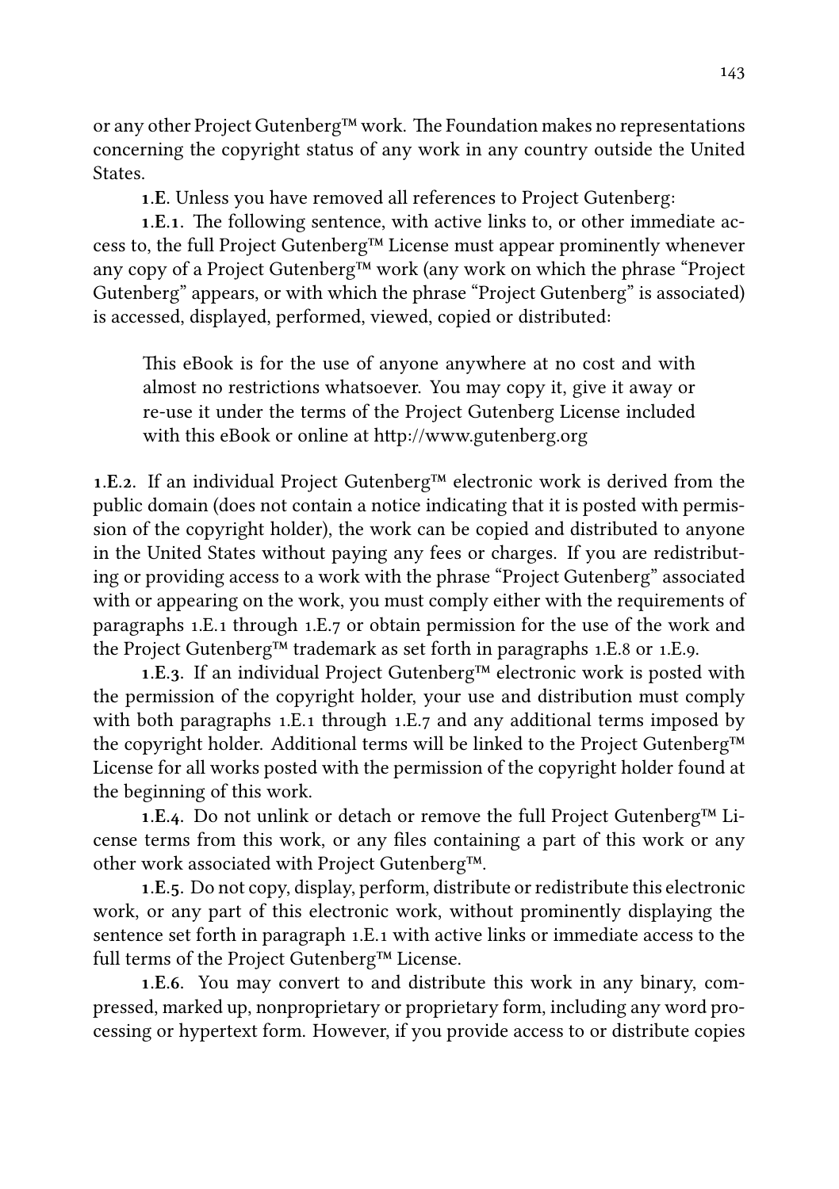or any other Project Gutenberg™ work. The Foundation makes no representations concerning the copyright status of any work in any country outside the United States.

**1.E.** Unless you have removed all references to Project Gutenberg:

**1.E.1.** The following sentence, with active links to, or other immediate access to, the full Project Gutenberg™ License must appear prominently whenever any copy of a Project Gutenberg™ work (any work on which the phrase "Project Gutenberg" appears, or with which the phrase "Project Gutenberg" is associated) is accessed, displayed, performed, viewed, copied or distributed:

> This eBook is for the use of anyone anywhere at no cost and with almost no restrictions whatsoever. You may copy it, give it away or re-use it under the terms of the Project Gutenberg License included with this eBook or online at http://www.gutenberg.org

**1.E.2.** If an individual Project Gutenberg™ electronic work is derived from the public domain (does not contain a notice indicating that it is posted with permission of the copyright holder), the work can be copied and distributed to anyone in the United States without paying any fees or charges. If you are redistributing or providing access to a work with the phrase "Project Gutenberg" associated with or appearing on the work, you must comply either with the requirements of paragraphs 1.E.1 through 1.E.7 or obtain permission for the use of the work and the Project Gutenberg™ trademark as set forth in paragraphs 1.E.8 or 1.E.9.

**1.E.3.** If an individual Project Gutenberg™ electronic work is posted with the permission of the copyright holder, your use and distribution must comply with both paragraphs 1.E.1 through 1.E.7 and any additional terms imposed by the copyright holder. Additional terms will be linked to the Project Gutenberg™ License for all works posted with the permission of the copyright holder found at the beginning of this work.

**1.E.4.** Do not unlink or detach or remove the full Project Gutenberg™ License terms from this work, or any files containing a part of this work or any other work associated with Project Gutenberg™.

**1.E.5.** Do not copy, display, perform, distribute or redistribute this electronic work, or any part of this electronic work, without prominently displaying the sentence set forth in paragraph 1.E.1 with active links or immediate access to the full terms of the Project Gutenberg™ License.

**1.E.6.** You may convert to and distribute this work in any binary, compressed, marked up, nonproprietary or proprietary form, including any word processing or hypertext form. However, if you provide access to or distribute copies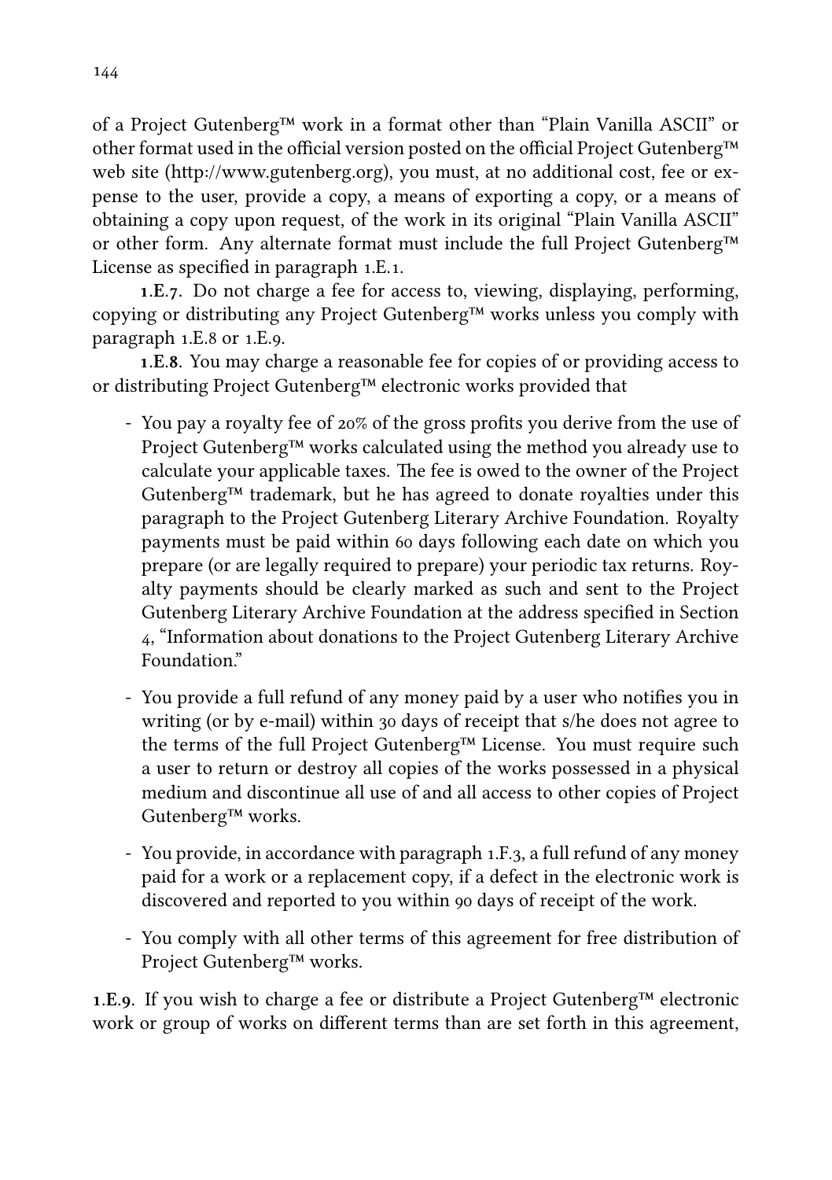of a Project Gutenberg™ work in a format other than "Plain Vanilla ASCII" or other format used in the official version posted on the official Project Gutenberg™ web site (http://www.gutenberg.org), you must, at no additional cost, fee or expense to the user, provide a copy, a means of exporting a copy, or a means of obtaining a copy upon request, of the work in its original "Plain Vanilla ASCII" or other form. Any alternate format must include the full Project Gutenberg™ License as specified in paragraph 1.E.1.

**1.E.7.** Do not charge a fee for access to, viewing, displaying, performing, copying or distributing any Project Gutenberg™ works unless you comply with paragraph 1.E.8 or 1.E.9.

**1.E.8.** You may charge a reasonable fee for copies of or providing access to or distributing Project Gutenberg™ electronic works provided that

- You pay a royalty fee of 20% of the gross profits you derive from the use of Project Gutenberg™ works calculated using the method you already use to calculate your applicable taxes. The fee is owed to the owner of the Project Gutenberg™ trademark, but he has agreed to donate royalties under this paragraph to the Project Gutenberg Literary Archive Foundation. Royalty payments must be paid within 60 days following each date on which you prepare (or are legally required to prepare) your periodic tax returns. Royalty payments should be clearly marked as such and sent to the Project Gutenberg Literary Archive Foundation at the address specified in Section 4, "Information about donations to the Project Gutenberg Literary Archive Foundation."

- You provide a full refund of any money paid by a user who notifies you in writing (or by e-mail) within 30 days of receipt that s/he does not agree to the terms of the full Project Gutenberg™ License. You must require such a user to return or destroy all copies of the works possessed in a physical medium and discontinue all use of and all access to other copies of Project Gutenberg™ works.

- You provide, in accordance with paragraph 1.F.3, a full refund of any money paid for a work or a replacement copy, if a defect in the electronic work is discovered and reported to you within 90 days of receipt of the work.

- You comply with all other terms of this agreement for free distribution of Project Gutenberg™ works.

**1.E.9.** If you wish to charge a fee or distribute a Project Gutenberg™ electronic work or group of works on different terms than are set forth in this agreement,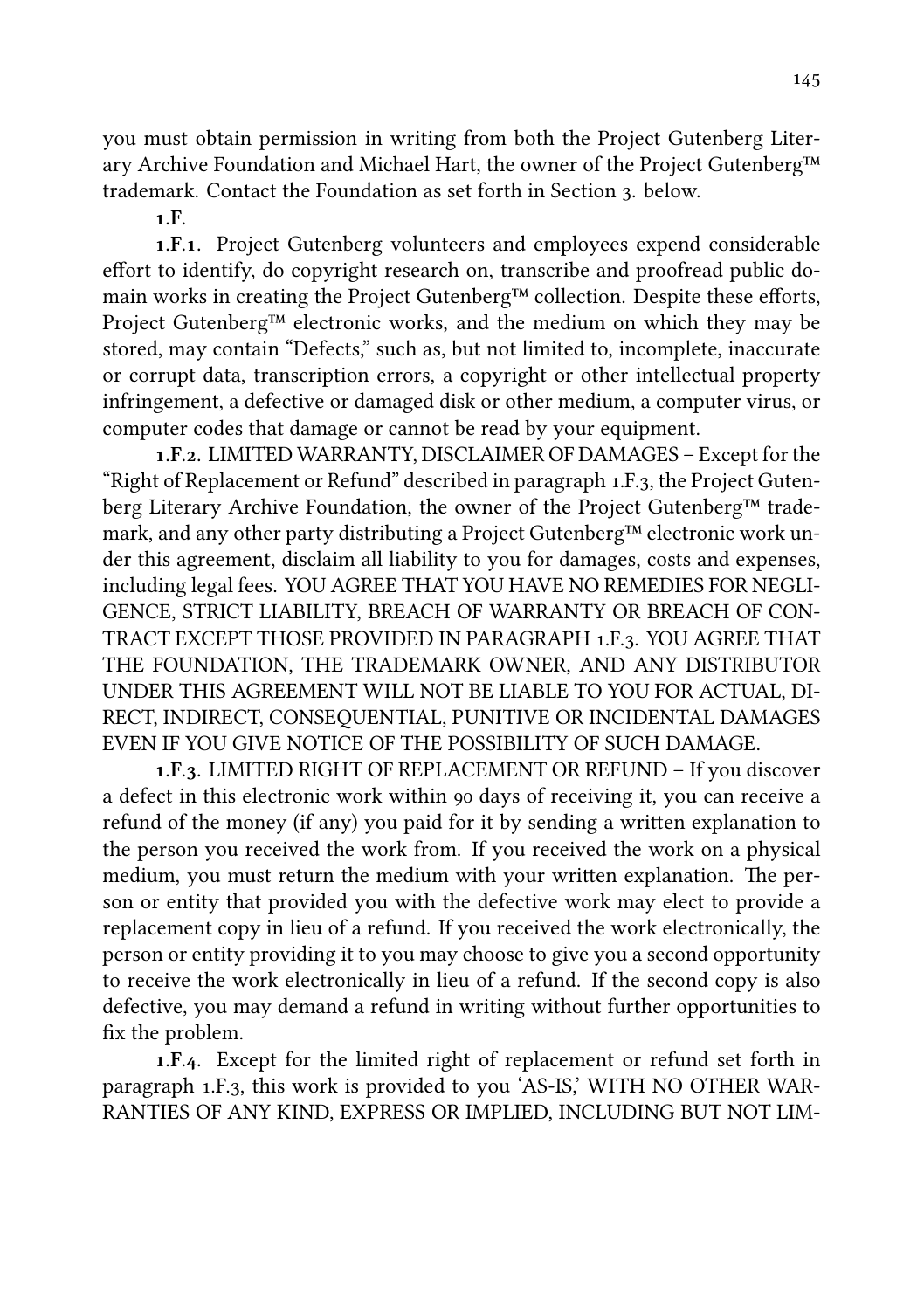you must obtain permission in writing from both the Project Gutenberg Literary Archive Foundation and Michael Hart, the owner of the Project Gutenberg™ trademark. Contact the Foundation as set forth in Section 3. below.

**1.F.**

**1.F.1.** Project Gutenberg volunteers and employees expend considerable effort to identify, do copyright research on, transcribe and proofread public domain works in creating the Project Gutenberg™ collection. Despite these efforts, Project Gutenberg™ electronic works, and the medium on which they may be stored, may contain "Defects," such as, but not limited to, incomplete, inaccurate or corrupt data, transcription errors, a copyright or other intellectual property infringement, a defective or damaged disk or other medium, a computer virus, or computer codes that damage or cannot be read by your equipment.

**1.F.2.** LIMITED WARRANTY, DISCLAIMER OF DAMAGES – Except for the "Right of Replacement or Refund" described in paragraph 1.F.3, the Project Gutenberg Literary Archive Foundation, the owner of the Project Gutenberg™ trademark, and any other party distributing a Project Gutenberg™ electronic work under this agreement, disclaim all liability to you for damages, costs and expenses, including legal fees. YOU AGREE THAT YOU HAVE NO REMEDIES FOR NEGLIGENCE, STRICT LIABILITY, BREACH OF WARRANTY OR BREACH OF CONTRACT EXCEPT THOSE PROVIDED IN PARAGRAPH 1.F.3. YOU AGREE THAT THE FOUNDATION, THE TRADEMARK OWNER, AND ANY DISTRIBUTOR UNDER THIS AGREEMENT WILL NOT BE LIABLE TO YOU FOR ACTUAL, DIRECT, INDIRECT, CONSEQUENTIAL, PUNITIVE OR INCIDENTAL DAMAGES EVEN IF YOU GIVE NOTICE OF THE POSSIBILITY OF SUCH DAMAGE.

**1.F.3.** LIMITED RIGHT OF REPLACEMENT OR REFUND – If you discover a defect in this electronic work within 90 days of receiving it, you can receive a refund of the money (if any) you paid for it by sending a written explanation to the person you received the work from. If you received the work on a physical medium, you must return the medium with your written explanation. The person or entity that provided you with the defective work may elect to provide a replacement copy in lieu of a refund. If you received the work electronically, the person or entity providing it to you may choose to give you a second opportunity to receive the work electronically in lieu of a refund. If the second copy is also defective, you may demand a refund in writing without further opportunities to fix the problem.

**1.F.4.** Except for the limited right of replacement or refund set forth in paragraph 1.F.3, this work is provided to you 'AS-IS,' WITH NO OTHER WARRANTIES OF ANY KIND, EXPRESS OR IMPLIED, INCLUDING BUT NOT LIM-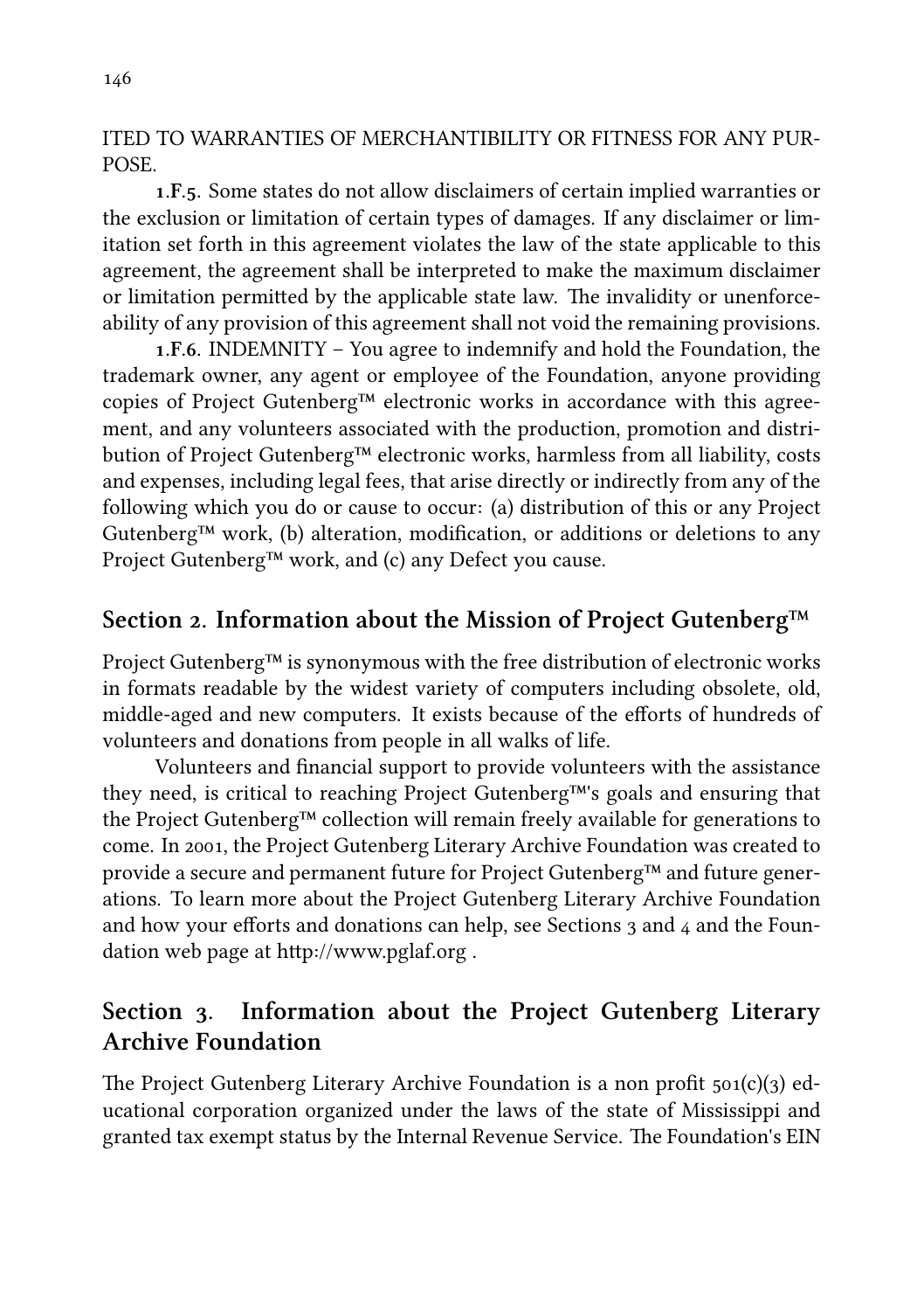ITED TO WARRANTIES OF MERCHANTIBILITY OR FITNESS FOR ANY PURPOSE.

**1.F.5.** Some states do not allow disclaimers of certain implied warranties or the exclusion or limitation of certain types of damages. If any disclaimer or limitation set forth in this agreement violates the law of the state applicable to this agreement, the agreement shall be interpreted to make the maximum disclaimer or limitation permitted by the applicable state law. The invalidity or unenforceability of any provision of this agreement shall not void the remaining provisions.

**1.F.6.** INDEMNITY – You agree to indemnify and hold the Foundation, the trademark owner, any agent or employee of the Foundation, anyone providing copies of Project Gutenberg™ electronic works in accordance with this agreement, and any volunteers associated with the production, promotion and distribution of Project Gutenberg™ electronic works, harmless from all liability, costs and expenses, including legal fees, that arise directly or indirectly from any of the following which you do or cause to occur: (a) distribution of this or any Project Gutenberg™ work, (b) alteration, modification, or additions or deletions to any Project Gutenberg™ work, and (c) any Defect you cause.

## Section 2. Information about the Mission of Project Gutenberg™

Project Gutenberg™ is synonymous with the free distribution of electronic works in formats readable by the widest variety of computers including obsolete, old, middle-aged and new computers. It exists because of the efforts of hundreds of volunteers and donations from people in all walks of life.

Volunteers and financial support to provide volunteers with the assistance they need, is critical to reaching Project Gutenberg™'s goals and ensuring that the Project Gutenberg™ collection will remain freely available for generations to come. In 2001, the Project Gutenberg Literary Archive Foundation was created to provide a secure and permanent future for Project Gutenberg™ and future generations. To learn more about the Project Gutenberg Literary Archive Foundation and how your efforts and donations can help, see Sections 3 and 4 and the Foundation web page at http://www.pglaf.org .

## Section 3. Information about the Project Gutenberg Literary Archive Foundation

The Project Gutenberg Literary Archive Foundation is a non profit 501(c)(3) educational corporation organized under the laws of the state of Mississippi and granted tax exempt status by the Internal Revenue Service. The Foundation's EIN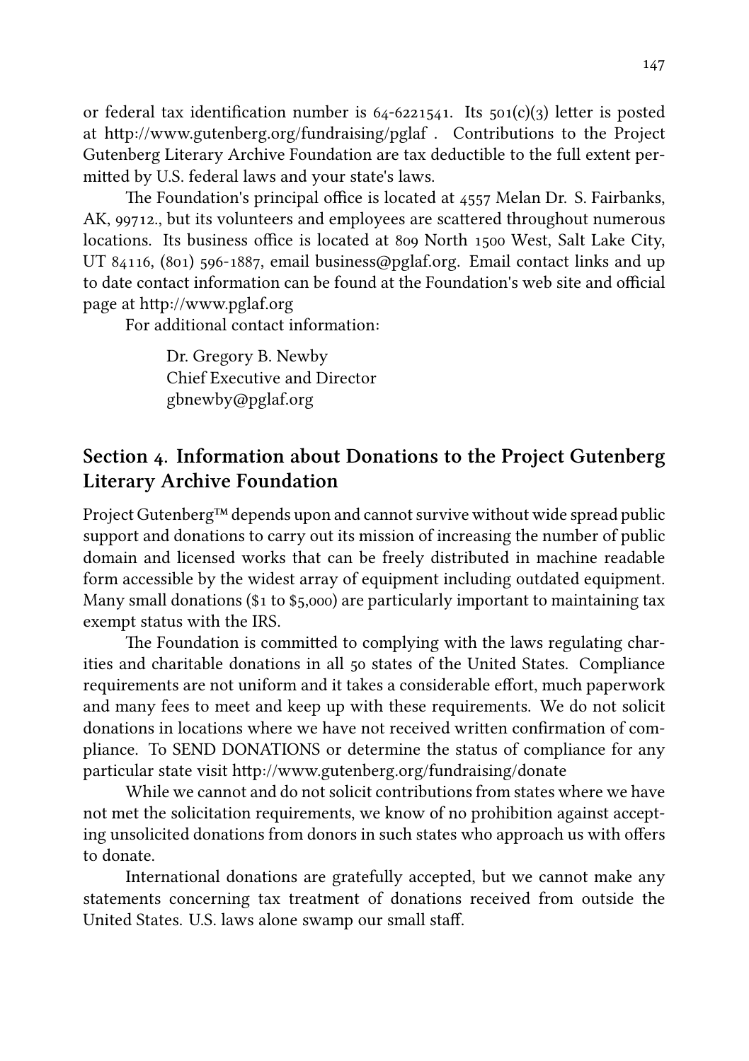or federal tax identification number is 64-6221541. Its 501(c)(3) letter is posted at http://www.gutenberg.org/fundraising/pglaf . Contributions to the Project Gutenberg Literary Archive Foundation are tax deductible to the full extent permitted by U.S. federal laws and your state's laws.

The Foundation's principal office is located at 4557 Melan Dr. S. Fairbanks, AK, 99712., but its volunteers and employees are scattered throughout numerous locations. Its business office is located at 809 North 1500 West, Salt Lake City, UT 84116, (801) 596-1887, email business@pglaf.org. Email contact links and up to date contact information can be found at the Foundation's web site and official page at http://www.pglaf.org

For additional contact information:

> Dr. Gregory B. Newby
> Chief Executive and Director
> gbnewby@pglaf.org

## Section 4. Information about Donations to the Project Gutenberg Literary Archive Foundation

Project Gutenberg™ depends upon and cannot survive without wide spread public support and donations to carry out its mission of increasing the number of public domain and licensed works that can be freely distributed in machine readable form accessible by the widest array of equipment including outdated equipment. Many small donations ($1 to $5,000) are particularly important to maintaining tax exempt status with the IRS.

The Foundation is committed to complying with the laws regulating charities and charitable donations in all 50 states of the United States. Compliance requirements are not uniform and it takes a considerable effort, much paperwork and many fees to meet and keep up with these requirements. We do not solicit donations in locations where we have not received written confirmation of compliance. To SEND DONATIONS or determine the status of compliance for any particular state visit http://www.gutenberg.org/fundraising/donate

While we cannot and do not solicit contributions from states where we have not met the solicitation requirements, we know of no prohibition against accepting unsolicited donations from donors in such states who approach us with offers to donate.

International donations are gratefully accepted, but we cannot make any statements concerning tax treatment of donations received from outside the United States. U.S. laws alone swamp our small staff.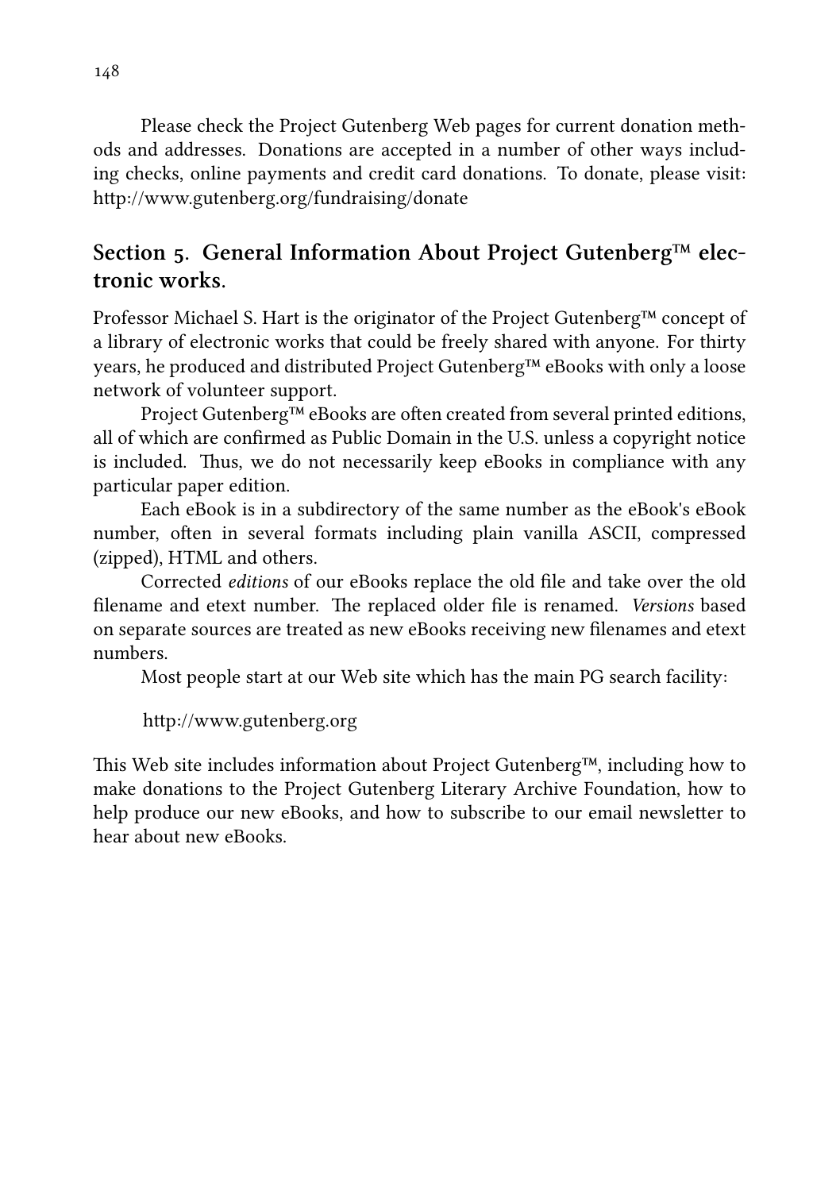Please check the Project Gutenberg Web pages for current donation methods and addresses. Donations are accepted in a number of other ways including checks, online payments and credit card donations. To donate, please visit: http://www.gutenberg.org/fundraising/donate

## Section 5. General Information About Project Gutenberg™ electronic works.

Professor Michael S. Hart is the originator of the Project Gutenberg™ concept of a library of electronic works that could be freely shared with anyone. For thirty years, he produced and distributed Project Gutenberg™ eBooks with only a loose network of volunteer support.

Project Gutenberg™ eBooks are often created from several printed editions, all of which are confirmed as Public Domain in the U.S. unless a copyright notice is included. Thus, we do not necessarily keep eBooks in compliance with any particular paper edition.

Each eBook is in a subdirectory of the same number as the eBook's eBook number, often in several formats including plain vanilla ASCII, compressed (zipped), HTML and others.

Corrected *editions* of our eBooks replace the old file and take over the old filename and etext number. The replaced older file is renamed. *Versions* based on separate sources are treated as new eBooks receiving new filenames and etext numbers.

Most people start at our Web site which has the main PG search facility:

http://www.gutenberg.org

This Web site includes information about Project Gutenberg™, including how to make donations to the Project Gutenberg Literary Archive Foundation, how to help produce our new eBooks, and how to subscribe to our email newsletter to hear about new eBooks.